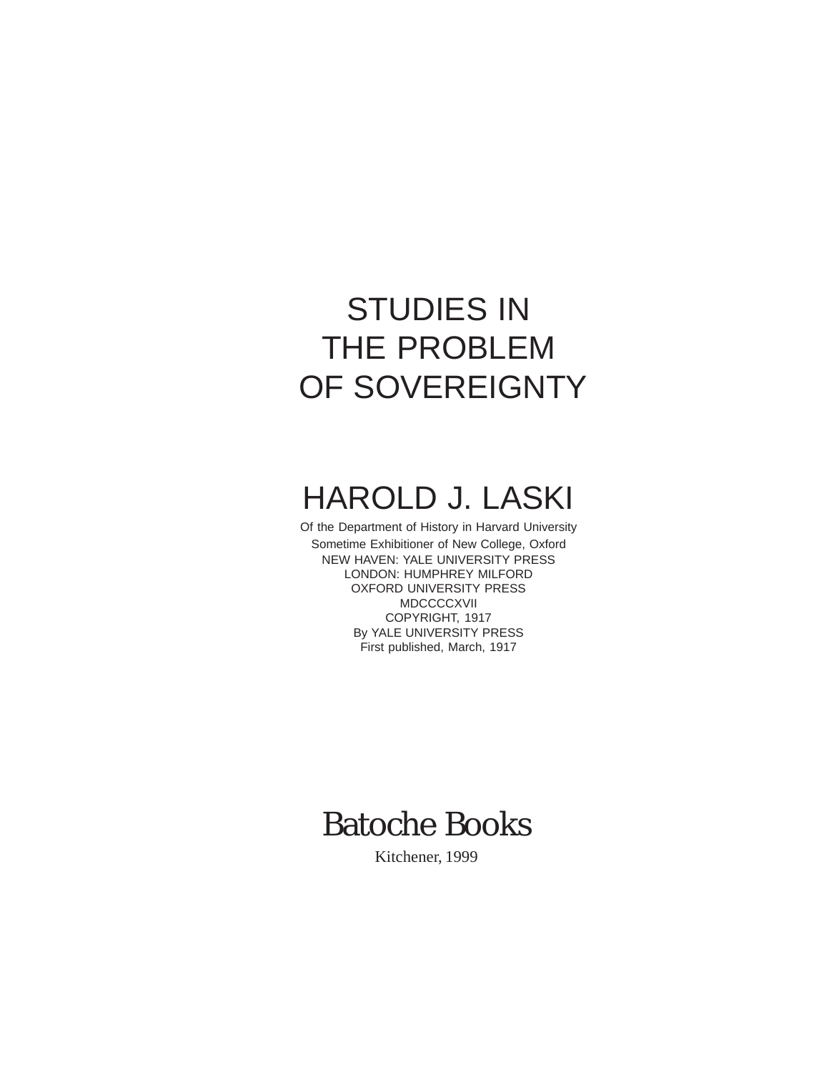# STUDIES IN THE PROBLEM OF SOVEREIGNTY

## HAROLD J. LASKI

Of the Department of History in Harvard University

Sometime Exhibitioner of New College, Oxford

NEW HAVEN: YALE UNIVERSITY PRESS

LONDON: HUMPHREY MILFORD

OXFORD UNIVERSITY PRESS

MDCCCCXVII

COPYRIGHT, 1917

By YALE UNIVERSITY PRESS

First published, March, 1917

Batoche Books

Kitchener, 1999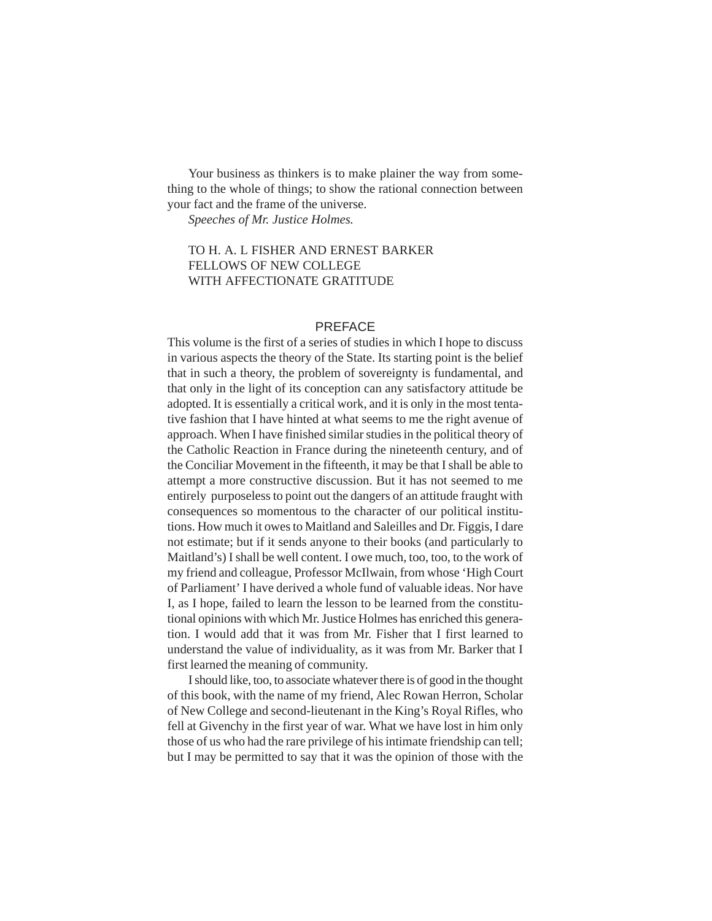Your business as thinkers is to make plainer the way from something to the whole of things; to show the rational connection between your fact and the frame of the universe.

*Speeches of Mr. Justice Holmes.*

TO H. A. L FISHER AND ERNEST BARKER
FELLOWS OF NEW COLLEGE
WITH AFFECTIONATE GRATITUDE

## PREFACE

This volume is the first of a series of studies in which I hope to discuss in various aspects the theory of the State. Its starting point is the belief that in such a theory, the problem of sovereignty is fundamental, and that only in the light of its conception can any satisfactory attitude be adopted. It is essentially a critical work, and it is only in the most tentative fashion that I have hinted at what seems to me the right avenue of approach. When I have finished similar studies in the political theory of the Catholic Reaction in France during the nineteenth century, and of the Conciliar Movement in the fifteenth, it may be that I shall be able to attempt a more constructive discussion. But it has not seemed to me entirely purposeless to point out the dangers of an attitude fraught with consequences so momentous to the character of our political institutions. How much it owes to Maitland and Saleilles and Dr. Figgis, I dare not estimate; but if it sends anyone to their books (and particularly to Maitland's) I shall be well content. I owe much, too, too, to the work of my friend and colleague, Professor McIlwain, from whose 'High Court of Parliament' I have derived a whole fund of valuable ideas. Nor have I, as I hope, failed to learn the lesson to be learned from the constitutional opinions with which Mr. Justice Holmes has enriched this generation. I would add that it was from Mr. Fisher that I first learned to understand the value of individuality, as it was from Mr. Barker that I first learned the meaning of community.

I should like, too, to associate whatever there is of good in the thought of this book, with the name of my friend, Alec Rowan Herron, Scholar of New College and second-lieutenant in the King's Royal Rifles, who fell at Givenchy in the first year of war. What we have lost in him only those of us who had the rare privilege of his intimate friendship can tell; but I may be permitted to say that it was the opinion of those with the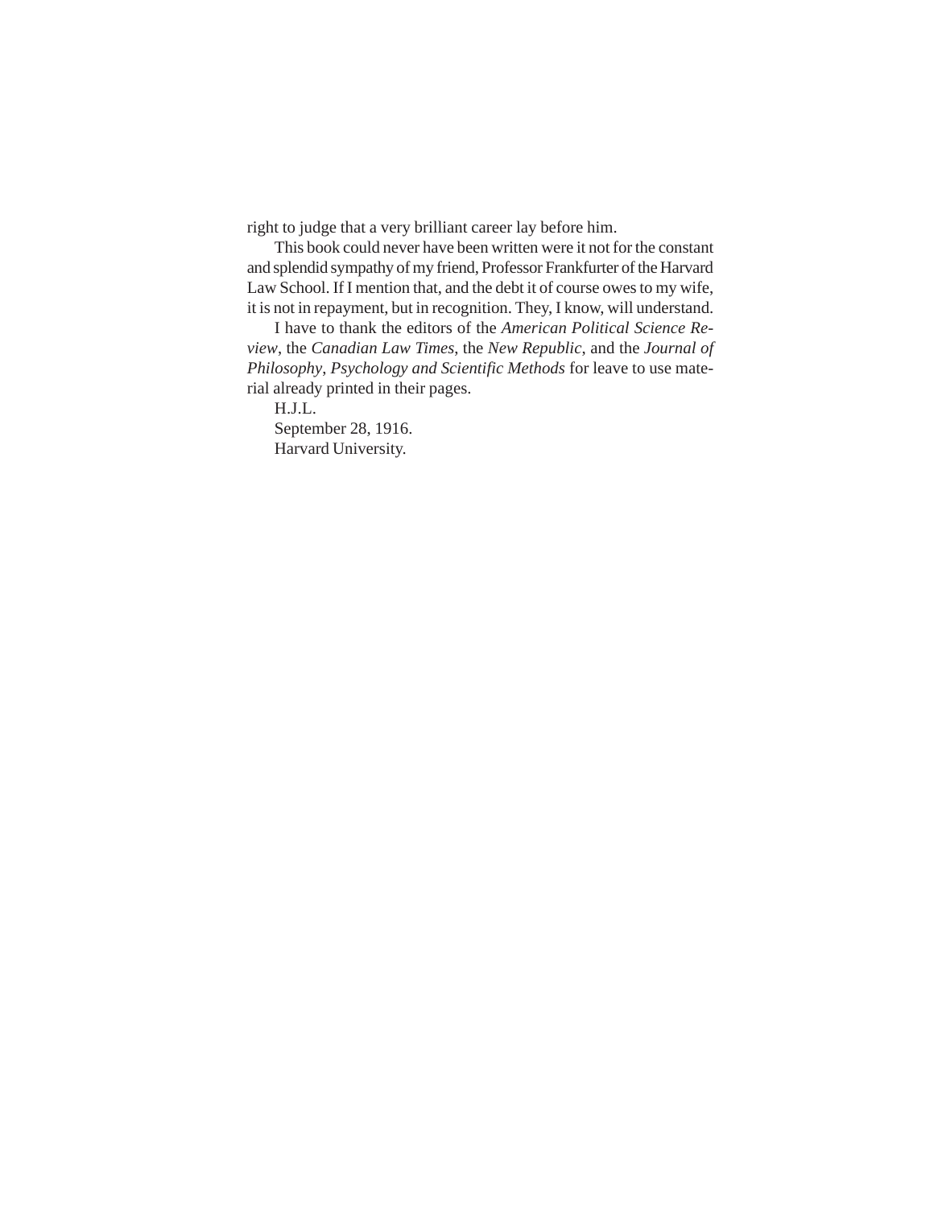right to judge that a very brilliant career lay before him.

This book could never have been written were it not for the constant and splendid sympathy of my friend, Professor Frankfurter of the Harvard Law School. If I mention that, and the debt it of course owes to my wife, it is not in repayment, but in recognition. They, I know, will understand.

I have to thank the editors of the *American Political Science Review*, the *Canadian Law Times*, the *New Republic*, and the *Journal of Philosophy*, *Psychology and Scientific Methods* for leave to use material already printed in their pages.

H.J.L.

September 28, 1916.

Harvard University.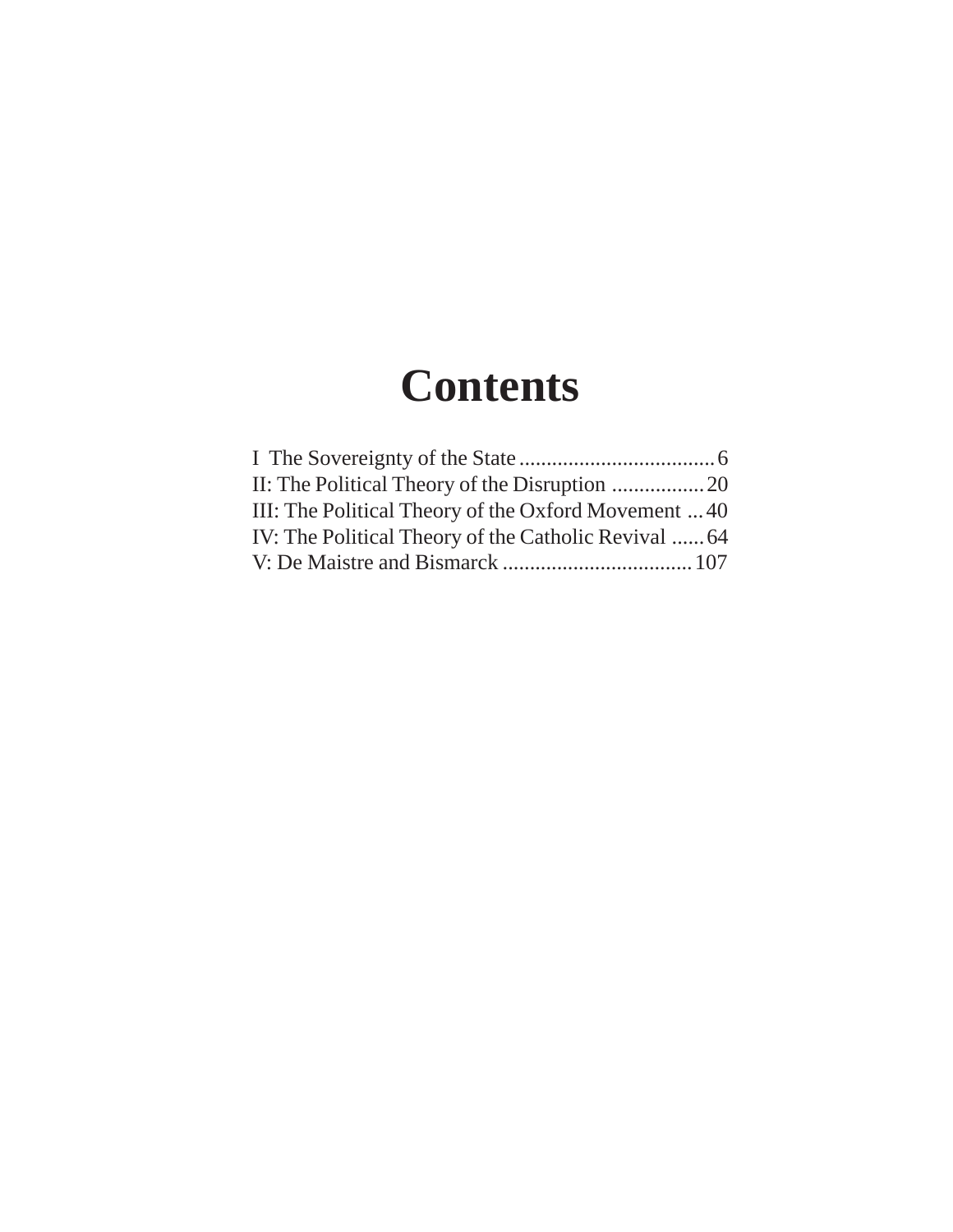# Contents

I The Sovereignty of the State .................................... 6
II: The Political Theory of the Disruption ................. 20
III: The Political Theory of the Oxford Movement ... 40
IV: The Political Theory of the Catholic Revival ...... 64
V: De Maistre and Bismarck ................................... 107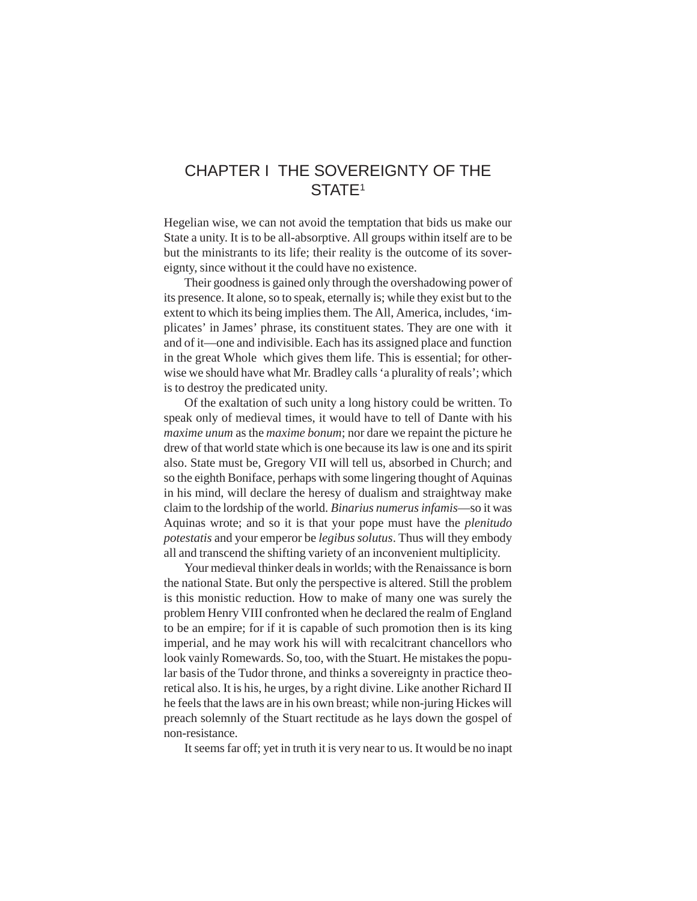# CHAPTER I THE SOVEREIGNTY OF THE STATE[1]

Hegelian wise, we can not avoid the temptation that bids us make our State a unity. It is to be all-absorptive. All groups within itself are to be but the ministrants to its life; their reality is the outcome of its sovereignty, since without it the could have no existence.

Their goodness is gained only through the overshadowing power of its presence. It alone, so to speak, eternally is; while they exist but to the extent to which its being implies them. The All, America, includes, 'implicates' in James' phrase, its constituent states. They are one with it and of it—one and indivisible. Each has its assigned place and function in the great Whole which gives them life. This is essential; for otherwise we should have what Mr. Bradley calls 'a plurality of reals'; which is to destroy the predicated unity.

Of the exaltation of such unity a long history could be written. To speak only of medieval times, it would have to tell of Dante with his *maxime unum* as the *maxime bonum*; nor dare we repaint the picture he drew of that world state which is one because its law is one and its spirit also. State must be, Gregory VII will tell us, absorbed in Church; and so the eighth Boniface, perhaps with some lingering thought of Aquinas in his mind, will declare the heresy of dualism and straightway make claim to the lordship of the world. *Binarius numerus infamis*—so it was Aquinas wrote; and so it is that your pope must have the *plenitudo potestatis* and your emperor be *legibus solutus*. Thus will they embody all and transcend the shifting variety of an inconvenient multiplicity.

Your medieval thinker deals in worlds; with the Renaissance is born the national State. But only the perspective is altered. Still the problem is this monistic reduction. How to make of many one was surely the problem Henry VIII confronted when he declared the realm of England to be an empire; for if it is capable of such promotion then is its king imperial, and he may work his will with recalcitrant chancellors who look vainly Romewards. So, too, with the Stuart. He mistakes the popular basis of the Tudor throne, and thinks a sovereignty in practice theoretical also. It is his, he urges, by a right divine. Like another Richard II he feels that the laws are in his own breast; while non-juring Hickes will preach solemnly of the Stuart rectitude as he lays down the gospel of non-resistance.

It seems far off; yet in truth it is very near to us. It would be no inapt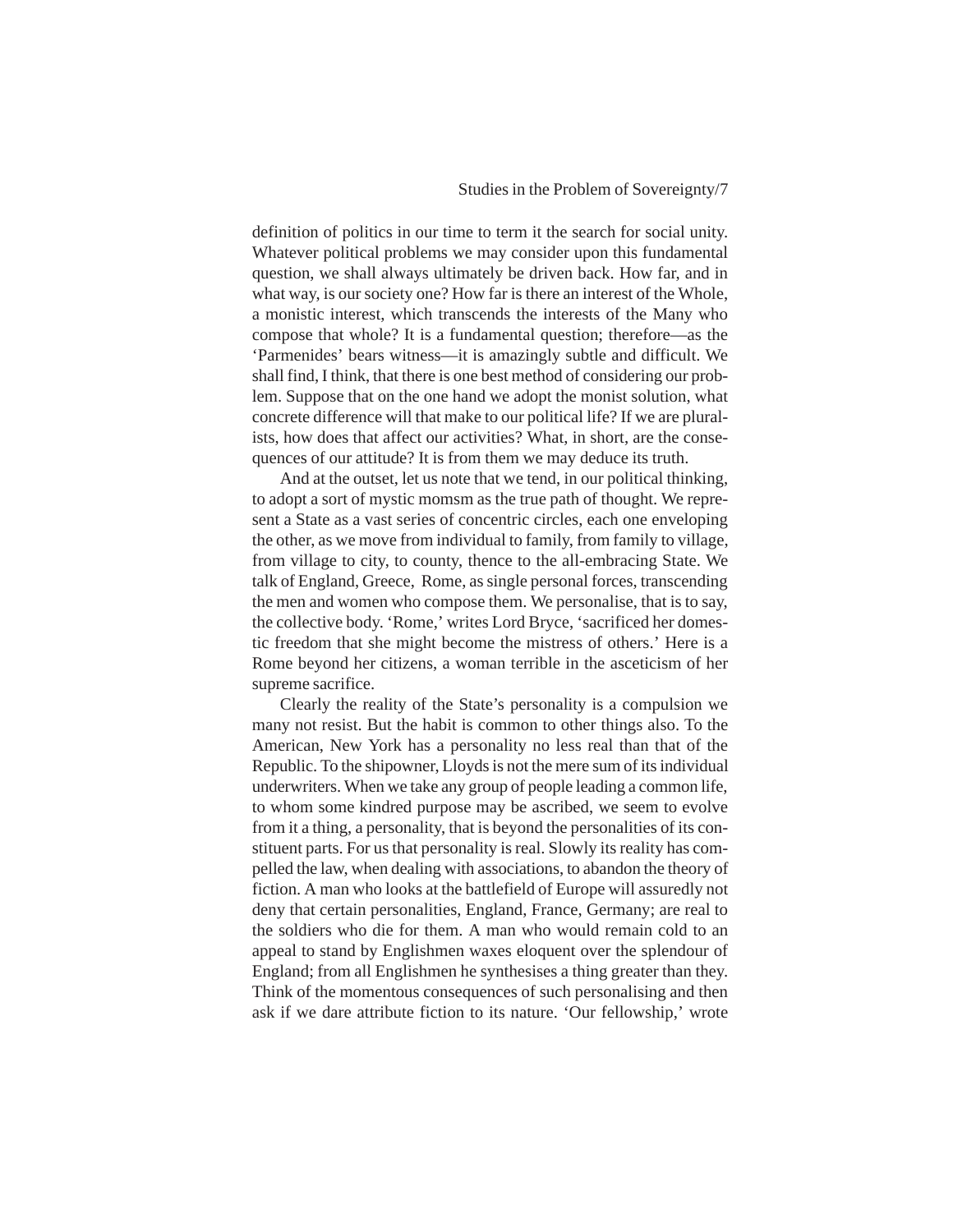definition of politics in our time to term it the search for social unity. Whatever political problems we may consider upon this fundamental question, we shall always ultimately be driven back. How far, and in what way, is our society one? How far is there an interest of the Whole, a monistic interest, which transcends the interests of the Many who compose that whole? It is a fundamental question; therefore—as the 'Parmenides' bears witness—it is amazingly subtle and difficult. We shall find, I think, that there is one best method of considering our problem. Suppose that on the one hand we adopt the monist solution, what concrete difference will that make to our political life? If we are pluralists, how does that affect our activities? What, in short, are the consequences of our attitude? It is from them we may deduce its truth.

And at the outset, let us note that we tend, in our political thinking, to adopt a sort of mystic momsm as the true path of thought. We represent a State as a vast series of concentric circles, each one enveloping the other, as we move from individual to family, from family to village, from village to city, to county, thence to the all-embracing State. We talk of England, Greece, Rome, as single personal forces, transcending the men and women who compose them. We personalise, that is to say, the collective body. 'Rome,' writes Lord Bryce, 'sacrificed her domestic freedom that she might become the mistress of others.' Here is a Rome beyond her citizens, a woman terrible in the asceticism of her supreme sacrifice.

Clearly the reality of the State's personality is a compulsion we many not resist. But the habit is common to other things also. To the American, New York has a personality no less real than that of the Republic. To the shipowner, Lloyds is not the mere sum of its individual underwriters. When we take any group of people leading a common life, to whom some kindred purpose may be ascribed, we seem to evolve from it a thing, a personality, that is beyond the personalities of its constituent parts. For us that personality is real. Slowly its reality has compelled the law, when dealing with associations, to abandon the theory of fiction. A man who looks at the battlefield of Europe will assuredly not deny that certain personalities, England, France, Germany; are real to the soldiers who die for them. A man who would remain cold to an appeal to stand by Englishmen waxes eloquent over the splendour of England; from all Englishmen he synthesises a thing greater than they. Think of the momentous consequences of such personalising and then ask if we dare attribute fiction to its nature. 'Our fellowship,' wrote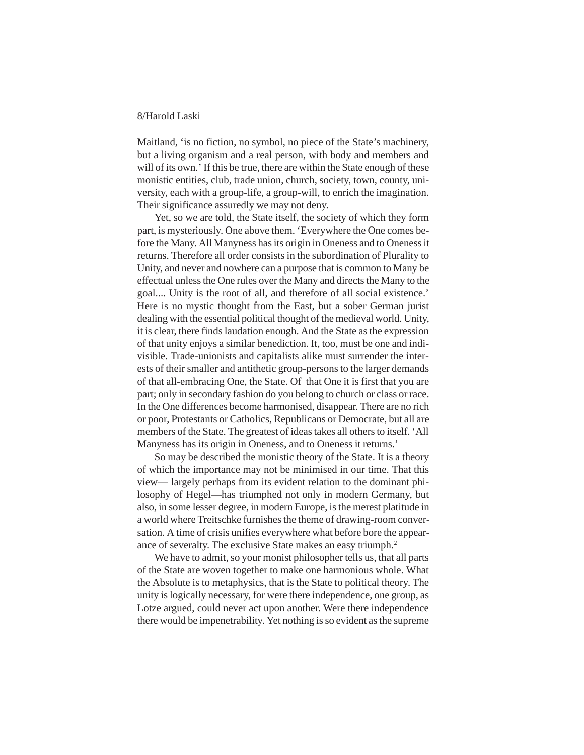Maitland, 'is no fiction, no symbol, no piece of the State's machinery, but a living organism and a real person, with body and members and will of its own.' If this be true, there are within the State enough of these monistic entities, club, trade union, church, society, town, county, university, each with a group-life, a group-will, to enrich the imagination. Their significance assuredly we may not deny.

Yet, so we are told, the State itself, the society of which they form part, is mysteriously. One above them. 'Everywhere the One comes before the Many. All Manyness has its origin in Oneness and to Oneness it returns. Therefore all order consists in the subordination of Plurality to Unity, and never and nowhere can a purpose that is common to Many be effectual unless the One rules over the Many and directs the Many to the goal.... Unity is the root of all, and therefore of all social existence.' Here is no mystic thought from the East, but a sober German jurist dealing with the essential political thought of the medieval world. Unity, it is clear, there finds laudation enough. And the State as the expression of that unity enjoys a similar benediction. It, too, must be one and indivisible. Trade-unionists and capitalists alike must surrender the interests of their smaller and antithetic group-persons to the larger demands of that all-embracing One, the State. Of that One it is first that you are part; only in secondary fashion do you belong to church or class or race. In the One differences become harmonised, disappear. There are no rich or poor, Protestants or Catholics, Republicans or Democrate, but all are members of the State. The greatest of ideas takes all others to itself. 'All Manyness has its origin in Oneness, and to Oneness it returns.'

So may be described the monistic theory of the State. It is a theory of which the importance may not be minimised in our time. That this view— largely perhaps from its evident relation to the dominant philosophy of Hegel—has triumphed not only in modern Germany, but also, in some lesser degree, in modern Europe, is the merest platitude in a world where Treitschke furnishes the theme of drawing-room conversation. A time of crisis unifies everywhere what before bore the appearance of severalty. The exclusive State makes an easy triumph.[2]

We have to admit, so your monist philosopher tells us, that all parts of the State are woven together to make one harmonious whole. What the Absolute is to metaphysics, that is the State to political theory. The unity is logically necessary, for were there independence, one group, as Lotze argued, could never act upon another. Were there independence there would be impenetrability. Yet nothing is so evident as the supreme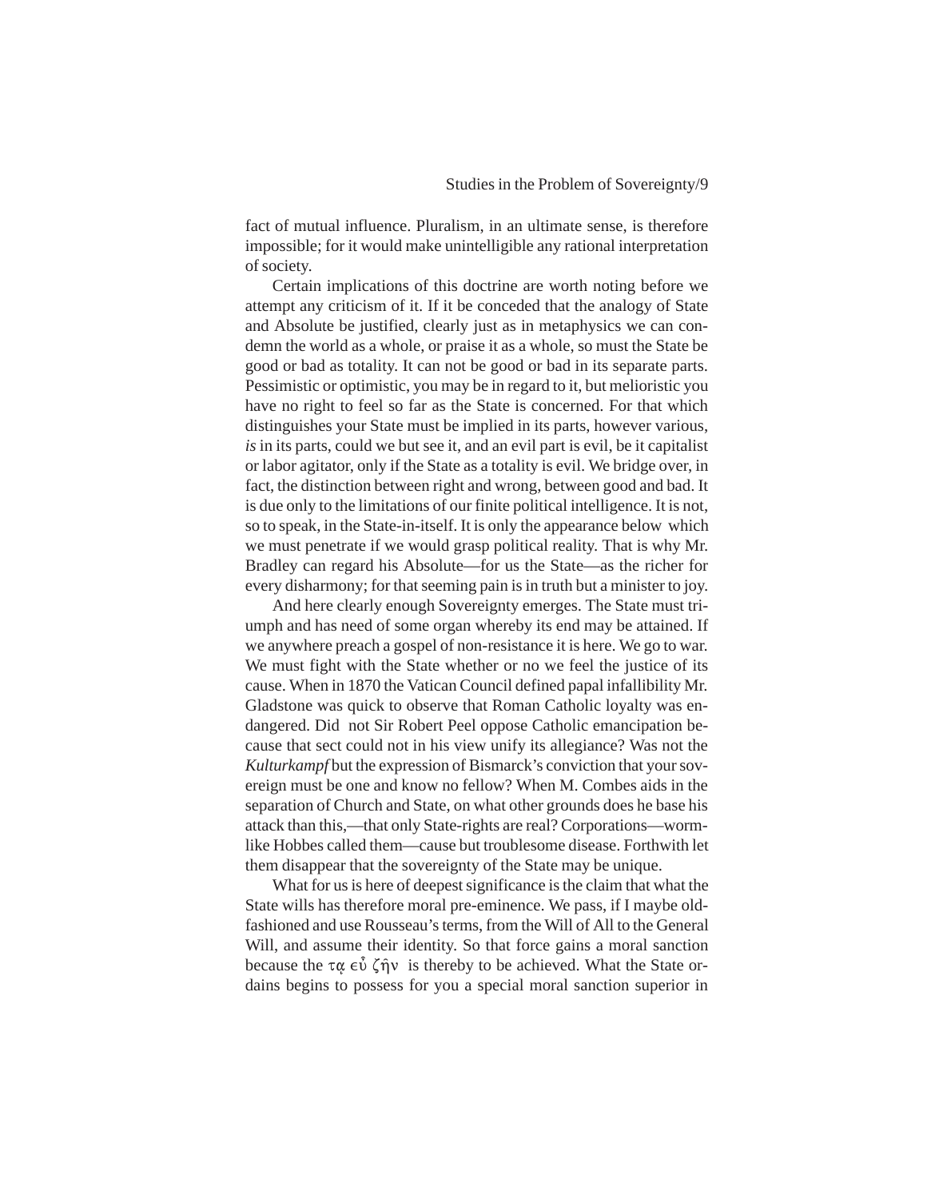fact of mutual influence. Pluralism, in an ultimate sense, is therefore impossible; for it would make unintelligible any rational interpretation of society.

Certain implications of this doctrine are worth noting before we attempt any criticism of it. If it be conceded that the analogy of State and Absolute be justified, clearly just as in metaphysics we can condemn the world as a whole, or praise it as a whole, so must the State be good or bad as totality. It can not be good or bad in its separate parts. Pessimistic or optimistic, you may be in regard to it, but melioristic you have no right to feel so far as the State is concerned. For that which distinguishes your State must be implied in its parts, however various, *is* in its parts, could we but see it, and an evil part is evil, be it capitalist or labor agitator, only if the State as a totality is evil. We bridge over, in fact, the distinction between right and wrong, between good and bad. It is due only to the limitations of our finite political intelligence. It is not, so to speak, in the State-in-itself. It is only the appearance below which we must penetrate if we would grasp political reality. That is why Mr. Bradley can regard his Absolute—for us the State—as the richer for every disharmony; for that seeming pain is in truth but a minister to joy.

And here clearly enough Sovereignty emerges. The State must triumph and has need of some organ whereby its end may be attained. If we anywhere preach a gospel of non-resistance it is here. We go to war. We must fight with the State whether or no we feel the justice of its cause. When in 1870 the Vatican Council defined papal infallibility Mr. Gladstone was quick to observe that Roman Catholic loyalty was endangered. Did not Sir Robert Peel oppose Catholic emancipation because that sect could not in his view unify its allegiance? Was not the *Kulturkampf* but the expression of Bismarck's conviction that your sovereign must be one and know no fellow? When M. Combes aids in the separation of Church and State, on what other grounds does he base his attack than this,—that only State-rights are real? Corporations—wormlike Hobbes called them—cause but troublesome disease. Forthwith let them disappear that the sovereignty of the State may be unique.

What for us is here of deepest significance is the claim that what the State wills has therefore moral pre-eminence. We pass, if I maybe old-fashioned and use Rousseau's terms, from the Will of All to the General Will, and assume their identity. So that force gains a moral sanction because the τᾳ εὖ ζῆν is thereby to be achieved. What the State ordains begins to possess for you a special moral sanction superior in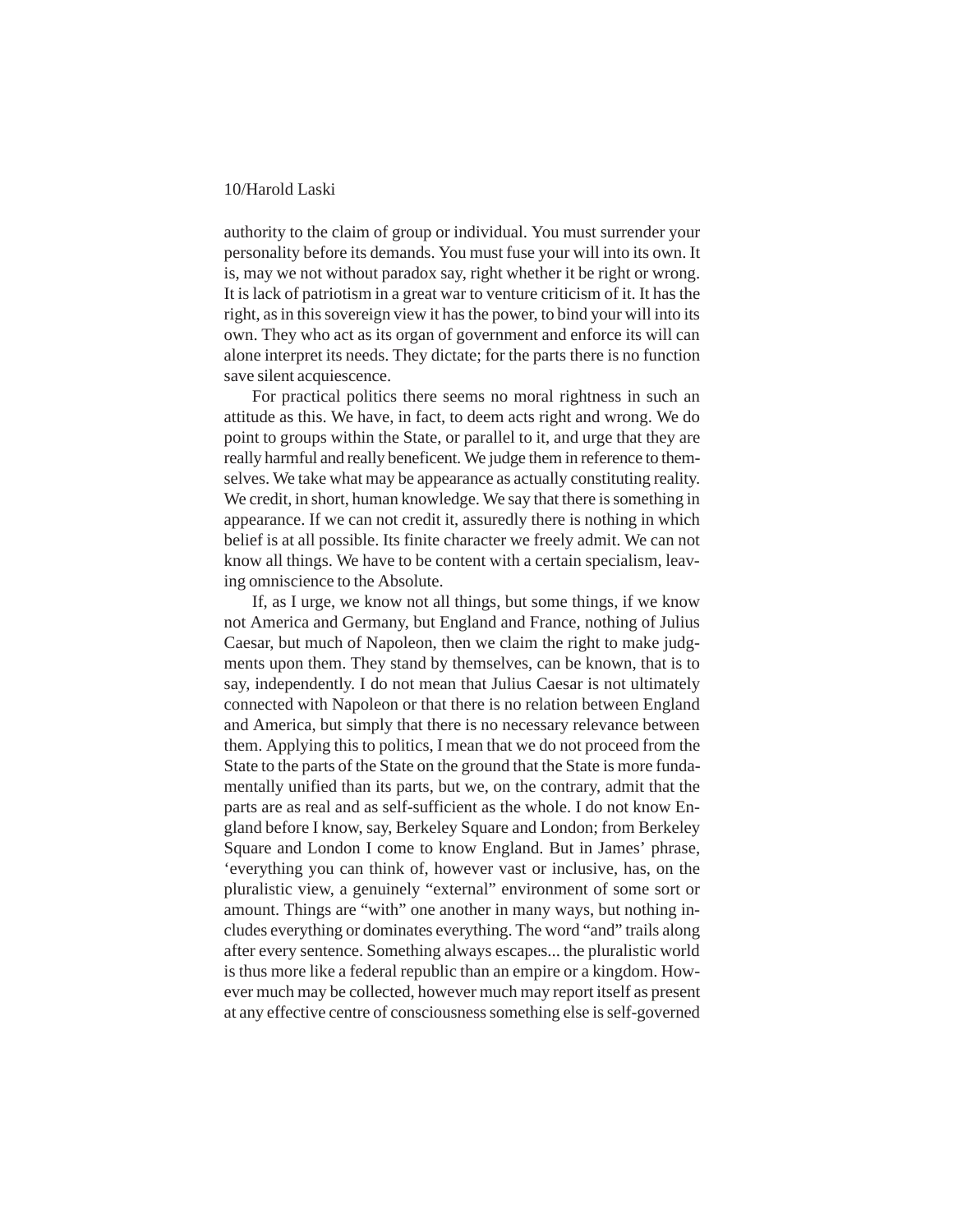authority to the claim of group or individual. You must surrender your personality before its demands. You must fuse your will into its own. It is, may we not without paradox say, right whether it be right or wrong. It is lack of patriotism in a great war to venture criticism of it. It has the right, as in this sovereign view it has the power, to bind your will into its own. They who act as its organ of government and enforce its will can alone interpret its needs. They dictate; for the parts there is no function save silent acquiescence.

For practical politics there seems no moral rightness in such an attitude as this. We have, in fact, to deem acts right and wrong. We do point to groups within the State, or parallel to it, and urge that they are really harmful and really beneficent. We judge them in reference to themselves. We take what may be appearance as actually constituting reality. We credit, in short, human knowledge. We say that there is something in appearance. If we can not credit it, assuredly there is nothing in which belief is at all possible. Its finite character we freely admit. We can not know all things. We have to be content with a certain specialism, leaving omniscience to the Absolute.

If, as I urge, we know not all things, but some things, if we know not America and Germany, but England and France, nothing of Julius Caesar, but much of Napoleon, then we claim the right to make judgments upon them. They stand by themselves, can be known, that is to say, independently. I do not mean that Julius Caesar is not ultimately connected with Napoleon or that there is no relation between England and America, but simply that there is no necessary relevance between them. Applying this to politics, I mean that we do not proceed from the State to the parts of the State on the ground that the State is more fundamentally unified than its parts, but we, on the contrary, admit that the parts are as real and as self-sufficient as the whole. I do not know England before I know, say, Berkeley Square and London; from Berkeley Square and London I come to know England. But in James' phrase, 'everything you can think of, however vast or inclusive, has, on the pluralistic view, a genuinely "external" environment of some sort or amount. Things are "with" one another in many ways, but nothing includes everything or dominates everything. The word "and" trails along after every sentence. Something always escapes... the pluralistic world is thus more like a federal republic than an empire or a kingdom. However much may be collected, however much may report itself as present at any effective centre of consciousness something else is self-governed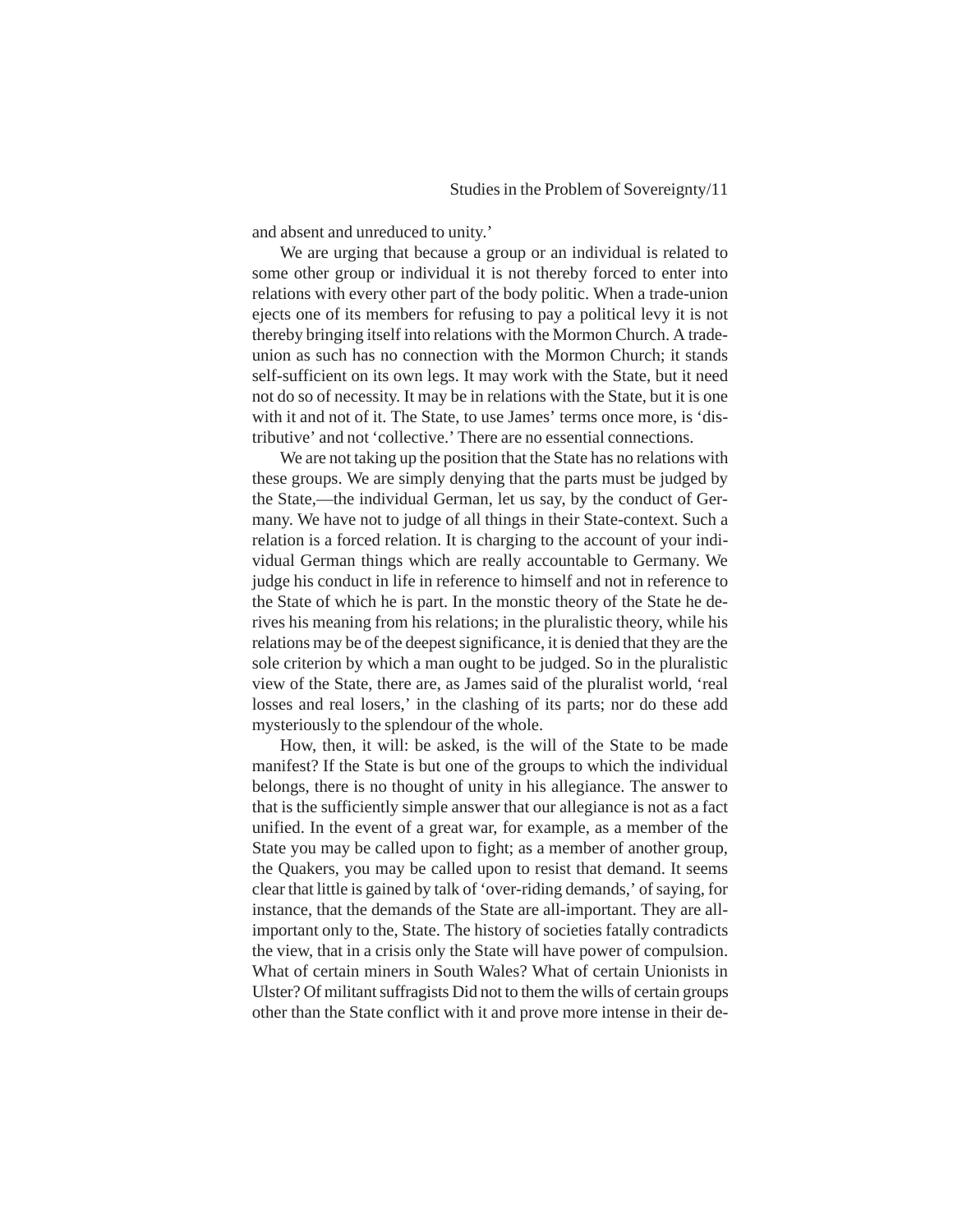and absent and unreduced to unity.'

We are urging that because a group or an individual is related to some other group or individual it is not thereby forced to enter into relations with every other part of the body politic. When a trade-union ejects one of its members for refusing to pay a political levy it is not thereby bringing itself into relations with the Mormon Church. A trade-union as such has no connection with the Mormon Church; it stands self-sufficient on its own legs. It may work with the State, but it need not do so of necessity. It may be in relations with the State, but it is one with it and not of it. The State, to use James' terms once more, is 'distributive' and not 'collective.' There are no essential connections.

We are not taking up the position that the State has no relations with these groups. We are simply denying that the parts must be judged by the State,—the individual German, let us say, by the conduct of Germany. We have not to judge of all things in their State-context. Such a relation is a forced relation. It is charging to the account of your individual German things which are really accountable to Germany. We judge his conduct in life in reference to himself and not in reference to the State of which he is part. In the monstic theory of the State he derives his meaning from his relations; in the pluralistic theory, while his relations may be of the deepest significance, it is denied that they are the sole criterion by which a man ought to be judged. So in the pluralistic view of the State, there are, as James said of the pluralist world, 'real losses and real losers,' in the clashing of its parts; nor do these add mysteriously to the splendour of the whole.

How, then, it will: be asked, is the will of the State to be made manifest? If the State is but one of the groups to which the individual belongs, there is no thought of unity in his allegiance. The answer to that is the sufficiently simple answer that our allegiance is not as a fact unified. In the event of a great war, for example, as a member of the State you may be called upon to fight; as a member of another group, the Quakers, you may be called upon to resist that demand. It seems clear that little is gained by talk of 'over-riding demands,' of saying, for instance, that the demands of the State are all-important. They are all-important only to the, State. The history of societies fatally contradicts the view, that in a crisis only the State will have power of compulsion. What of certain miners in South Wales? What of certain Unionists in Ulster? Of militant suffragists Did not to them the wills of certain groups other than the State conflict with it and prove more intense in their de-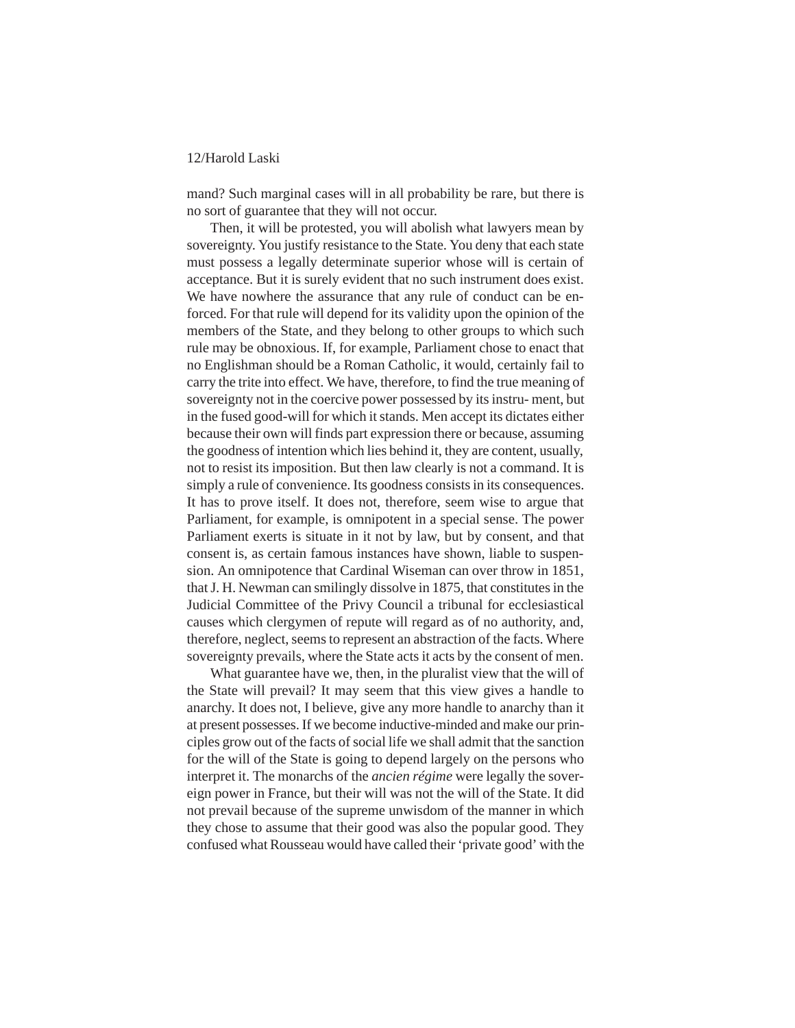mand? Such marginal cases will in all probability be rare, but there is no sort of guarantee that they will not occur.

Then, it will be protested, you will abolish what lawyers mean by sovereignty. You justify resistance to the State. You deny that each state must possess a legally determinate superior whose will is certain of acceptance. But it is surely evident that no such instrument does exist. We have nowhere the assurance that any rule of conduct can be enforced. For that rule will depend for its validity upon the opinion of the members of the State, and they belong to other groups to which such rule may be obnoxious. If, for example, Parliament chose to enact that no Englishman should be a Roman Catholic, it would, certainly fail to carry the trite into effect. We have, therefore, to find the true meaning of sovereignty not in the coercive power possessed by its instru- ment, but in the fused good-will for which it stands. Men accept its dictates either because their own will finds part expression there or because, assuming the goodness of intention which lies behind it, they are content, usually, not to resist its imposition. But then law clearly is not a command. It is simply a rule of convenience. Its goodness consists in its consequences. It has to prove itself. It does not, therefore, seem wise to argue that Parliament, for example, is omnipotent in a special sense. The power Parliament exerts is situate in it not by law, but by consent, and that consent is, as certain famous instances have shown, liable to suspension. An omnipotence that Cardinal Wiseman can over throw in 1851, that J. H. Newman can smilingly dissolve in 1875, that constitutes in the Judicial Committee of the Privy Council a tribunal for ecclesiastical causes which clergymen of repute will regard as of no authority, and, therefore, neglect, seems to represent an abstraction of the facts. Where sovereignty prevails, where the State acts it acts by the consent of men.

What guarantee have we, then, in the pluralist view that the will of the State will prevail? It may seem that this view gives a handle to anarchy. It does not, I believe, give any more handle to anarchy than it at present possesses. If we become inductive-minded and make our principles grow out of the facts of social life we shall admit that the sanction for the will of the State is going to depend largely on the persons who interpret it. The monarchs of the *ancien régime* were legally the sovereign power in France, but their will was not the will of the State. It did not prevail because of the supreme unwisdom of the manner in which they chose to assume that their good was also the popular good. They confused what Rousseau would have called their 'private good' with the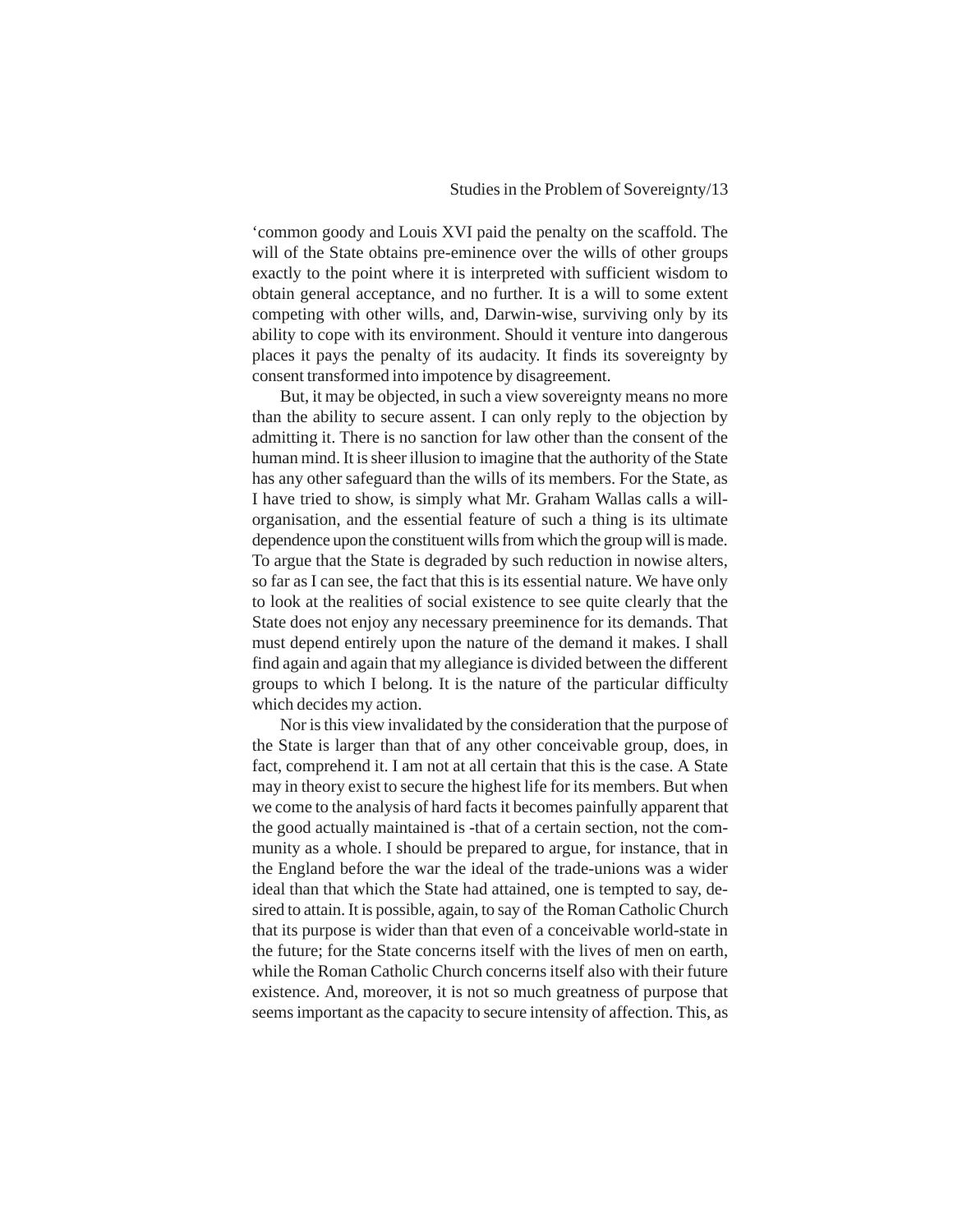'common goody and Louis XVI paid the penalty on the scaffold. The will of the State obtains pre-eminence over the wills of other groups exactly to the point where it is interpreted with sufficient wisdom to obtain general acceptance, and no further. It is a will to some extent competing with other wills, and, Darwin-wise, surviving only by its ability to cope with its environment. Should it venture into dangerous places it pays the penalty of its audacity. It finds its sovereignty by consent transformed into impotence by disagreement.

But, it may be objected, in such a view sovereignty means no more than the ability to secure assent. I can only reply to the objection by admitting it. There is no sanction for law other than the consent of the human mind. It is sheer illusion to imagine that the authority of the State has any other safeguard than the wills of its members. For the State, as I have tried to show, is simply what Mr. Graham Wallas calls a will-organisation, and the essential feature of such a thing is its ultimate dependence upon the constituent wills from which the group will is made. To argue that the State is degraded by such reduction in nowise alters, so far as I can see, the fact that this is its essential nature. We have only to look at the realities of social existence to see quite clearly that the State does not enjoy any necessary preeminence for its demands. That must depend entirely upon the nature of the demand it makes. I shall find again and again that my allegiance is divided between the different groups to which I belong. It is the nature of the particular difficulty which decides my action.

Nor is this view invalidated by the consideration that the purpose of the State is larger than that of any other conceivable group, does, in fact, comprehend it. I am not at all certain that this is the case. A State may in theory exist to secure the highest life for its members. But when we come to the analysis of hard facts it becomes painfully apparent that the good actually maintained is -that of a certain section, not the community as a whole. I should be prepared to argue, for instance, that in the England before the war the ideal of the trade-unions was a wider ideal than that which the State had attained, one is tempted to say, desired to attain. It is possible, again, to say of the Roman Catholic Church that its purpose is wider than that even of a conceivable world-state in the future; for the State concerns itself with the lives of men on earth, while the Roman Catholic Church concerns itself also with their future existence. And, moreover, it is not so much greatness of purpose that seems important as the capacity to secure intensity of affection. This, as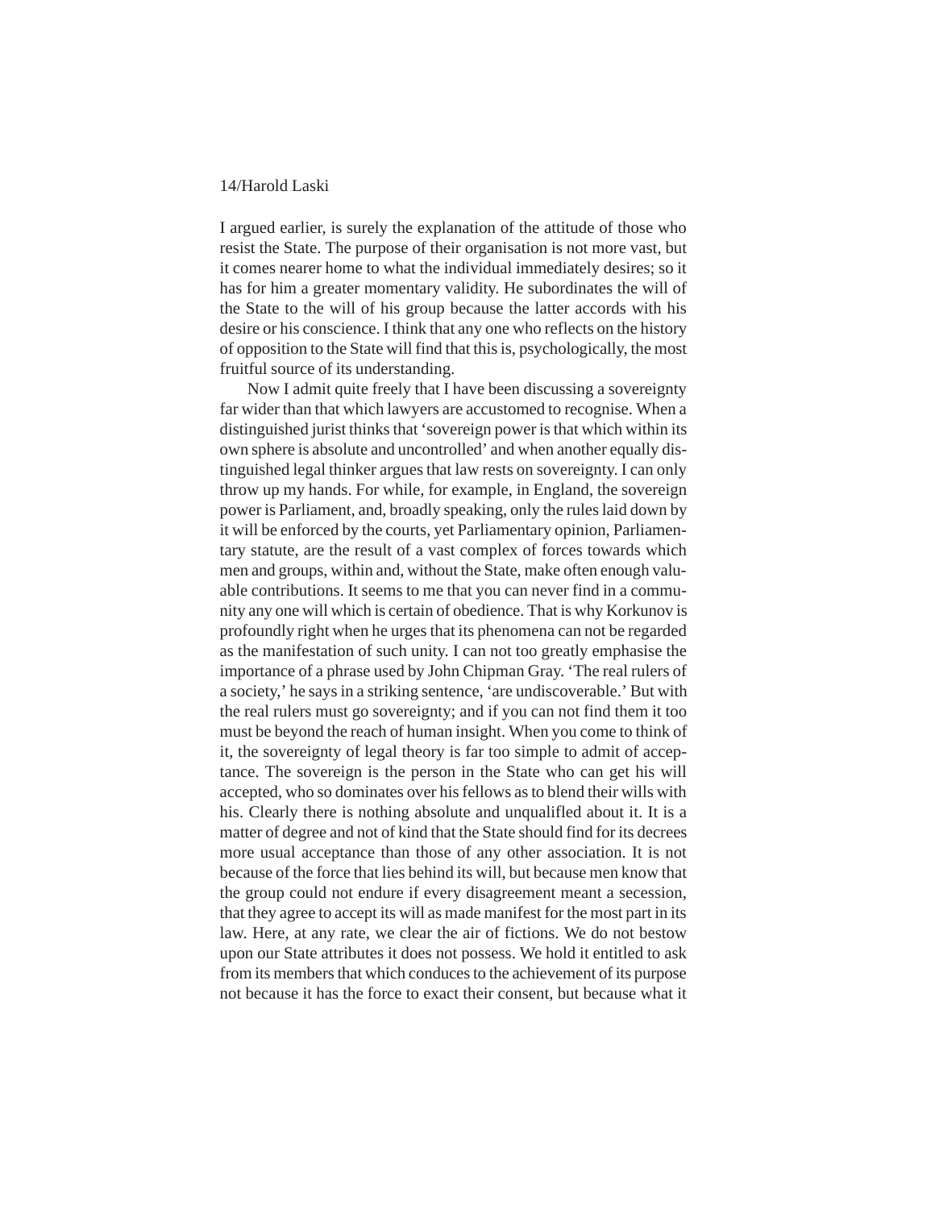I argued earlier, is surely the explanation of the attitude of those who resist the State. The purpose of their organisation is not more vast, but it comes nearer home to what the individual immediately desires; so it has for him a greater momentary validity. He subordinates the will of the State to the will of his group because the latter accords with his desire or his conscience. I think that any one who reflects on the history of opposition to the State will find that this is, psychologically, the most fruitful source of its understanding.

Now I admit quite freely that I have been discussing a sovereignty far wider than that which lawyers are accustomed to recognise. When a distinguished jurist thinks that 'sovereign power is that which within its own sphere is absolute and uncontrolled' and when another equally distinguished legal thinker argues that law rests on sovereignty. I can only throw up my hands. For while, for example, in England, the sovereign power is Parliament, and, broadly speaking, only the rules laid down by it will be enforced by the courts, yet Parliamentary opinion, Parliamentary statute, are the result of a vast complex of forces towards which men and groups, within and, without the State, make often enough valuable contributions. It seems to me that you can never find in a community any one will which is certain of obedience. That is why Korkunov is profoundly right when he urges that its phenomena can not be regarded as the manifestation of such unity. I can not too greatly emphasise the importance of a phrase used by John Chipman Gray. 'The real rulers of a society,' he says in a striking sentence, 'are undiscoverable.' But with the real rulers must go sovereignty; and if you can not find them it too must be beyond the reach of human insight. When you come to think of it, the sovereignty of legal theory is far too simple to admit of acceptance. The sovereign is the person in the State who can get his will accepted, who so dominates over his fellows as to blend their wills with his. Clearly there is nothing absolute and unqualifled about it. It is a matter of degree and not of kind that the State should find for its decrees more usual acceptance than those of any other association. It is not because of the force that lies behind its will, but because men know that the group could not endure if every disagreement meant a secession, that they agree to accept its will as made manifest for the most part in its law. Here, at any rate, we clear the air of fictions. We do not bestow upon our State attributes it does not possess. We hold it entitled to ask from its members that which conduces to the achievement of its purpose not because it has the force to exact their consent, but because what it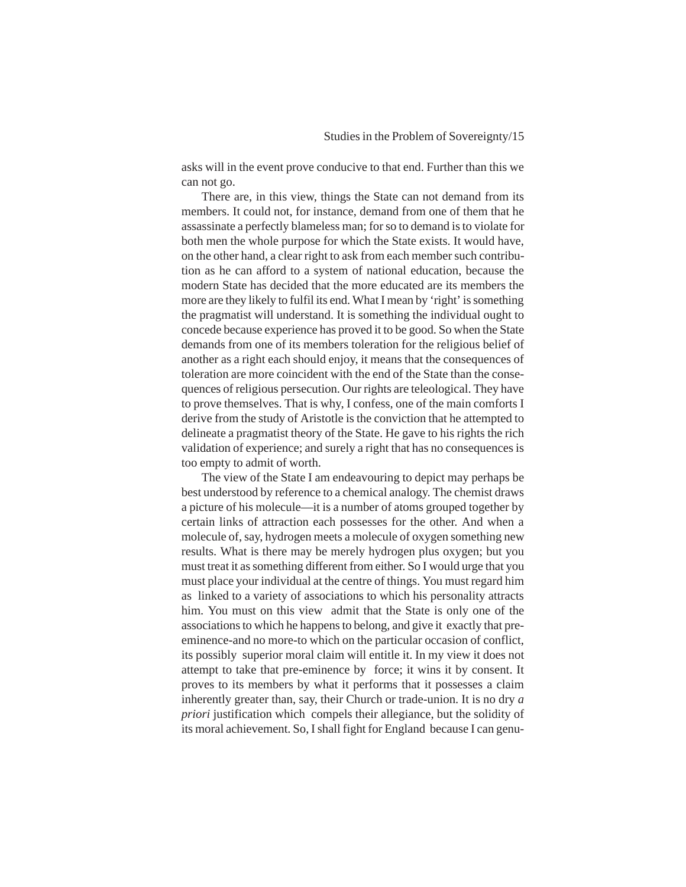asks will in the event prove conducive to that end. Further than this we can not go.

There are, in this view, things the State can not demand from its members. It could not, for instance, demand from one of them that he assassinate a perfectly blameless man; for so to demand is to violate for both men the whole purpose for which the State exists. It would have, on the other hand, a clear right to ask from each member such contribution as he can afford to a system of national education, because the modern State has decided that the more educated are its members the more are they likely to fulfil its end. What I mean by 'right' is something the pragmatist will understand. It is something the individual ought to concede because experience has proved it to be good. So when the State demands from one of its members toleration for the religious belief of another as a right each should enjoy, it means that the consequences of toleration are more coincident with the end of the State than the consequences of religious persecution. Our rights are teleological. They have to prove themselves. That is why, I confess, one of the main comforts I derive from the study of Aristotle is the conviction that he attempted to delineate a pragmatist theory of the State. He gave to his rights the rich validation of experience; and surely a right that has no consequences is too empty to admit of worth.

The view of the State I am endeavouring to depict may perhaps be best understood by reference to a chemical analogy. The chemist draws a picture of his molecule—it is a number of atoms grouped together by certain links of attraction each possesses for the other. And when a molecule of, say, hydrogen meets a molecule of oxygen something new results. What is there may be merely hydrogen plus oxygen; but you must treat it as something different from either. So I would urge that you must place your individual at the centre of things. You must regard him as linked to a variety of associations to which his personality attracts him. You must on this view admit that the State is only one of the associations to which he happens to belong, and give it exactly that pre-eminence-and no more-to which on the particular occasion of conflict, its possibly superior moral claim will entitle it. In my view it does not attempt to take that pre-eminence by force; it wins it by consent. It proves to its members by what it performs that it possesses a claim inherently greater than, say, their Church or trade-union. It is no dry *a priori* justification which compels their allegiance, but the solidity of its moral achievement. So, I shall fight for England because I can genu-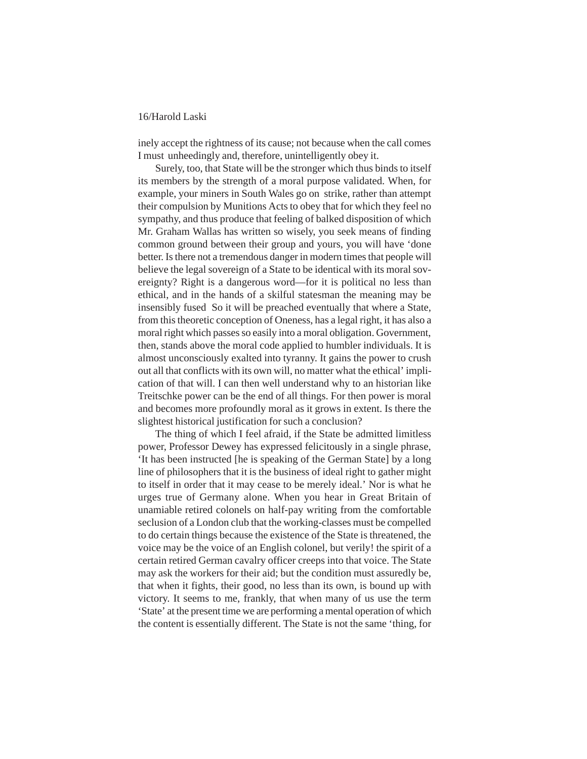inely accept the rightness of its cause; not because when the call comes I must unheedingly and, therefore, unintelligently obey it.

Surely, too, that State will be the stronger which thus binds to itself its members by the strength of a moral purpose validated. When, for example, your miners in South Wales go on strike, rather than attempt their compulsion by Munitions Acts to obey that for which they feel no sympathy, and thus produce that feeling of balked disposition of which Mr. Graham Wallas has written so wisely, you seek means of finding common ground between their group and yours, you will have 'done better. Is there not a tremendous danger in modern times that people will believe the legal sovereign of a State to be identical with its moral sovereignty? Right is a dangerous word—for it is political no less than ethical, and in the hands of a skilful statesman the meaning may be insensibly fused So it will be preached eventually that where a State, from this theoretic conception of Oneness, has a legal right, it has also a moral right which passes so easily into a moral obligation. Government, then, stands above the moral code applied to humbler individuals. It is almost unconsciously exalted into tyranny. It gains the power to crush out all that conflicts with its own will, no matter what the ethical' implication of that will. I can then well understand why to an historian like Treitschke power can be the end of all things. For then power is moral and becomes more profoundly moral as it grows in extent. Is there the slightest historical justification for such a conclusion?

The thing of which I feel afraid, if the State be admitted limitless power, Professor Dewey has expressed felicitously in a single phrase, 'It has been instructed [he is speaking of the German State] by a long line of philosophers that it is the business of ideal right to gather might to itself in order that it may cease to be merely ideal.' Nor is what he urges true of Germany alone. When you hear in Great Britain of unamiable retired colonels on half-pay writing from the comfortable seclusion of a London club that the working-classes must be compelled to do certain things because the existence of the State is threatened, the voice may be the voice of an English colonel, but verily! the spirit of a certain retired German cavalry officer creeps into that voice. The State may ask the workers for their aid; but the condition must assuredly be, that when it fights, their good, no less than its own, is bound up with victory. It seems to me, frankly, that when many of us use the term 'State' at the present time we are performing a mental operation of which the content is essentially different. The State is not the same 'thing, for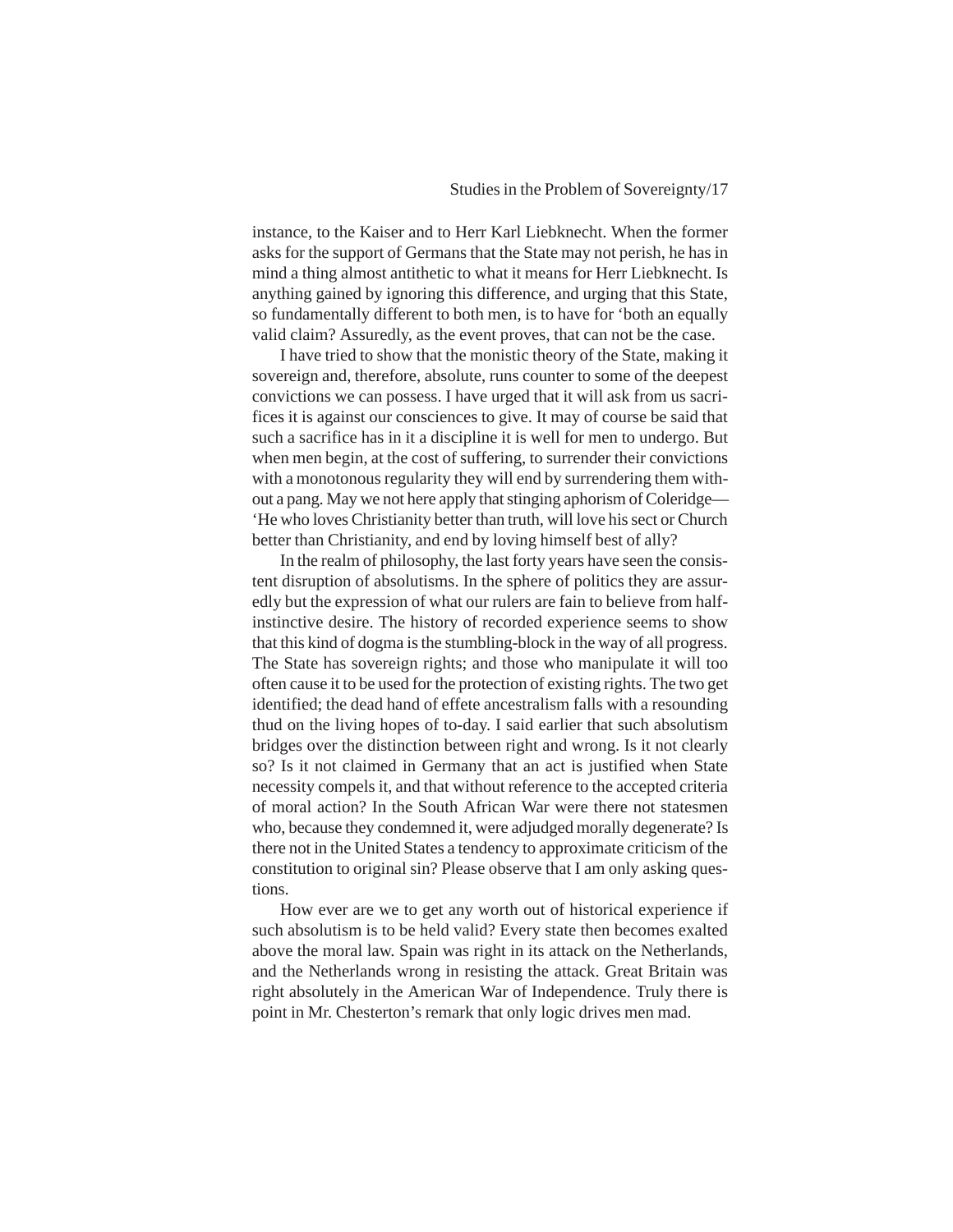instance, to the Kaiser and to Herr Karl Liebknecht. When the former asks for the support of Germans that the State may not perish, he has in mind a thing almost antithetic to what it means for Herr Liebknecht. Is anything gained by ignoring this difference, and urging that this State, so fundamentally different to both men, is to have for 'both an equally valid claim? Assuredly, as the event proves, that can not be the case.

I have tried to show that the monistic theory of the State, making it sovereign and, therefore, absolute, runs counter to some of the deepest convictions we can possess. I have urged that it will ask from us sacrifices it is against our consciences to give. It may of course be said that such a sacrifice has in it a discipline it is well for men to undergo. But when men begin, at the cost of suffering, to surrender their convictions with a monotonous regularity they will end by surrendering them without a pang. May we not here apply that stinging aphorism of Coleridge—'He who loves Christianity better than truth, will love his sect or Church better than Christianity, and end by loving himself best of ally?

In the realm of philosophy, the last forty years have seen the consistent disruption of absolutisms. In the sphere of politics they are assuredly but the expression of what our rulers are fain to believe from half-instinctive desire. The history of recorded experience seems to show that this kind of dogma is the stumbling-block in the way of all progress. The State has sovereign rights; and those who manipulate it will too often cause it to be used for the protection of existing rights. The two get identified; the dead hand of effete ancestralism falls with a resounding thud on the living hopes of to-day. I said earlier that such absolutism bridges over the distinction between right and wrong. Is it not clearly so? Is it not claimed in Germany that an act is justified when State necessity compels it, and that without reference to the accepted criteria of moral action? In the South African War were there not statesmen who, because they condemned it, were adjudged morally degenerate? Is there not in the United States a tendency to approximate criticism of the constitution to original sin? Please observe that I am only asking questions.

How ever are we to get any worth out of historical experience if such absolutism is to be held valid? Every state then becomes exalted above the moral law. Spain was right in its attack on the Netherlands, and the Netherlands wrong in resisting the attack. Great Britain was right absolutely in the American War of Independence. Truly there is point in Mr. Chesterton's remark that only logic drives men mad.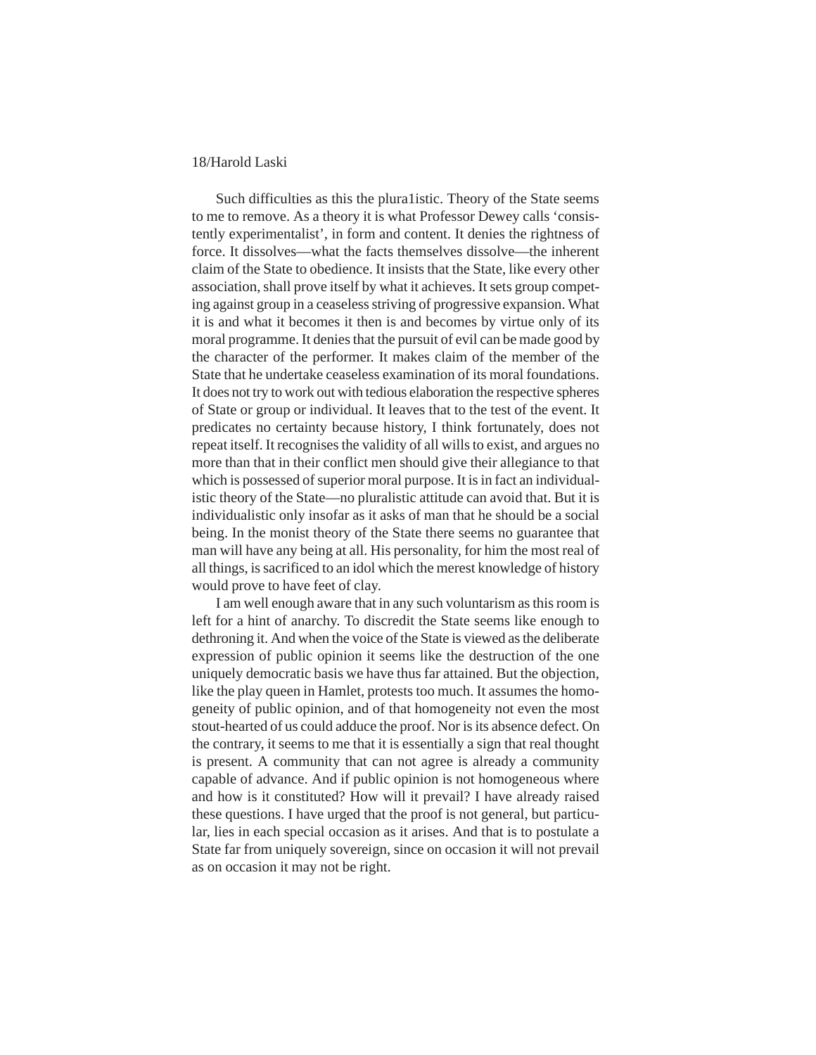Such difficulties as this the plura1istic. Theory of the State seems to me to remove. As a theory it is what Professor Dewey calls 'consistently experimentalist', in form and content. It denies the rightness of force. It dissolves—what the facts themselves dissolve—the inherent claim of the State to obedience. It insists that the State, like every other association, shall prove itself by what it achieves. It sets group competing against group in a ceaseless striving of progressive expansion. What it is and what it becomes it then is and becomes by virtue only of its moral programme. It denies that the pursuit of evil can be made good by the character of the performer. It makes claim of the member of the State that he undertake ceaseless examination of its moral foundations. It does not try to work out with tedious elaboration the respective spheres of State or group or individual. It leaves that to the test of the event. It predicates no certainty because history, I think fortunately, does not repeat itself. It recognises the validity of all wills to exist, and argues no more than that in their conflict men should give their allegiance to that which is possessed of superior moral purpose. It is in fact an individualistic theory of the State—no pluralistic attitude can avoid that. But it is individualistic only insofar as it asks of man that he should be a social being. In the monist theory of the State there seems no guarantee that man will have any being at all. His personality, for him the most real of all things, is sacrificed to an idol which the merest knowledge of history would prove to have feet of clay.

I am well enough aware that in any such voluntarism as this room is left for a hint of anarchy. To discredit the State seems like enough to dethroning it. And when the voice of the State is viewed as the deliberate expression of public opinion it seems like the destruction of the one uniquely democratic basis we have thus far attained. But the objection, like the play queen in Hamlet, protests too much. It assumes the homogeneity of public opinion, and of that homogeneity not even the most stout-hearted of us could adduce the proof. Nor is its absence defect. On the contrary, it seems to me that it is essentially a sign that real thought is present. A community that can not agree is already a community capable of advance. And if public opinion is not homogeneous where and how is it constituted? How will it prevail? I have already raised these questions. I have urged that the proof is not general, but particular, lies in each special occasion as it arises. And that is to postulate a State far from uniquely sovereign, since on occasion it will not prevail as on occasion it may not be right.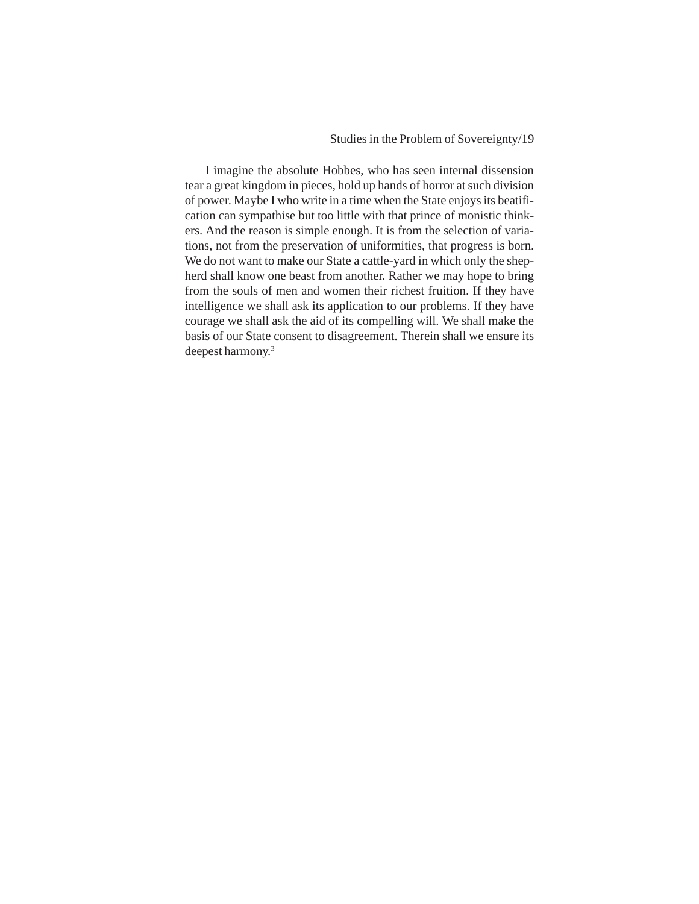I imagine the absolute Hobbes, who has seen internal dissension tear a great kingdom in pieces, hold up hands of horror at such division of power. Maybe I who write in a time when the State enjoys its beatification can sympathise but too little with that prince of monistic thinkers. And the reason is simple enough. It is from the selection of variations, not from the preservation of uniformities, that progress is born. We do not want to make our State a cattle-yard in which only the shepherd shall know one beast from another. Rather we may hope to bring from the souls of men and women their richest fruition. If they have intelligence we shall ask its application to our problems. If they have courage we shall ask the aid of its compelling will. We shall make the basis of our State consent to disagreement. Therein shall we ensure its deepest harmony.[3]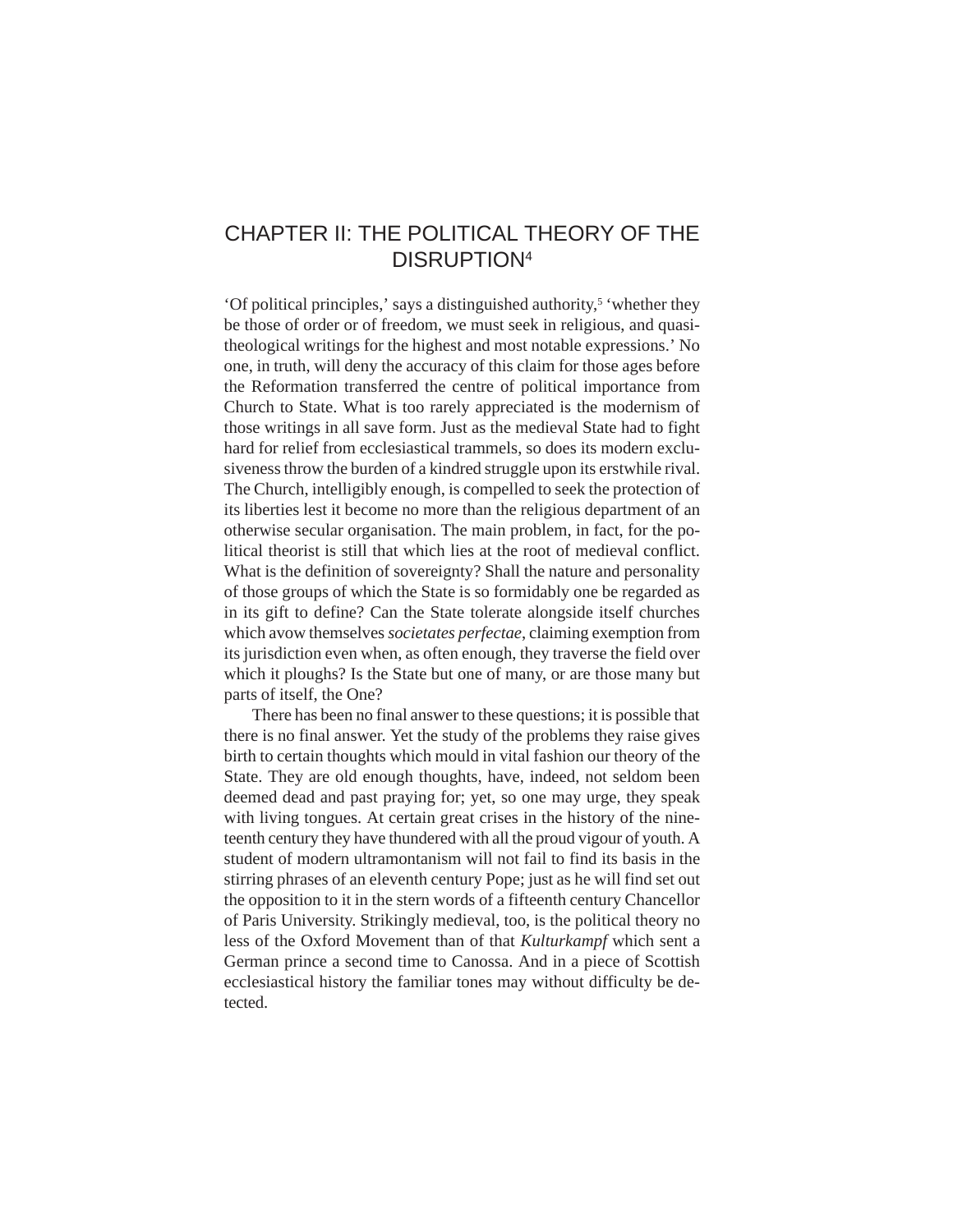# CHAPTER II: THE POLITICAL THEORY OF THE DISRUPTION[4]

'Of political principles,' says a distinguished authority,[5] 'whether they be those of order or of freedom, we must seek in religious, and quasi-theological writings for the highest and most notable expressions.' No one, in truth, will deny the accuracy of this claim for those ages before the Reformation transferred the centre of political importance from Church to State. What is too rarely appreciated is the modernism of those writings in all save form. Just as the medieval State had to fight hard for relief from ecclesiastical trammels, so does its modern exclusiveness throw the burden of a kindred struggle upon its erstwhile rival. The Church, intelligibly enough, is compelled to seek the protection of its liberties lest it become no more than the religious department of an otherwise secular organisation. The main problem, in fact, for the political theorist is still that which lies at the root of medieval conflict. What is the definition of sovereignty? Shall the nature and personality of those groups of which the State is so formidably one be regarded as in its gift to define? Can the State tolerate alongside itself churches which avow themselves *societates perfectae*, claiming exemption from its jurisdiction even when, as often enough, they traverse the field over which it ploughs? Is the State but one of many, or are those many but parts of itself, the One?

There has been no final answer to these questions; it is possible that there is no final answer. Yet the study of the problems they raise gives birth to certain thoughts which mould in vital fashion our theory of the State. They are old enough thoughts, have, indeed, not seldom been deemed dead and past praying for; yet, so one may urge, they speak with living tongues. At certain great crises in the history of the nineteenth century they have thundered with all the proud vigour of youth. A student of modern ultramontanism will not fail to find its basis in the stirring phrases of an eleventh century Pope; just as he will find set out the opposition to it in the stern words of a fifteenth century Chancellor of Paris University. Strikingly medieval, too, is the political theory no less of the Oxford Movement than of that *Kulturkampf* which sent a German prince a second time to Canossa. And in a piece of Scottish ecclesiastical history the familiar tones may without difficulty be detected.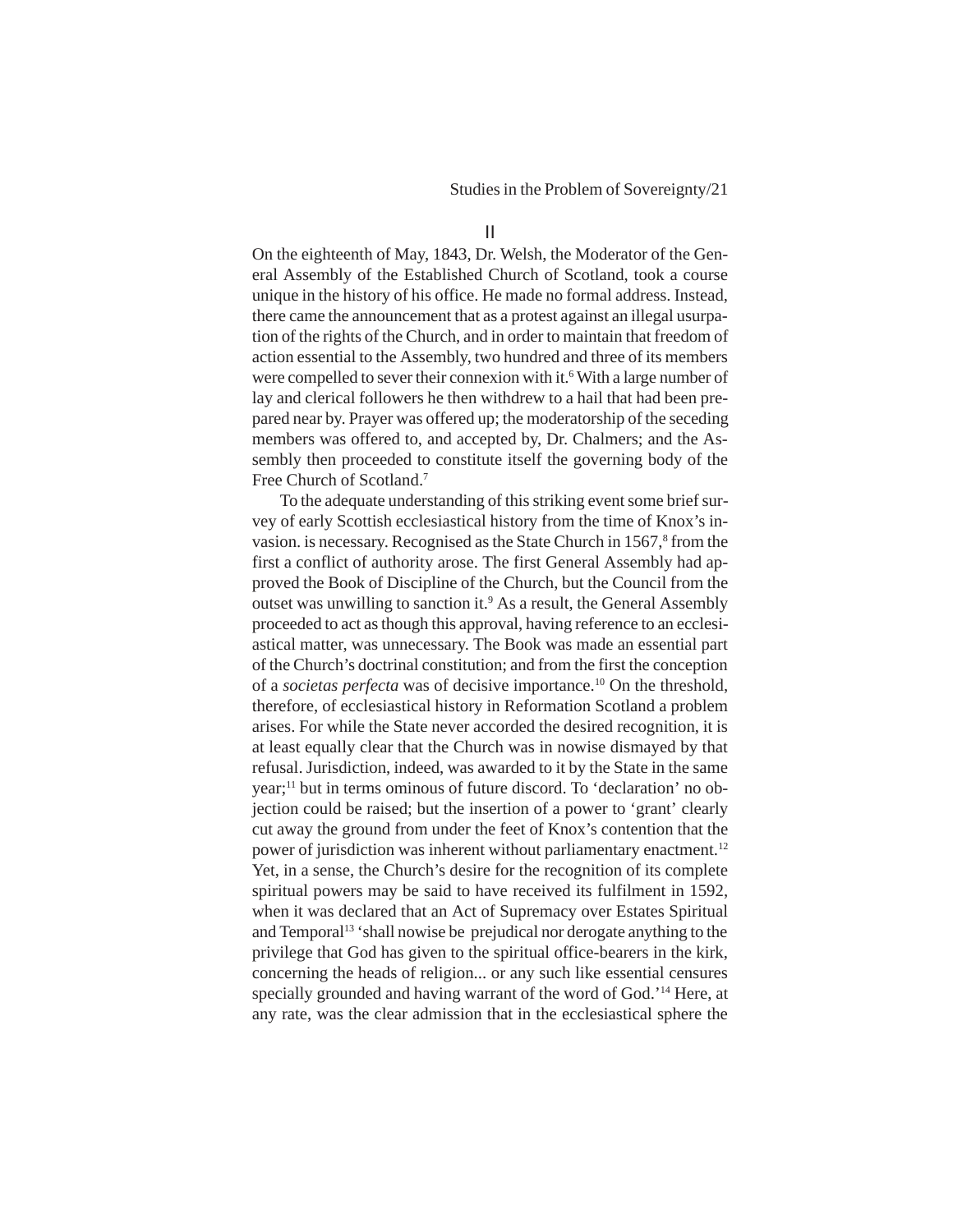## II

On the eighteenth of May, 1843, Dr. Welsh, the Moderator of the General Assembly of the Established Church of Scotland, took a course unique in the history of his office. He made no formal address. Instead, there came the announcement that as a protest against an illegal usurpation of the rights of the Church, and in order to maintain that freedom of action essential to the Assembly, two hundred and three of its members were compelled to sever their connexion with it.[6] With a large number of lay and clerical followers he then withdrew to a hail that had been prepared near by. Prayer was offered up; the moderatorship of the seceding members was offered to, and accepted by, Dr. Chalmers; and the Assembly then proceeded to constitute itself the governing body of the Free Church of Scotland.[7]

To the adequate understanding of this striking event some brief survey of early Scottish ecclesiastical history from the time of Knox's invasion. is necessary. Recognised as the State Church in 1567,[8] from the first a conflict of authority arose. The first General Assembly had approved the Book of Discipline of the Church, but the Council from the outset was unwilling to sanction it.[9] As a result, the General Assembly proceeded to act as though this approval, having reference to an ecclesiastical matter, was unnecessary. The Book was made an essential part of the Church's doctrinal constitution; and from the first the conception of a *societas perfecta* was of decisive importance.[10] On the threshold, therefore, of ecclesiastical history in Reformation Scotland a problem arises. For while the State never accorded the desired recognition, it is at least equally clear that the Church was in nowise dismayed by that refusal. Jurisdiction, indeed, was awarded to it by the State in the same year;[11] but in terms ominous of future discord. To 'declaration' no objection could be raised; but the insertion of a power to 'grant' clearly cut away the ground from under the feet of Knox's contention that the power of jurisdiction was inherent without parliamentary enactment.[12] Yet, in a sense, the Church's desire for the recognition of its complete spiritual powers may be said to have received its fulfilment in 1592, when it was declared that an Act of Supremacy over Estates Spiritual and Temporal[13] 'shall nowise be prejudical nor derogate anything to the privilege that God has given to the spiritual office-bearers in the kirk, concerning the heads of religion... or any such like essential censures specially grounded and having warrant of the word of God.'[14] Here, at any rate, was the clear admission that in the ecclesiastical sphere the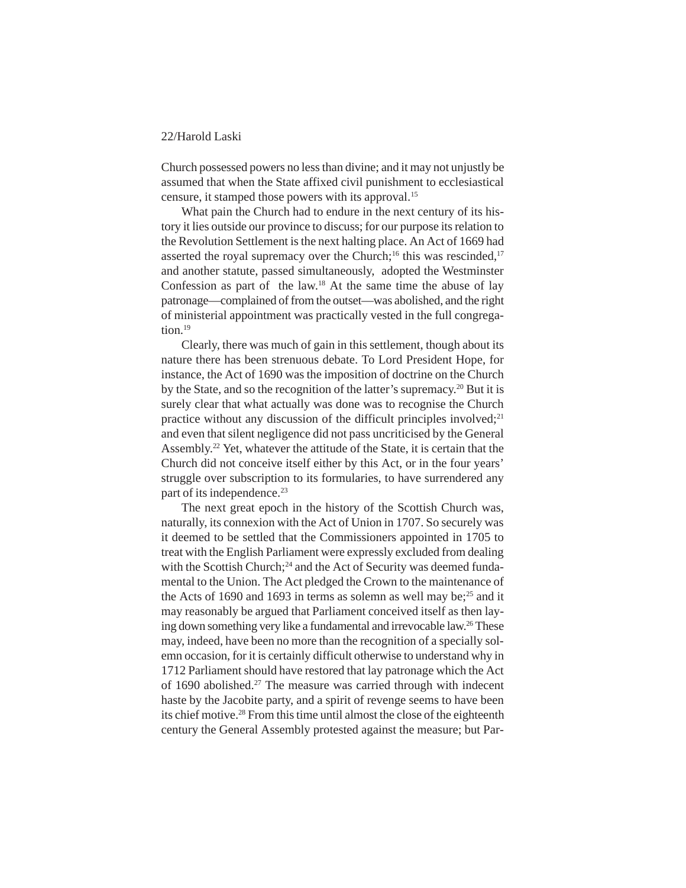Church possessed powers no less than divine; and it may not unjustly be assumed that when the State affixed civil punishment to ecclesiastical censure, it stamped those powers with its approval.[15]

What pain the Church had to endure in the next century of its history it lies outside our province to discuss; for our purpose its relation to the Revolution Settlement is the next halting place. An Act of 1669 had asserted the royal supremacy over the Church;[16] this was rescinded,[17] and another statute, passed simultaneously, adopted the Westminster Confession as part of the law.[18] At the same time the abuse of lay patronage—complained of from the outset—was abolished, and the right of ministerial appointment was practically vested in the full congregation.[19]

Clearly, there was much of gain in this settlement, though about its nature there has been strenuous debate. To Lord President Hope, for instance, the Act of 1690 was the imposition of doctrine on the Church by the State, and so the recognition of the latter's supremacy.[20] But it is surely clear that what actually was done was to recognise the Church practice without any discussion of the difficult principles involved;[21] and even that silent negligence did not pass uncriticised by the General Assembly.[22] Yet, whatever the attitude of the State, it is certain that the Church did not conceive itself either by this Act, or in the four years' struggle over subscription to its formularies, to have surrendered any part of its independence.[23]

The next great epoch in the history of the Scottish Church was, naturally, its connexion with the Act of Union in 1707. So securely was it deemed to be settled that the Commissioners appointed in 1705 to treat with the English Parliament were expressly excluded from dealing with the Scottish Church;[24] and the Act of Security was deemed fundamental to the Union. The Act pledged the Crown to the maintenance of the Acts of 1690 and 1693 in terms as solemn as well may be;[25] and it may reasonably be argued that Parliament conceived itself as then laying down something very like a fundamental and irrevocable law.[26] These may, indeed, have been no more than the recognition of a specially solemn occasion, for it is certainly difficult otherwise to understand why in 1712 Parliament should have restored that lay patronage which the Act of 1690 abolished.[27] The measure was carried through with indecent haste by the Jacobite party, and a spirit of revenge seems to have been its chief motive.[28] From this time until almost the close of the eighteenth century the General Assembly protested against the measure; but Par-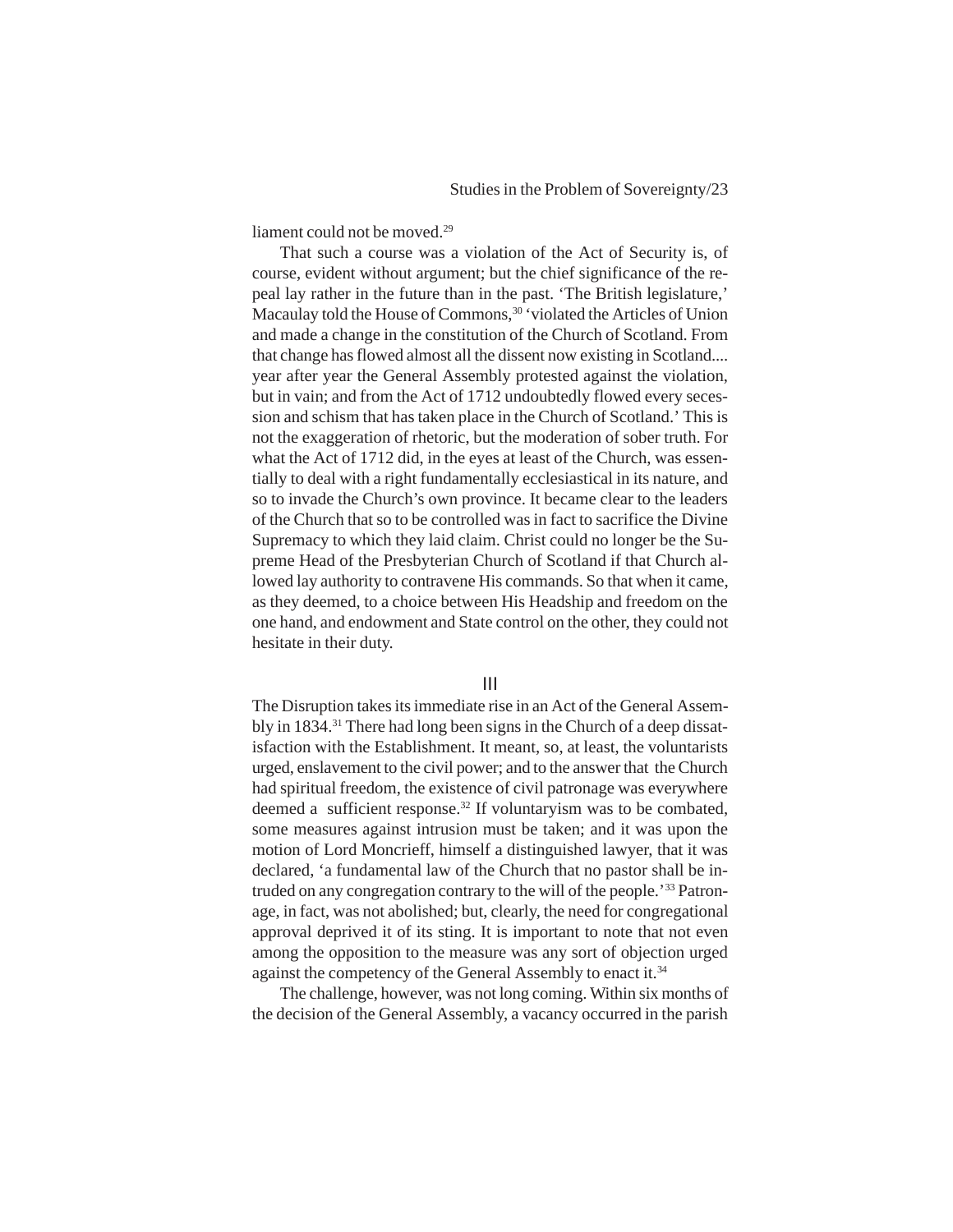liament could not be moved.[29]

That such a course was a violation of the Act of Security is, of course, evident without argument; but the chief significance of the repeal lay rather in the future than in the past. 'The British legislature,' Macaulay told the House of Commons,[30] 'violated the Articles of Union and made a change in the constitution of the Church of Scotland. From that change has flowed almost all the dissent now existing in Scotland.... year after year the General Assembly protested against the violation, but in vain; and from the Act of 1712 undoubtedly flowed every secession and schism that has taken place in the Church of Scotland.' This is not the exaggeration of rhetoric, but the moderation of sober truth. For what the Act of 1712 did, in the eyes at least of the Church, was essentially to deal with a right fundamentally ecclesiastical in its nature, and so to invade the Church's own province. It became clear to the leaders of the Church that so to be controlled was in fact to sacrifice the Divine Supremacy to which they laid claim. Christ could no longer be the Supreme Head of the Presbyterian Church of Scotland if that Church allowed lay authority to contravene His commands. So that when it came, as they deemed, to a choice between His Headship and freedom on the one hand, and endowment and State control on the other, they could not hesitate in their duty.

## III

The Disruption takes its immediate rise in an Act of the General Assembly in 1834.[31] There had long been signs in the Church of a deep dissatisfaction with the Establishment. It meant, so, at least, the voluntarists urged, enslavement to the civil power; and to the answer that the Church had spiritual freedom, the existence of civil patronage was everywhere deemed a sufficient response.[32] If voluntaryism was to be combated, some measures against intrusion must be taken; and it was upon the motion of Lord Moncrieff, himself a distinguished lawyer, that it was declared, 'a fundamental law of the Church that no pastor shall be intruded on any congregation contrary to the will of the people.'[33] Patronage, in fact, was not abolished; but, clearly, the need for congregational approval deprived it of its sting. It is important to note that not even among the opposition to the measure was any sort of objection urged against the competency of the General Assembly to enact it.[34]

The challenge, however, was not long coming. Within six months of the decision of the General Assembly, a vacancy occurred in the parish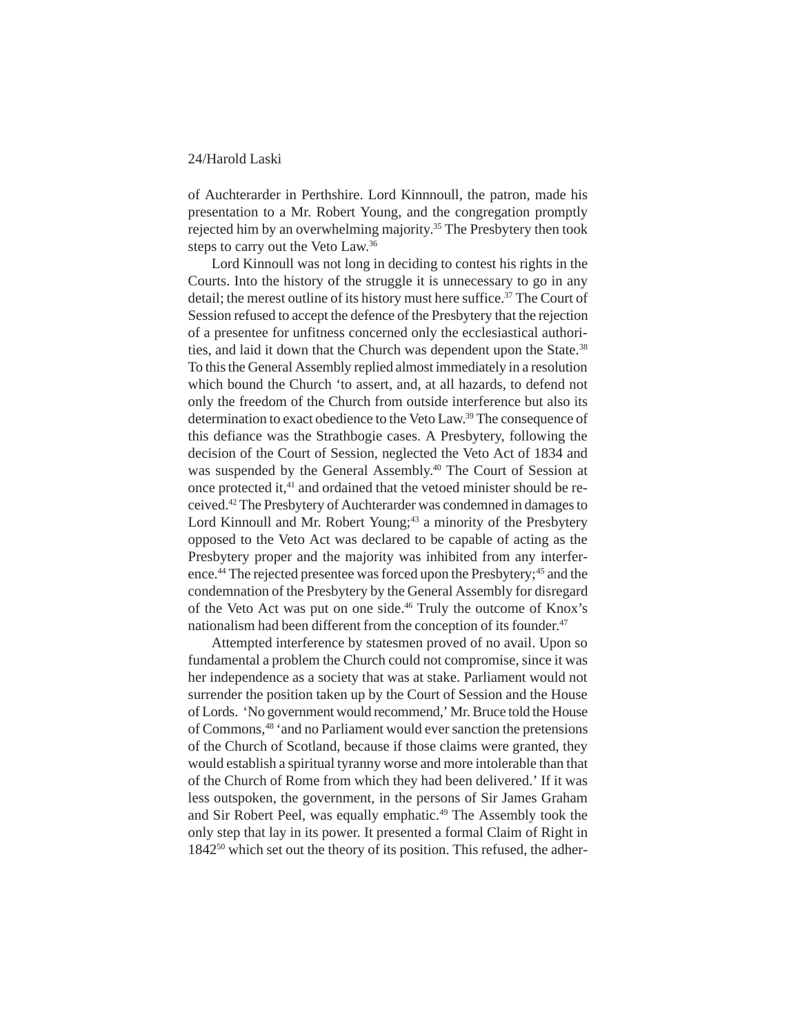of Auchterarder in Perthshire. Lord Kinnnoull, the patron, made his presentation to a Mr. Robert Young, and the congregation promptly rejected him by an overwhelming majority.[35] The Presbytery then took steps to carry out the Veto Law.[36]

Lord Kinnoull was not long in deciding to contest his rights in the Courts. Into the history of the struggle it is unnecessary to go in any detail; the merest outline of its history must here suffice.[37] The Court of Session refused to accept the defence of the Presbytery that the rejection of a presentee for unfitness concerned only the ecclesiastical authorities, and laid it down that the Church was dependent upon the State.[38] To this the General Assembly replied almost immediately in a resolution which bound the Church 'to assert, and, at all hazards, to defend not only the freedom of the Church from outside interference but also its determination to exact obedience to the Veto Law.[39] The consequence of this defiance was the Strathbogie cases. A Presbytery, following the decision of the Court of Session, neglected the Veto Act of 1834 and was suspended by the General Assembly.[40] The Court of Session at once protected it,[41] and ordained that the vetoed minister should be received.[42] The Presbytery of Auchterarder was condemned in damages to Lord Kinnoull and Mr. Robert Young;[43] a minority of the Presbytery opposed to the Veto Act was declared to be capable of acting as the Presbytery proper and the majority was inhibited from any interference.[44] The rejected presentee was forced upon the Presbytery;[45] and the condemnation of the Presbytery by the General Assembly for disregard of the Veto Act was put on one side.[46] Truly the outcome of Knox's nationalism had been different from the conception of its founder.[47]

Attempted interference by statesmen proved of no avail. Upon so fundamental a problem the Church could not compromise, since it was her independence as a society that was at stake. Parliament would not surrender the position taken up by the Court of Session and the House of Lords. 'No government would recommend,' Mr. Bruce told the House of Commons,[48] 'and no Parliament would ever sanction the pretensions of the Church of Scotland, because if those claims were granted, they would establish a spiritual tyranny worse and more intolerable than that of the Church of Rome from which they had been delivered.' If it was less outspoken, the government, in the persons of Sir James Graham and Sir Robert Peel, was equally emphatic.[49] The Assembly took the only step that lay in its power. It presented a formal Claim of Right in 1842[50] which set out the theory of its position. This refused, the adher-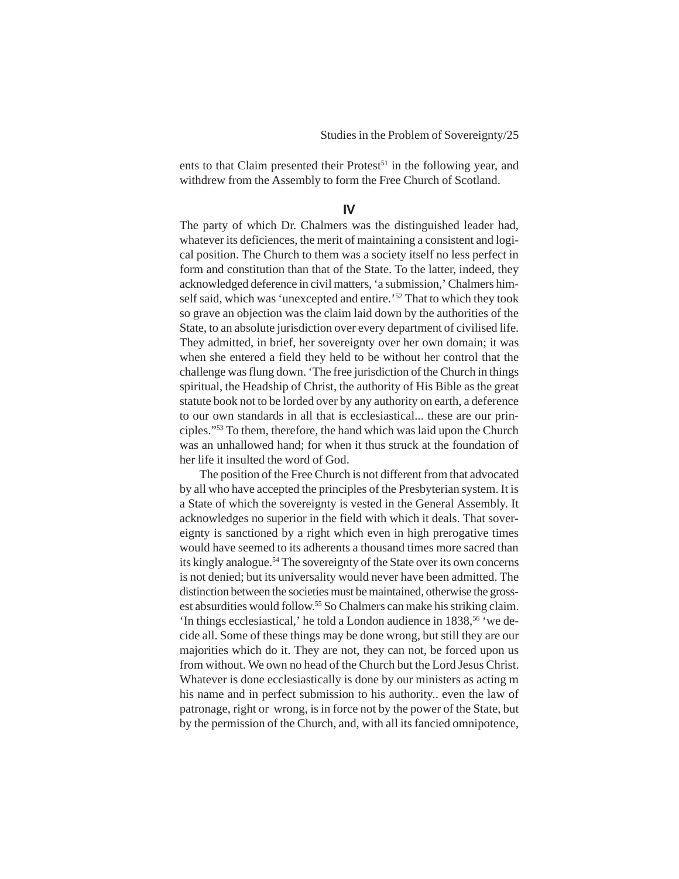ents to that Claim presented their Protest[51] in the following year, and withdrew from the Assembly to form the Free Church of Scotland.

## IV

The party of which Dr. Chalmers was the distinguished leader had, whatever its deficiences, the merit of maintaining a consistent and logical position. The Church to them was a society itself no less perfect in form and constitution than that of the State. To the latter, indeed, they acknowledged deference in civil matters, 'a submission,' Chalmers himself said, which was 'unexcepted and entire.'[52] That to which they took so grave an objection was the claim laid down by the authorities of the State, to an absolute jurisdiction over every department of civilised life. They admitted, in brief, her sovereignty over her own domain; it was when she entered a field they held to be without her control that the challenge was flung down. 'The free jurisdiction of the Church in things spiritual, the Headship of Christ, the authority of His Bible as the great statute book not to be lorded over by any authority on earth, a deference to our own standards in all that is ecclesiastical... these are our principles."[53] To them, therefore, the hand which was laid upon the Church was an unhallowed hand; for when it thus struck at the foundation of her life it insulted the word of God.

The position of the Free Church is not different from that advocated by all who have accepted the principles of the Presbyterian system. It is a State of which the sovereignty is vested in the General Assembly. It acknowledges no superior in the field with which it deals. That sovereignty is sanctioned by a right which even in high prerogative times would have seemed to its adherents a thousand times more sacred than its kingly analogue.[54] The sovereignty of the State over its own concerns is not denied; but its universality would never have been admitted. The distinction between the societies must be maintained, otherwise the grossest absurdities would follow.[55] So Chalmers can make his striking claim. 'In things ecclesiastical,' he told a London audience in 1838,[56] 'we decide all. Some of these things may be done wrong, but still they are our majorities which do it. They are not, they can not, be forced upon us from without. We own no head of the Church but the Lord Jesus Christ. Whatever is done ecclesiastically is done by our ministers as acting m his name and in perfect submission to his authority.. even the law of patronage, right or wrong, is in force not by the power of the State, but by the permission of the Church, and, with all its fancied omnipotence,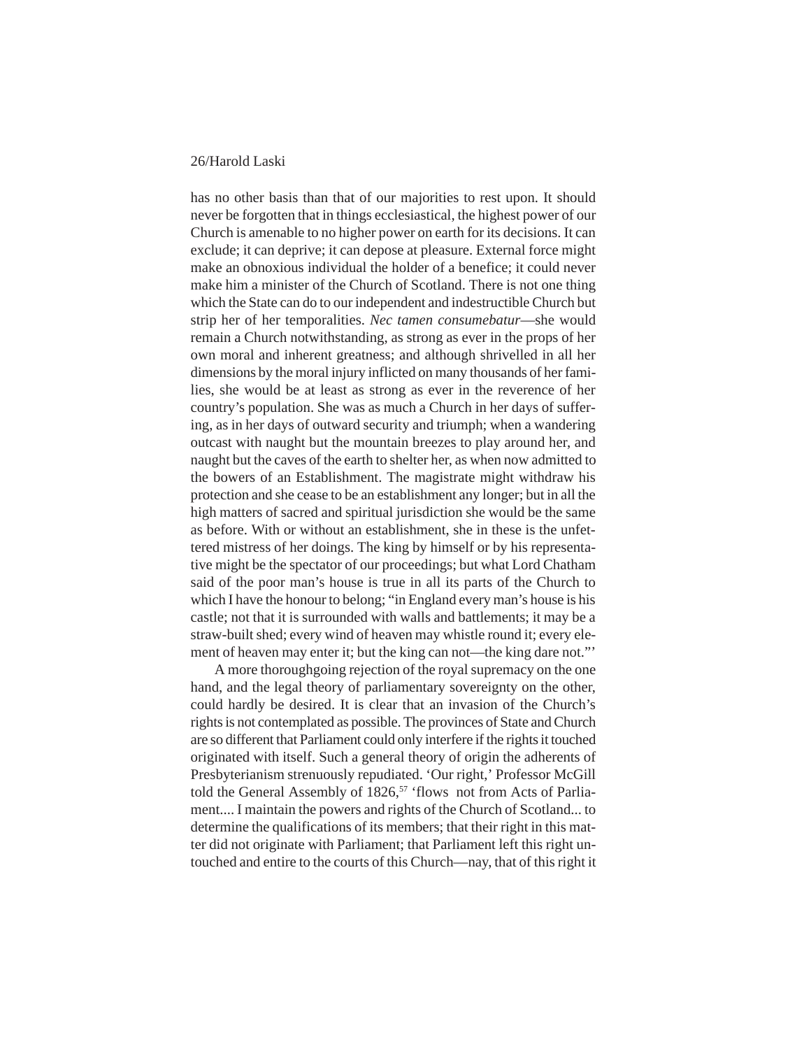has no other basis than that of our majorities to rest upon. It should never be forgotten that in things ecclesiastical, the highest power of our Church is amenable to no higher power on earth for its decisions. It can exclude; it can deprive; it can depose at pleasure. External force might make an obnoxious individual the holder of a benefice; it could never make him a minister of the Church of Scotland. There is not one thing which the State can do to our independent and indestructible Church but strip her of her temporalities. *Nec tamen consumebatur*—she would remain a Church notwithstanding, as strong as ever in the props of her own moral and inherent greatness; and although shrivelled in all her dimensions by the moral injury inflicted on many thousands of her families, she would be at least as strong as ever in the reverence of her country's population. She was as much a Church in her days of suffering, as in her days of outward security and triumph; when a wandering outcast with naught but the mountain breezes to play around her, and naught but the caves of the earth to shelter her, as when now admitted to the bowers of an Establishment. The magistrate might withdraw his protection and she cease to be an establishment any longer; but in all the high matters of sacred and spiritual jurisdiction she would be the same as before. With or without an establishment, she in these is the unfettered mistress of her doings. The king by himself or by his representative might be the spectator of our proceedings; but what Lord Chatham said of the poor man's house is true in all its parts of the Church to which I have the honour to belong; "in England every man's house is his castle; not that it is surrounded with walls and battlements; it may be a straw-built shed; every wind of heaven may whistle round it; every element of heaven may enter it; but the king can not—the king dare not."'

A more thoroughgoing rejection of the royal supremacy on the one hand, and the legal theory of parliamentary sovereignty on the other, could hardly be desired. It is clear that an invasion of the Church's rights is not contemplated as possible. The provinces of State and Church are so different that Parliament could only interfere if the rights it touched originated with itself. Such a general theory of origin the adherents of Presbyterianism strenuously repudiated. 'Our right,' Professor McGill told the General Assembly of 1826,[57] 'flows not from Acts of Parliament.... I maintain the powers and rights of the Church of Scotland... to determine the qualifications of its members; that their right in this matter did not originate with Parliament; that Parliament left this right untouched and entire to the courts of this Church—nay, that of this right it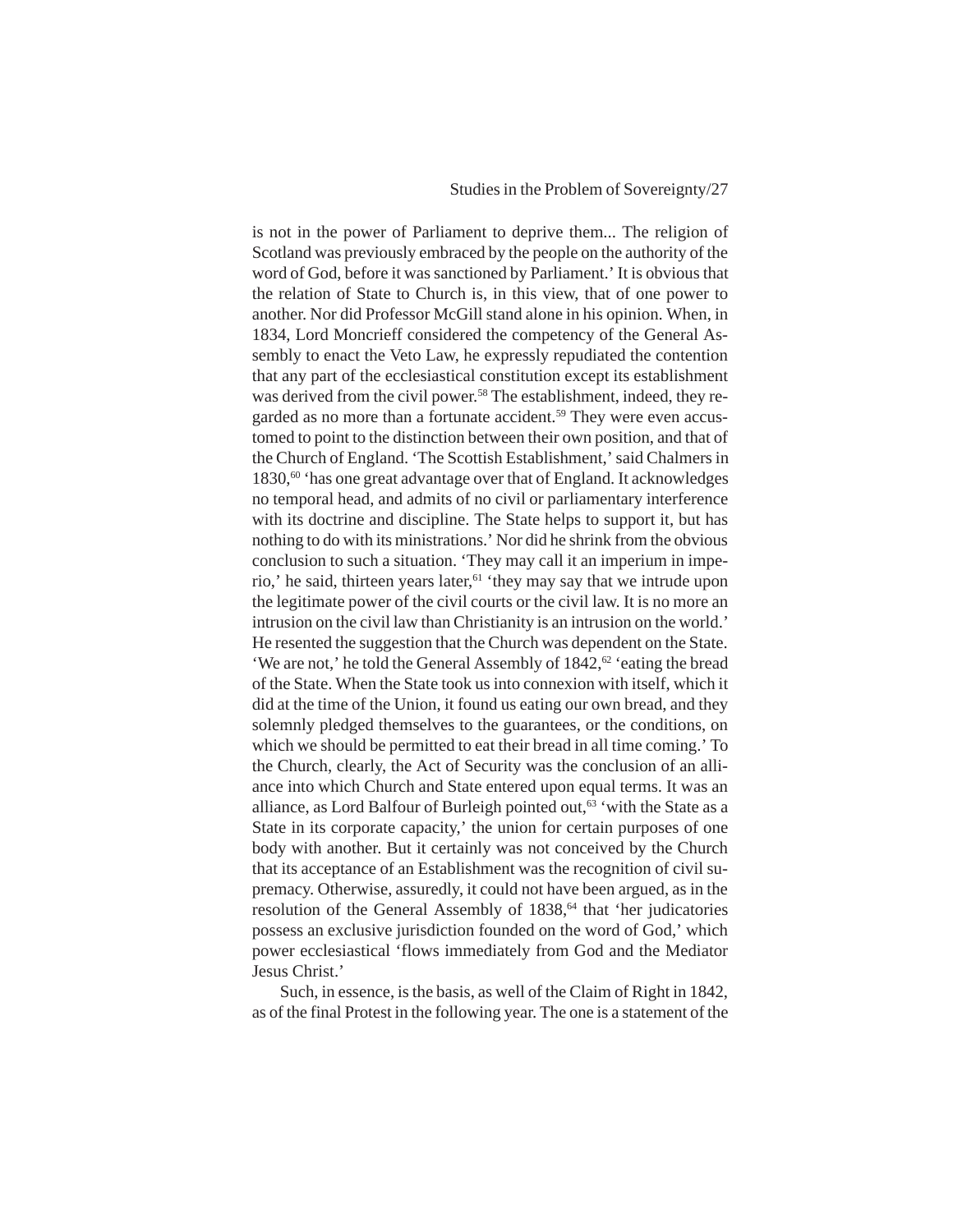is not in the power of Parliament to deprive them... The religion of Scotland was previously embraced by the people on the authority of the word of God, before it was sanctioned by Parliament.' It is obvious that the relation of State to Church is, in this view, that of one power to another. Nor did Professor McGill stand alone in his opinion. When, in 1834, Lord Moncrieff considered the competency of the General Assembly to enact the Veto Law, he expressly repudiated the contention that any part of the ecclesiastical constitution except its establishment was derived from the civil power.[58] The establishment, indeed, they regarded as no more than a fortunate accident.[59] They were even accustomed to point to the distinction between their own position, and that of the Church of England. 'The Scottish Establishment,' said Chalmers in 1830,[60] 'has one great advantage over that of England. It acknowledges no temporal head, and admits of no civil or parliamentary interference with its doctrine and discipline. The State helps to support it, but has nothing to do with its ministrations.' Nor did he shrink from the obvious conclusion to such a situation. 'They may call it an imperium in imperio,' he said, thirteen years later,[61] 'they may say that we intrude upon the legitimate power of the civil courts or the civil law. It is no more an intrusion on the civil law than Christianity is an intrusion on the world.' He resented the suggestion that the Church was dependent on the State. 'We are not,' he told the General Assembly of 1842,[62] 'eating the bread of the State. When the State took us into connexion with itself, which it did at the time of the Union, it found us eating our own bread, and they solemnly pledged themselves to the guarantees, or the conditions, on which we should be permitted to eat their bread in all time coming.' To the Church, clearly, the Act of Security was the conclusion of an alliance into which Church and State entered upon equal terms. It was an alliance, as Lord Balfour of Burleigh pointed out,[63] 'with the State as a State in its corporate capacity,' the union for certain purposes of one body with another. But it certainly was not conceived by the Church that its acceptance of an Establishment was the recognition of civil supremacy. Otherwise, assuredly, it could not have been argued, as in the resolution of the General Assembly of 1838,[64] that 'her judicatories possess an exclusive jurisdiction founded on the word of God,' which power ecclesiastical 'flows immediately from God and the Mediator Jesus Christ.'

Such, in essence, is the basis, as well of the Claim of Right in 1842, as of the final Protest in the following year. The one is a statement of the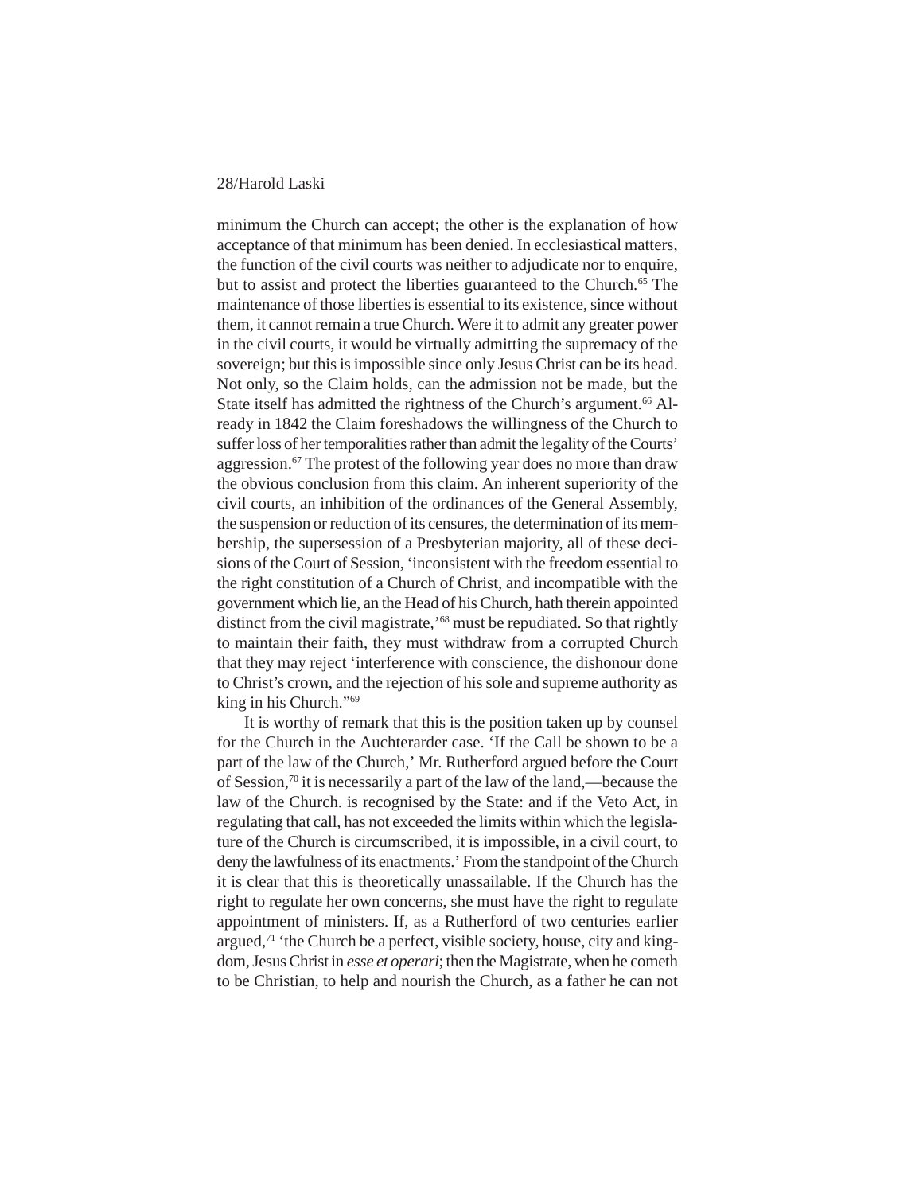minimum the Church can accept; the other is the explanation of how acceptance of that minimum has been denied. In ecclesiastical matters, the function of the civil courts was neither to adjudicate nor to enquire, but to assist and protect the liberties guaranteed to the Church.[65] The maintenance of those liberties is essential to its existence, since without them, it cannot remain a true Church. Were it to admit any greater power in the civil courts, it would be virtually admitting the supremacy of the sovereign; but this is impossible since only Jesus Christ can be its head. Not only, so the Claim holds, can the admission not be made, but the State itself has admitted the rightness of the Church's argument.[66] Already in 1842 the Claim foreshadows the willingness of the Church to suffer loss of her temporalities rather than admit the legality of the Courts' aggression.[67] The protest of the following year does no more than draw the obvious conclusion from this claim. An inherent superiority of the civil courts, an inhibition of the ordinances of the General Assembly, the suspension or reduction of its censures, the determination of its membership, the supersession of a Presbyterian majority, all of these decisions of the Court of Session, 'inconsistent with the freedom essential to the right constitution of a Church of Christ, and incompatible with the government which lie, an the Head of his Church, hath therein appointed distinct from the civil magistrate,'[68] must be repudiated. So that rightly to maintain their faith, they must withdraw from a corrupted Church that they may reject 'interference with conscience, the dishonour done to Christ's crown, and the rejection of his sole and supreme authority as king in his Church."[69]

It is worthy of remark that this is the position taken up by counsel for the Church in the Auchterarder case. 'If the Call be shown to be a part of the law of the Church,' Mr. Rutherford argued before the Court of Session,[70] it is necessarily a part of the law of the land,—because the law of the Church. is recognised by the State: and if the Veto Act, in regulating that call, has not exceeded the limits within which the legislature of the Church is circumscribed, it is impossible, in a civil court, to deny the lawfulness of its enactments.' From the standpoint of the Church it is clear that this is theoretically unassailable. If the Church has the right to regulate her own concerns, she must have the right to regulate appointment of ministers. If, as a Rutherford of two centuries earlier argued,[71] 'the Church be a perfect, visible society, house, city and kingdom, Jesus Christ in *esse et operari*; then the Magistrate, when he cometh to be Christian, to help and nourish the Church, as a father he can not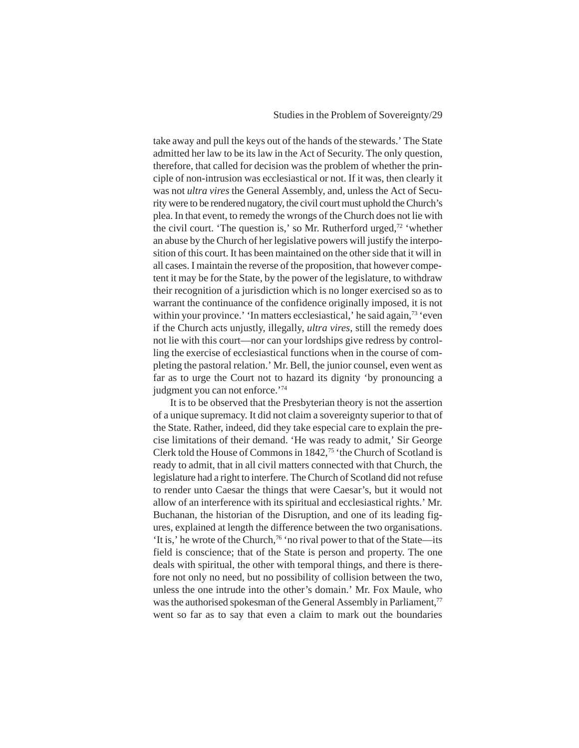take away and pull the keys out of the hands of the stewards.' The State admitted her law to be its law in the Act of Security. The only question, therefore, that called for decision was the problem of whether the principle of non-intrusion was ecclesiastical or not. If it was, then clearly it was not *ultra vires* the General Assembly, and, unless the Act of Security were to be rendered nugatory, the civil court must uphold the Church's plea. In that event, to remedy the wrongs of the Church does not lie with the civil court. 'The question is,' so Mr. Rutherford urged,[72] 'whether an abuse by the Church of her legislative powers will justify the interposition of this court. It has been maintained on the other side that it will in all cases. I maintain the reverse of the proposition, that however competent it may be for the State, by the power of the legislature, to withdraw their recognition of a jurisdiction which is no longer exercised so as to warrant the continuance of the confidence originally imposed, it is not within your province.' 'In matters ecclesiastical,' he said again,[73] 'even if the Church acts unjustly, illegally, *ultra vires*, still the remedy does not lie with this court—nor can your lordships give redress by controlling the exercise of ecclesiastical functions when in the course of completing the pastoral relation.' Mr. Bell, the junior counsel, even went as far as to urge the Court not to hazard its dignity 'by pronouncing a judgment you can not enforce.'[74]

It is to be observed that the Presbyterian theory is not the assertion of a unique supremacy. It did not claim a sovereignty superior to that of the State. Rather, indeed, did they take especial care to explain the precise limitations of their demand. 'He was ready to admit,' Sir George Clerk told the House of Commons in 1842,[75] 'the Church of Scotland is ready to admit, that in all civil matters connected with that Church, the legislature had a right to interfere. The Church of Scotland did not refuse to render unto Caesar the things that were Caesar's, but it would not allow of an interference with its spiritual and ecclesiastical rights.' Mr. Buchanan, the historian of the Disruption, and one of its leading figures, explained at length the difference between the two organisations. 'It is,' he wrote of the Church,[76] 'no rival power to that of the State—its field is conscience; that of the State is person and property. The one deals with spiritual, the other with temporal things, and there is therefore not only no need, but no possibility of collision between the two, unless the one intrude into the other's domain.' Mr. Fox Maule, who was the authorised spokesman of the General Assembly in Parliament,[77] went so far as to say that even a claim to mark out the boundaries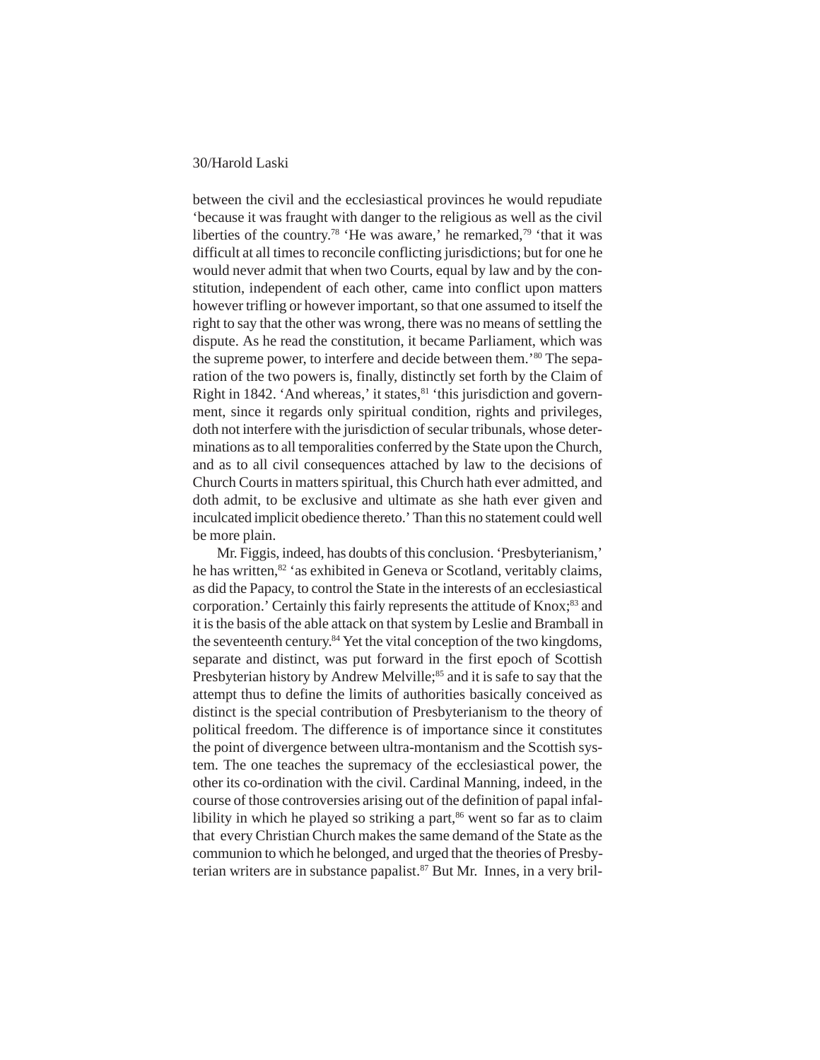between the civil and the ecclesiastical provinces he would repudiate 'because it was fraught with danger to the religious as well as the civil liberties of the country.[78] 'He was aware,' he remarked,[79] 'that it was difficult at all times to reconcile conflicting jurisdictions; but for one he would never admit that when two Courts, equal by law and by the constitution, independent of each other, came into conflict upon matters however trifling or however important, so that one assumed to itself the right to say that the other was wrong, there was no means of settling the dispute. As he read the constitution, it became Parliament, which was the supreme power, to interfere and decide between them.'[80] The separation of the two powers is, finally, distinctly set forth by the Claim of Right in 1842. 'And whereas,' it states,[81] 'this jurisdiction and government, since it regards only spiritual condition, rights and privileges, doth not interfere with the jurisdiction of secular tribunals, whose determinations as to all temporalities conferred by the State upon the Church, and as to all civil consequences attached by law to the decisions of Church Courts in matters spiritual, this Church hath ever admitted, and doth admit, to be exclusive and ultimate as she hath ever given and inculcated implicit obedience thereto.' Than this no statement could well be more plain.

Mr. Figgis, indeed, has doubts of this conclusion. 'Presbyterianism,' he has written,[82] 'as exhibited in Geneva or Scotland, veritably claims, as did the Papacy, to control the State in the interests of an ecclesiastical corporation.' Certainly this fairly represents the attitude of Knox;[83] and it is the basis of the able attack on that system by Leslie and Bramball in the seventeenth century.[84] Yet the vital conception of the two kingdoms, separate and distinct, was put forward in the first epoch of Scottish Presbyterian history by Andrew Melville;[85] and it is safe to say that the attempt thus to define the limits of authorities basically conceived as distinct is the special contribution of Presbyterianism to the theory of political freedom. The difference is of importance since it constitutes the point of divergence between ultra-montanism and the Scottish system. The one teaches the supremacy of the ecclesiastical power, the other its co-ordination with the civil. Cardinal Manning, indeed, in the course of those controversies arising out of the definition of papal infallibility in which he played so striking a part,[86] went so far as to claim that every Christian Church makes the same demand of the State as the communion to which he belonged, and urged that the theories of Presbyterian writers are in substance papalist.[87] But Mr. Innes, in a very bril-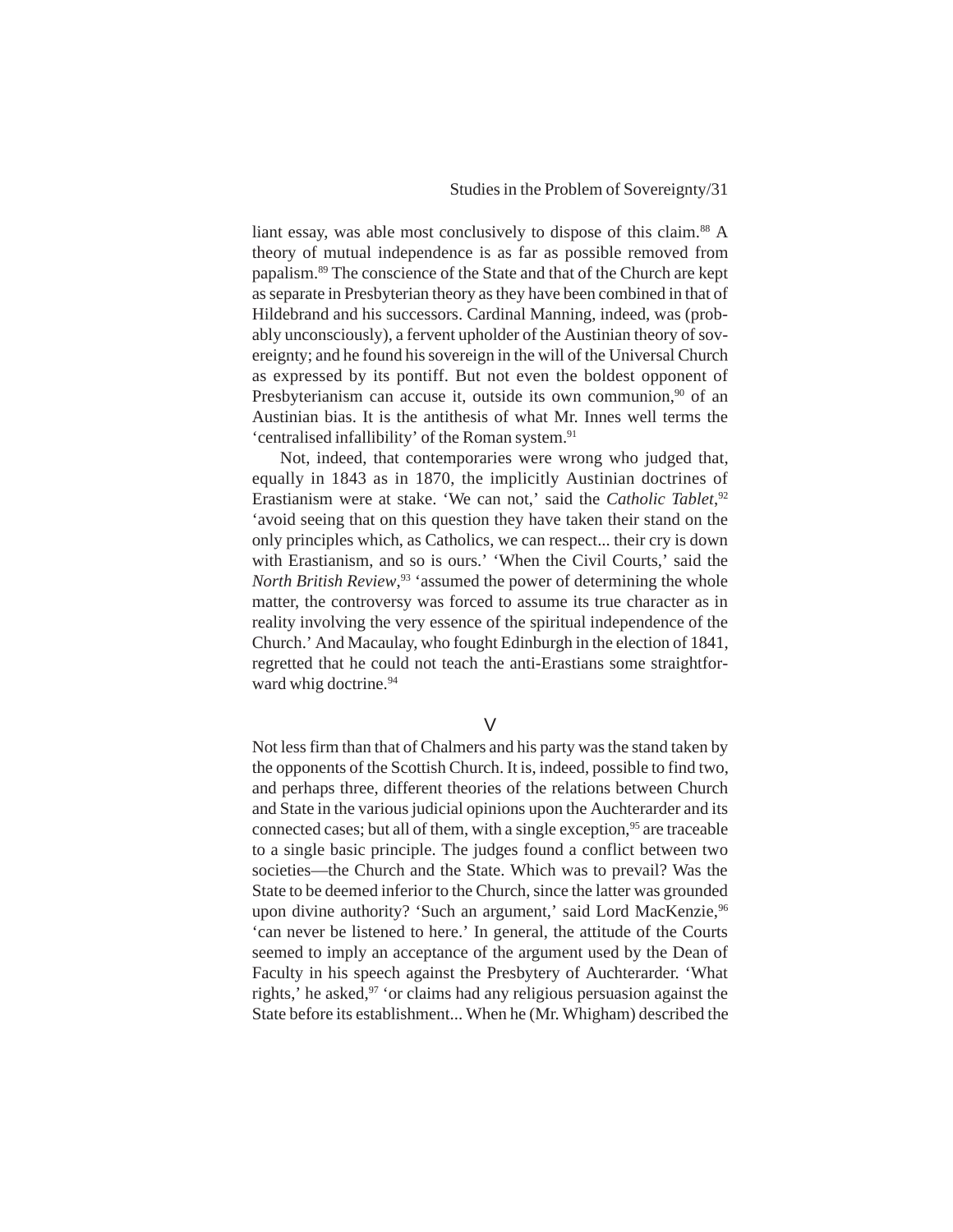liant essay, was able most conclusively to dispose of this claim.[88] A theory of mutual independence is as far as possible removed from papalism.[89] The conscience of the State and that of the Church are kept as separate in Presbyterian theory as they have been combined in that of Hildebrand and his successors. Cardinal Manning, indeed, was (probably unconsciously), a fervent upholder of the Austinian theory of sovereignty; and he found his sovereign in the will of the Universal Church as expressed by its pontiff. But not even the boldest opponent of Presbyterianism can accuse it, outside its own communion,[90] of an Austinian bias. It is the antithesis of what Mr. Innes well terms the 'centralised infallibility' of the Roman system.[91]

Not, indeed, that contemporaries were wrong who judged that, equally in 1843 as in 1870, the implicitly Austinian doctrines of Erastianism were at stake. 'We can not,' said the *Catholic Tablet*,[92] 'avoid seeing that on this question they have taken their stand on the only principles which, as Catholics, we can respect... their cry is down with Erastianism, and so is ours.' 'When the Civil Courts,' said the *North British Review*,[93] 'assumed the power of determining the whole matter, the controversy was forced to assume its true character as in reality involving the very essence of the spiritual independence of the Church.' And Macaulay, who fought Edinburgh in the election of 1841, regretted that he could not teach the anti-Erastians some straightforward whig doctrine.[94]

## V

Not less firm than that of Chalmers and his party was the stand taken by the opponents of the Scottish Church. It is, indeed, possible to find two, and perhaps three, different theories of the relations between Church and State in the various judicial opinions upon the Auchterarder and its connected cases; but all of them, with a single exception,[95] are traceable to a single basic principle. The judges found a conflict between two societies—the Church and the State. Which was to prevail? Was the State to be deemed inferior to the Church, since the latter was grounded upon divine authority? 'Such an argument,' said Lord MacKenzie,[96] 'can never be listened to here.' In general, the attitude of the Courts seemed to imply an acceptance of the argument used by the Dean of Faculty in his speech against the Presbytery of Auchterarder. 'What rights,' he asked,[97] 'or claims had any religious persuasion against the State before its establishment... When he (Mr. Whigham) described the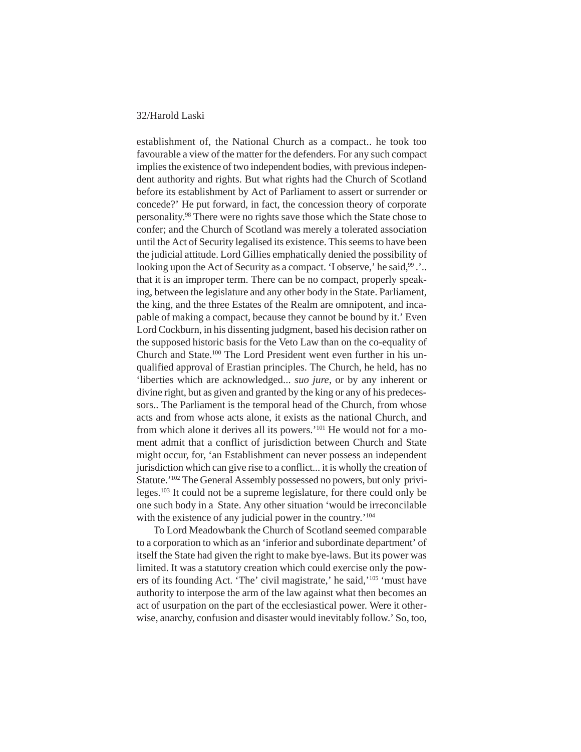establishment of, the National Church as a compact.. he took too favourable a view of the matter for the defenders. For any such compact implies the existence of two independent bodies, with previous independent authority and rights. But what rights had the Church of Scotland before its establishment by Act of Parliament to assert or surrender or concede?' He put forward, in fact, the concession theory of corporate personality.[98] There were no rights save those which the State chose to confer; and the Church of Scotland was merely a tolerated association until the Act of Security legalised its existence. This seems to have been the judicial attitude. Lord Gillies emphatically denied the possibility of looking upon the Act of Security as a compact. 'I observe,' he said,[99] .'.. that it is an improper term. There can be no compact, properly speaking, between the legislature and any other body in the State. Parliament, the king, and the three Estates of the Realm are omnipotent, and incapable of making a compact, because they cannot be bound by it.' Even Lord Cockburn, in his dissenting judgment, based his decision rather on the supposed historic basis for the Veto Law than on the co-equality of Church and State.[100] The Lord President went even further in his unqualified approval of Erastian principles. The Church, he held, has no 'liberties which are acknowledged... *suo jure*, or by any inherent or divine right, but as given and granted by the king or any of his predecessors.. The Parliament is the temporal head of the Church, from whose acts and from whose acts alone, it exists as the national Church, and from which alone it derives all its powers.'[101] He would not for a moment admit that a conflict of jurisdiction between Church and State might occur, for, 'an Establishment can never possess an independent jurisdiction which can give rise to a conflict... it is wholly the creation of Statute.'[102] The General Assembly possessed no powers, but only privileges.[103] It could not be a supreme legislature, for there could only be one such body in a State. Any other situation 'would be irreconcilable with the existence of any judicial power in the country.'[104]

To Lord Meadowbank the Church of Scotland seemed comparable to a corporation to which as an 'inferior and subordinate department' of itself the State had given the right to make bye-laws. But its power was limited. It was a statutory creation which could exercise only the powers of its founding Act. 'The' civil magistrate,' he said,'[105] 'must have authority to interpose the arm of the law against what then becomes an act of usurpation on the part of the ecclesiastical power. Were it otherwise, anarchy, confusion and disaster would inevitably follow.' So, too,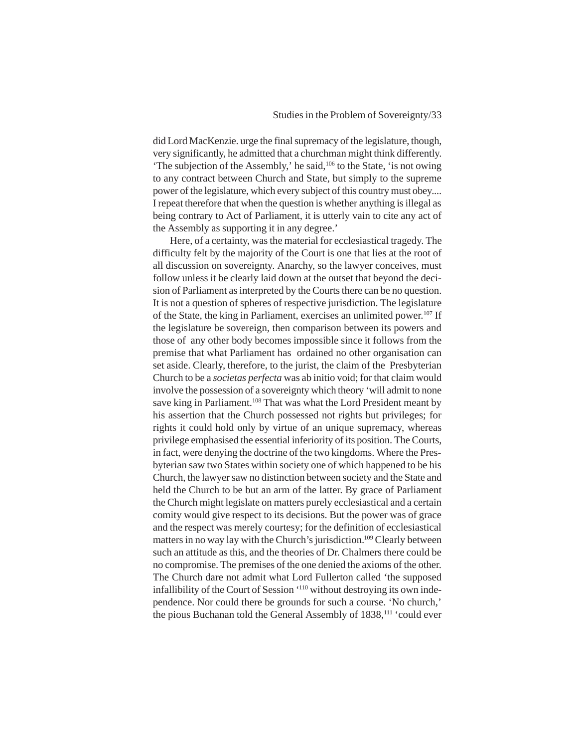did Lord MacKenzie. urge the final supremacy of the legislature, though, very significantly, he admitted that a churchman might think differently. 'The subjection of the Assembly,' he said,[106] to the State, 'is not owing to any contract between Church and State, but simply to the supreme power of the legislature, which every subject of this country must obey.... I repeat therefore that when the question is whether anything is illegal as being contrary to Act of Parliament, it is utterly vain to cite any act of the Assembly as supporting it in any degree.'

Here, of a certainty, was the material for ecclesiastical tragedy. The difficulty felt by the majority of the Court is one that lies at the root of all discussion on sovereignty. Anarchy, so the lawyer conceives, must follow unless it be clearly laid down at the outset that beyond the decision of Parliament as interpreted by the Courts there can be no question. It is not a question of spheres of respective jurisdiction. The legislature of the State, the king in Parliament, exercises an unlimited power.[107] If the legislature be sovereign, then comparison between its powers and those of any other body becomes impossible since it follows from the premise that what Parliament has ordained no other organisation can set aside. Clearly, therefore, to the jurist, the claim of the Presbyterian Church to be a *societas perfecta* was ab initio void; for that claim would involve the possession of a sovereignty which theory 'will admit to none save king in Parliament.[108] That was what the Lord President meant by his assertion that the Church possessed not rights but privileges; for rights it could hold only by virtue of an unique supremacy, whereas privilege emphasised the essential inferiority of its position. The Courts, in fact, were denying the doctrine of the two kingdoms. Where the Presbyterian saw two States within society one of which happened to be his Church, the lawyer saw no distinction between society and the State and held the Church to be but an arm of the latter. By grace of Parliament the Church might legislate on matters purely ecclesiastical and a certain comity would give respect to its decisions. But the power was of grace and the respect was merely courtesy; for the definition of ecclesiastical matters in no way lay with the Church's jurisdiction.[109] Clearly between such an attitude as this, and the theories of Dr. Chalmers there could be no compromise. The premises of the one denied the axioms of the other. The Church dare not admit what Lord Fullerton called 'the supposed infallibility of the Court of Session '[110] without destroying its own independence. Nor could there be grounds for such a course. 'No church,' the pious Buchanan told the General Assembly of 1838,[111] 'could ever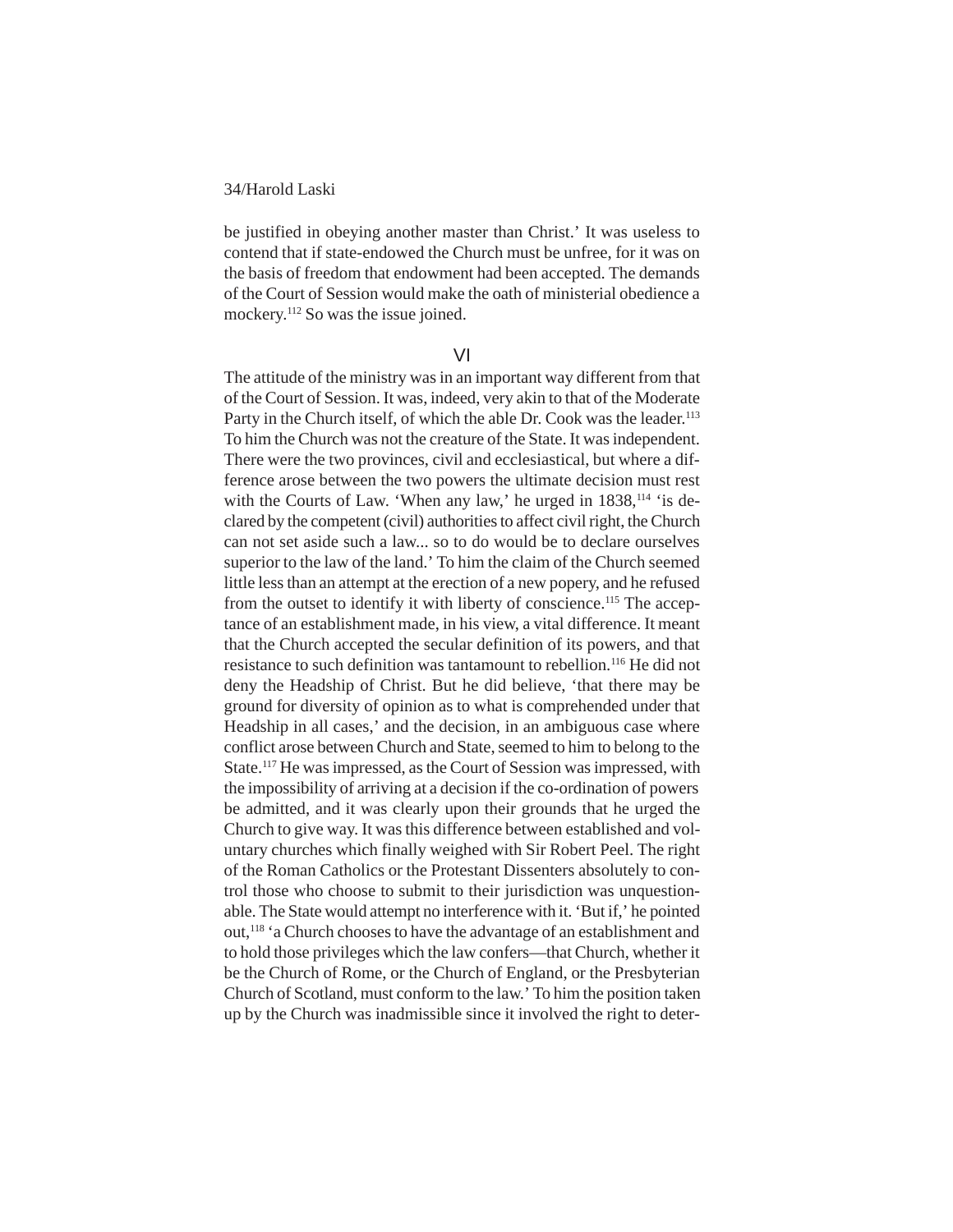be justified in obeying another master than Christ.' It was useless to contend that if state-endowed the Church must be unfree, for it was on the basis of freedom that endowment had been accepted. The demands of the Court of Session would make the oath of ministerial obedience a mockery.[112] So was the issue joined.

## VI

The attitude of the ministry was in an important way different from that of the Court of Session. It was, indeed, very akin to that of the Moderate Party in the Church itself, of which the able Dr. Cook was the leader.[113] To him the Church was not the creature of the State. It was independent. There were the two provinces, civil and ecclesiastical, but where a difference arose between the two powers the ultimate decision must rest with the Courts of Law. 'When any law,' he urged in 1838,[114] 'is declared by the competent (civil) authorities to affect civil right, the Church can not set aside such a law... so to do would be to declare ourselves superior to the law of the land.' To him the claim of the Church seemed little less than an attempt at the erection of a new popery, and he refused from the outset to identify it with liberty of conscience.[115] The acceptance of an establishment made, in his view, a vital difference. It meant that the Church accepted the secular definition of its powers, and that resistance to such definition was tantamount to rebellion.[116] He did not deny the Headship of Christ. But he did believe, 'that there may be ground for diversity of opinion as to what is comprehended under that Headship in all cases,' and the decision, in an ambiguous case where conflict arose between Church and State, seemed to him to belong to the State.[117] He was impressed, as the Court of Session was impressed, with the impossibility of arriving at a decision if the co-ordination of powers be admitted, and it was clearly upon their grounds that he urged the Church to give way. It was this difference between established and voluntary churches which finally weighed with Sir Robert Peel. The right of the Roman Catholics or the Protestant Dissenters absolutely to control those who choose to submit to their jurisdiction was unquestionable. The State would attempt no interference with it. 'But if,' he pointed out,[118] 'a Church chooses to have the advantage of an establishment and to hold those privileges which the law confers—that Church, whether it be the Church of Rome, or the Church of England, or the Presbyterian Church of Scotland, must conform to the law.' To him the position taken up by the Church was inadmissible since it involved the right to deter-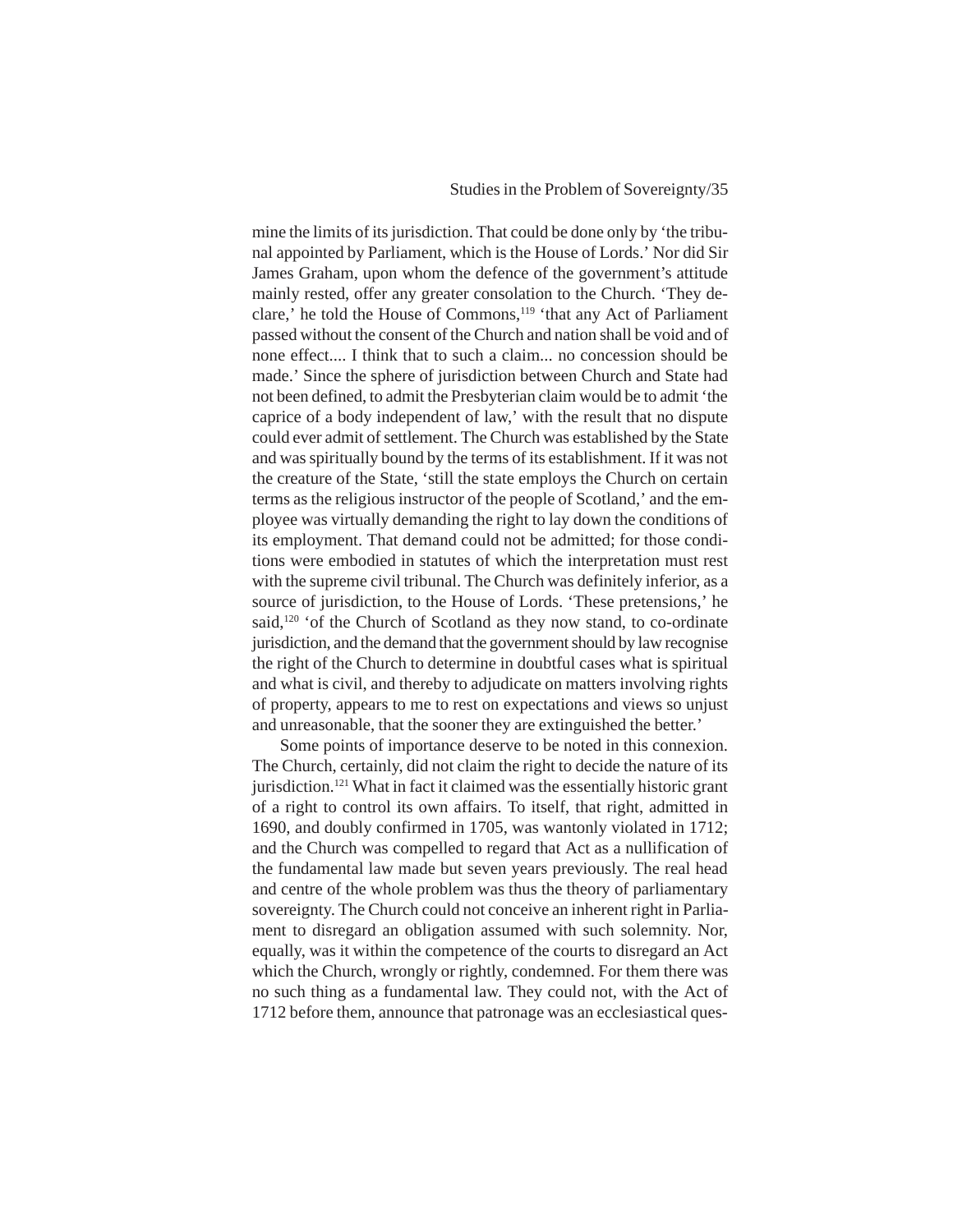mine the limits of its jurisdiction. That could be done only by 'the tribunal appointed by Parliament, which is the House of Lords.' Nor did Sir James Graham, upon whom the defence of the government's attitude mainly rested, offer any greater consolation to the Church. 'They declare,' he told the House of Commons,[119] 'that any Act of Parliament passed without the consent of the Church and nation shall be void and of none effect.... I think that to such a claim... no concession should be made.' Since the sphere of jurisdiction between Church and State had not been defined, to admit the Presbyterian claim would be to admit 'the caprice of a body independent of law,' with the result that no dispute could ever admit of settlement. The Church was established by the State and was spiritually bound by the terms of its establishment. If it was not the creature of the State, 'still the state employs the Church on certain terms as the religious instructor of the people of Scotland,' and the employee was virtually demanding the right to lay down the conditions of its employment. That demand could not be admitted; for those conditions were embodied in statutes of which the interpretation must rest with the supreme civil tribunal. The Church was definitely inferior, as a source of jurisdiction, to the House of Lords. 'These pretensions,' he said,[120] 'of the Church of Scotland as they now stand, to co-ordinate jurisdiction, and the demand that the government should by law recognise the right of the Church to determine in doubtful cases what is spiritual and what is civil, and thereby to adjudicate on matters involving rights of property, appears to me to rest on expectations and views so unjust and unreasonable, that the sooner they are extinguished the better.'

Some points of importance deserve to be noted in this connexion. The Church, certainly, did not claim the right to decide the nature of its jurisdiction.[121] What in fact it claimed was the essentially historic grant of a right to control its own affairs. To itself, that right, admitted in 1690, and doubly confirmed in 1705, was wantonly violated in 1712; and the Church was compelled to regard that Act as a nullification of the fundamental law made but seven years previously. The real head and centre of the whole problem was thus the theory of parliamentary sovereignty. The Church could not conceive an inherent right in Parliament to disregard an obligation assumed with such solemnity. Nor, equally, was it within the competence of the courts to disregard an Act which the Church, wrongly or rightly, condemned. For them there was no such thing as a fundamental law. They could not, with the Act of 1712 before them, announce that patronage was an ecclesiastical ques-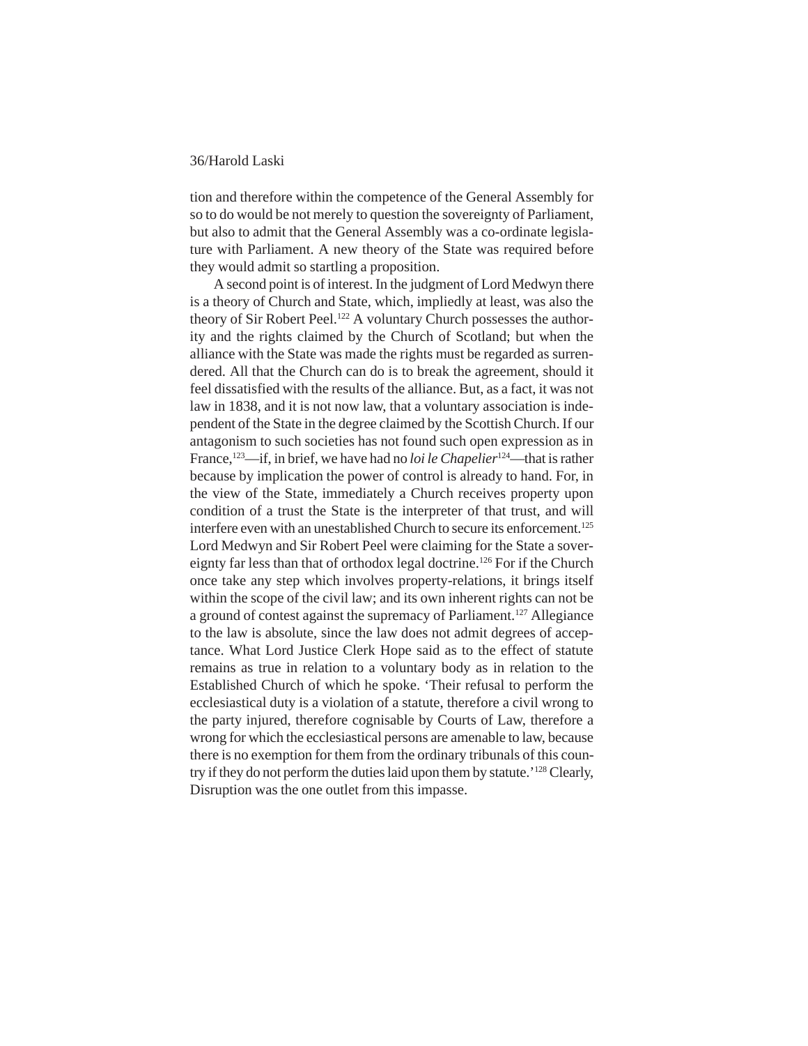tion and therefore within the competence of the General Assembly for so to do would be not merely to question the sovereignty of Parliament, but also to admit that the General Assembly was a co-ordinate legislature with Parliament. A new theory of the State was required before they would admit so startling a proposition.

A second point is of interest. In the judgment of Lord Medwyn there is a theory of Church and State, which, impliedly at least, was also the theory of Sir Robert Peel.[122] A voluntary Church possesses the authority and the rights claimed by the Church of Scotland; but when the alliance with the State was made the rights must be regarded as surrendered. All that the Church can do is to break the agreement, should it feel dissatisfied with the results of the alliance. But, as a fact, it was not law in 1838, and it is not now law, that a voluntary association is independent of the State in the degree claimed by the Scottish Church. If our antagonism to such societies has not found such open expression as in France,[123]—if, in brief, we have had no *loi le Chapelier*[124]—that is rather because by implication the power of control is already to hand. For, in the view of the State, immediately a Church receives property upon condition of a trust the State is the interpreter of that trust, and will interfere even with an unestablished Church to secure its enforcement.[125] Lord Medwyn and Sir Robert Peel were claiming for the State a sovereignty far less than that of orthodox legal doctrine.[126] For if the Church once take any step which involves property-relations, it brings itself within the scope of the civil law; and its own inherent rights can not be a ground of contest against the supremacy of Parliament.[127] Allegiance to the law is absolute, since the law does not admit degrees of acceptance. What Lord Justice Clerk Hope said as to the effect of statute remains as true in relation to a voluntary body as in relation to the Established Church of which he spoke. 'Their refusal to perform the ecclesiastical duty is a violation of a statute, therefore a civil wrong to the party injured, therefore cognisable by Courts of Law, therefore a wrong for which the ecclesiastical persons are amenable to law, because there is no exemption for them from the ordinary tribunals of this country if they do not perform the duties laid upon them by statute.'[128] Clearly, Disruption was the one outlet from this impasse.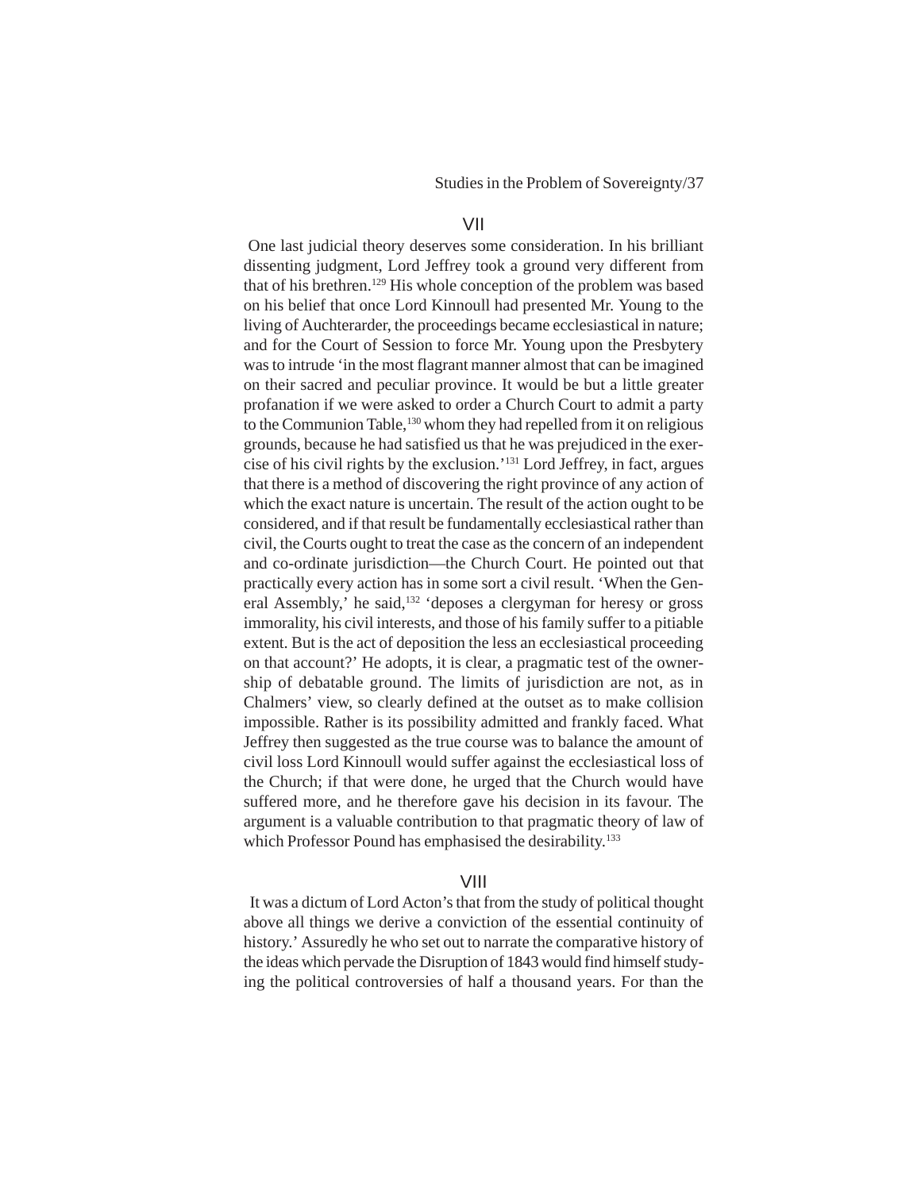## VII

One last judicial theory deserves some consideration. In his brilliant dissenting judgment, Lord Jeffrey took a ground very different from that of his brethren.[129] His whole conception of the problem was based on his belief that once Lord Kinnoull had presented Mr. Young to the living of Auchterarder, the proceedings became ecclesiastical in nature; and for the Court of Session to force Mr. Young upon the Presbytery was to intrude 'in the most flagrant manner almost that can be imagined on their sacred and peculiar province. It would be but a little greater profanation if we were asked to order a Church Court to admit a party to the Communion Table,[130] whom they had repelled from it on religious grounds, because he had satisfied us that he was prejudiced in the exercise of his civil rights by the exclusion.'[131] Lord Jeffrey, in fact, argues that there is a method of discovering the right province of any action of which the exact nature is uncertain. The result of the action ought to be considered, and if that result be fundamentally ecclesiastical rather than civil, the Courts ought to treat the case as the concern of an independent and co-ordinate jurisdiction—the Church Court. He pointed out that practically every action has in some sort a civil result. 'When the General Assembly,' he said,[132] 'deposes a clergyman for heresy or gross immorality, his civil interests, and those of his family suffer to a pitiable extent. But is the act of deposition the less an ecclesiastical proceeding on that account?' He adopts, it is clear, a pragmatic test of the ownership of debatable ground. The limits of jurisdiction are not, as in Chalmers' view, so clearly defined at the outset as to make collision impossible. Rather is its possibility admitted and frankly faced. What Jeffrey then suggested as the true course was to balance the amount of civil loss Lord Kinnoull would suffer against the ecclesiastical loss of the Church; if that were done, he urged that the Church would have suffered more, and he therefore gave his decision in its favour. The argument is a valuable contribution to that pragmatic theory of law of which Professor Pound has emphasised the desirability.[133]

## VIII

It was a dictum of Lord Acton's that from the study of political thought above all things we derive a conviction of the essential continuity of history.' Assuredly he who set out to narrate the comparative history of the ideas which pervade the Disruption of 1843 would find himself studying the political controversies of half a thousand years. For than the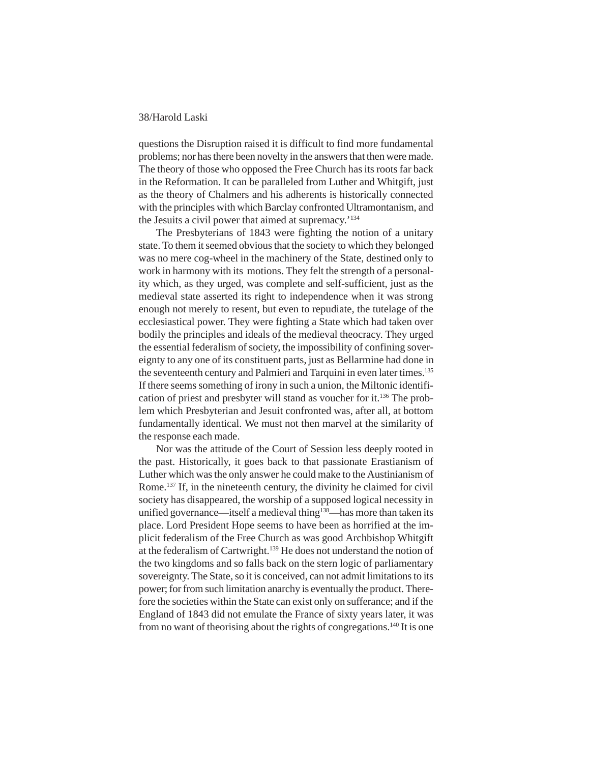questions the Disruption raised it is difficult to find more fundamental problems; nor has there been novelty in the answers that then were made. The theory of those who opposed the Free Church has its roots far back in the Reformation. It can be paralleled from Luther and Whitgift, just as the theory of Chalmers and his adherents is historically connected with the principles with which Barclay confronted Ultramontanism, and the Jesuits a civil power that aimed at supremacy.'[134]

The Presbyterians of 1843 were fighting the notion of a unitary state. To them it seemed obvious that the society to which they belonged was no mere cog-wheel in the machinery of the State, destined only to work in harmony with its motions. They felt the strength of a personality which, as they urged, was complete and self-sufficient, just as the medieval state asserted its right to independence when it was strong enough not merely to resent, but even to repudiate, the tutelage of the ecclesiastical power. They were fighting a State which had taken over bodily the principles and ideals of the medieval theocracy. They urged the essential federalism of society, the impossibility of confining sovereignty to any one of its constituent parts, just as Bellarmine had done in the seventeenth century and Palmieri and Tarquini in even later times.[135] If there seems something of irony in such a union, the Miltonic identification of priest and presbyter will stand as voucher for it.[136] The problem which Presbyterian and Jesuit confronted was, after all, at bottom fundamentally identical. We must not then marvel at the similarity of the response each made.

Nor was the attitude of the Court of Session less deeply rooted in the past. Historically, it goes back to that passionate Erastianism of Luther which was the only answer he could make to the Austinianism of Rome.[137] If, in the nineteenth century, the divinity he claimed for civil society has disappeared, the worship of a supposed logical necessity in unified governance—itself a medieval thing[138]—has more than taken its place. Lord President Hope seems to have been as horrified at the implicit federalism of the Free Church as was good Archbishop Whitgift at the federalism of Cartwright.[139] He does not understand the notion of the two kingdoms and so falls back on the stern logic of parliamentary sovereignty. The State, so it is conceived, can not admit limitations to its power; for from such limitation anarchy is eventually the product. Therefore the societies within the State can exist only on sufferance; and if the England of 1843 did not emulate the France of sixty years later, it was from no want of theorising about the rights of congregations.[140] It is one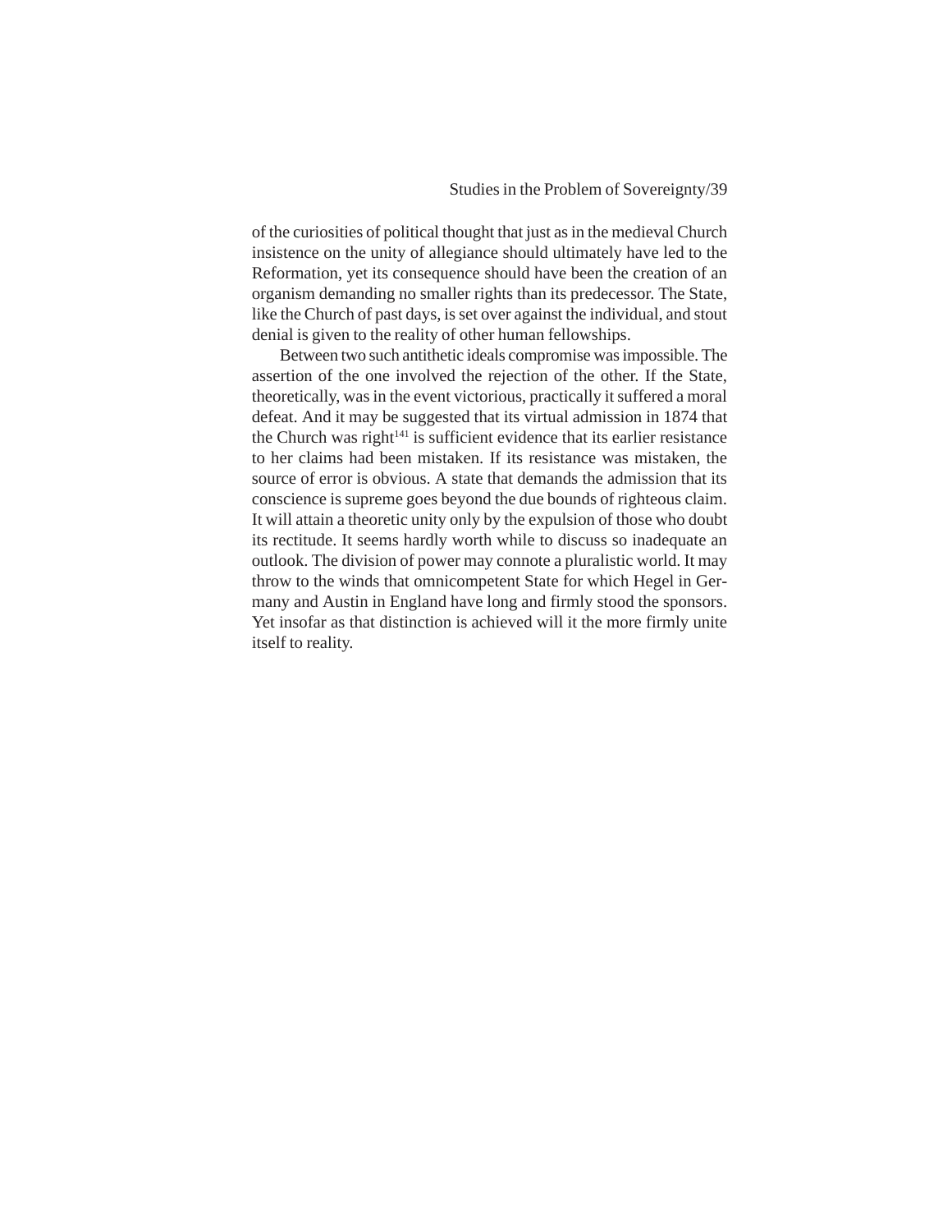of the curiosities of political thought that just as in the medieval Church insistence on the unity of allegiance should ultimately have led to the Reformation, yet its consequence should have been the creation of an organism demanding no smaller rights than its predecessor. The State, like the Church of past days, is set over against the individual, and stout denial is given to the reality of other human fellowships.

Between two such antithetic ideals compromise was impossible. The assertion of the one involved the rejection of the other. If the State, theoretically, was in the event victorious, practically it suffered a moral defeat. And it may be suggested that its virtual admission in 1874 that the Church was right[141] is sufficient evidence that its earlier resistance to her claims had been mistaken. If its resistance was mistaken, the source of error is obvious. A state that demands the admission that its conscience is supreme goes beyond the due bounds of righteous claim. It will attain a theoretic unity only by the expulsion of those who doubt its rectitude. It seems hardly worth while to discuss so inadequate an outlook. The division of power may connote a pluralistic world. It may throw to the winds that omnicompetent State for which Hegel in Germany and Austin in England have long and firmly stood the sponsors. Yet insofar as that distinction is achieved will it the more firmly unite itself to reality.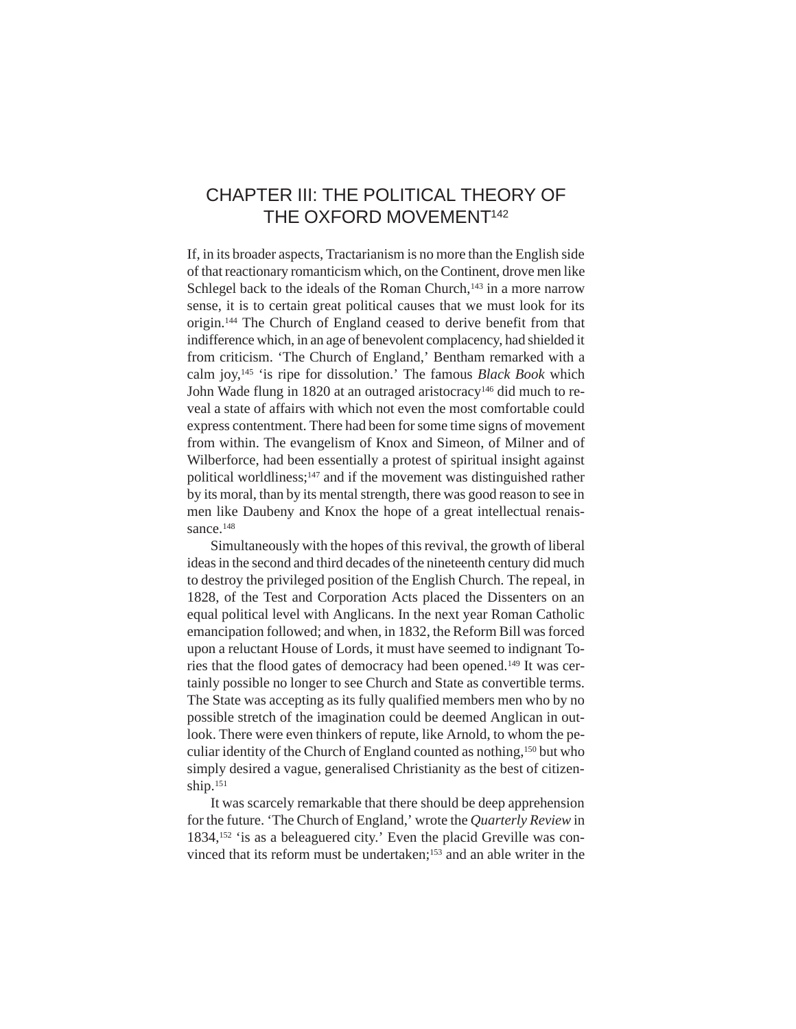# CHAPTER III: THE POLITICAL THEORY OF THE OXFORD MOVEMENT[142]

If, in its broader aspects, Tractarianism is no more than the English side of that reactionary romanticism which, on the Continent, drove men like Schlegel back to the ideals of the Roman Church,[143] in a more narrow sense, it is to certain great political causes that we must look for its origin.[144] The Church of England ceased to derive benefit from that indifference which, in an age of benevolent complacency, had shielded it from criticism. 'The Church of England,' Bentham remarked with a calm joy,[145] 'is ripe for dissolution.' The famous *Black Book* which John Wade flung in 1820 at an outraged aristocracy[146] did much to reveal a state of affairs with which not even the most comfortable could express contentment. There had been for some time signs of movement from within. The evangelism of Knox and Simeon, of Milner and of Wilberforce, had been essentially a protest of spiritual insight against political worldliness;[147] and if the movement was distinguished rather by its moral, than by its mental strength, there was good reason to see in men like Daubeny and Knox the hope of a great intellectual renaissance.[148]

Simultaneously with the hopes of this revival, the growth of liberal ideas in the second and third decades of the nineteenth century did much to destroy the privileged position of the English Church. The repeal, in 1828, of the Test and Corporation Acts placed the Dissenters on an equal political level with Anglicans. In the next year Roman Catholic emancipation followed; and when, in 1832, the Reform Bill was forced upon a reluctant House of Lords, it must have seemed to indignant Tories that the flood gates of democracy had been opened.[149] It was certainly possible no longer to see Church and State as convertible terms. The State was accepting as its fully qualified members men who by no possible stretch of the imagination could be deemed Anglican in outlook. There were even thinkers of repute, like Arnold, to whom the peculiar identity of the Church of England counted as nothing,[150] but who simply desired a vague, generalised Christianity as the best of citizenship.[151]

It was scarcely remarkable that there should be deep apprehension for the future. 'The Church of England,' wrote the *Quarterly Review* in 1834,[152] 'is as a beleaguered city.' Even the placid Greville was convinced that its reform must be undertaken;[153] and an able writer in the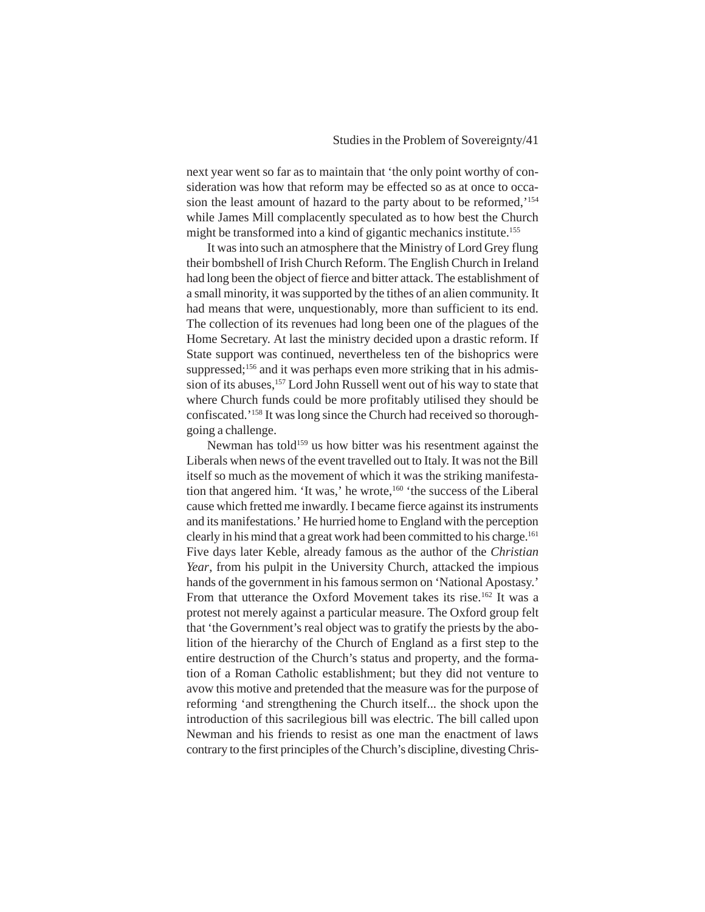next year went so far as to maintain that 'the only point worthy of consideration was how that reform may be effected so as at once to occasion the least amount of hazard to the party about to be reformed,'[154] while James Mill complacently speculated as to how best the Church might be transformed into a kind of gigantic mechanics institute.[155]

It was into such an atmosphere that the Ministry of Lord Grey flung their bombshell of Irish Church Reform. The English Church in Ireland had long been the object of fierce and bitter attack. The establishment of a small minority, it was supported by the tithes of an alien community. It had means that were, unquestionably, more than sufficient to its end. The collection of its revenues had long been one of the plagues of the Home Secretary. At last the ministry decided upon a drastic reform. If State support was continued, nevertheless ten of the bishoprics were suppressed;[156] and it was perhaps even more striking that in his admission of its abuses,[157] Lord John Russell went out of his way to state that where Church funds could be more profitably utilised they should be confiscated.'[158] It was long since the Church had received so thoroughgoing a challenge.

Newman has told[159] us how bitter was his resentment against the Liberals when news of the event travelled out to Italy. It was not the Bill itself so much as the movement of which it was the striking manifestation that angered him. 'It was,' he wrote,[160] 'the success of the Liberal cause which fretted me inwardly. I became fierce against its instruments and its manifestations.' He hurried home to England with the perception clearly in his mind that a great work had been committed to his charge.[161] Five days later Keble, already famous as the author of the *Christian Year*, from his pulpit in the University Church, attacked the impious hands of the government in his famous sermon on 'National Apostasy.' From that utterance the Oxford Movement takes its rise.[162] It was a protest not merely against a particular measure. The Oxford group felt that 'the Government's real object was to gratify the priests by the abolition of the hierarchy of the Church of England as a first step to the entire destruction of the Church's status and property, and the formation of a Roman Catholic establishment; but they did not venture to avow this motive and pretended that the measure was for the purpose of reforming 'and strengthening the Church itself... the shock upon the introduction of this sacrilegious bill was electric. The bill called upon Newman and his friends to resist as one man the enactment of laws contrary to the first principles of the Church's discipline, divesting Chris-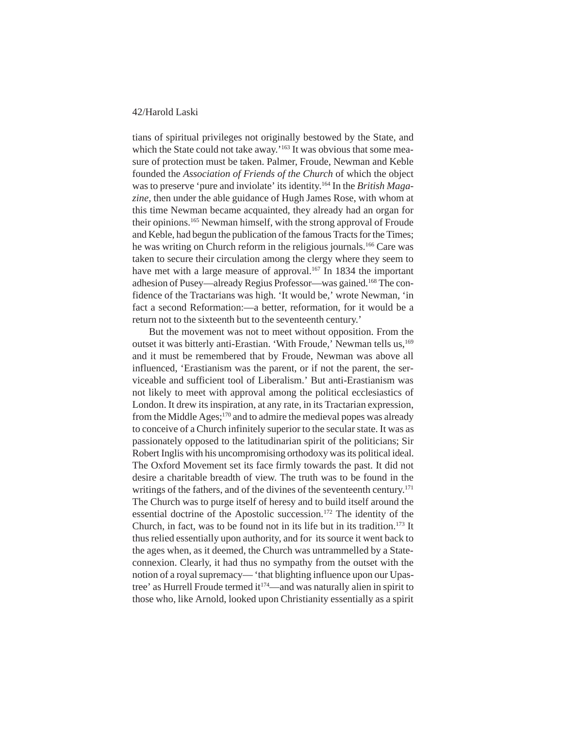tians of spiritual privileges not originally bestowed by the State, and which the State could not take away.'[163] It was obvious that some measure of protection must be taken. Palmer, Froude, Newman and Keble founded the *Association of Friends of the Church* of which the object was to preserve 'pure and inviolate' its identity.[164] In the *British Magazine*, then under the able guidance of Hugh James Rose, with whom at this time Newman became acquainted, they already had an organ for their opinions.[165] Newman himself, with the strong approval of Froude and Keble, had begun the publication of the famous Tracts for the Times; he was writing on Church reform in the religious journals.[166] Care was taken to secure their circulation among the clergy where they seem to have met with a large measure of approval.[167] In 1834 the important adhesion of Pusey—already Regius Professor—was gained.[168] The confidence of the Tractarians was high. 'It would be,' wrote Newman, 'in fact a second Reformation:—a better, reformation, for it would be a return not to the sixteenth but to the seventeenth century.'

But the movement was not to meet without opposition. From the outset it was bitterly anti-Erastian. 'With Froude,' Newman tells us,[169] and it must be remembered that by Froude, Newman was above all influenced, 'Erastianism was the parent, or if not the parent, the serviceable and sufficient tool of Liberalism.' But anti-Erastianism was not likely to meet with approval among the political ecclesiastics of London. It drew its inspiration, at any rate, in its Tractarian expression, from the Middle Ages;[170] and to admire the medieval popes was already to conceive of a Church infinitely superior to the secular state. It was as passionately opposed to the latitudinarian spirit of the politicians; Sir Robert Inglis with his uncompromising orthodoxy was its political ideal. The Oxford Movement set its face firmly towards the past. It did not desire a charitable breadth of view. The truth was to be found in the writings of the fathers, and of the divines of the seventeenth century.[171] The Church was to purge itself of heresy and to build itself around the essential doctrine of the Apostolic succession.[172] The identity of the Church, in fact, was to be found not in its life but in its tradition.[173] It thus relied essentially upon authority, and for its source it went back to the ages when, as it deemed, the Church was untrammelled by a State-connexion. Clearly, it had thus no sympathy from the outset with the notion of a royal supremacy— 'that blighting influence upon our Upas-tree' as Hurrell Froude termed it[174]—and was naturally alien in spirit to those who, like Arnold, looked upon Christianity essentially as a spirit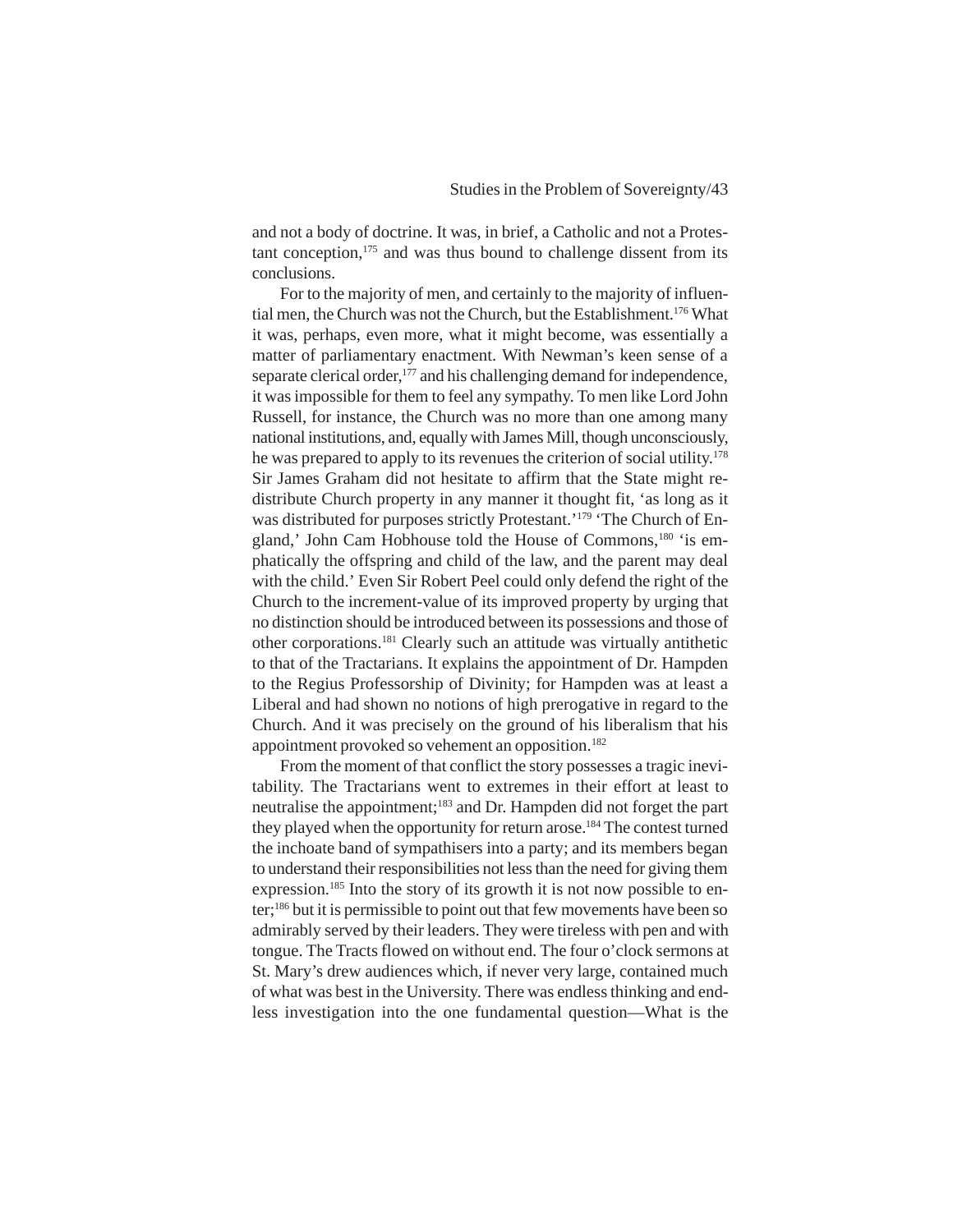and not a body of doctrine. It was, in brief, a Catholic and not a Protestant conception,[175] and was thus bound to challenge dissent from its conclusions.

For to the majority of men, and certainly to the majority of influential men, the Church was not the Church, but the Establishment.[176] What it was, perhaps, even more, what it might become, was essentially a matter of parliamentary enactment. With Newman's keen sense of a separate clerical order,[177] and his challenging demand for independence, it was impossible for them to feel any sympathy. To men like Lord John Russell, for instance, the Church was no more than one among many national institutions, and, equally with James Mill, though unconsciously, he was prepared to apply to its revenues the criterion of social utility.[178] Sir James Graham did not hesitate to affirm that the State might redistribute Church property in any manner it thought fit, 'as long as it was distributed for purposes strictly Protestant.'[179] 'The Church of England,' John Cam Hobhouse told the House of Commons,[180] 'is emphatically the offspring and child of the law, and the parent may deal with the child.' Even Sir Robert Peel could only defend the right of the Church to the increment-value of its improved property by urging that no distinction should be introduced between its possessions and those of other corporations.[181] Clearly such an attitude was virtually antithetic to that of the Tractarians. It explains the appointment of Dr. Hampden to the Regius Professorship of Divinity; for Hampden was at least a Liberal and had shown no notions of high prerogative in regard to the Church. And it was precisely on the ground of his liberalism that his appointment provoked so vehement an opposition.[182]

From the moment of that conflict the story possesses a tragic inevitability. The Tractarians went to extremes in their effort at least to neutralise the appointment;[183] and Dr. Hampden did not forget the part they played when the opportunity for return arose.[184] The contest turned the inchoate band of sympathisers into a party; and its members began to understand their responsibilities not less than the need for giving them expression.[185] Into the story of its growth it is not now possible to enter;[186] but it is permissible to point out that few movements have been so admirably served by their leaders. They were tireless with pen and with tongue. The Tracts flowed on without end. The four o'clock sermons at St. Mary's drew audiences which, if never very large, contained much of what was best in the University. There was endless thinking and endless investigation into the one fundamental question—What is the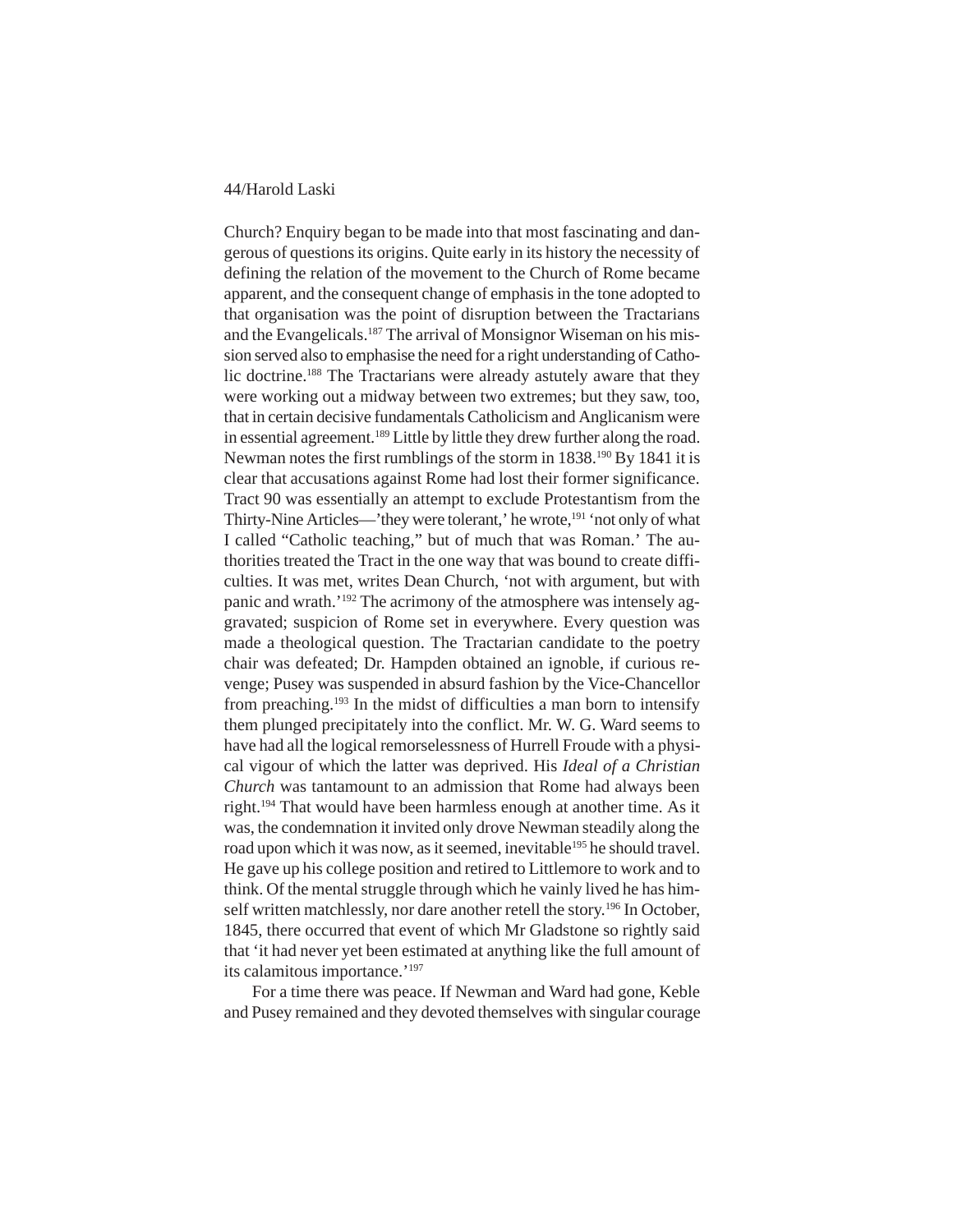Church? Enquiry began to be made into that most fascinating and dangerous of questions its origins. Quite early in its history the necessity of defining the relation of the movement to the Church of Rome became apparent, and the consequent change of emphasis in the tone adopted to that organisation was the point of disruption between the Tractarians and the Evangelicals.[187] The arrival of Monsignor Wiseman on his mission served also to emphasise the need for a right understanding of Catholic doctrine.[188] The Tractarians were already astutely aware that they were working out a midway between two extremes; but they saw, too, that in certain decisive fundamentals Catholicism and Anglicanism were in essential agreement.[189] Little by little they drew further along the road. Newman notes the first rumblings of the storm in 1838.[190] By 1841 it is clear that accusations against Rome had lost their former significance. Tract 90 was essentially an attempt to exclude Protestantism from the Thirty-Nine Articles—'they were tolerant,' he wrote,[191] 'not only of what I called "Catholic teaching," but of much that was Roman.' The authorities treated the Tract in the one way that was bound to create difficulties. It was met, writes Dean Church, 'not with argument, but with panic and wrath.'[192] The acrimony of the atmosphere was intensely aggravated; suspicion of Rome set in everywhere. Every question was made a theological question. The Tractarian candidate to the poetry chair was defeated; Dr. Hampden obtained an ignoble, if curious revenge; Pusey was suspended in absurd fashion by the Vice-Chancellor from preaching.[193] In the midst of difficulties a man born to intensify them plunged precipitately into the conflict. Mr. W. G. Ward seems to have had all the logical remorselessness of Hurrell Froude with a physical vigour of which the latter was deprived. His *Ideal of a Christian Church* was tantamount to an admission that Rome had always been right.[194] That would have been harmless enough at another time. As it was, the condemnation it invited only drove Newman steadily along the road upon which it was now, as it seemed, inevitable[195] he should travel. He gave up his college position and retired to Littlemore to work and to think. Of the mental struggle through which he vainly lived he has himself written matchlessly, nor dare another retell the story.[196] In October, 1845, there occurred that event of which Mr Gladstone so rightly said that 'it had never yet been estimated at anything like the full amount of its calamitous importance.'[197]

For a time there was peace. If Newman and Ward had gone, Keble and Pusey remained and they devoted themselves with singular courage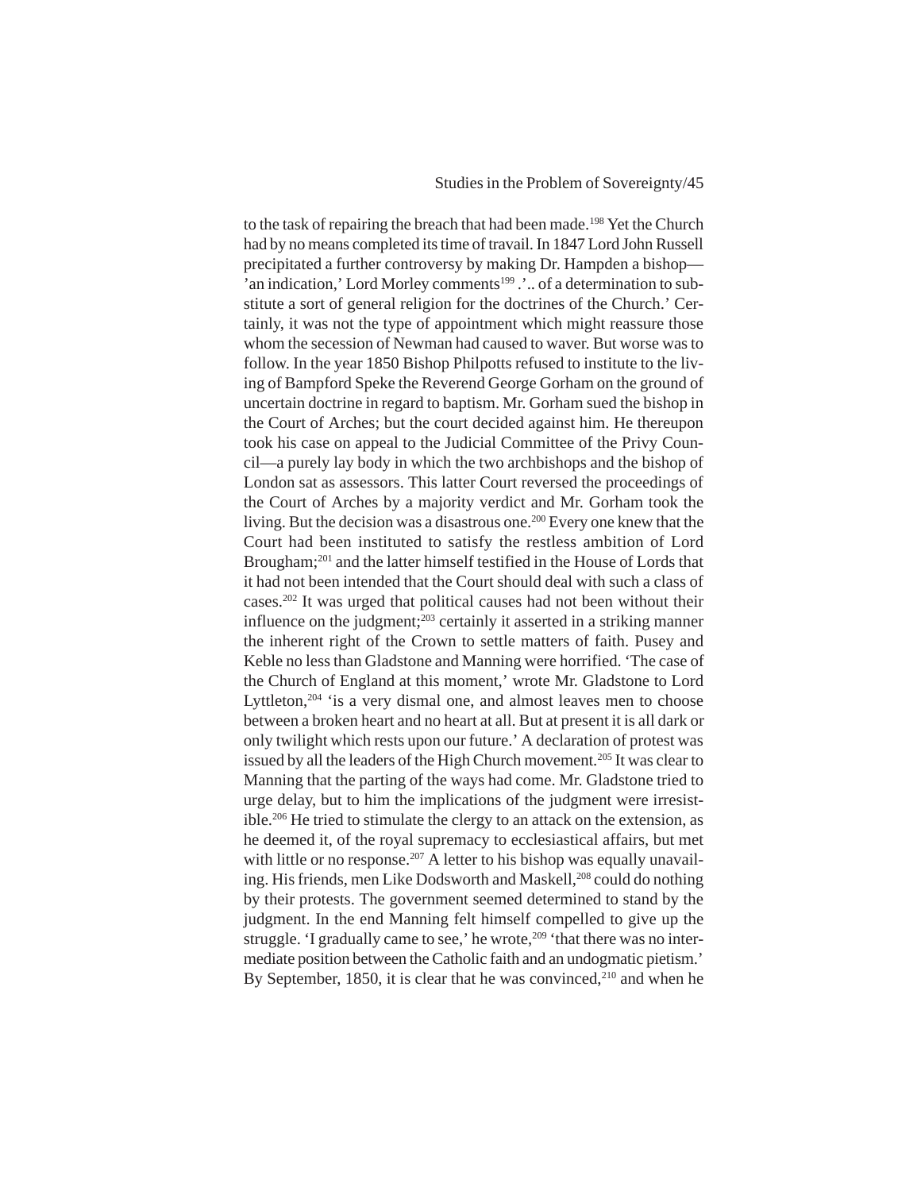to the task of repairing the breach that had been made.[198] Yet the Church had by no means completed its time of travail. In 1847 Lord John Russell precipitated a further controversy by making Dr. Hampden a bishop—'an indication,' Lord Morley comments[199] .'.. of a determination to substitute a sort of general religion for the doctrines of the Church.' Certainly, it was not the type of appointment which might reassure those whom the secession of Newman had caused to waver. But worse was to follow. In the year 1850 Bishop Philpotts refused to institute to the living of Bampford Speke the Reverend George Gorham on the ground of uncertain doctrine in regard to baptism. Mr. Gorham sued the bishop in the Court of Arches; but the court decided against him. He thereupon took his case on appeal to the Judicial Committee of the Privy Council—a purely lay body in which the two archbishops and the bishop of London sat as assessors. This latter Court reversed the proceedings of the Court of Arches by a majority verdict and Mr. Gorham took the living. But the decision was a disastrous one.[200] Every one knew that the Court had been instituted to satisfy the restless ambition of Lord Brougham;[201] and the latter himself testified in the House of Lords that it had not been intended that the Court should deal with such a class of cases.[202] It was urged that political causes had not been without their influence on the judgment;[203] certainly it asserted in a striking manner the inherent right of the Crown to settle matters of faith. Pusey and Keble no less than Gladstone and Manning were horrified. 'The case of the Church of England at this moment,' wrote Mr. Gladstone to Lord Lyttleton,[204] 'is a very dismal one, and almost leaves men to choose between a broken heart and no heart at all. But at present it is all dark or only twilight which rests upon our future.' A declaration of protest was issued by all the leaders of the High Church movement.[205] It was clear to Manning that the parting of the ways had come. Mr. Gladstone tried to urge delay, but to him the implications of the judgment were irresistible.[206] He tried to stimulate the clergy to an attack on the extension, as he deemed it, of the royal supremacy to ecclesiastical affairs, but met with little or no response.[207] A letter to his bishop was equally unavailing. His friends, men Like Dodsworth and Maskell,[208] could do nothing by their protests. The government seemed determined to stand by the judgment. In the end Manning felt himself compelled to give up the struggle. 'I gradually came to see,' he wrote,[209] 'that there was no intermediate position between the Catholic faith and an undogmatic pietism.' By September, 1850, it is clear that he was convinced,[210] and when he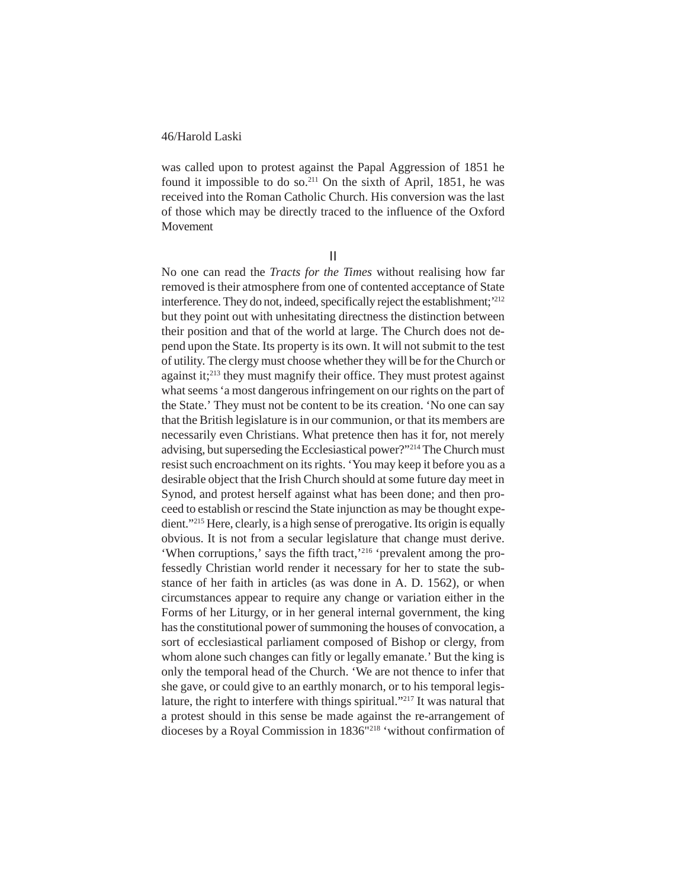was called upon to protest against the Papal Aggression of 1851 he found it impossible to do so.[211] On the sixth of April, 1851, he was received into the Roman Catholic Church. His conversion was the last of those which may be directly traced to the influence of the Oxford Movement

## II

No one can read the *Tracts for the Times* without realising how far removed is their atmosphere from one of contented acceptance of State interference. They do not, indeed, specifically reject the establishment;'[212] but they point out with unhesitating directness the distinction between their position and that of the world at large. The Church does not depend upon the State. Its property is its own. It will not submit to the test of utility. The clergy must choose whether they will be for the Church or against it;[213] they must magnify their office. They must protest against what seems 'a most dangerous infringement on our rights on the part of the State.' They must not be content to be its creation. 'No one can say that the British legislature is in our communion, or that its members are necessarily even Christians. What pretence then has it for, not merely advising, but superseding the Ecclesiastical power?"[214] The Church must resist such encroachment on its rights. 'You may keep it before you as a desirable object that the Irish Church should at some future day meet in Synod, and protest herself against what has been done; and then proceed to establish or rescind the State injunction as may be thought expedient."[215] Here, clearly, is a high sense of prerogative. Its origin is equally obvious. It is not from a secular legislature that change must derive. 'When corruptions,' says the fifth tract,'[216] 'prevalent among the professedly Christian world render it necessary for her to state the substance of her faith in articles (as was done in A. D. 1562), or when circumstances appear to require any change or variation either in the Forms of her Liturgy, or in her general internal government, the king has the constitutional power of summoning the houses of convocation, a sort of ecclesiastical parliament composed of Bishop or clergy, from whom alone such changes can fitly or legally emanate.' But the king is only the temporal head of the Church. 'We are not thence to infer that she gave, or could give to an earthly monarch, or to his temporal legislature, the right to interfere with things spiritual."[217] It was natural that a protest should in this sense be made against the re-arrangement of dioceses by a Royal Commission in 1836"[218] 'without confirmation of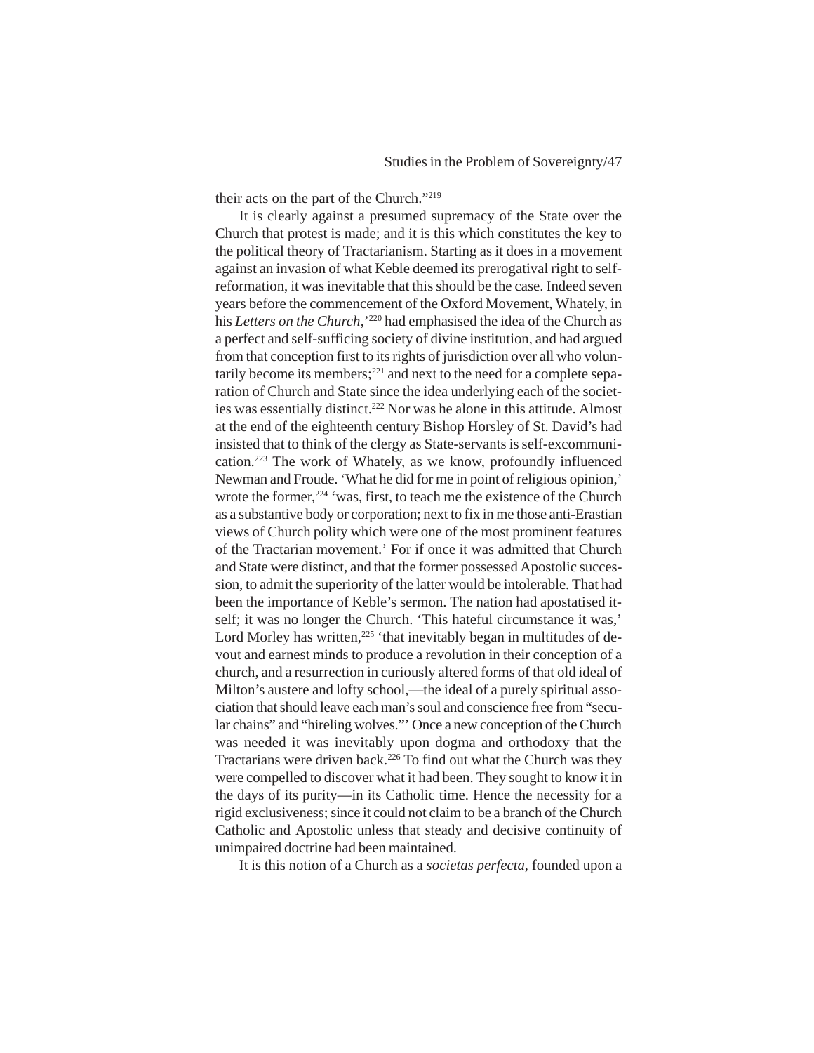their acts on the part of the Church."[219]

It is clearly against a presumed supremacy of the State over the Church that protest is made; and it is this which constitutes the key to the political theory of Tractarianism. Starting as it does in a movement against an invasion of what Keble deemed its prerogatival right to self-reformation, it was inevitable that this should be the case. Indeed seven years before the commencement of the Oxford Movement, Whately, in his *Letters on the Church*,'[220] had emphasised the idea of the Church as a perfect and self-sufficing society of divine institution, and had argued from that conception first to its rights of jurisdiction over all who voluntarily become its members;[221] and next to the need for a complete separation of Church and State since the idea underlying each of the societies was essentially distinct.[222] Nor was he alone in this attitude. Almost at the end of the eighteenth century Bishop Horsley of St. David's had insisted that to think of the clergy as State-servants is self-excommunication.[223] The work of Whately, as we know, profoundly influenced Newman and Froude. 'What he did for me in point of religious opinion,' wrote the former,[224] 'was, first, to teach me the existence of the Church as a substantive body or corporation; next to fix in me those anti-Erastian views of Church polity which were one of the most prominent features of the Tractarian movement.' For if once it was admitted that Church and State were distinct, and that the former possessed Apostolic succession, to admit the superiority of the latter would be intolerable. That had been the importance of Keble's sermon. The nation had apostatised itself; it was no longer the Church. 'This hateful circumstance it was,' Lord Morley has written,[225] 'that inevitably began in multitudes of devout and earnest minds to produce a revolution in their conception of a church, and a resurrection in curiously altered forms of that old ideal of Milton's austere and lofty school,—the ideal of a purely spiritual association that should leave each man's soul and conscience free from "secular chains" and "hireling wolves."' Once a new conception of the Church was needed it was inevitably upon dogma and orthodoxy that the Tractarians were driven back.[226] To find out what the Church was they were compelled to discover what it had been. They sought to know it in the days of its purity—in its Catholic time. Hence the necessity for a rigid exclusiveness; since it could not claim to be a branch of the Church Catholic and Apostolic unless that steady and decisive continuity of unimpaired doctrine had been maintained.

It is this notion of a Church as a *societas perfecta*, founded upon a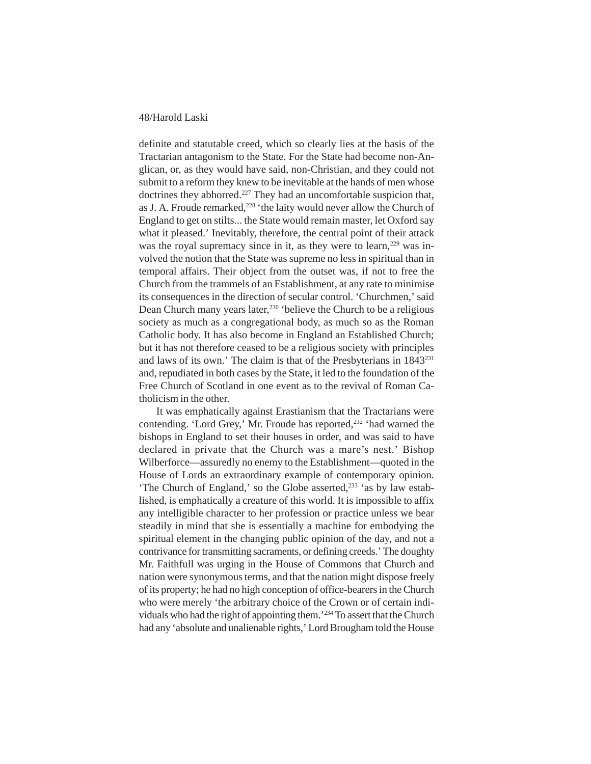definite and statutable creed, which so clearly lies at the basis of the Tractarian antagonism to the State. For the State had become non-Anglican, or, as they would have said, non-Christian, and they could not submit to a reform they knew to be inevitable at the hands of men whose doctrines they abhorred.[227] They had an uncomfortable suspicion that, as J. A. Froude remarked,[228] 'the laity would never allow the Church of England to get on stilts... the State would remain master, let Oxford say what it pleased.' Inevitably, therefore, the central point of their attack was the royal supremacy since in it, as they were to learn,[229] was involved the notion that the State was supreme no less in spiritual than in temporal affairs. Their object from the outset was, if not to free the Church from the trammels of an Establishment, at any rate to minimise its consequences in the direction of secular control. 'Churchmen,' said Dean Church many years later,[230] 'believe the Church to be a religious society as much as a congregational body, as much so as the Roman Catholic body. It has also become in England an Established Church; but it has not therefore ceased to be a religious society with principles and laws of its own.' The claim is that of the Presbyterians in 1843[231] and, repudiated in both cases by the State, it led to the foundation of the Free Church of Scotland in one event as to the revival of Roman Catholicism in the other.

It was emphatically against Erastianism that the Tractarians were contending. 'Lord Grey,' Mr. Froude has reported,[232] 'had warned the bishops in England to set their houses in order, and was said to have declared in private that the Church was a mare's nest.' Bishop Wilberforce—assuredly no enemy to the Establishment—quoted in the House of Lords an extraordinary example of contemporary opinion. 'The Church of England,' so the Globe asserted,[233] 'as by law established, is emphatically a creature of this world. It is impossible to affix any intelligible character to her profession or practice unless we bear steadily in mind that she is essentially a machine for embodying the spiritual element in the changing public opinion of the day, and not a contrivance for transmitting sacraments, or defining creeds.' The doughty Mr. Faithfull was urging in the House of Commons that Church and nation were synonymous terms, and that the nation might dispose freely of its property; he had no high conception of office-bearers in the Church who were merely 'the arbitrary choice of the Crown or of certain individuals who had the right of appointing them.'[234] To assert that the Church had any 'absolute and unalienable rights,' Lord Brougham told the House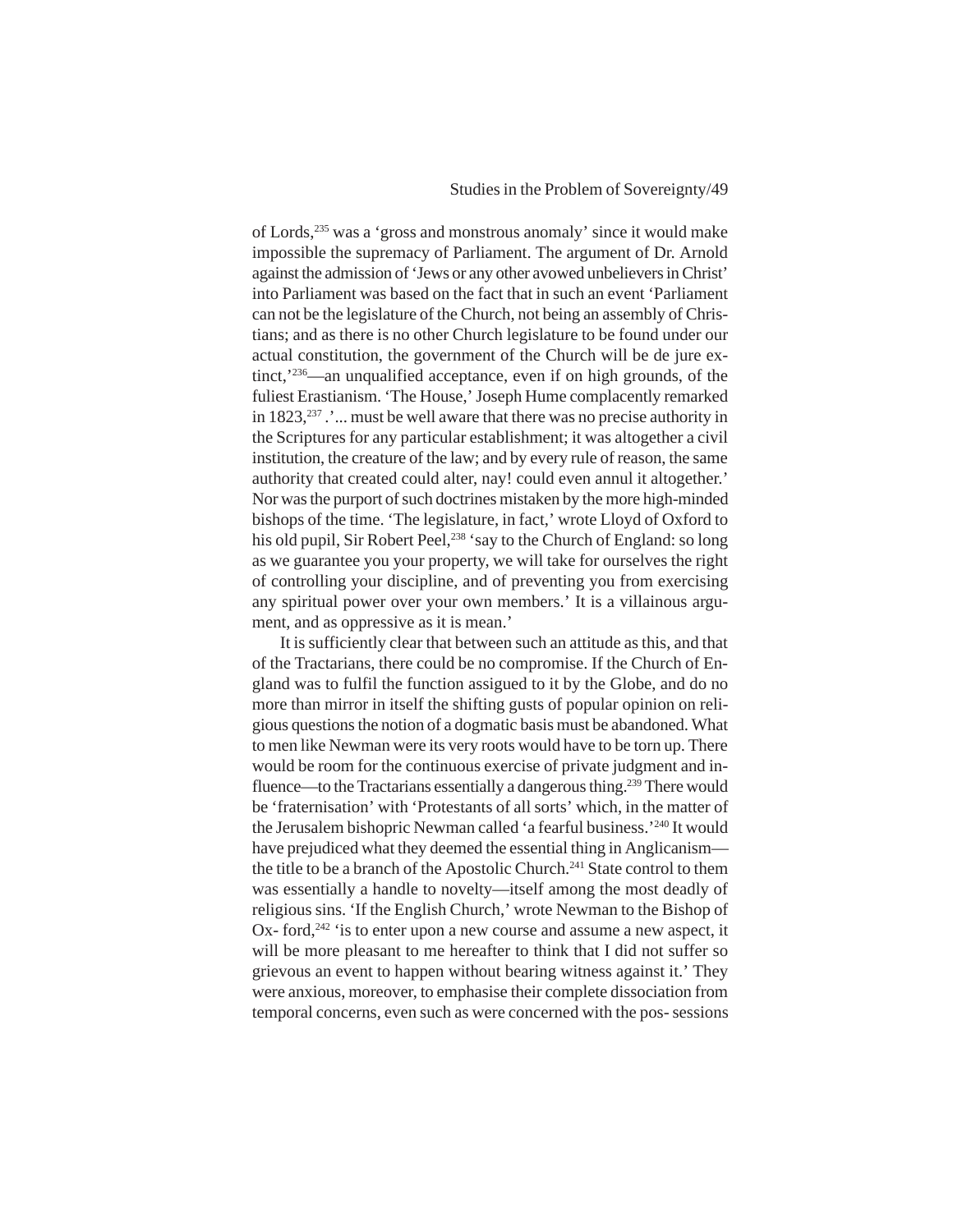of Lords,[235] was a 'gross and monstrous anomaly' since it would make impossible the supremacy of Parliament. The argument of Dr. Arnold against the admission of 'Jews or any other avowed unbelievers in Christ' into Parliament was based on the fact that in such an event 'Parliament can not be the legislature of the Church, not being an assembly of Christians; and as there is no other Church legislature to be found under our actual constitution, the government of the Church will be de jure extinct,'[236]—an unqualified acceptance, even if on high grounds, of the fuliest Erastianism. 'The House,' Joseph Hume complacently remarked in 1823,[237] .'... must be well aware that there was no precise authority in the Scriptures for any particular establishment; it was altogether a civil institution, the creature of the law; and by every rule of reason, the same authority that created could alter, nay! could even annul it altogether.' Nor was the purport of such doctrines mistaken by the more high-minded bishops of the time. 'The legislature, in fact,' wrote Lloyd of Oxford to his old pupil, Sir Robert Peel,[238] 'say to the Church of England: so long as we guarantee you your property, we will take for ourselves the right of controlling your discipline, and of preventing you from exercising any spiritual power over your own members.' It is a villainous argument, and as oppressive as it is mean.'

It is sufficiently clear that between such an attitude as this, and that of the Tractarians, there could be no compromise. If the Church of England was to fulfil the function assigued to it by the Globe, and do no more than mirror in itself the shifting gusts of popular opinion on religious questions the notion of a dogmatic basis must be abandoned. What to men like Newman were its very roots would have to be torn up. There would be room for the continuous exercise of private judgment and influence—to the Tractarians essentially a dangerous thing.[239] There would be 'fraternisation' with 'Protestants of all sorts' which, in the matter of the Jerusalem bishopric Newman called 'a fearful business.'[240] It would have prejudiced what they deemed the essential thing in Anglicanism—the title to be a branch of the Apostolic Church.[241] State control to them was essentially a handle to novelty—itself among the most deadly of religious sins. 'If the English Church,' wrote Newman to the Bishop of Ox- ford,[242] 'is to enter upon a new course and assume a new aspect, it will be more pleasant to me hereafter to think that I did not suffer so grievous an event to happen without bearing witness against it.' They were anxious, moreover, to emphasise their complete dissociation from temporal concerns, even such as were concerned with the pos- sessions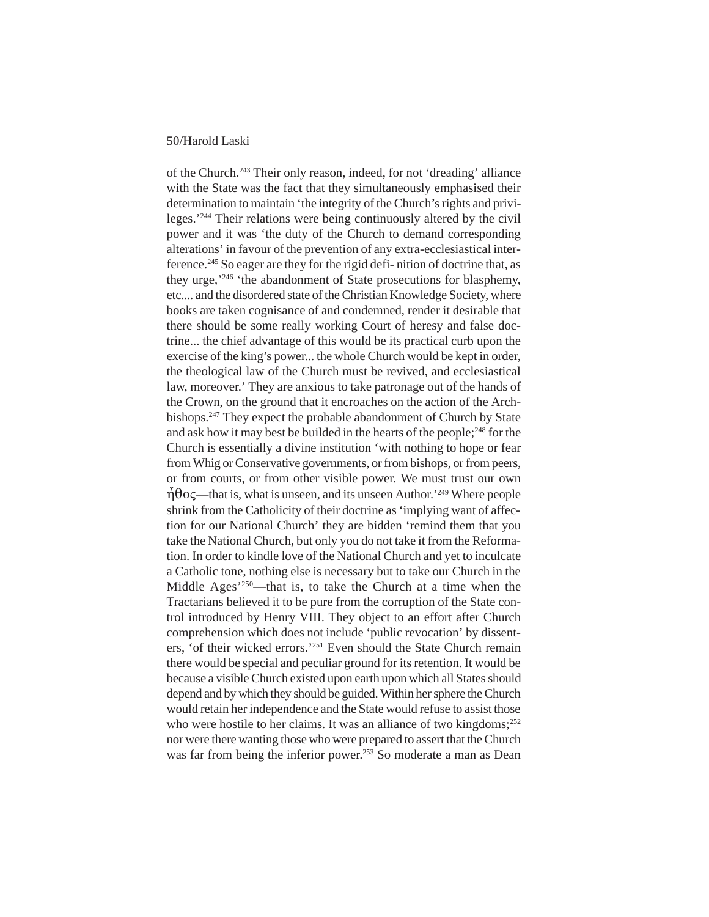of the Church.[243] Their only reason, indeed, for not 'dreading' alliance with the State was the fact that they simultaneously emphasised their determination to maintain 'the integrity of the Church's rights and privileges.'[244] Their relations were being continuously altered by the civil power and it was 'the duty of the Church to demand corresponding alterations' in favour of the prevention of any extra-ecclesiastical interference.[245] So eager are they for the rigid defi- nition of doctrine that, as they urge,'[246] 'the abandonment of State prosecutions for blasphemy, etc.... and the disordered state of the Christian Knowledge Society, where books are taken cognisance of and condemned, render it desirable that there should be some really working Court of heresy and false doctrine... the chief advantage of this would be its practical curb upon the exercise of the king's power... the whole Church would be kept in order, the theological law of the Church must be revived, and ecclesiastical law, moreover.' They are anxious to take patronage out of the hands of the Crown, on the ground that it encroaches on the action of the Archbishops.[247] They expect the probable abandonment of Church by State and ask how it may best be builded in the hearts of the people;[248] for the Church is essentially a divine institution 'with nothing to hope or fear from Whig or Conservative governments, or from bishops, or from peers, or from courts, or from other visible power. We must trust our own ἦθος—that is, what is unseen, and its unseen Author.'[249] Where people shrink from the Catholicity of their doctrine as 'implying want of affection for our National Church' they are bidden 'remind them that you take the National Church, but only you do not take it from the Reformation. In order to kindle love of the National Church and yet to inculcate a Catholic tone, nothing else is necessary but to take our Church in the Middle Ages'[250]—that is, to take the Church at a time when the Tractarians believed it to be pure from the corruption of the State control introduced by Henry VIII. They object to an effort after Church comprehension which does not include 'public revocation' by dissenters, 'of their wicked errors.'[251] Even should the State Church remain there would be special and peculiar ground for its retention. It would be because a visible Church existed upon earth upon which all States should depend and by which they should be guided. Within her sphere the Church would retain her independence and the State would refuse to assist those who were hostile to her claims. It was an alliance of two kingdoms;[252] nor were there wanting those who were prepared to assert that the Church was far from being the inferior power.[253] So moderate a man as Dean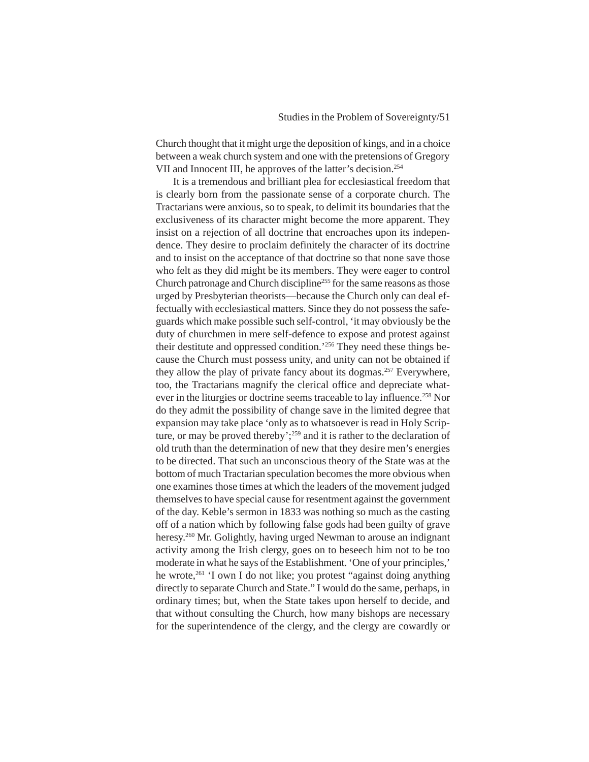Church thought that it might urge the deposition of kings, and in a choice between a weak church system and one with the pretensions of Gregory VII and Innocent III, he approves of the latter's decision.[254]

It is a tremendous and brilliant plea for ecclesiastical freedom that is clearly born from the passionate sense of a corporate church. The Tractarians were anxious, so to speak, to delimit its boundaries that the exclusiveness of its character might become the more apparent. They insist on a rejection of all doctrine that encroaches upon its independence. They desire to proclaim definitely the character of its doctrine and to insist on the acceptance of that doctrine so that none save those who felt as they did might be its members. They were eager to control Church patronage and Church discipline[255] for the same reasons as those urged by Presbyterian theorists—because the Church only can deal effectually with ecclesiastical matters. Since they do not possess the safeguards which make possible such self-control, 'it may obviously be the duty of churchmen in mere self-defence to expose and protest against their destitute and oppressed condition.'[256] They need these things because the Church must possess unity, and unity can not be obtained if they allow the play of private fancy about its dogmas.[257] Everywhere, too, the Tractarians magnify the clerical office and depreciate whatever in the liturgies or doctrine seems traceable to lay influence.[258] Nor do they admit the possibility of change save in the limited degree that expansion may take place 'only as to whatsoever is read in Holy Scripture, or may be proved thereby';[259] and it is rather to the declaration of old truth than the determination of new that they desire men's energies to be directed. That such an unconscious theory of the State was at the bottom of much Tractarian speculation becomes the more obvious when one examines those times at which the leaders of the movement judged themselves to have special cause for resentment against the government of the day. Keble's sermon in 1833 was nothing so much as the casting off of a nation which by following false gods had been guilty of grave heresy.[260] Mr. Golightly, having urged Newman to arouse an indignant activity among the Irish clergy, goes on to beseech him not to be too moderate in what he says of the Establishment. 'One of your principles,' he wrote,[261] 'I own I do not like; you protest "against doing anything directly to separate Church and State." I would do the same, perhaps, in ordinary times; but, when the State takes upon herself to decide, and that without consulting the Church, how many bishops are necessary for the superintendence of the clergy, and the clergy are cowardly or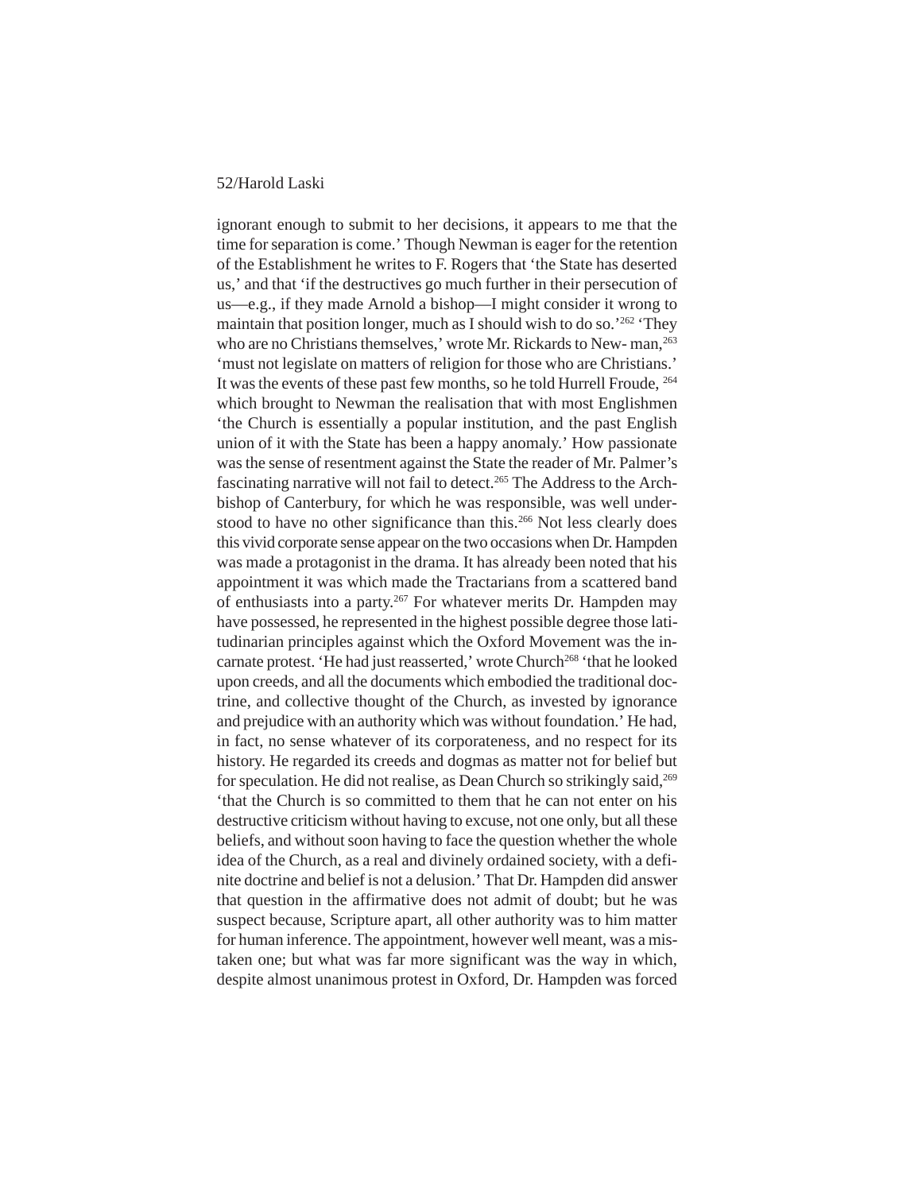ignorant enough to submit to her decisions, it appears to me that the time for separation is come.' Though Newman is eager for the retention of the Establishment he writes to F. Rogers that 'the State has deserted us,' and that 'if the destructives go much further in their persecution of us—e.g., if they made Arnold a bishop—I might consider it wrong to maintain that position longer, much as I should wish to do so.'[262] 'They who are no Christians themselves,' wrote Mr. Rickards to New- man,[263] 'must not legislate on matters of religion for those who are Christians.' It was the events of these past few months, so he told Hurrell Froude, [264] which brought to Newman the realisation that with most Englishmen 'the Church is essentially a popular institution, and the past English union of it with the State has been a happy anomaly.' How passionate was the sense of resentment against the State the reader of Mr. Palmer's fascinating narrative will not fail to detect.[265] The Address to the Archbishop of Canterbury, for which he was responsible, was well understood to have no other significance than this.[266] Not less clearly does this vivid corporate sense appear on the two occasions when Dr. Hampden was made a protagonist in the drama. It has already been noted that his appointment it was which made the Tractarians from a scattered band of enthusiasts into a party.[267] For whatever merits Dr. Hampden may have possessed, he represented in the highest possible degree those latitudinarian principles against which the Oxford Movement was the incarnate protest. 'He had just reasserted,' wrote Church[268] 'that he looked upon creeds, and all the documents which embodied the traditional doctrine, and collective thought of the Church, as invested by ignorance and prejudice with an authority which was without foundation.' He had, in fact, no sense whatever of its corporateness, and no respect for its history. He regarded its creeds and dogmas as matter not for belief but for speculation. He did not realise, as Dean Church so strikingly said,[269] 'that the Church is so committed to them that he can not enter on his destructive criticism without having to excuse, not one only, but all these beliefs, and without soon having to face the question whether the whole idea of the Church, as a real and divinely ordained society, with a definite doctrine and belief is not a delusion.' That Dr. Hampden did answer that question in the affirmative does not admit of doubt; but he was suspect because, Scripture apart, all other authority was to him matter for human inference. The appointment, however well meant, was a mistaken one; but what was far more significant was the way in which, despite almost unanimous protest in Oxford, Dr. Hampden was forced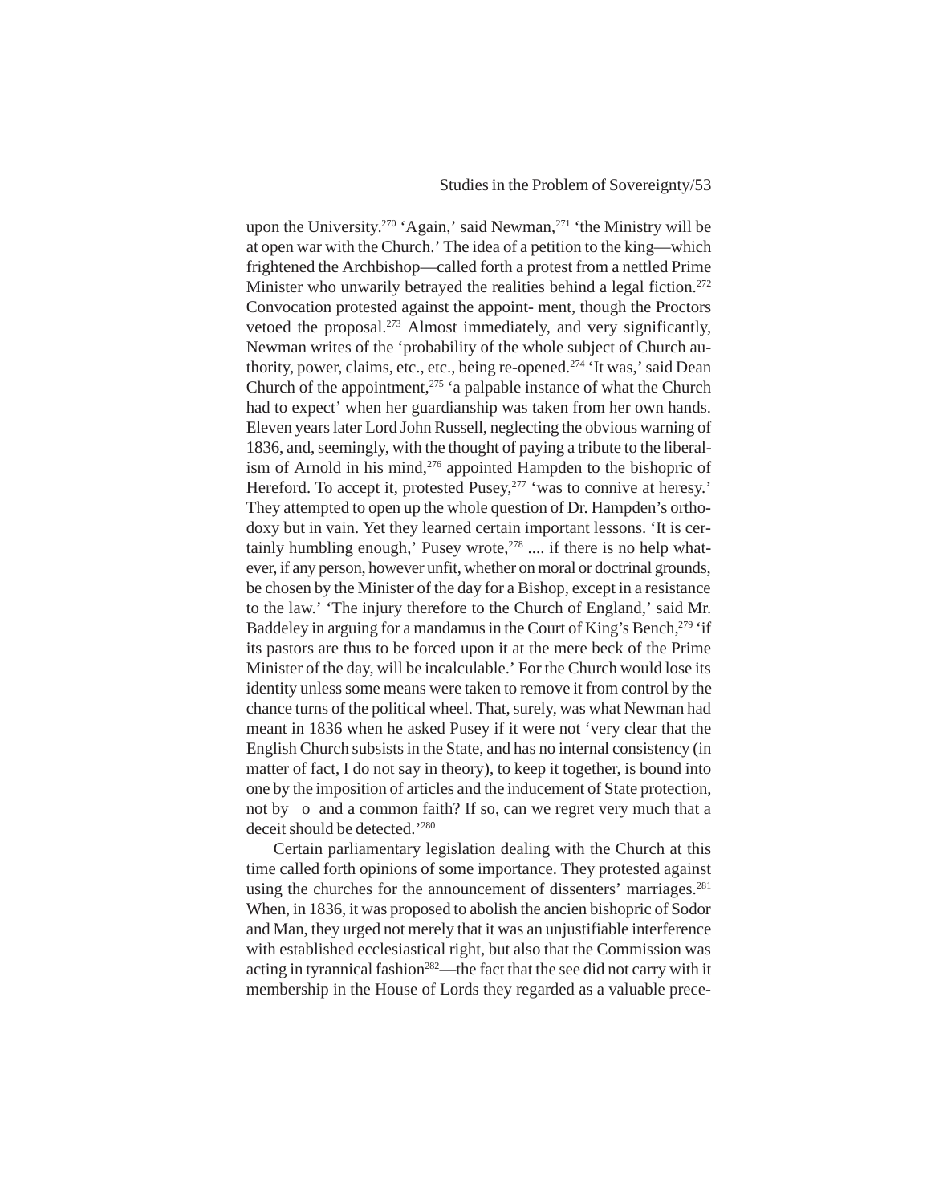upon the University.[270] 'Again,' said Newman,[271] 'the Ministry will be at open war with the Church.' The idea of a petition to the king—which frightened the Archbishop—called forth a protest from a nettled Prime Minister who unwarily betrayed the realities behind a legal fiction.[272] Convocation protested against the appoint- ment, though the Proctors vetoed the proposal.[273] Almost immediately, and very significantly, Newman writes of the 'probability of the whole subject of Church authority, power, claims, etc., etc., being re-opened.[274] 'It was,' said Dean Church of the appointment,[275] 'a palpable instance of what the Church had to expect' when her guardianship was taken from her own hands. Eleven years later Lord John Russell, neglecting the obvious warning of 1836, and, seemingly, with the thought of paying a tribute to the liberalism of Arnold in his mind,[276] appointed Hampden to the bishopric of Hereford. To accept it, protested Pusey,[277] 'was to connive at heresy.' They attempted to open up the whole question of Dr. Hampden's orthodoxy but in vain. Yet they learned certain important lessons. 'It is certainly humbling enough,' Pusey wrote,[278] .... if there is no help whatever, if any person, however unfit, whether on moral or doctrinal grounds, be chosen by the Minister of the day for a Bishop, except in a resistance to the law.' 'The injury therefore to the Church of England,' said Mr. Baddeley in arguing for a mandamus in the Court of King's Bench,[279] 'if its pastors are thus to be forced upon it at the mere beck of the Prime Minister of the day, will be incalculable.' For the Church would lose its identity unless some means were taken to remove it from control by the chance turns of the political wheel. That, surely, was what Newman had meant in 1836 when he asked Pusey if it were not 'very clear that the English Church subsists in the State, and has no internal consistency (in matter of fact, I do not say in theory), to keep it together, is bound into one by the imposition of articles and the inducement of State protection, not by o and a common faith? If so, can we regret very much that a deceit should be detected.'[280]

Certain parliamentary legislation dealing with the Church at this time called forth opinions of some importance. They protested against using the churches for the announcement of dissenters' marriages.[281] When, in 1836, it was proposed to abolish the ancien bishopric of Sodor and Man, they urged not merely that it was an unjustifiable interference with established ecclesiastical right, but also that the Commission was acting in tyrannical fashion[282]—the fact that the see did not carry with it membership in the House of Lords they regarded as a valuable prece-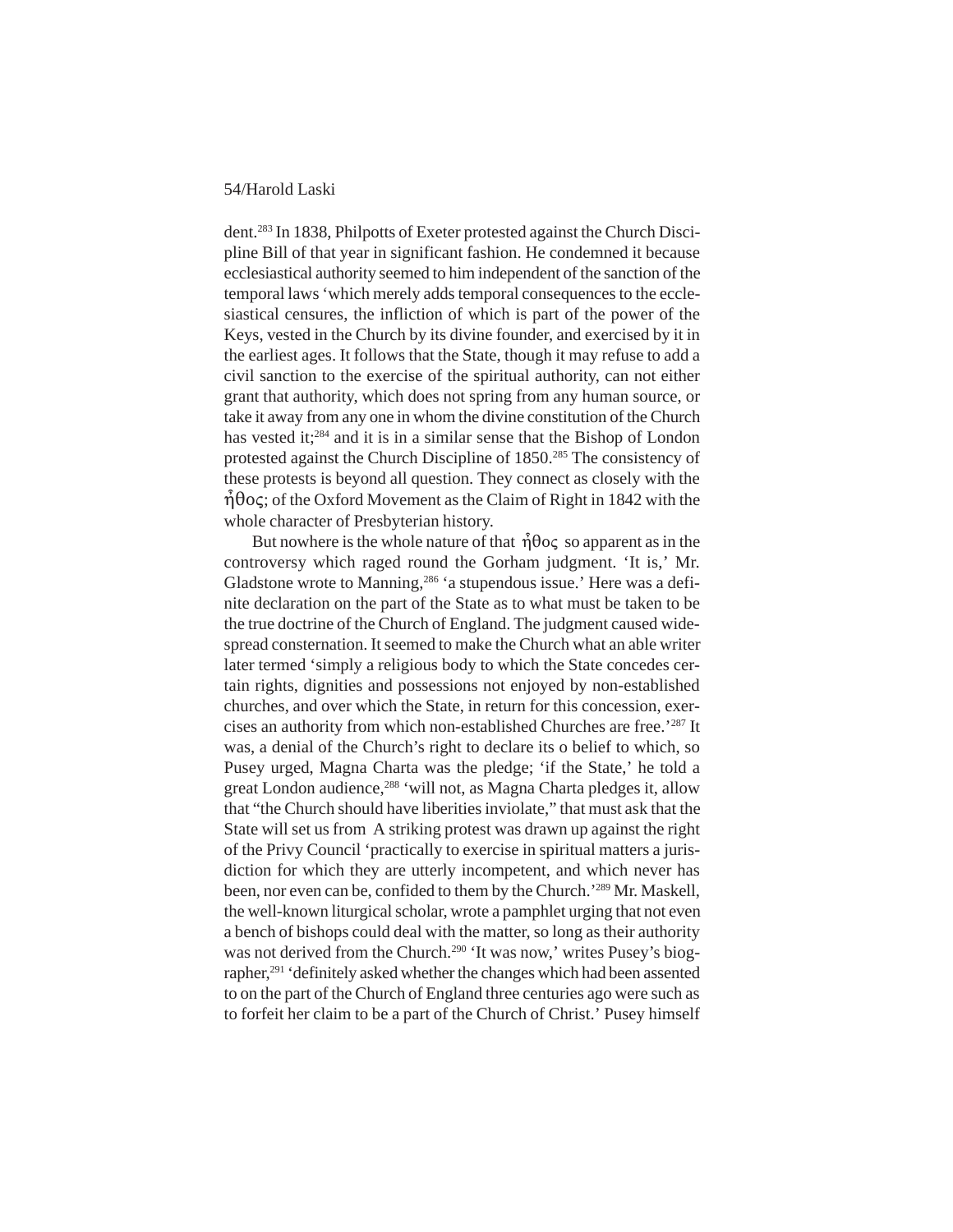dent.[283] In 1838, Philpotts of Exeter protested against the Church Discipline Bill of that year in significant fashion. He condemned it because ecclesiastical authority seemed to him independent of the sanction of the temporal laws 'which merely adds temporal consequences to the ecclesiastical censures, the infliction of which is part of the power of the Keys, vested in the Church by its divine founder, and exercised by it in the earliest ages. It follows that the State, though it may refuse to add a civil sanction to the exercise of the spiritual authority, can not either grant that authority, which does not spring from any human source, or take it away from any one in whom the divine constitution of the Church has vested it;[284] and it is in a similar sense that the Bishop of London protested against the Church Discipline of 1850.[285] The consistency of these protests is beyond all question. They connect as closely with the ἦθος; of the Oxford Movement as the Claim of Right in 1842 with the whole character of Presbyterian history.

But nowhere is the whole nature of that ἦθος so apparent as in the controversy which raged round the Gorham judgment. 'It is,' Mr. Gladstone wrote to Manning,[286] 'a stupendous issue.' Here was a definite declaration on the part of the State as to what must be taken to be the true doctrine of the Church of England. The judgment caused widespread consternation. It seemed to make the Church what an able writer later termed 'simply a religious body to which the State concedes certain rights, dignities and possessions not enjoyed by non-established churches, and over which the State, in return for this concession, exercises an authority from which non-established Churches are free.'[287] It was, a denial of the Church's right to declare its o belief to which, so Pusey urged, Magna Charta was the pledge; 'if the State,' he told a great London audience,[288] 'will not, as Magna Charta pledges it, allow that "the Church should have liberties inviolate," that must ask that the State will set us from  A striking protest was drawn up against the right of the Privy Council 'practically to exercise in spiritual matters a jurisdiction for which they are utterly incompetent, and which never has been, nor even can be, confided to them by the Church.'[289] Mr. Maskell, the well-known liturgical scholar, wrote a pamphlet urging that not even a bench of bishops could deal with the matter, so long as their authority was not derived from the Church.[290] 'It was now,' writes Pusey's biographer,[291] 'definitely asked whether the changes which had been assented to on the part of the Church of England three centuries ago were such as to forfeit her claim to be a part of the Church of Christ.' Pusey himself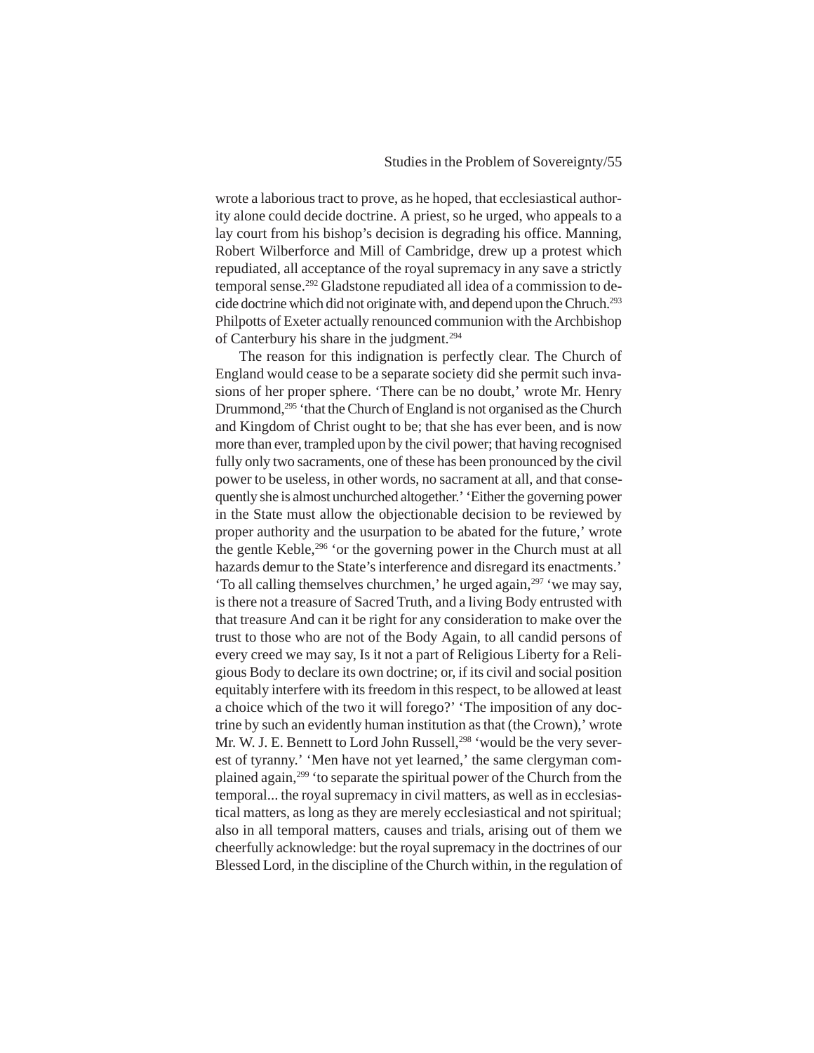wrote a laborious tract to prove, as he hoped, that ecclesiastical authority alone could decide doctrine. A priest, so he urged, who appeals to a lay court from his bishop's decision is degrading his office. Manning, Robert Wilberforce and Mill of Cambridge, drew up a protest which repudiated, all acceptance of the royal supremacy in any save a strictly temporal sense.[292] Gladstone repudiated all idea of a commission to decide doctrine which did not originate with, and depend upon the Chruch.[293] Philpotts of Exeter actually renounced communion with the Archbishop of Canterbury his share in the judgment.[294]

The reason for this indignation is perfectly clear. The Church of England would cease to be a separate society did she permit such invasions of her proper sphere. 'There can be no doubt,' wrote Mr. Henry Drummond,[295] 'that the Church of England is not organised as the Church and Kingdom of Christ ought to be; that she has ever been, and is now more than ever, trampled upon by the civil power; that having recognised fully only two sacraments, one of these has been pronounced by the civil power to be useless, in other words, no sacrament at all, and that consequently she is almost unchurched altogether.' 'Either the governing power in the State must allow the objectionable decision to be reviewed by proper authority and the usurpation to be abated for the future,' wrote the gentle Keble,[296] 'or the governing power in the Church must at all hazards demur to the State's interference and disregard its enactments.' 'To all calling themselves churchmen,' he urged again,[297] 'we may say, is there not a treasure of Sacred Truth, and a living Body entrusted with that treasure And can it be right for any consideration to make over the trust to those who are not of the Body Again, to all candid persons of every creed we may say, Is it not a part of Religious Liberty for a Religious Body to declare its own doctrine; or, if its civil and social position equitably interfere with its freedom in this respect, to be allowed at least a choice which of the two it will forego?' 'The imposition of any doctrine by such an evidently human institution as that (the Crown),' wrote Mr. W. J. E. Bennett to Lord John Russell,[298] 'would be the very severest of tyranny.' 'Men have not yet learned,' the same clergyman complained again,[299] 'to separate the spiritual power of the Church from the temporal... the royal supremacy in civil matters, as well as in ecclesiastical matters, as long as they are merely ecclesiastical and not spiritual; also in all temporal matters, causes and trials, arising out of them we cheerfully acknowledge: but the royal supremacy in the doctrines of our Blessed Lord, in the discipline of the Church within, in the regulation of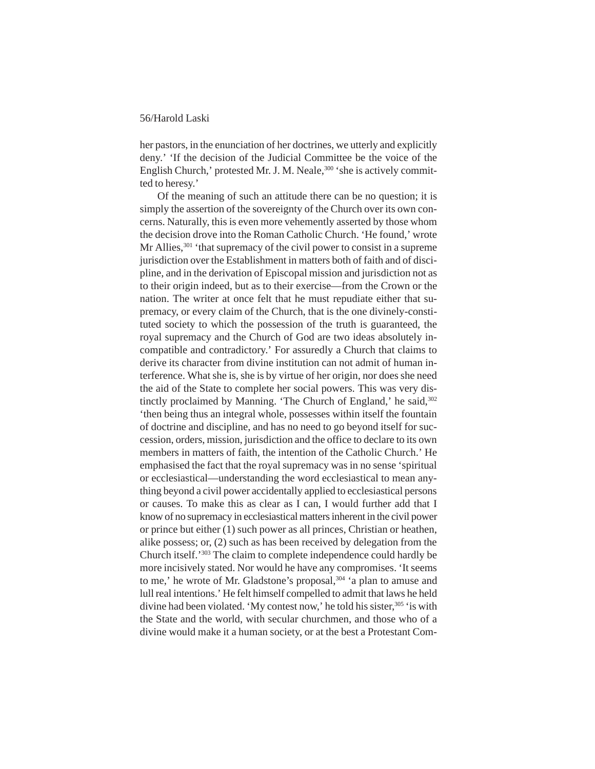her pastors, in the enunciation of her doctrines, we utterly and explicitly deny.' 'If the decision of the Judicial Committee be the voice of the English Church,' protested Mr. J. M. Neale,[300] 'she is actively committed to heresy.'

Of the meaning of such an attitude there can be no question; it is simply the assertion of the sovereignty of the Church over its own concerns. Naturally, this is even more vehemently asserted by those whom the decision drove into the Roman Catholic Church. 'He found,' wrote Mr Allies,[301] 'that supremacy of the civil power to consist in a supreme jurisdiction over the Establishment in matters both of faith and of discipline, and in the derivation of Episcopal mission and jurisdiction not as to their origin indeed, but as to their exercise—from the Crown or the nation. The writer at once felt that he must repudiate either that supremacy, or every claim of the Church, that is the one divinely-constituted society to which the possession of the truth is guaranteed, the royal supremacy and the Church of God are two ideas absolutely incompatible and contradictory.' For assuredly a Church that claims to derive its character from divine institution can not admit of human interference. What she is, she is by virtue of her origin, nor does she need the aid of the State to complete her social powers. This was very distinctly proclaimed by Manning. 'The Church of England,' he said,[302] 'then being thus an integral whole, possesses within itself the fountain of doctrine and discipline, and has no need to go beyond itself for succession, orders, mission, jurisdiction and the office to declare to its own members in matters of faith, the intention of the Catholic Church.' He emphasised the fact that the royal supremacy was in no sense 'spiritual or ecclesiastical—understanding the word ecclesiastical to mean anything beyond a civil power accidentally applied to ecclesiastical persons or causes. To make this as clear as I can, I would further add that I know of no supremacy in ecclesiastical matters inherent in the civil power or prince but either (1) such power as all princes, Christian or heathen, alike possess; or, (2) such as has been received by delegation from the Church itself.'[303] The claim to complete independence could hardly be more incisively stated. Nor would he have any compromises. 'It seems to me,' he wrote of Mr. Gladstone's proposal,[304] 'a plan to amuse and lull real intentions.' He felt himself compelled to admit that laws he held divine had been violated. 'My contest now,' he told his sister,[305] 'is with the State and the world, with secular churchmen, and those who of a divine would make it a human society, or at the best a Protestant Com-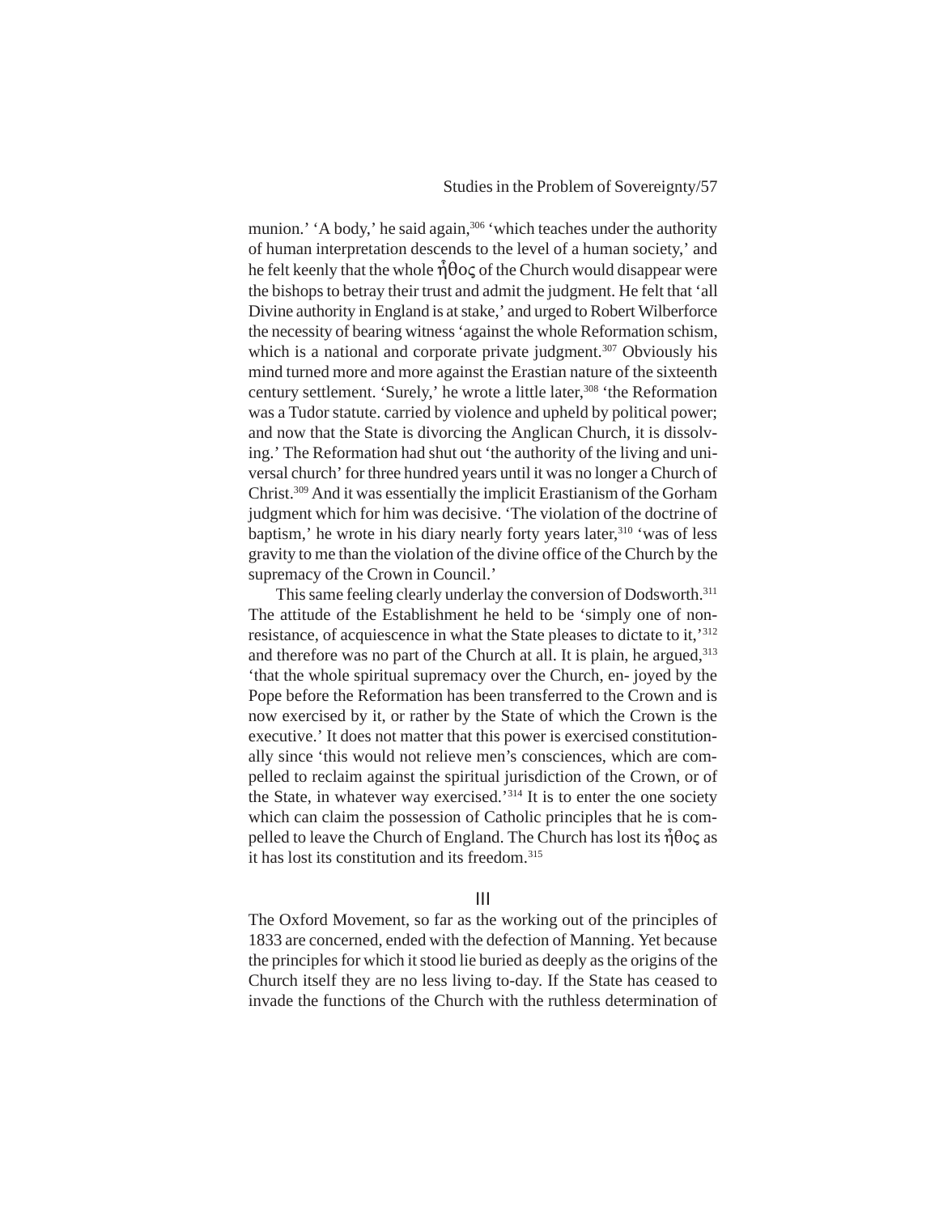munion.' 'A body,' he said again,[306] 'which teaches under the authority of human interpretation descends to the level of a human society,' and he felt keenly that the whole ἦθος of the Church would disappear were the bishops to betray their trust and admit the judgment. He felt that 'all Divine authority in England is at stake,' and urged to Robert Wilberforce the necessity of bearing witness 'against the whole Reformation schism, which is a national and corporate private judgment.[307] Obviously his mind turned more and more against the Erastian nature of the sixteenth century settlement. 'Surely,' he wrote a little later,[308] 'the Reformation was a Tudor statute. carried by violence and upheld by political power; and now that the State is divorcing the Anglican Church, it is dissolving.' The Reformation had shut out 'the authority of the living and universal church' for three hundred years until it was no longer a Church of Christ.[309] And it was essentially the implicit Erastianism of the Gorham judgment which for him was decisive. 'The violation of the doctrine of baptism,' he wrote in his diary nearly forty years later,[310] 'was of less gravity to me than the violation of the divine office of the Church by the supremacy of the Crown in Council.'

This same feeling clearly underlay the conversion of Dodsworth.[311] The attitude of the Establishment he held to be 'simply one of non-resistance, of acquiescence in what the State pleases to dictate to it,'[312] and therefore was no part of the Church at all. It is plain, he argued,[313] 'that the whole spiritual supremacy over the Church, en- joyed by the Pope before the Reformation has been transferred to the Crown and is now exercised by it, or rather by the State of which the Crown is the executive.' It does not matter that this power is exercised constitutionally since 'this would not relieve men's consciences, which are compelled to reclaim against the spiritual jurisdiction of the Crown, or of the State, in whatever way exercised.'[314] It is to enter the one society which can claim the possession of Catholic principles that he is compelled to leave the Church of England. The Church has lost its ἦθος as it has lost its constitution and its freedom.[315]

## III

The Oxford Movement, so far as the working out of the principles of 1833 are concerned, ended with the defection of Manning. Yet because the principles for which it stood lie buried as deeply as the origins of the Church itself they are no less living to-day. If the State has ceased to invade the functions of the Church with the ruthless determination of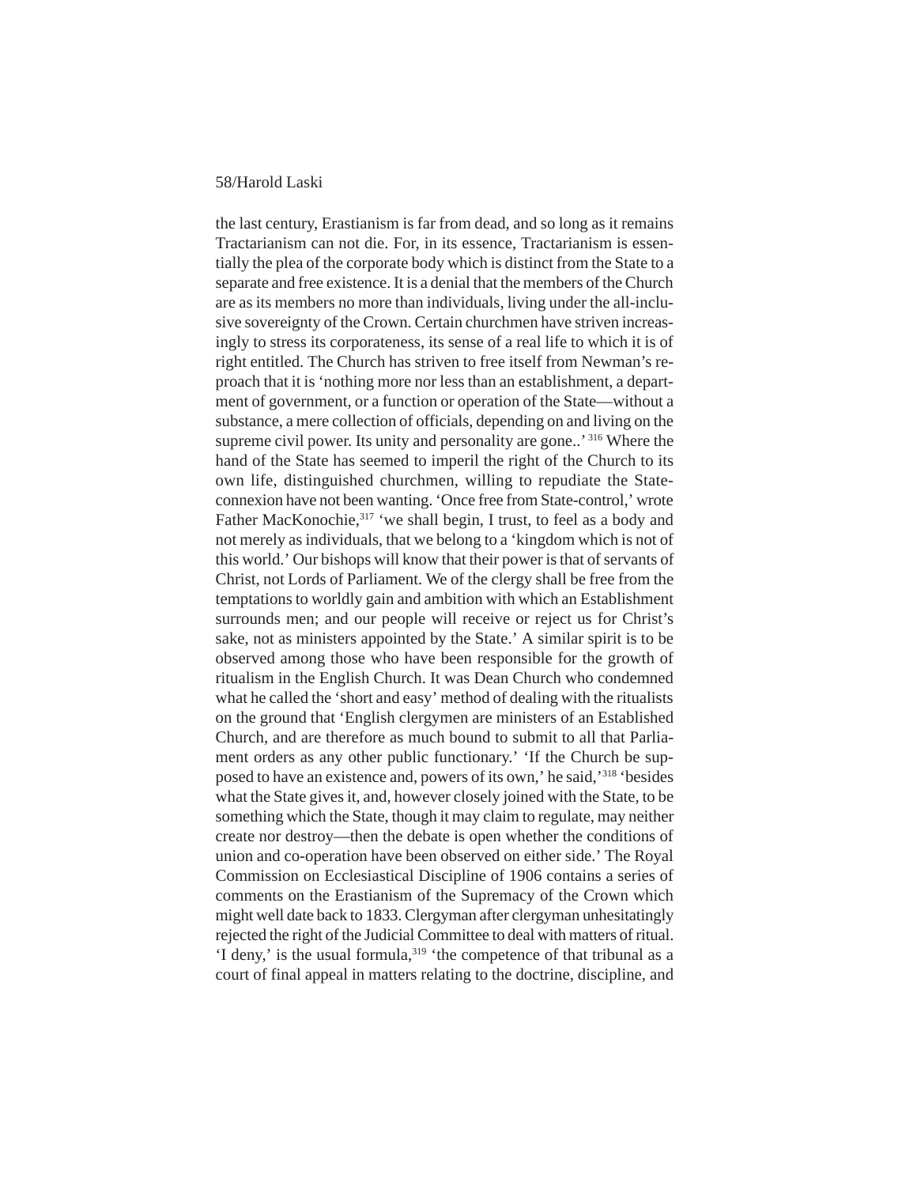the last century, Erastianism is far from dead, and so long as it remains Tractarianism can not die. For, in its essence, Tractarianism is essentially the plea of the corporate body which is distinct from the State to a separate and free existence. It is a denial that the members of the Church are as its members no more than individuals, living under the all-inclusive sovereignty of the Crown. Certain churchmen have striven increasingly to stress its corporateness, its sense of a real life to which it is of right entitled. The Church has striven to free itself from Newman's reproach that it is 'nothing more nor less than an establishment, a department of government, or a function or operation of the State—without a substance, a mere collection of officials, depending on and living on the supreme civil power. Its unity and personality are gone..' [316] Where the hand of the State has seemed to imperil the right of the Church to its own life, distinguished churchmen, willing to repudiate the State-connexion have not been wanting. 'Once free from State-control,' wrote Father MacKonochie,[317] 'we shall begin, I trust, to feel as a body and not merely as individuals, that we belong to a 'kingdom which is not of this world.' Our bishops will know that their power is that of servants of Christ, not Lords of Parliament. We of the clergy shall be free from the temptations to worldly gain and ambition with which an Establishment surrounds men; and our people will receive or reject us for Christ's sake, not as ministers appointed by the State.' A similar spirit is to be observed among those who have been responsible for the growth of ritualism in the English Church. It was Dean Church who condemned what he called the 'short and easy' method of dealing with the ritualists on the ground that 'English clergymen are ministers of an Established Church, and are therefore as much bound to submit to all that Parliament orders as any other public functionary.' 'If the Church be supposed to have an existence and, powers of its own,' he said,'[318] 'besides what the State gives it, and, however closely joined with the State, to be something which the State, though it may claim to regulate, may neither create nor destroy—then the debate is open whether the conditions of union and co-operation have been observed on either side.' The Royal Commission on Ecclesiastical Discipline of 1906 contains a series of comments on the Erastianism of the Supremacy of the Crown which might well date back to 1833. Clergyman after clergyman unhesitatingly rejected the right of the Judicial Committee to deal with matters of ritual. 'I deny,' is the usual formula,[319] 'the competence of that tribunal as a court of final appeal in matters relating to the doctrine, discipline, and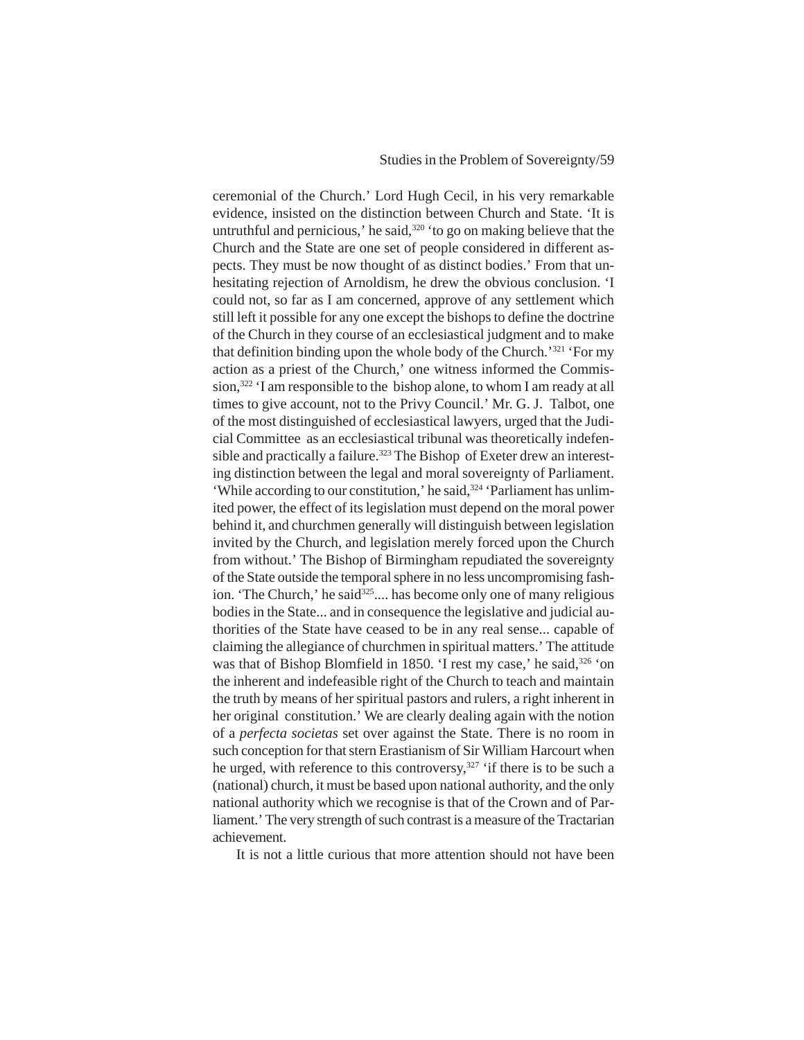ceremonial of the Church.' Lord Hugh Cecil, in his very remarkable evidence, insisted on the distinction between Church and State. 'It is untruthful and pernicious,' he said,[320] 'to go on making believe that the Church and the State are one set of people considered in different aspects. They must be now thought of as distinct bodies.' From that unhesitating rejection of Arnoldism, he drew the obvious conclusion. 'I could not, so far as I am concerned, approve of any settlement which still left it possible for any one except the bishops to define the doctrine of the Church in they course of an ecclesiastical judgment and to make that definition binding upon the whole body of the Church.'[321] 'For my action as a priest of the Church,' one witness informed the Commission,[322] 'I am responsible to the bishop alone, to whom I am ready at all times to give account, not to the Privy Council.' Mr. G. J. Talbot, one of the most distinguished of ecclesiastical lawyers, urged that the Judicial Committee as an ecclesiastical tribunal was theoretically indefensible and practically a failure.[323] The Bishop of Exeter drew an interesting distinction between the legal and moral sovereignty of Parliament. 'While according to our constitution,' he said,[324] 'Parliament has unlimited power, the effect of its legislation must depend on the moral power behind it, and churchmen generally will distinguish between legislation invited by the Church, and legislation merely forced upon the Church from without.' The Bishop of Birmingham repudiated the sovereignty of the State outside the temporal sphere in no less uncompromising fashion. 'The Church,' he said[325].... has become only one of many religious bodies in the State... and in consequence the legislative and judicial authorities of the State have ceased to be in any real sense... capable of claiming the allegiance of churchmen in spiritual matters.' The attitude was that of Bishop Blomfield in 1850. 'I rest my case,' he said,[326] 'on the inherent and indefeasible right of the Church to teach and maintain the truth by means of her spiritual pastors and rulers, a right inherent in her original constitution.' We are clearly dealing again with the notion of a *perfecta societas* set over against the State. There is no room in such conception for that stern Erastianism of Sir William Harcourt when he urged, with reference to this controversy,[327] 'if there is to be such a (national) church, it must be based upon national authority, and the only national authority which we recognise is that of the Crown and of Parliament.' The very strength of such contrast is a measure of the Tractarian achievement.

It is not a little curious that more attention should not have been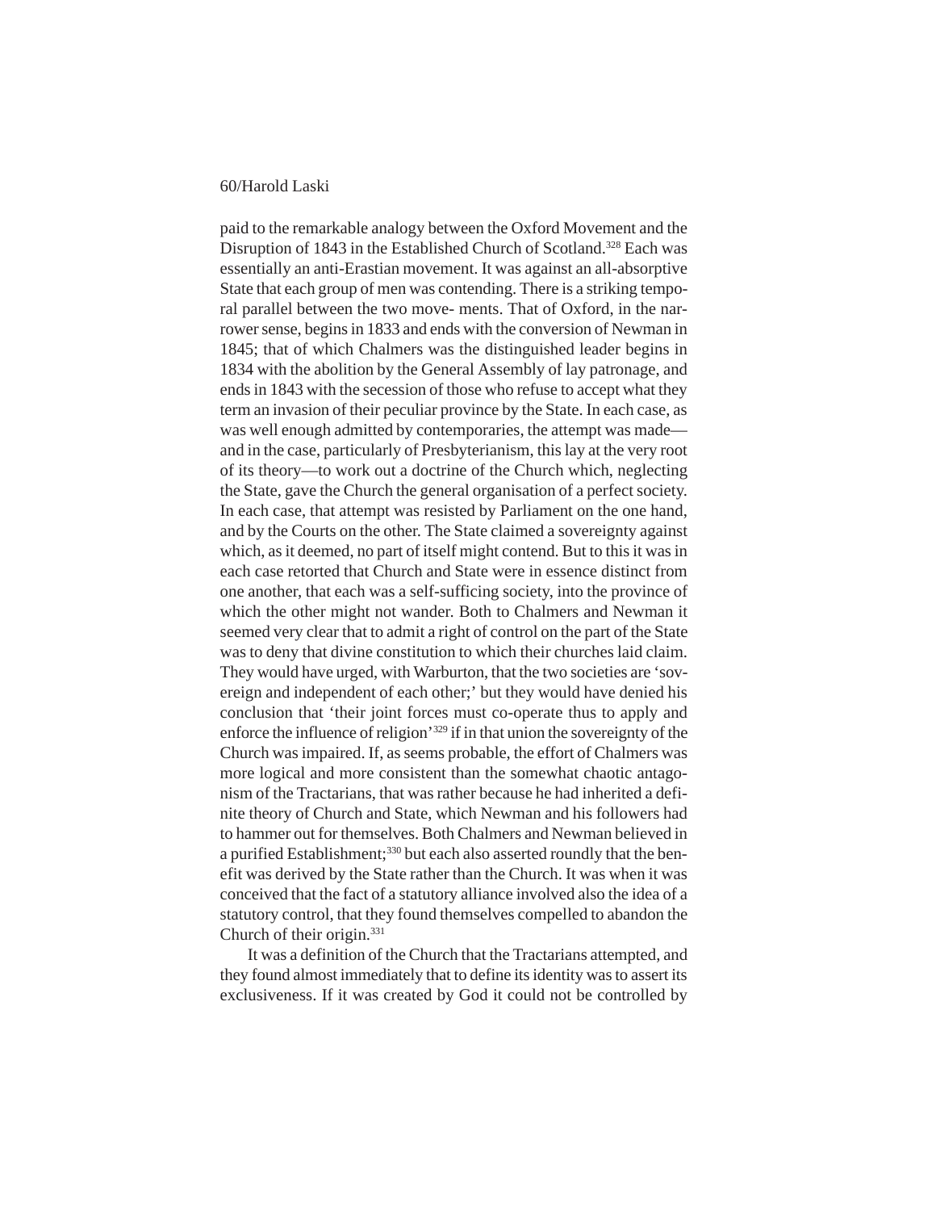paid to the remarkable analogy between the Oxford Movement and the Disruption of 1843 in the Established Church of Scotland.[328] Each was essentially an anti-Erastian movement. It was against an all-absorptive State that each group of men was contending. There is a striking temporal parallel between the two move- ments. That of Oxford, in the narrower sense, begins in 1833 and ends with the conversion of Newman in 1845; that of which Chalmers was the distinguished leader begins in 1834 with the abolition by the General Assembly of lay patronage, and ends in 1843 with the secession of those who refuse to accept what they term an invasion of their peculiar province by the State. In each case, as was well enough admitted by contemporaries, the attempt was made—and in the case, particularly of Presbyterianism, this lay at the very root of its theory—to work out a doctrine of the Church which, neglecting the State, gave the Church the general organisation of a perfect society. In each case, that attempt was resisted by Parliament on the one hand, and by the Courts on the other. The State claimed a sovereignty against which, as it deemed, no part of itself might contend. But to this it was in each case retorted that Church and State were in essence distinct from one another, that each was a self-sufficing society, into the province of which the other might not wander. Both to Chalmers and Newman it seemed very clear that to admit a right of control on the part of the State was to deny that divine constitution to which their churches laid claim. They would have urged, with Warburton, that the two societies are 'sovereign and independent of each other;' but they would have denied his conclusion that 'their joint forces must co-operate thus to apply and enforce the influence of religion'[329] if in that union the sovereignty of the Church was impaired. If, as seems probable, the effort of Chalmers was more logical and more consistent than the somewhat chaotic antagonism of the Tractarians, that was rather because he had inherited a definite theory of Church and State, which Newman and his followers had to hammer out for themselves. Both Chalmers and Newman believed in a purified Establishment;[330] but each also asserted roundly that the benefit was derived by the State rather than the Church. It was when it was conceived that the fact of a statutory alliance involved also the idea of a statutory control, that they found themselves compelled to abandon the Church of their origin.[331]

It was a definition of the Church that the Tractarians attempted, and they found almost immediately that to define its identity was to assert its exclusiveness. If it was created by God it could not be controlled by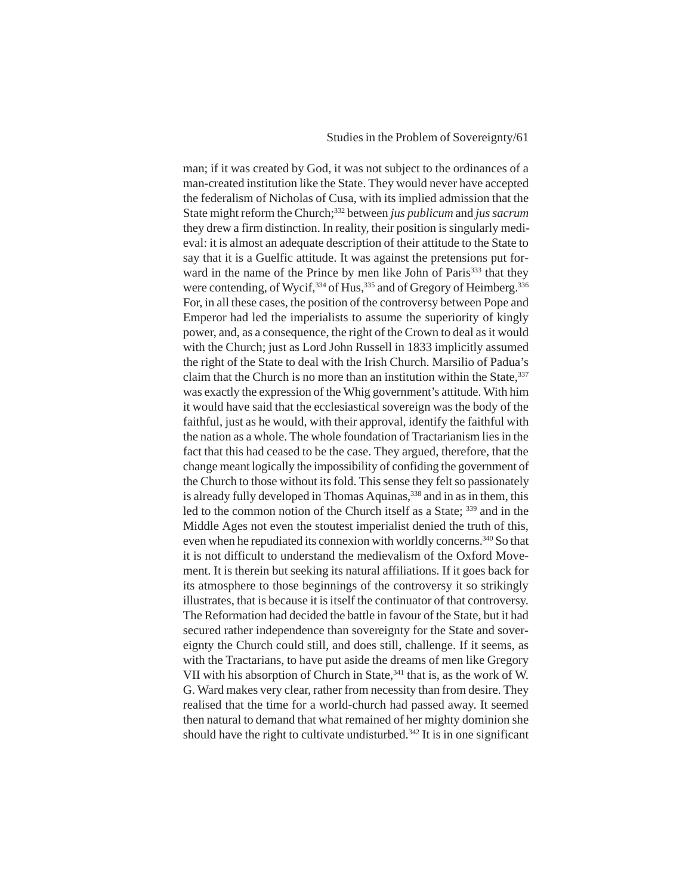man; if it was created by God, it was not subject to the ordinances of a man-created institution like the State. They would never have accepted the federalism of Nicholas of Cusa, with its implied admission that the State might reform the Church;[332] between *jus publicum* and *jus sacrum* they drew a firm distinction. In reality, their position is singularly medieval: it is almost an adequate description of their attitude to the State to say that it is a Guelfic attitude. It was against the pretensions put forward in the name of the Prince by men like John of Paris[333] that they were contending, of Wycif,[334] of Hus,[335] and of Gregory of Heimberg.[336] For, in all these cases, the position of the controversy between Pope and Emperor had led the imperialists to assume the superiority of kingly power, and, as a consequence, the right of the Crown to deal as it would with the Church; just as Lord John Russell in 1833 implicitly assumed the right of the State to deal with the Irish Church. Marsilio of Padua's claim that the Church is no more than an institution within the State,[337] was exactly the expression of the Whig government's attitude. With him it would have said that the ecclesiastical sovereign was the body of the faithful, just as he would, with their approval, identify the faithful with the nation as a whole. The whole foundation of Tractarianism lies in the fact that this had ceased to be the case. They argued, therefore, that the change meant logically the impossibility of confiding the government of the Church to those without its fold. This sense they felt so passionately is already fully developed in Thomas Aquinas,[338] and in as in them, this led to the common notion of the Church itself as a State; [339] and in the Middle Ages not even the stoutest imperialist denied the truth of this, even when he repudiated its connexion with worldly concerns.[340] So that it is not difficult to understand the medievalism of the Oxford Movement. It is therein but seeking its natural affiliations. If it goes back for its atmosphere to those beginnings of the controversy it so strikingly illustrates, that is because it is itself the continuator of that controversy. The Reformation had decided the battle in favour of the State, but it had secured rather independence than sovereignty for the State and sovereignty the Church could still, and does still, challenge. If it seems, as with the Tractarians, to have put aside the dreams of men like Gregory VII with his absorption of Church in State,[341] that is, as the work of W. G. Ward makes very clear, rather from necessity than from desire. They realised that the time for a world-church had passed away. It seemed then natural to demand that what remained of her mighty dominion she should have the right to cultivate undisturbed.[342] It is in one significant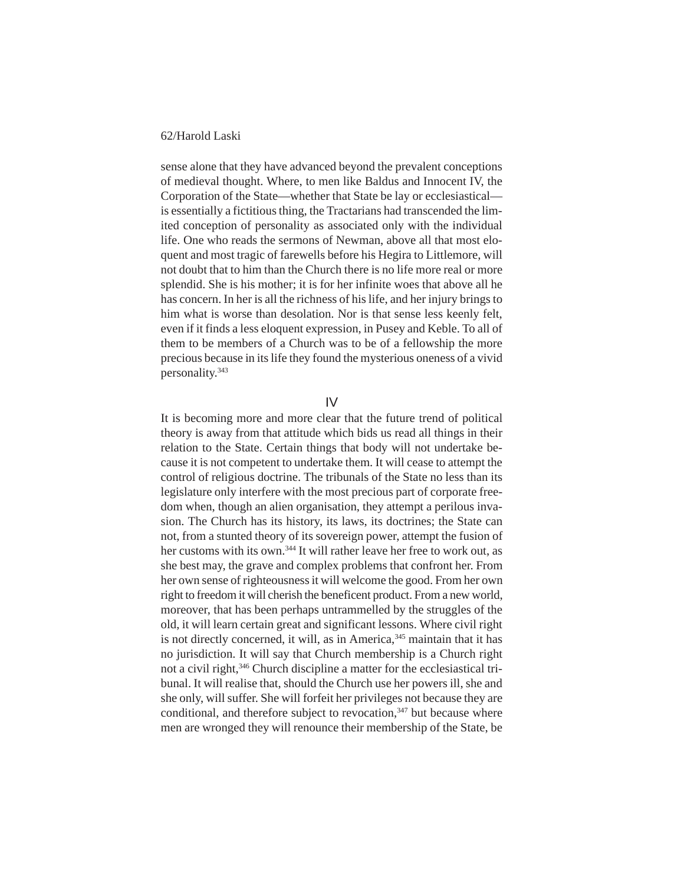sense alone that they have advanced beyond the prevalent conceptions of medieval thought. Where, to men like Baldus and Innocent IV, the Corporation of the State—whether that State be lay or ecclesiastical—is essentially a fictitious thing, the Tractarians had transcended the limited conception of personality as associated only with the individual life. One who reads the sermons of Newman, above all that most eloquent and most tragic of farewells before his Hegira to Littlemore, will not doubt that to him than the Church there is no life more real or more splendid. She is his mother; it is for her infinite woes that above all he has concern. In her is all the richness of his life, and her injury brings to him what is worse than desolation. Nor is that sense less keenly felt, even if it finds a less eloquent expression, in Pusey and Keble. To all of them to be members of a Church was to be of a fellowship the more precious because in its life they found the mysterious oneness of a vivid personality.[343]

## IV

It is becoming more and more clear that the future trend of political theory is away from that attitude which bids us read all things in their relation to the State. Certain things that body will not undertake because it is not competent to undertake them. It will cease to attempt the control of religious doctrine. The tribunals of the State no less than its legislature only interfere with the most precious part of corporate freedom when, though an alien organisation, they attempt a perilous invasion. The Church has its history, its laws, its doctrines; the State can not, from a stunted theory of its sovereign power, attempt the fusion of her customs with its own.[344] It will rather leave her free to work out, as she best may, the grave and complex problems that confront her. From her own sense of righteousness it will welcome the good. From her own right to freedom it will cherish the beneficent product. From a new world, moreover, that has been perhaps untrammelled by the struggles of the old, it will learn certain great and significant lessons. Where civil right is not directly concerned, it will, as in America,[345] maintain that it has no jurisdiction. It will say that Church membership is a Church right not a civil right,[346] Church discipline a matter for the ecclesiastical tribunal. It will realise that, should the Church use her powers ill, she and she only, will suffer. She will forfeit her privileges not because they are conditional, and therefore subject to revocation,[347] but because where men are wronged they will renounce their membership of the State, be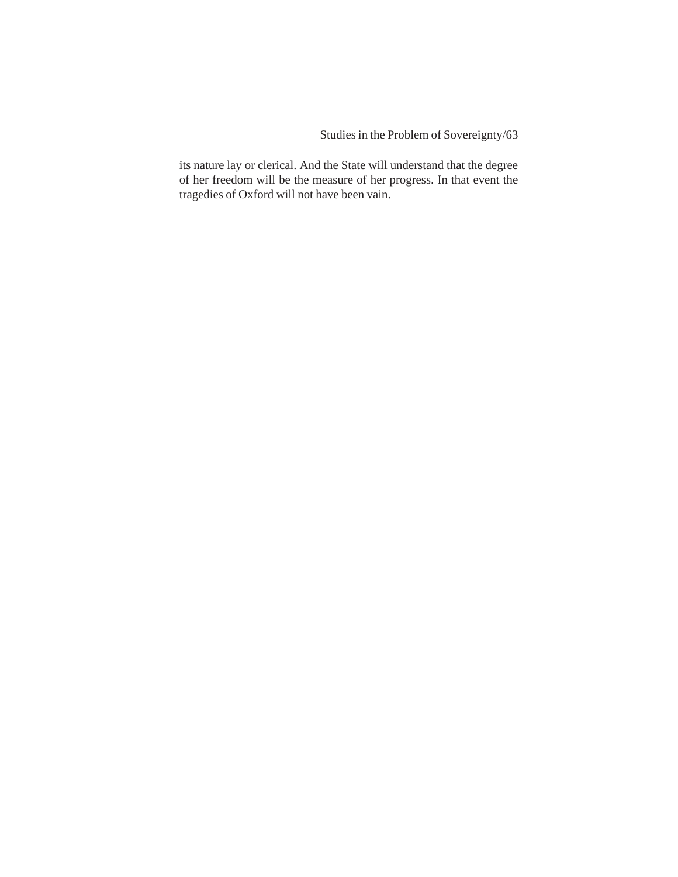its nature lay or clerical. And the State will understand that the degree of her freedom will be the measure of her progress. In that event the tragedies of Oxford will not have been vain.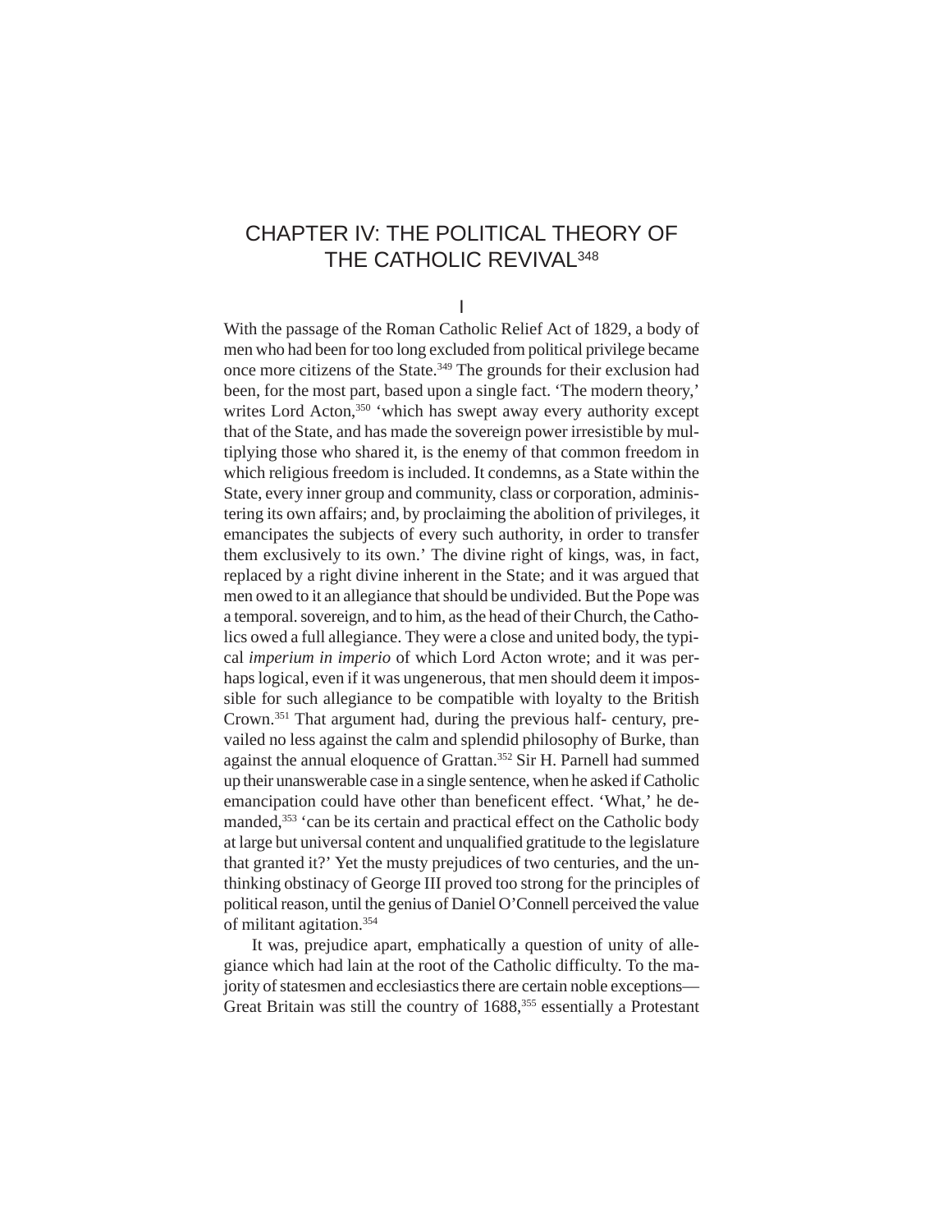# CHAPTER IV: THE POLITICAL THEORY OF THE CATHOLIC REVIVAL[348]

## I

With the passage of the Roman Catholic Relief Act of 1829, a body of men who had been for too long excluded from political privilege became once more citizens of the State.[349] The grounds for their exclusion had been, for the most part, based upon a single fact. 'The modern theory,' writes Lord Acton,[350] 'which has swept away every authority except that of the State, and has made the sovereign power irresistible by multiplying those who shared it, is the enemy of that common freedom in which religious freedom is included. It condemns, as a State within the State, every inner group and community, class or corporation, administering its own affairs; and, by proclaiming the abolition of privileges, it emancipates the subjects of every such authority, in order to transfer them exclusively to its own.' The divine right of kings, was, in fact, replaced by a right divine inherent in the State; and it was argued that men owed to it an allegiance that should be undivided. But the Pope was a temporal. sovereign, and to him, as the head of their Church, the Catholics owed a full allegiance. They were a close and united body, the typical *imperium in imperio* of which Lord Acton wrote; and it was perhaps logical, even if it was ungenerous, that men should deem it impossible for such allegiance to be compatible with loyalty to the British Crown.[351] That argument had, during the previous half- century, prevailed no less against the calm and splendid philosophy of Burke, than against the annual eloquence of Grattan.[352] Sir H. Parnell had summed up their unanswerable case in a single sentence, when he asked if Catholic emancipation could have other than beneficent effect. 'What,' he demanded,[353] 'can be its certain and practical effect on the Catholic body at large but universal content and unqualified gratitude to the legislature that granted it?' Yet the musty prejudices of two centuries, and the unthinking obstinacy of George III proved too strong for the principles of political reason, until the genius of Daniel O'Connell perceived the value of militant agitation.[354]

It was, prejudice apart, emphatically a question of unity of allegiance which had lain at the root of the Catholic difficulty. To the majority of statesmen and ecclesiastics there are certain noble exceptions—Great Britain was still the country of 1688,[355] essentially a Protestant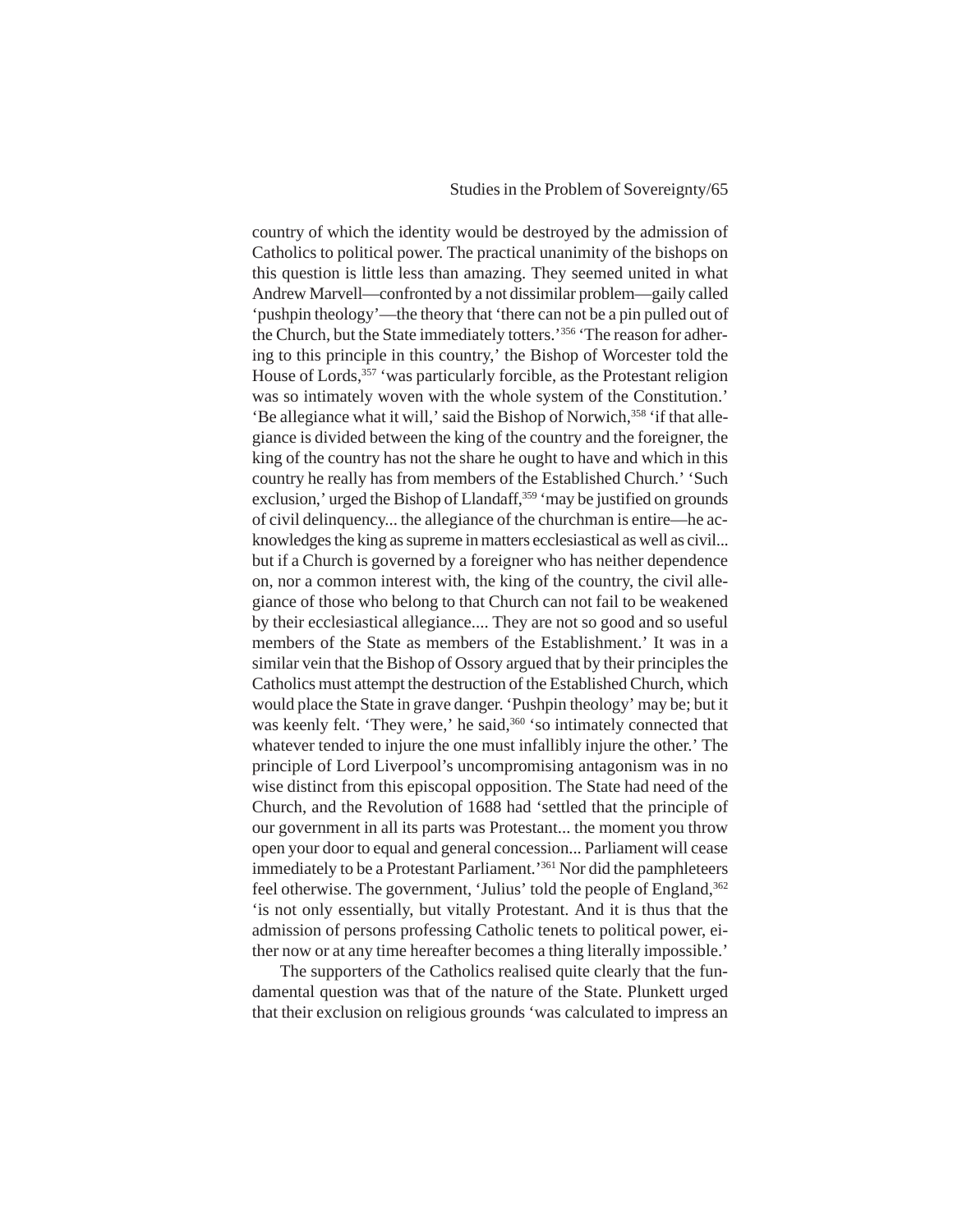country of which the identity would be destroyed by the admission of Catholics to political power. The practical unanimity of the bishops on this question is little less than amazing. They seemed united in what Andrew Marvell—confronted by a not dissimilar problem—gaily called 'pushpin theology'—the theory that 'there can not be a pin pulled out of the Church, but the State immediately totters.'[356] 'The reason for adhering to this principle in this country,' the Bishop of Worcester told the House of Lords,[357] 'was particularly forcible, as the Protestant religion was so intimately woven with the whole system of the Constitution.' 'Be allegiance what it will,' said the Bishop of Norwich,[358] 'if that allegiance is divided between the king of the country and the foreigner, the king of the country has not the share he ought to have and which in this country he really has from members of the Established Church.' 'Such exclusion,' urged the Bishop of Llandaff,[359] 'may be justified on grounds of civil delinquency... the allegiance of the churchman is entire—he acknowledges the king as supreme in matters ecclesiastical as well as civil... but if a Church is governed by a foreigner who has neither dependence on, nor a common interest with, the king of the country, the civil allegiance of those who belong to that Church can not fail to be weakened by their ecclesiastical allegiance.... They are not so good and so useful members of the State as members of the Establishment.' It was in a similar vein that the Bishop of Ossory argued that by their principles the Catholics must attempt the destruction of the Established Church, which would place the State in grave danger. 'Pushpin theology' may be; but it was keenly felt. 'They were,' he said,[360] 'so intimately connected that whatever tended to injure the one must infallibly injure the other.' The principle of Lord Liverpool's uncompromising antagonism was in no wise distinct from this episcopal opposition. The State had need of the Church, and the Revolution of 1688 had 'settled that the principle of our government in all its parts was Protestant... the moment you throw open your door to equal and general concession... Parliament will cease immediately to be a Protestant Parliament.'[361] Nor did the pamphleteers feel otherwise. The government, 'Julius' told the people of England,[362] 'is not only essentially, but vitally Protestant. And it is thus that the admission of persons professing Catholic tenets to political power, either now or at any time hereafter becomes a thing literally impossible.'

The supporters of the Catholics realised quite clearly that the fundamental question was that of the nature of the State. Plunkett urged that their exclusion on religious grounds 'was calculated to impress an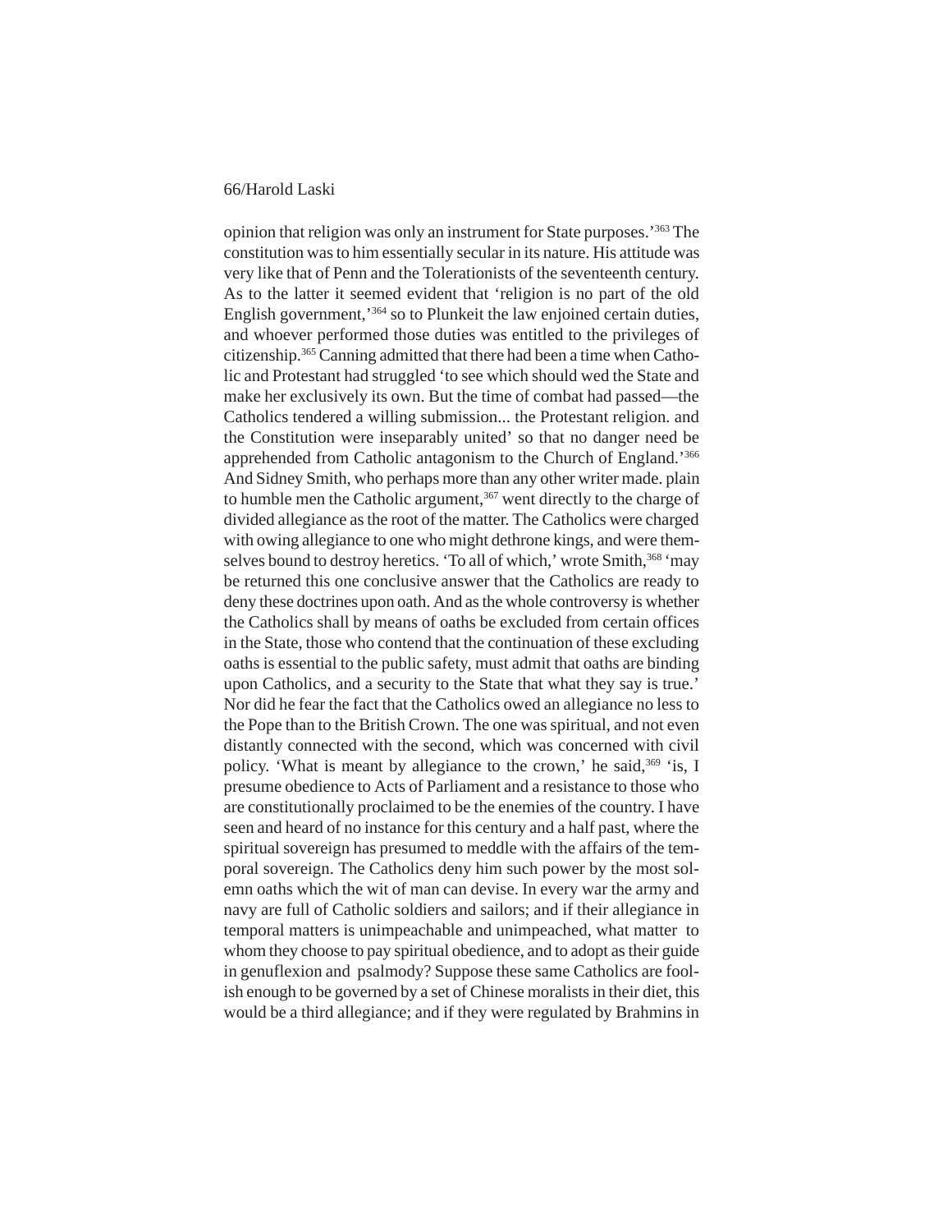opinion that religion was only an instrument for State purposes.'[363] The constitution was to him essentially secular in its nature. His attitude was very like that of Penn and the Tolerationists of the seventeenth century. As to the latter it seemed evident that 'religion is no part of the old English government,'[364] so to Plunkeit the law enjoined certain duties, and whoever performed those duties was entitled to the privileges of citizenship.[365] Canning admitted that there had been a time when Catholic and Protestant had struggled 'to see which should wed the State and make her exclusively its own. But the time of combat had passed—the Catholics tendered a willing submission... the Protestant religion. and the Constitution were inseparably united' so that no danger need be apprehended from Catholic antagonism to the Church of England.'[366] And Sidney Smith, who perhaps more than any other writer made. plain to humble men the Catholic argument,[367] went directly to the charge of divided allegiance as the root of the matter. The Catholics were charged with owing allegiance to one who might dethrone kings, and were themselves bound to destroy heretics. 'To all of which,' wrote Smith,[368] 'may be returned this one conclusive answer that the Catholics are ready to deny these doctrines upon oath. And as the whole controversy is whether the Catholics shall by means of oaths be excluded from certain offices in the State, those who contend that the continuation of these excluding oaths is essential to the public safety, must admit that oaths are binding upon Catholics, and a security to the State that what they say is true.' Nor did he fear the fact that the Catholics owed an allegiance no less to the Pope than to the British Crown. The one was spiritual, and not even distantly connected with the second, which was concerned with civil policy. 'What is meant by allegiance to the crown,' he said,[369] 'is, I presume obedience to Acts of Parliament and a resistance to those who are constitutionally proclaimed to be the enemies of the country. I have seen and heard of no instance for this century and a half past, where the spiritual sovereign has presumed to meddle with the affairs of the temporal sovereign. The Catholics deny him such power by the most solemn oaths which the wit of man can devise. In every war the army and navy are full of Catholic soldiers and sailors; and if their allegiance in temporal matters is unimpeachable and unimpeached, what matter to whom they choose to pay spiritual obedience, and to adopt as their guide in genuflexion and psalmody? Suppose these same Catholics are foolish enough to be governed by a set of Chinese moralists in their diet, this would be a third allegiance; and if they were regulated by Brahmins in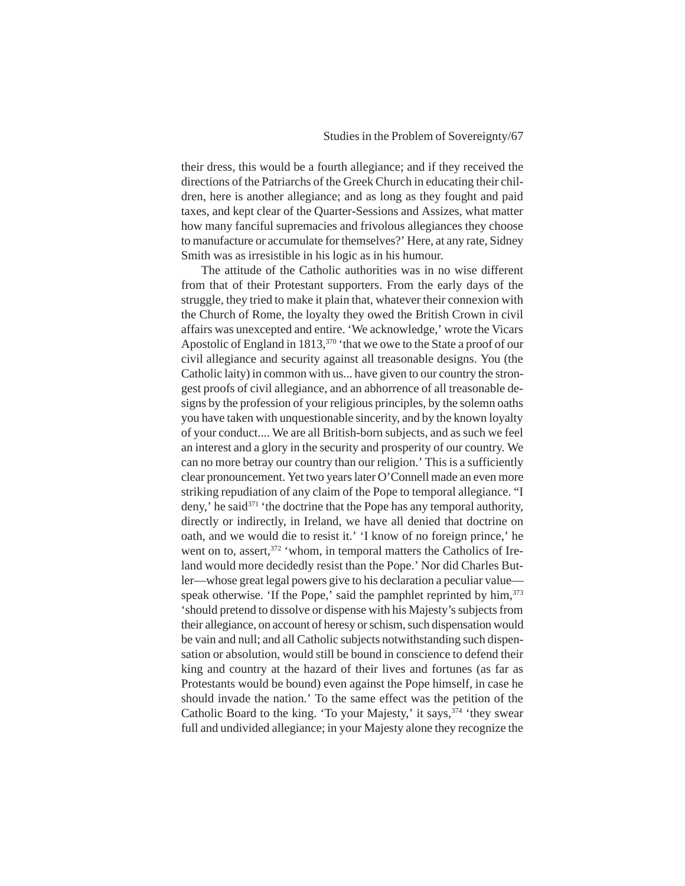their dress, this would be a fourth allegiance; and if they received the directions of the Patriarchs of the Greek Church in educating their children, here is another allegiance; and as long as they fought and paid taxes, and kept clear of the Quarter-Sessions and Assizes, what matter how many fanciful supremacies and frivolous allegiances they choose to manufacture or accumulate for themselves?' Here, at any rate, Sidney Smith was as irresistible in his logic as in his humour.

The attitude of the Catholic authorities was in no wise different from that of their Protestant supporters. From the early days of the struggle, they tried to make it plain that, whatever their connexion with the Church of Rome, the loyalty they owed the British Crown in civil affairs was unexcepted and entire. 'We acknowledge,' wrote the Vicars Apostolic of England in 1813,[370] 'that we owe to the State a proof of our civil allegiance and security against all treasonable designs. You (the Catholic laity) in common with us... have given to our country the strongest proofs of civil allegiance, and an abhorrence of all treasonable designs by the profession of your religious principles, by the solemn oaths you have taken with unquestionable sincerity, and by the known loyalty of your conduct.... We are all British-born subjects, and as such we feel an interest and a glory in the security and prosperity of our country. We can no more betray our country than our religion.' This is a sufficiently clear pronouncement. Yet two years later O'Connell made an even more striking repudiation of any claim of the Pope to temporal allegiance. "I deny,' he said[371] 'the doctrine that the Pope has any temporal authority, directly or indirectly, in Ireland, we have all denied that doctrine on oath, and we would die to resist it.' 'I know of no foreign prince,' he went on to, assert,[372] 'whom, in temporal matters the Catholics of Ireland would more decidedly resist than the Pope.' Nor did Charles Butler—whose great legal powers give to his declaration a peculiar value—speak otherwise. 'If the Pope,' said the pamphlet reprinted by him,[373] 'should pretend to dissolve or dispense with his Majesty's subjects from their allegiance, on account of heresy or schism, such dispensation would be vain and null; and all Catholic subjects notwithstanding such dispensation or absolution, would still be bound in conscience to defend their king and country at the hazard of their lives and fortunes (as far as Protestants would be bound) even against the Pope himself, in case he should invade the nation.' To the same effect was the petition of the Catholic Board to the king. 'To your Majesty,' it says,[374] 'they swear full and undivided allegiance; in your Majesty alone they recognize the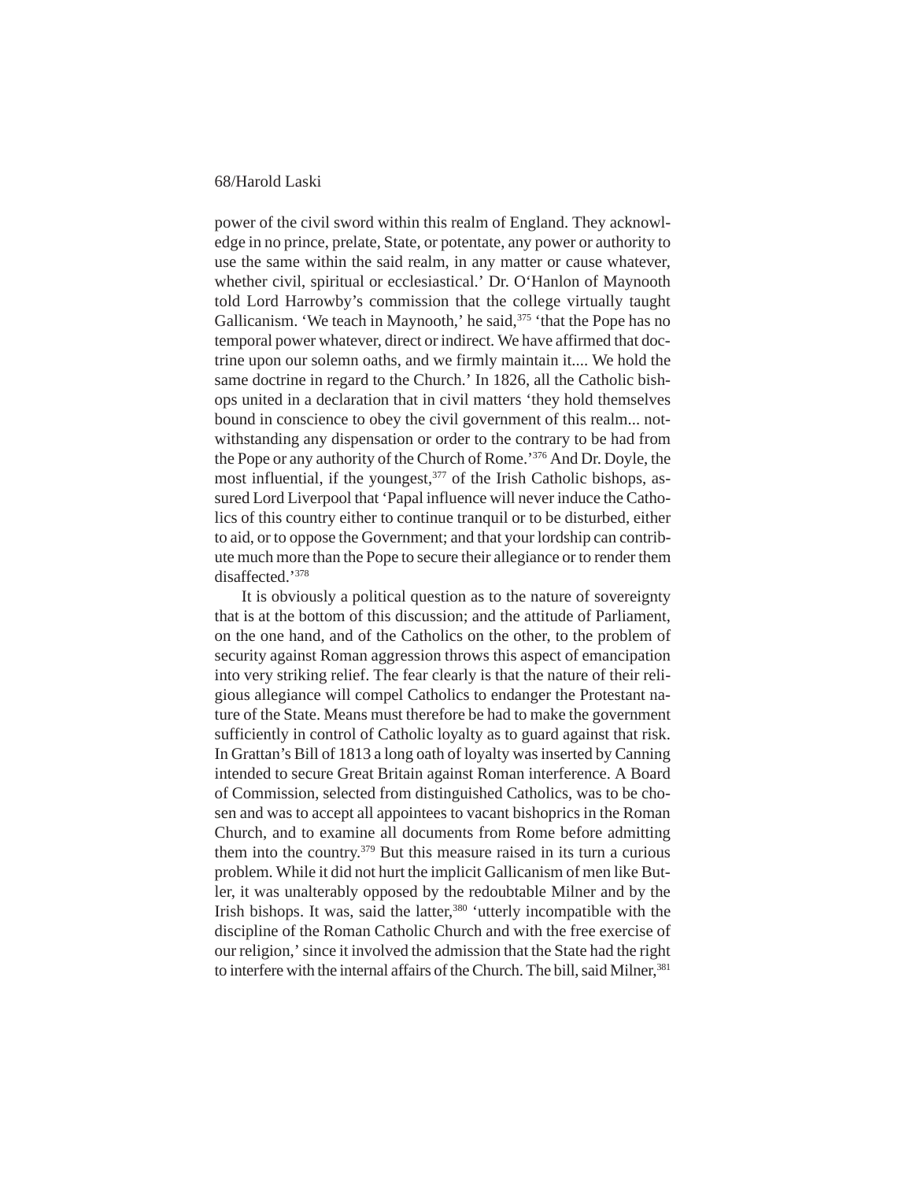power of the civil sword within this realm of England. They acknowledge in no prince, prelate, State, or potentate, any power or authority to use the same within the said realm, in any matter or cause whatever, whether civil, spiritual or ecclesiastical.' Dr. O'Hanlon of Maynooth told Lord Harrowby's commission that the college virtually taught Gallicanism. 'We teach in Maynooth,' he said,[375] 'that the Pope has no temporal power whatever, direct or indirect. We have affirmed that doctrine upon our solemn oaths, and we firmly maintain it.... We hold the same doctrine in regard to the Church.' In 1826, all the Catholic bishops united in a declaration that in civil matters 'they hold themselves bound in conscience to obey the civil government of this realm... notwithstanding any dispensation or order to the contrary to be had from the Pope or any authority of the Church of Rome.'[376] And Dr. Doyle, the most influential, if the youngest,[377] of the Irish Catholic bishops, assured Lord Liverpool that 'Papal influence will never induce the Catholics of this country either to continue tranquil or to be disturbed, either to aid, or to oppose the Government; and that your lordship can contribute much more than the Pope to secure their allegiance or to render them disaffected.'[378]

It is obviously a political question as to the nature of sovereignty that is at the bottom of this discussion; and the attitude of Parliament, on the one hand, and of the Catholics on the other, to the problem of security against Roman aggression throws this aspect of emancipation into very striking relief. The fear clearly is that the nature of their religious allegiance will compel Catholics to endanger the Protestant nature of the State. Means must therefore be had to make the government sufficiently in control of Catholic loyalty as to guard against that risk. In Grattan's Bill of 1813 a long oath of loyalty was inserted by Canning intended to secure Great Britain against Roman interference. A Board of Commission, selected from distinguished Catholics, was to be chosen and was to accept all appointees to vacant bishoprics in the Roman Church, and to examine all documents from Rome before admitting them into the country.[379] But this measure raised in its turn a curious problem. While it did not hurt the implicit Gallicanism of men like Butler, it was unalterably opposed by the redoubtable Milner and by the Irish bishops. It was, said the latter,[380] 'utterly incompatible with the discipline of the Roman Catholic Church and with the free exercise of our religion,' since it involved the admission that the State had the right to interfere with the internal affairs of the Church. The bill, said Milner,[381]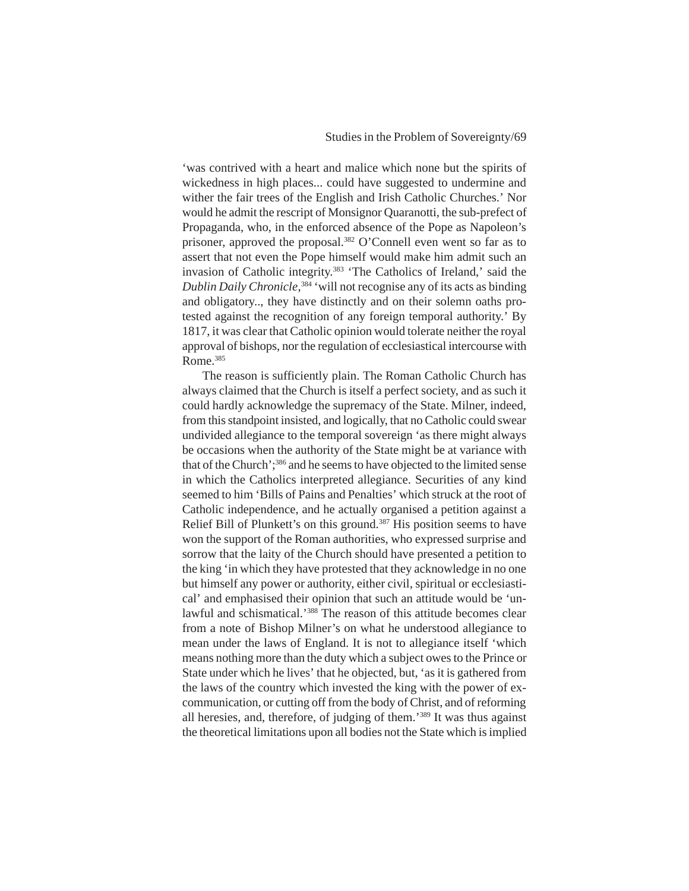'was contrived with a heart and malice which none but the spirits of wickedness in high places... could have suggested to undermine and wither the fair trees of the English and Irish Catholic Churches.' Nor would he admit the rescript of Monsignor Quaranotti, the sub-prefect of Propaganda, who, in the enforced absence of the Pope as Napoleon's prisoner, approved the proposal.[382] O'Connell even went so far as to assert that not even the Pope himself would make him admit such an invasion of Catholic integrity.[383] 'The Catholics of Ireland,' said the *Dublin Daily Chronicle*,[384] 'will not recognise any of its acts as binding and obligatory.., they have distinctly and on their solemn oaths protested against the recognition of any foreign temporal authority.' By 1817, it was clear that Catholic opinion would tolerate neither the royal approval of bishops, nor the regulation of ecclesiastical intercourse with Rome.[385]

The reason is sufficiently plain. The Roman Catholic Church has always claimed that the Church is itself a perfect society, and as such it could hardly acknowledge the supremacy of the State. Milner, indeed, from this standpoint insisted, and logically, that no Catholic could swear undivided allegiance to the temporal sovereign 'as there might always be occasions when the authority of the State might be at variance with that of the Church';[386] and he seems to have objected to the limited sense in which the Catholics interpreted allegiance. Securities of any kind seemed to him 'Bills of Pains and Penalties' which struck at the root of Catholic independence, and he actually organised a petition against a Relief Bill of Plunkett's on this ground.[387] His position seems to have won the support of the Roman authorities, who expressed surprise and sorrow that the laity of the Church should have presented a petition to the king 'in which they have protested that they acknowledge in no one but himself any power or authority, either civil, spiritual or ecclesiastical' and emphasised their opinion that such an attitude would be 'unlawful and schismatical.'[388] The reason of this attitude becomes clear from a note of Bishop Milner's on what he understood allegiance to mean under the laws of England. It is not to allegiance itself 'which means nothing more than the duty which a subject owes to the Prince or State under which he lives' that he objected, but, 'as it is gathered from the laws of the country which invested the king with the power of excommunication, or cutting off from the body of Christ, and of reforming all heresies, and, therefore, of judging of them.'[389] It was thus against the theoretical limitations upon all bodies not the State which is implied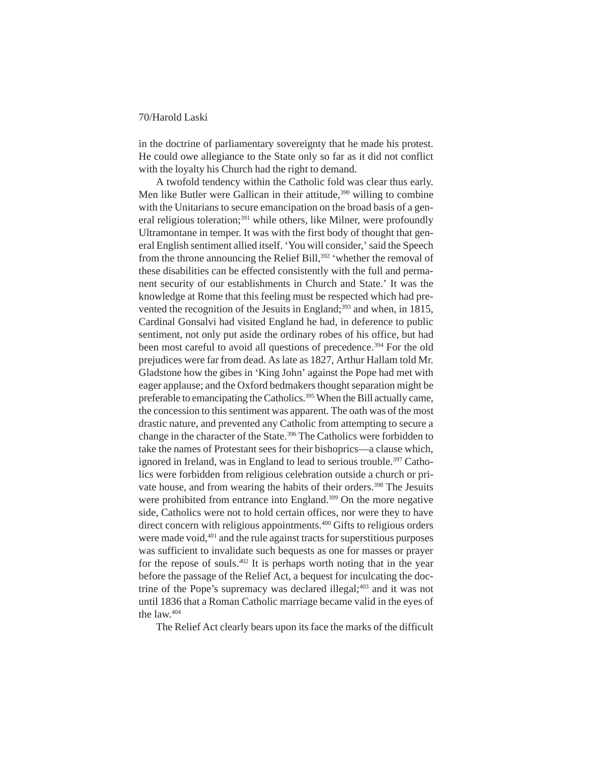in the doctrine of parliamentary sovereignty that he made his protest. He could owe allegiance to the State only so far as it did not conflict with the loyalty his Church had the right to demand.

A twofold tendency within the Catholic fold was clear thus early. Men like Butler were Gallican in their attitude,[390] willing to combine with the Unitarians to secure emancipation on the broad basis of a general religious toleration;[391] while others, like Milner, were profoundly Ultramontane in temper. It was with the first body of thought that general English sentiment allied itself. 'You will consider,' said the Speech from the throne announcing the Relief Bill,[392] 'whether the removal of these disabilities can be effected consistently with the full and permanent security of our establishments in Church and State.' It was the knowledge at Rome that this feeling must be respected which had prevented the recognition of the Jesuits in England;[393] and when, in 1815, Cardinal Gonsalvi had visited England he had, in deference to public sentiment, not only put aside the ordinary robes of his office, but had been most careful to avoid all questions of precedence.[394] For the old prejudices were far from dead. As late as 1827, Arthur Hallam told Mr. Gladstone how the gibes in 'King John' against the Pope had met with eager applause; and the Oxford bedmakers thought separation might be preferable to emancipating the Catholics.[395] When the Bill actually came, the concession to this sentiment was apparent. The oath was of the most drastic nature, and prevented any Catholic from attempting to secure a change in the character of the State.[396] The Catholics were forbidden to take the names of Protestant sees for their bishoprics—a clause which, ignored in Ireland, was in England to lead to serious trouble.[397] Catholics were forbidden from religious celebration outside a church or private house, and from wearing the habits of their orders.[398] The Jesuits were prohibited from entrance into England.[399] On the more negative side, Catholics were not to hold certain offices, nor were they to have direct concern with religious appointments.[400] Gifts to religious orders were made void,[401] and the rule against tracts for superstitious purposes was sufficient to invalidate such bequests as one for masses or prayer for the repose of souls.[402] It is perhaps worth noting that in the year before the passage of the Relief Act, a bequest for inculcating the doctrine of the Pope's supremacy was declared illegal;[403] and it was not until 1836 that a Roman Catholic marriage became valid in the eyes of the law.[404]

The Relief Act clearly bears upon its face the marks of the difficult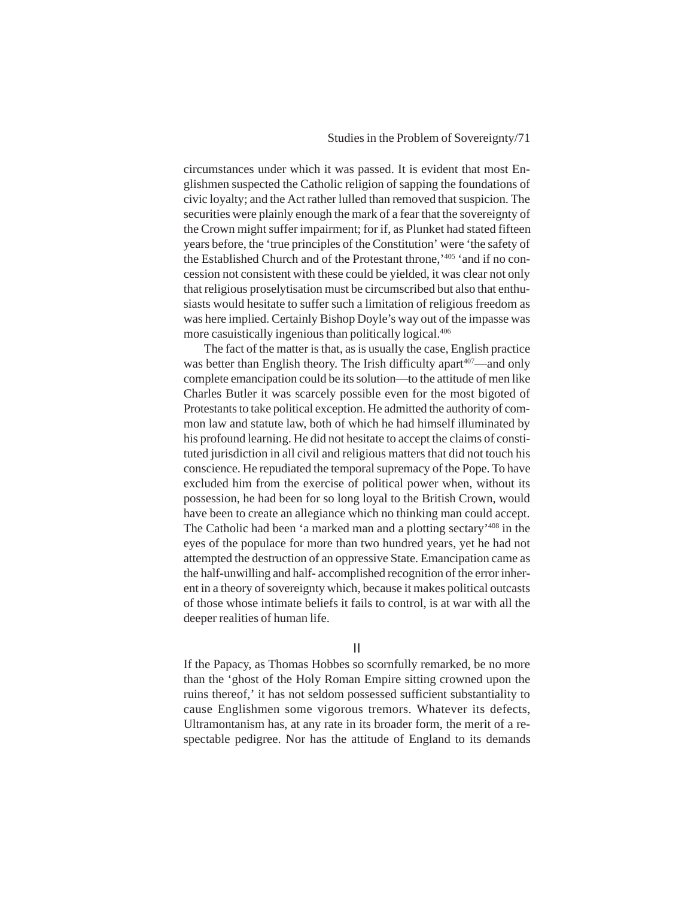circumstances under which it was passed. It is evident that most Englishmen suspected the Catholic religion of sapping the foundations of civic loyalty; and the Act rather lulled than removed that suspicion. The securities were plainly enough the mark of a fear that the sovereignty of the Crown might suffer impairment; for if, as Plunket had stated fifteen years before, the 'true principles of the Constitution' were 'the safety of the Established Church and of the Protestant throne,'[405] 'and if no concession not consistent with these could be yielded, it was clear not only that religious proselytisation must be circumscribed but also that enthusiasts would hesitate to suffer such a limitation of religious freedom as was here implied. Certainly Bishop Doyle's way out of the impasse was more casuistically ingenious than politically logical.[406]

The fact of the matter is that, as is usually the case, English practice was better than English theory. The Irish difficulty apart[407]—and only complete emancipation could be its solution—to the attitude of men like Charles Butler it was scarcely possible even for the most bigoted of Protestants to take political exception. He admitted the authority of common law and statute law, both of which he had himself illuminated by his profound learning. He did not hesitate to accept the claims of constituted jurisdiction in all civil and religious matters that did not touch his conscience. He repudiated the temporal supremacy of the Pope. To have excluded him from the exercise of political power when, without its possession, he had been for so long loyal to the British Crown, would have been to create an allegiance which no thinking man could accept. The Catholic had been 'a marked man and a plotting sectary'[408] in the eyes of the populace for more than two hundred years, yet he had not attempted the destruction of an oppressive State. Emancipation came as the half-unwilling and half- accomplished recognition of the error inherent in a theory of sovereignty which, because it makes political outcasts of those whose intimate beliefs it fails to control, is at war with all the deeper realities of human life.

## II

If the Papacy, as Thomas Hobbes so scornfully remarked, be no more than the 'ghost of the Holy Roman Empire sitting crowned upon the ruins thereof,' it has not seldom possessed sufficient substantiality to cause Englishmen some vigorous tremors. Whatever its defects, Ultramontanism has, at any rate in its broader form, the merit of a respectable pedigree. Nor has the attitude of England to its demands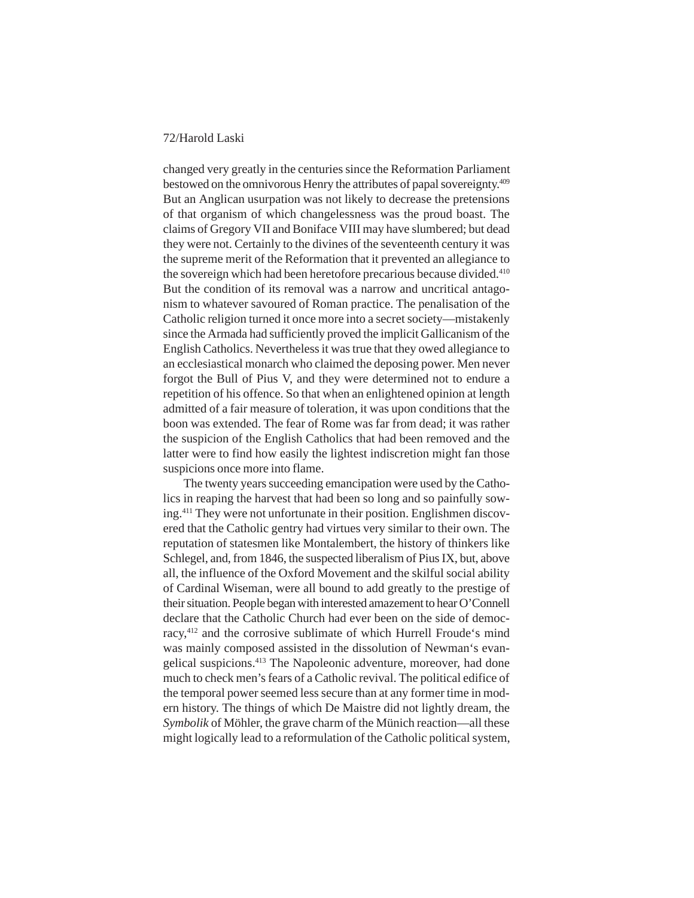changed very greatly in the centuries since the Reformation Parliament bestowed on the omnivorous Henry the attributes of papal sovereignty.[409] But an Anglican usurpation was not likely to decrease the pretensions of that organism of which changelessness was the proud boast. The claims of Gregory VII and Boniface VIII may have slumbered; but dead they were not. Certainly to the divines of the seventeenth century it was the supreme merit of the Reformation that it prevented an allegiance to the sovereign which had been heretofore precarious because divided.[410] But the condition of its removal was a narrow and uncritical antagonism to whatever savoured of Roman practice. The penalisation of the Catholic religion turned it once more into a secret society—mistakenly since the Armada had sufficiently proved the implicit Gallicanism of the English Catholics. Nevertheless it was true that they owed allegiance to an ecclesiastical monarch who claimed the deposing power. Men never forgot the Bull of Pius V, and they were determined not to endure a repetition of his offence. So that when an enlightened opinion at length admitted of a fair measure of toleration, it was upon conditions that the boon was extended. The fear of Rome was far from dead; it was rather the suspicion of the English Catholics that had been removed and the latter were to find how easily the lightest indiscretion might fan those suspicions once more into flame.

The twenty years succeeding emancipation were used by the Catholics in reaping the harvest that had been so long and so painfully sowing.[411] They were not unfortunate in their position. Englishmen discovered that the Catholic gentry had virtues very similar to their own. The reputation of statesmen like Montalembert, the history of thinkers like Schlegel, and, from 1846, the suspected liberalism of Pius IX, but, above all, the influence of the Oxford Movement and the skilful social ability of Cardinal Wiseman, were all bound to add greatly to the prestige of their situation. People began with interested amazement to hear O'Connell declare that the Catholic Church had ever been on the side of democracy,[412] and the corrosive sublimate of which Hurrell Froude's mind was mainly composed assisted in the dissolution of Newman's evangelical suspicions.[413] The Napoleonic adventure, moreover, had done much to check men's fears of a Catholic revival. The political edifice of the temporal power seemed less secure than at any former time in modern history. The things of which De Maistre did not lightly dream, the *Symbolik* of Möhler, the grave charm of the Münich reaction—all these might logically lead to a reformulation of the Catholic political system,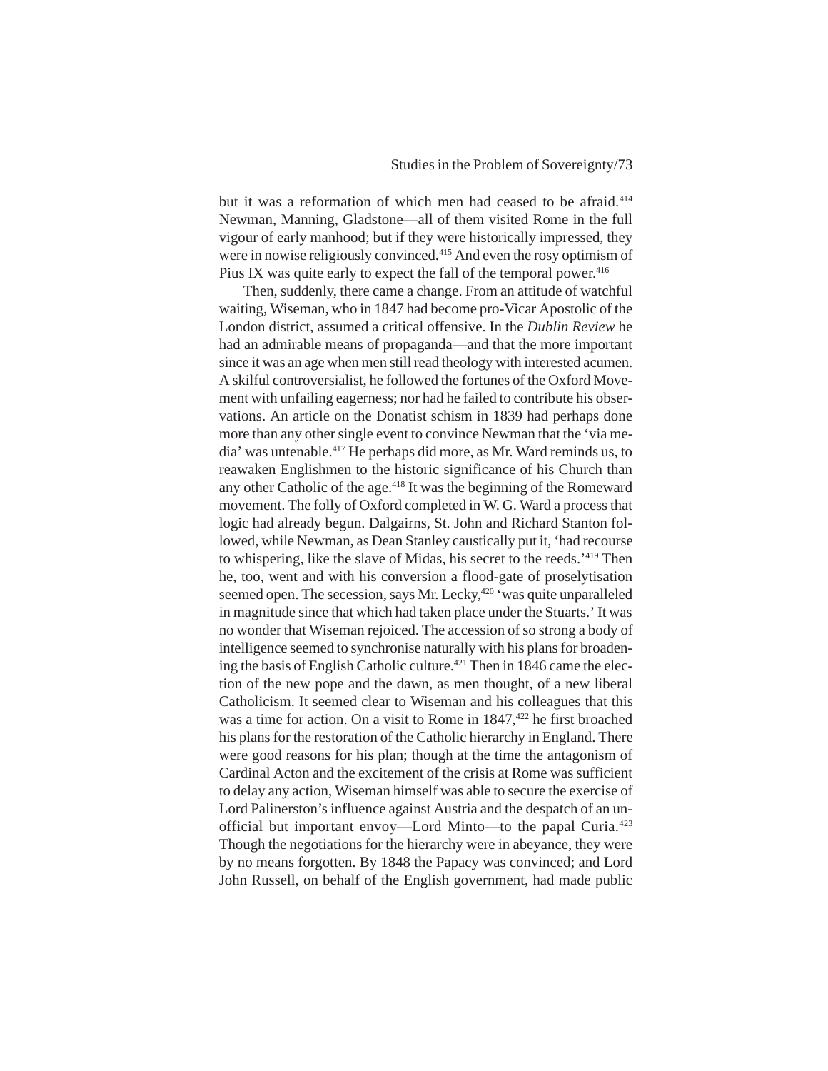but it was a reformation of which men had ceased to be afraid.[414] Newman, Manning, Gladstone—all of them visited Rome in the full vigour of early manhood; but if they were historically impressed, they were in nowise religiously convinced.[415] And even the rosy optimism of Pius IX was quite early to expect the fall of the temporal power.[416]

Then, suddenly, there came a change. From an attitude of watchful waiting, Wiseman, who in 1847 had become pro-Vicar Apostolic of the London district, assumed a critical offensive. In the *Dublin Review* he had an admirable means of propaganda—and that the more important since it was an age when men still read theology with interested acumen. A skilful controversialist, he followed the fortunes of the Oxford Movement with unfailing eagerness; nor had he failed to contribute his observations. An article on the Donatist schism in 1839 had perhaps done more than any other single event to convince Newman that the 'via media' was untenable.[417] He perhaps did more, as Mr. Ward reminds us, to reawaken Englishmen to the historic significance of his Church than any other Catholic of the age.[418] It was the beginning of the Romeward movement. The folly of Oxford completed in W. G. Ward a process that logic had already begun. Dalgairns, St. John and Richard Stanton followed, while Newman, as Dean Stanley caustically put it, 'had recourse to whispering, like the slave of Midas, his secret to the reeds.'[419] Then he, too, went and with his conversion a flood-gate of proselytisation seemed open. The secession, says Mr. Lecky,[420] 'was quite unparalleled in magnitude since that which had taken place under the Stuarts.' It was no wonder that Wiseman rejoiced. The accession of so strong a body of intelligence seemed to synchronise naturally with his plans for broadening the basis of English Catholic culture.[421] Then in 1846 came the election of the new pope and the dawn, as men thought, of a new liberal Catholicism. It seemed clear to Wiseman and his colleagues that this was a time for action. On a visit to Rome in 1847,[422] he first broached his plans for the restoration of the Catholic hierarchy in England. There were good reasons for his plan; though at the time the antagonism of Cardinal Acton and the excitement of the crisis at Rome was sufficient to delay any action, Wiseman himself was able to secure the exercise of Lord Palinerston's influence against Austria and the despatch of an unofficial but important envoy—Lord Minto—to the papal Curia.[423] Though the negotiations for the hierarchy were in abeyance, they were by no means forgotten. By 1848 the Papacy was convinced; and Lord John Russell, on behalf of the English government, had made public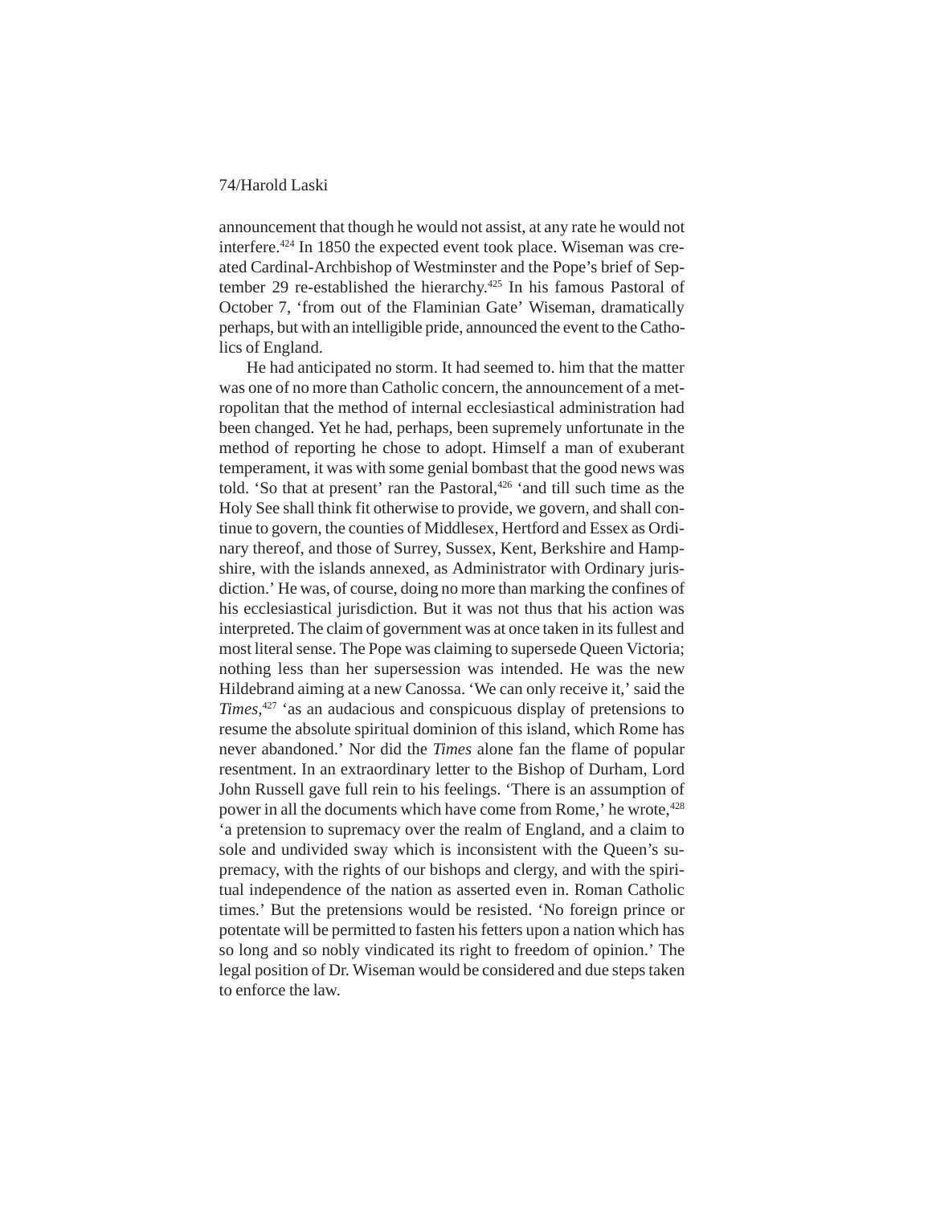announcement that though he would not assist, at any rate he would not interfere.[424] In 1850 the expected event took place. Wiseman was created Cardinal-Archbishop of Westminster and the Pope's brief of September 29 re-established the hierarchy.[425] In his famous Pastoral of October 7, 'from out of the Flaminian Gate' Wiseman, dramatically perhaps, but with an intelligible pride, announced the event to the Catholics of England.

He had anticipated no storm. It had seemed to. him that the matter was one of no more than Catholic concern, the announcement of a metropolitan that the method of internal ecclesiastical administration had been changed. Yet he had, perhaps, been supremely unfortunate in the method of reporting he chose to adopt. Himself a man of exuberant temperament, it was with some genial bombast that the good news was told. 'So that at present' ran the Pastoral,[426] 'and till such time as the Holy See shall think fit otherwise to provide, we govern, and shall continue to govern, the counties of Middlesex, Hertford and Essex as Ordinary thereof, and those of Surrey, Sussex, Kent, Berkshire and Hampshire, with the islands annexed, as Administrator with Ordinary jurisdiction.' He was, of course, doing no more than marking the confines of his ecclesiastical jurisdiction. But it was not thus that his action was interpreted. The claim of government was at once taken in its fullest and most literal sense. The Pope was claiming to supersede Queen Victoria; nothing less than her supersession was intended. He was the new Hildebrand aiming at a new Canossa. 'We can only receive it,' said the *Times*,[427] 'as an audacious and conspicuous display of pretensions to resume the absolute spiritual dominion of this island, which Rome has never abandoned.' Nor did the *Times* alone fan the flame of popular resentment. In an extraordinary letter to the Bishop of Durham, Lord John Russell gave full rein to his feelings. 'There is an assumption of power in all the documents which have come from Rome,' he wrote,[428] 'a pretension to supremacy over the realm of England, and a claim to sole and undivided sway which is inconsistent with the Queen's supremacy, with the rights of our bishops and clergy, and with the spiritual independence of the nation as asserted even in. Roman Catholic times.' But the pretensions would be resisted. 'No foreign prince or potentate will be permitted to fasten his fetters upon a nation which has so long and so nobly vindicated its right to freedom of opinion.' The legal position of Dr. Wiseman would be considered and due steps taken to enforce the law.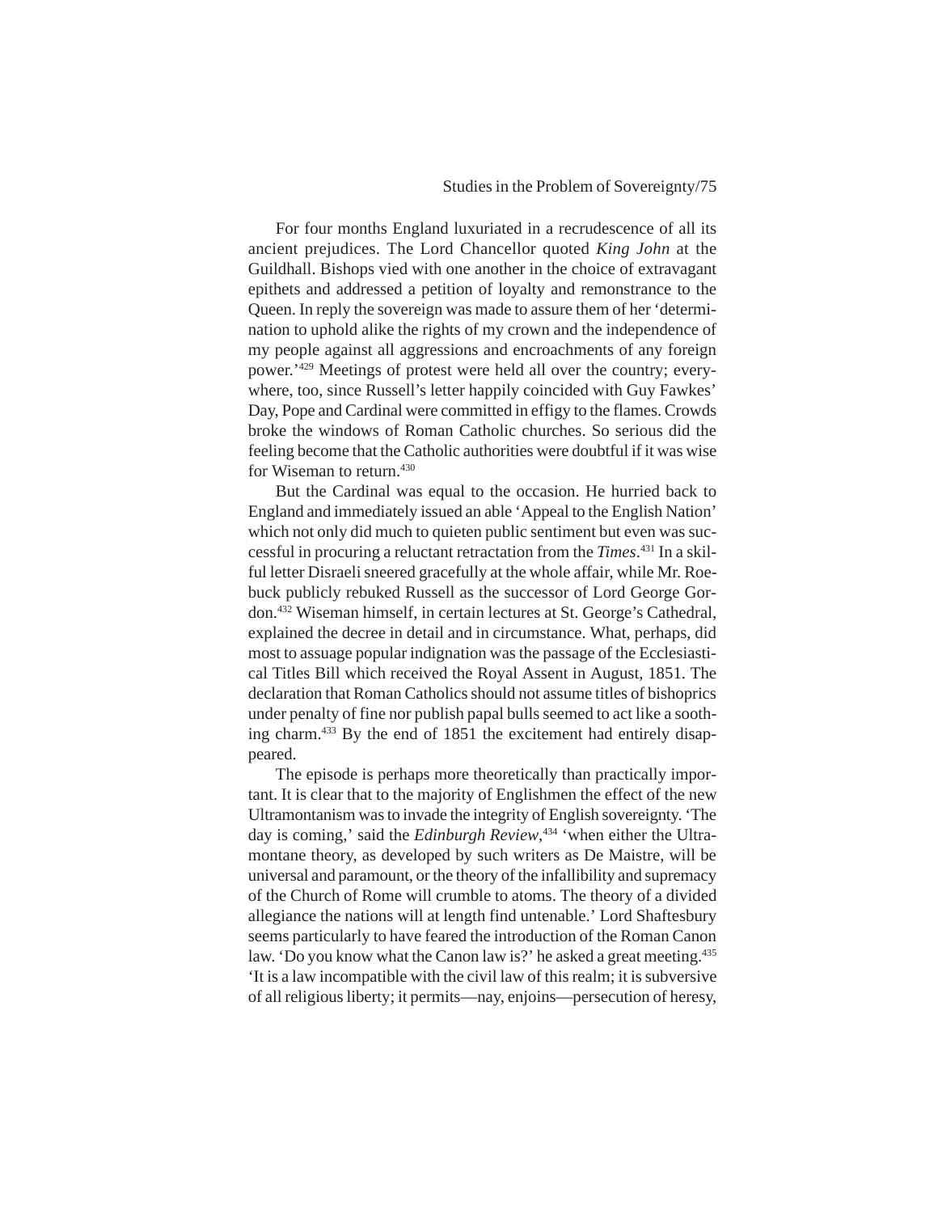For four months England luxuriated in a recrudescence of all its ancient prejudices. The Lord Chancellor quoted *King John* at the Guildhall. Bishops vied with one another in the choice of extravagant epithets and addressed a petition of loyalty and remonstrance to the Queen. In reply the sovereign was made to assure them of her 'determination to uphold alike the rights of my crown and the independence of my people against all aggressions and encroachments of any foreign power.'[429] Meetings of protest were held all over the country; everywhere, too, since Russell's letter happily coincided with Guy Fawkes' Day, Pope and Cardinal were committed in effigy to the flames. Crowds broke the windows of Roman Catholic churches. So serious did the feeling become that the Catholic authorities were doubtful if it was wise for Wiseman to return.[430]

But the Cardinal was equal to the occasion. He hurried back to England and immediately issued an able 'Appeal to the English Nation' which not only did much to quieten public sentiment but even was successful in procuring a reluctant retractation from the *Times*.[431] In a skilful letter Disraeli sneered gracefully at the whole affair, while Mr. Roebuck publicly rebuked Russell as the successor of Lord George Gordon.[432] Wiseman himself, in certain lectures at St. George's Cathedral, explained the decree in detail and in circumstance. What, perhaps, did most to assuage popular indignation was the passage of the Ecclesiastical Titles Bill which received the Royal Assent in August, 1851. The declaration that Roman Catholics should not assume titles of bishoprics under penalty of fine nor publish papal bulls seemed to act like a soothing charm.[433] By the end of 1851 the excitement had entirely disappeared.

The episode is perhaps more theoretically than practically important. It is clear that to the majority of Englishmen the effect of the new Ultramontanism was to invade the integrity of English sovereignty. 'The day is coming,' said the *Edinburgh Review*,[434] 'when either the Ultramontane theory, as developed by such writers as De Maistre, will be universal and paramount, or the theory of the infallibility and supremacy of the Church of Rome will crumble to atoms. The theory of a divided allegiance the nations will at length find untenable.' Lord Shaftesbury seems particularly to have feared the introduction of the Roman Canon law. 'Do you know what the Canon law is?' he asked a great meeting.[435] 'It is a law incompatible with the civil law of this realm; it is subversive of all religious liberty; it permits—nay, enjoins—persecution of heresy,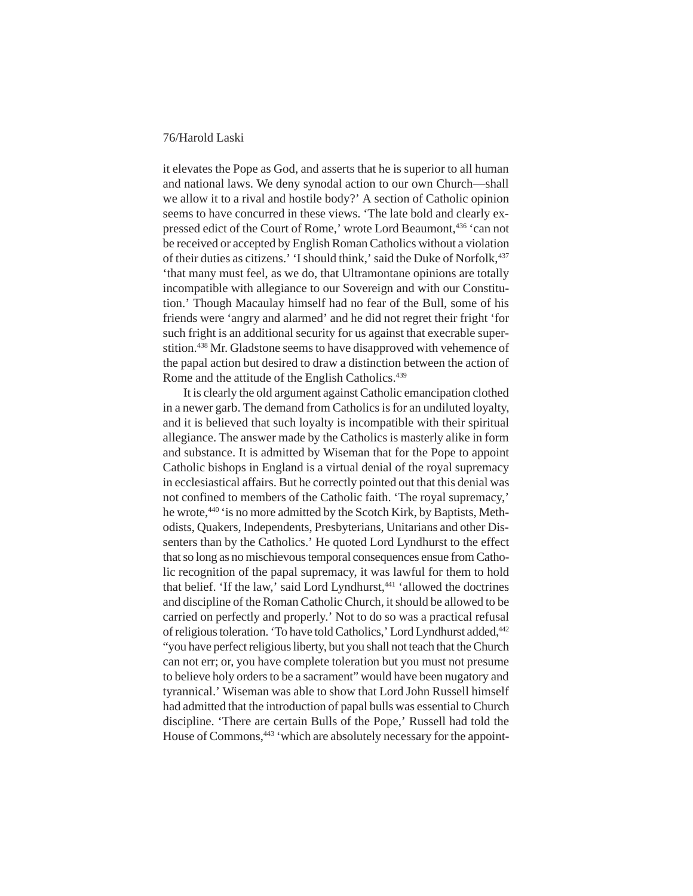it elevates the Pope as God, and asserts that he is superior to all human and national laws. We deny synodal action to our own Church—shall we allow it to a rival and hostile body?' A section of Catholic opinion seems to have concurred in these views. 'The late bold and clearly expressed edict of the Court of Rome,' wrote Lord Beaumont,[436] 'can not be received or accepted by English Roman Catholics without a violation of their duties as citizens.' 'I should think,' said the Duke of Norfolk,[437] 'that many must feel, as we do, that Ultramontane opinions are totally incompatible with allegiance to our Sovereign and with our Constitution.' Though Macaulay himself had no fear of the Bull, some of his friends were 'angry and alarmed' and he did not regret their fright 'for such fright is an additional security for us against that execrable superstition.[438] Mr. Gladstone seems to have disapproved with vehemence of the papal action but desired to draw a distinction between the action of Rome and the attitude of the English Catholics.[439]

It is clearly the old argument against Catholic emancipation clothed in a newer garb. The demand from Catholics is for an undiluted loyalty, and it is believed that such loyalty is incompatible with their spiritual allegiance. The answer made by the Catholics is masterly alike in form and substance. It is admitted by Wiseman that for the Pope to appoint Catholic bishops in England is a virtual denial of the royal supremacy in ecclesiastical affairs. But he correctly pointed out that this denial was not confined to members of the Catholic faith. 'The royal supremacy,' he wrote,[440] 'is no more admitted by the Scotch Kirk, by Baptists, Methodists, Quakers, Independents, Presbyterians, Unitarians and other Dissenters than by the Catholics.' He quoted Lord Lyndhurst to the effect that so long as no mischievous temporal consequences ensue from Catholic recognition of the papal supremacy, it was lawful for them to hold that belief. 'If the law,' said Lord Lyndhurst,[441] 'allowed the doctrines and discipline of the Roman Catholic Church, it should be allowed to be carried on perfectly and properly.' Not to do so was a practical refusal of religious toleration. 'To have told Catholics,' Lord Lyndhurst added,[442] "you have perfect religious liberty, but you shall not teach that the Church can not err; or, you have complete toleration but you must not presume to believe holy orders to be a sacrament" would have been nugatory and tyrannical.' Wiseman was able to show that Lord John Russell himself had admitted that the introduction of papal bulls was essential to Church discipline. 'There are certain Bulls of the Pope,' Russell had told the House of Commons,[443] 'which are absolutely necessary for the appoint-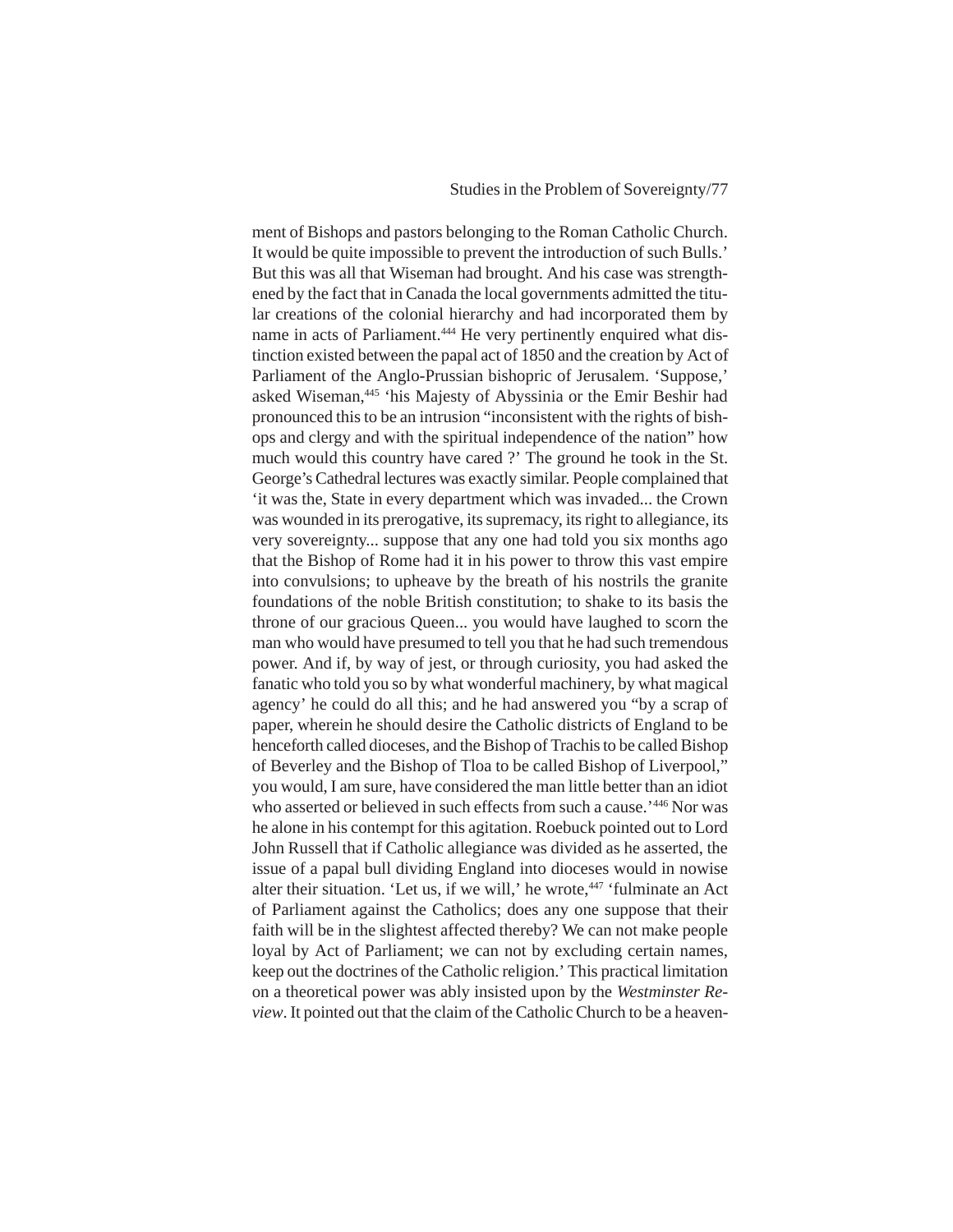ment of Bishops and pastors belonging to the Roman Catholic Church. It would be quite impossible to prevent the introduction of such Bulls.' But this was all that Wiseman had brought. And his case was strengthened by the fact that in Canada the local governments admitted the titular creations of the colonial hierarchy and had incorporated them by name in acts of Parliament.[444] He very pertinently enquired what distinction existed between the papal act of 1850 and the creation by Act of Parliament of the Anglo-Prussian bishopric of Jerusalem. 'Suppose,' asked Wiseman,[445] 'his Majesty of Abyssinia or the Emir Beshir had pronounced this to be an intrusion "inconsistent with the rights of bishops and clergy and with the spiritual independence of the nation" how much would this country have cared ?' The ground he took in the St. George's Cathedral lectures was exactly similar. People complained that 'it was the, State in every department which was invaded... the Crown was wounded in its prerogative, its supremacy, its right to allegiance, its very sovereignty... suppose that any one had told you six months ago that the Bishop of Rome had it in his power to throw this vast empire into convulsions; to upheave by the breath of his nostrils the granite foundations of the noble British constitution; to shake to its basis the throne of our gracious Queen... you would have laughed to scorn the man who would have presumed to tell you that he had such tremendous power. And if, by way of jest, or through curiosity, you had asked the fanatic who told you so by what wonderful machinery, by what magical agency' he could do all this; and he had answered you "by a scrap of paper, wherein he should desire the Catholic districts of England to be henceforth called dioceses, and the Bishop of Trachis to be called Bishop of Beverley and the Bishop of Tloa to be called Bishop of Liverpool," you would, I am sure, have considered the man little better than an idiot who asserted or believed in such effects from such a cause.'[446] Nor was he alone in his contempt for this agitation. Roebuck pointed out to Lord John Russell that if Catholic allegiance was divided as he asserted, the issue of a papal bull dividing England into dioceses would in nowise alter their situation. 'Let us, if we will,' he wrote,[447] 'fulminate an Act of Parliament against the Catholics; does any one suppose that their faith will be in the slightest affected thereby? We can not make people loyal by Act of Parliament; we can not by excluding certain names, keep out the doctrines of the Catholic religion.' This practical limitation on a theoretical power was ably insisted upon by the *Westminster Review*. It pointed out that the claim of the Catholic Church to be a heaven-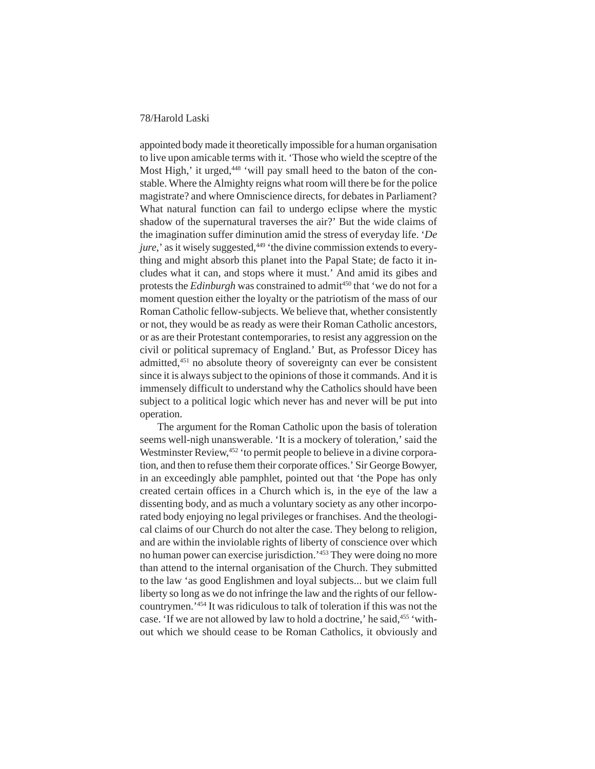appointed body made it theoretically impossible for a human organisation to live upon amicable terms with it. 'Those who wield the sceptre of the Most High,' it urged,[448] 'will pay small heed to the baton of the constable. Where the Almighty reigns what room will there be for the police magistrate? and where Omniscience directs, for debates in Parliament? What natural function can fail to undergo eclipse where the mystic shadow of the supernatural traverses the air?' But the wide claims of the imagination suffer diminution amid the stress of everyday life. '*De jure*,' as it wisely suggested,[449] 'the divine commission extends to everything and might absorb this planet into the Papal State; de facto it includes what it can, and stops where it must.' And amid its gibes and protests the *Edinburgh* was constrained to admit[450] that 'we do not for a moment question either the loyalty or the patriotism of the mass of our Roman Catholic fellow-subjects. We believe that, whether consistently or not, they would be as ready as were their Roman Catholic ancestors, or as are their Protestant contemporaries, to resist any aggression on the civil or political supremacy of England.' But, as Professor Dicey has admitted,[451] no absolute theory of sovereignty can ever be consistent since it is always subject to the opinions of those it commands. And it is immensely difficult to understand why the Catholics should have been subject to a political logic which never has and never will be put into operation.

The argument for the Roman Catholic upon the basis of toleration seems well-nigh unanswerable. 'It is a mockery of toleration,' said the Westminster Review,[452] 'to permit people to believe in a divine corporation, and then to refuse them their corporate offices.' Sir George Bowyer, in an exceedingly able pamphlet, pointed out that 'the Pope has only created certain offices in a Church which is, in the eye of the law a dissenting body, and as much a voluntary society as any other incorporated body enjoying no legal privileges or franchises. And the theological claims of our Church do not alter the case. They belong to religion, and are within the inviolable rights of liberty of conscience over which no human power can exercise jurisdiction.'[453] They were doing no more than attend to the internal organisation of the Church. They submitted to the law 'as good Englishmen and loyal subjects... but we claim full liberty so long as we do not infringe the law and the rights of our fellow-countrymen.'[454] It was ridiculous to talk of toleration if this was not the case. 'If we are not allowed by law to hold a doctrine,' he said,[455] 'without which we should cease to be Roman Catholics, it obviously and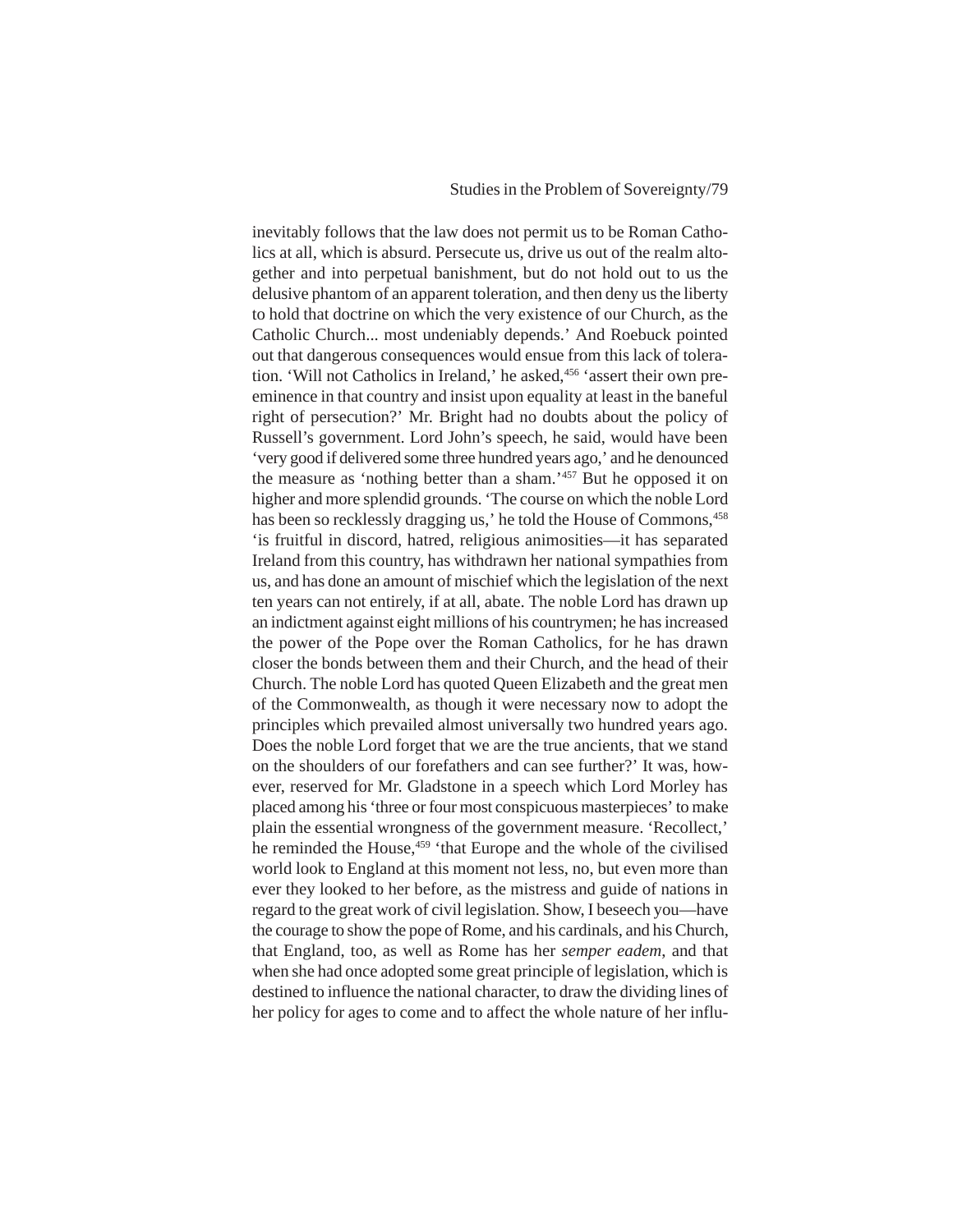inevitably follows that the law does not permit us to be Roman Catholics at all, which is absurd. Persecute us, drive us out of the realm altogether and into perpetual banishment, but do not hold out to us the delusive phantom of an apparent toleration, and then deny us the liberty to hold that doctrine on which the very existence of our Church, as the Catholic Church... most undeniably depends.' And Roebuck pointed out that dangerous consequences would ensue from this lack of toleration. 'Will not Catholics in Ireland,' he asked,[456] 'assert their own pre-eminence in that country and insist upon equality at least in the baneful right of persecution?' Mr. Bright had no doubts about the policy of Russell's government. Lord John's speech, he said, would have been 'very good if delivered some three hundred years ago,' and he denounced the measure as 'nothing better than a sham.'[457] But he opposed it on higher and more splendid grounds. 'The course on which the noble Lord has been so recklessly dragging us,' he told the House of Commons,[458] 'is fruitful in discord, hatred, religious animosities—it has separated Ireland from this country, has withdrawn her national sympathies from us, and has done an amount of mischief which the legislation of the next ten years can not entirely, if at all, abate. The noble Lord has drawn up an indictment against eight millions of his countrymen; he has increased the power of the Pope over the Roman Catholics, for he has drawn closer the bonds between them and their Church, and the head of their Church. The noble Lord has quoted Queen Elizabeth and the great men of the Commonwealth, as though it were necessary now to adopt the principles which prevailed almost universally two hundred years ago. Does the noble Lord forget that we are the true ancients, that we stand on the shoulders of our forefathers and can see further?' It was, however, reserved for Mr. Gladstone in a speech which Lord Morley has placed among his 'three or four most conspicuous masterpieces' to make plain the essential wrongness of the government measure. 'Recollect,' he reminded the House,[459] 'that Europe and the whole of the civilised world look to England at this moment not less, no, but even more than ever they looked to her before, as the mistress and guide of nations in regard to the great work of civil legislation. Show, I beseech you—have the courage to show the pope of Rome, and his cardinals, and his Church, that England, too, as well as Rome has her *semper eadem*, and that when she had once adopted some great principle of legislation, which is destined to influence the national character, to draw the dividing lines of her policy for ages to come and to affect the whole nature of her influ-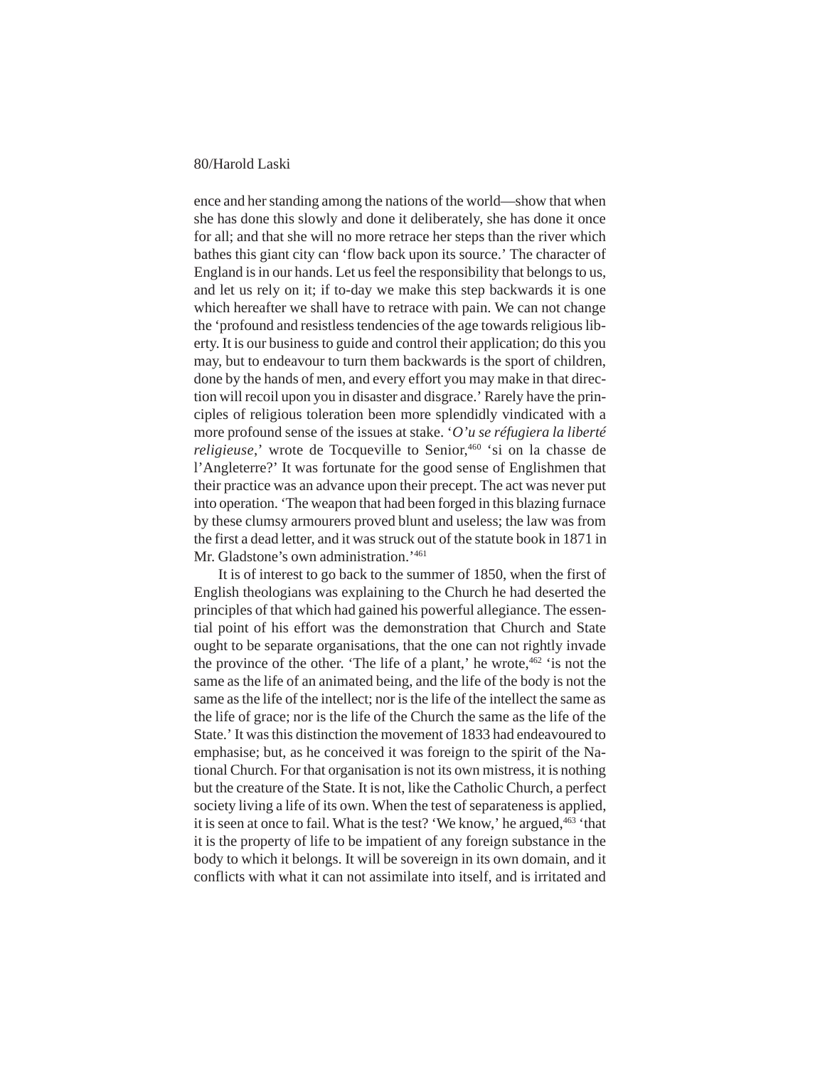ence and her standing among the nations of the world—show that when she has done this slowly and done it deliberately, she has done it once for all; and that she will no more retrace her steps than the river which bathes this giant city can 'flow back upon its source.' The character of England is in our hands. Let us feel the responsibility that belongs to us, and let us rely on it; if to-day we make this step backwards it is one which hereafter we shall have to retrace with pain. We can not change the 'profound and resistless tendencies of the age towards religious liberty. It is our business to guide and control their application; do this you may, but to endeavour to turn them backwards is the sport of children, done by the hands of men, and every effort you may make in that direction will recoil upon you in disaster and disgrace.' Rarely have the principles of religious toleration been more splendidly vindicated with a more profound sense of the issues at stake. '*O'u se réfugiera la liberté religieuse*,' wrote de Tocqueville to Senior,[460] 'si on la chasse de l'Angleterre?' It was fortunate for the good sense of Englishmen that their practice was an advance upon their precept. The act was never put into operation. 'The weapon that had been forged in this blazing furnace by these clumsy armourers proved blunt and useless; the law was from the first a dead letter, and it was struck out of the statute book in 1871 in Mr. Gladstone's own administration.'[461]

It is of interest to go back to the summer of 1850, when the first of English theologians was explaining to the Church he had deserted the principles of that which had gained his powerful allegiance. The essential point of his effort was the demonstration that Church and State ought to be separate organisations, that the one can not rightly invade the province of the other. 'The life of a plant,' he wrote,[462] 'is not the same as the life of an animated being, and the life of the body is not the same as the life of the intellect; nor is the life of the intellect the same as the life of grace; nor is the life of the Church the same as the life of the State.' It was this distinction the movement of 1833 had endeavoured to emphasise; but, as he conceived it was foreign to the spirit of the National Church. For that organisation is not its own mistress, it is nothing but the creature of the State. It is not, like the Catholic Church, a perfect society living a life of its own. When the test of separateness is applied, it is seen at once to fail. What is the test? 'We know,' he argued,[463] 'that it is the property of life to be impatient of any foreign substance in the body to which it belongs. It will be sovereign in its own domain, and it conflicts with what it can not assimilate into itself, and is irritated and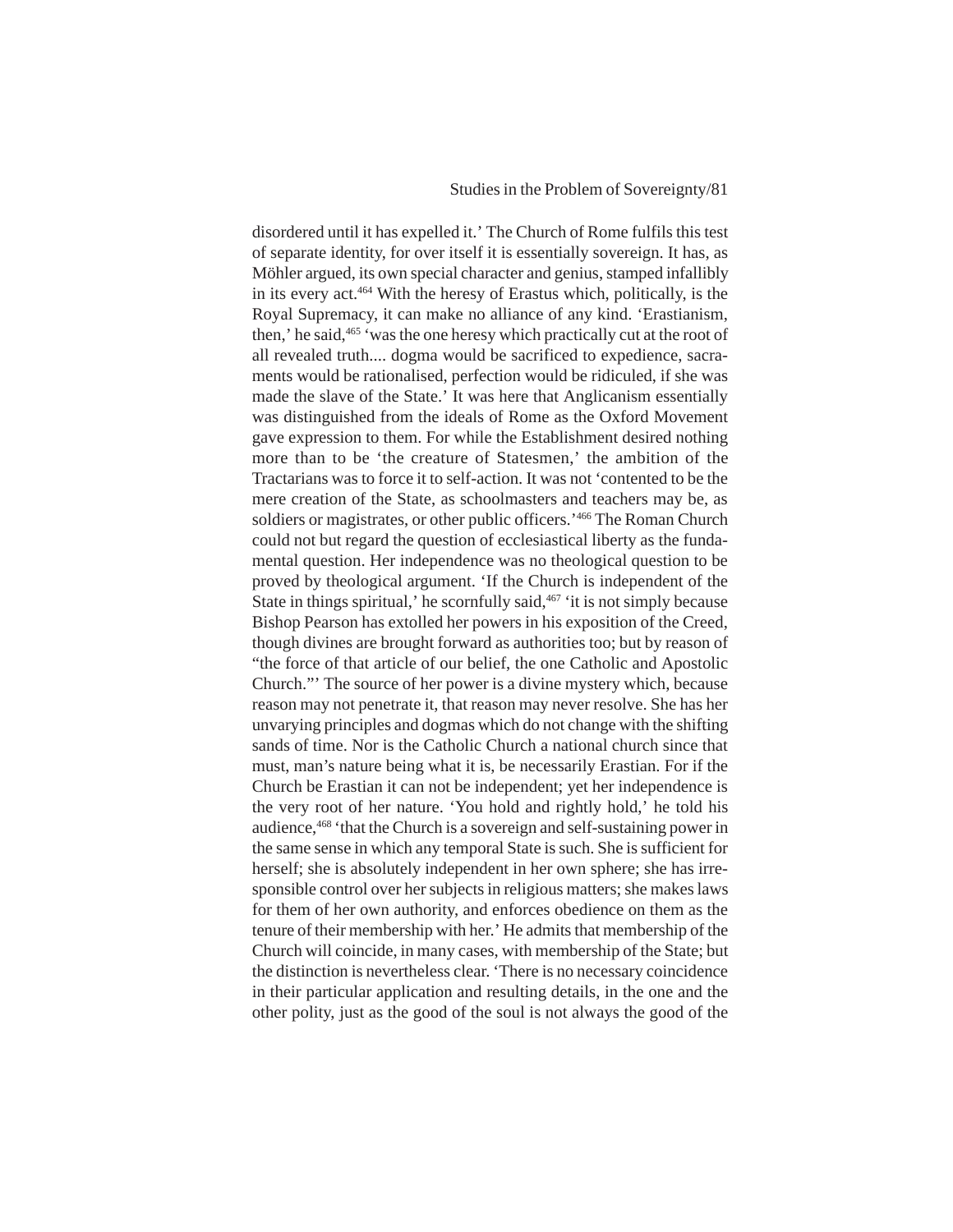disordered until it has expelled it.' The Church of Rome fulfils this test of separate identity, for over itself it is essentially sovereign. It has, as Möhler argued, its own special character and genius, stamped infallibly in its every act.[464] With the heresy of Erastus which, politically, is the Royal Supremacy, it can make no alliance of any kind. 'Erastianism, then,' he said,[465] 'was the one heresy which practically cut at the root of all revealed truth.... dogma would be sacrificed to expedience, sacraments would be rationalised, perfection would be ridiculed, if she was made the slave of the State.' It was here that Anglicanism essentially was distinguished from the ideals of Rome as the Oxford Movement gave expression to them. For while the Establishment desired nothing more than to be 'the creature of Statesmen,' the ambition of the Tractarians was to force it to self-action. It was not 'contented to be the mere creation of the State, as schoolmasters and teachers may be, as soldiers or magistrates, or other public officers.'[466] The Roman Church could not but regard the question of ecclesiastical liberty as the fundamental question. Her independence was no theological question to be proved by theological argument. 'If the Church is independent of the State in things spiritual,' he scornfully said,[467] 'it is not simply because Bishop Pearson has extolled her powers in his exposition of the Creed, though divines are brought forward as authorities too; but by reason of "the force of that article of our belief, the one Catholic and Apostolic Church."' The source of her power is a divine mystery which, because reason may not penetrate it, that reason may never resolve. She has her unvarying principles and dogmas which do not change with the shifting sands of time. Nor is the Catholic Church a national church since that must, man's nature being what it is, be necessarily Erastian. For if the Church be Erastian it can not be independent; yet her independence is the very root of her nature. 'You hold and rightly hold,' he told his audience,[468] 'that the Church is a sovereign and self-sustaining power in the same sense in which any temporal State is such. She is sufficient for herself; she is absolutely independent in her own sphere; she has irresponsible control over her subjects in religious matters; she makes laws for them of her own authority, and enforces obedience on them as the tenure of their membership with her.' He admits that membership of the Church will coincide, in many cases, with membership of the State; but the distinction is nevertheless clear. 'There is no necessary coincidence in their particular application and resulting details, in the one and the other polity, just as the good of the soul is not always the good of the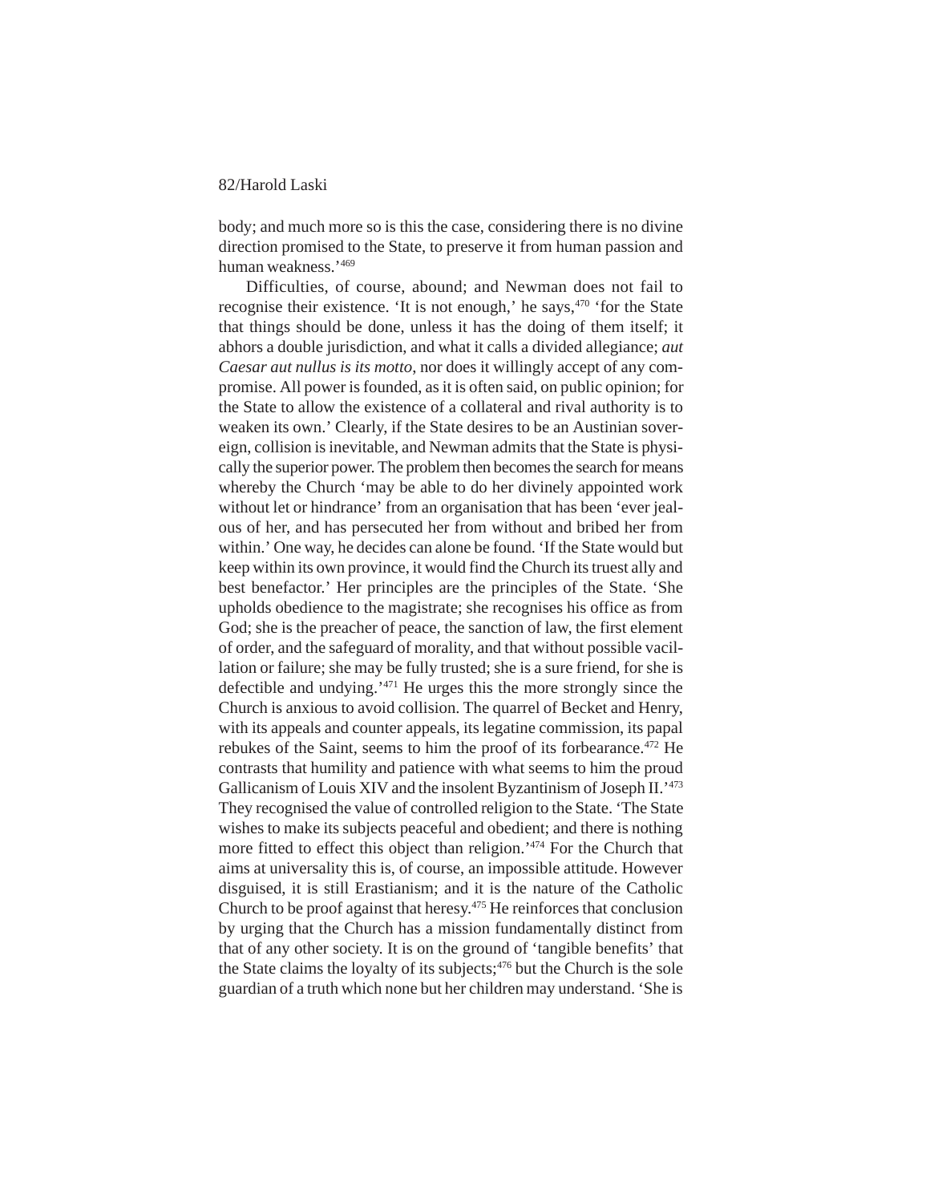body; and much more so is this the case, considering there is no divine direction promised to the State, to preserve it from human passion and human weakness.'[469]

Difficulties, of course, abound; and Newman does not fail to recognise their existence. 'It is not enough,' he says,[470] 'for the State that things should be done, unless it has the doing of them itself; it abhors a double jurisdiction, and what it calls a divided allegiance; *aut Caesar aut nullus is its motto*, nor does it willingly accept of any compromise. All power is founded, as it is often said, on public opinion; for the State to allow the existence of a collateral and rival authority is to weaken its own.' Clearly, if the State desires to be an Austinian sovereign, collision is inevitable, and Newman admits that the State is physically the superior power. The problem then becomes the search for means whereby the Church 'may be able to do her divinely appointed work without let or hindrance' from an organisation that has been 'ever jealous of her, and has persecuted her from without and bribed her from within.' One way, he decides can alone be found. 'If the State would but keep within its own province, it would find the Church its truest ally and best benefactor.' Her principles are the principles of the State. 'She upholds obedience to the magistrate; she recognises his office as from God; she is the preacher of peace, the sanction of law, the first element of order, and the safeguard of morality, and that without possible vacillation or failure; she may be fully trusted; she is a sure friend, for she is defectible and undying.'[471] He urges this the more strongly since the Church is anxious to avoid collision. The quarrel of Becket and Henry, with its appeals and counter appeals, its legatine commission, its papal rebukes of the Saint, seems to him the proof of its forbearance.[472] He contrasts that humility and patience with what seems to him the proud Gallicanism of Louis XIV and the insolent Byzantinism of Joseph II.'[473] They recognised the value of controlled religion to the State. 'The State wishes to make its subjects peaceful and obedient; and there is nothing more fitted to effect this object than religion.'[474] For the Church that aims at universality this is, of course, an impossible attitude. However disguised, it is still Erastianism; and it is the nature of the Catholic Church to be proof against that heresy.[475] He reinforces that conclusion by urging that the Church has a mission fundamentally distinct from that of any other society. It is on the ground of 'tangible benefits' that the State claims the loyalty of its subjects;[476] but the Church is the sole guardian of a truth which none but her children may understand. 'She is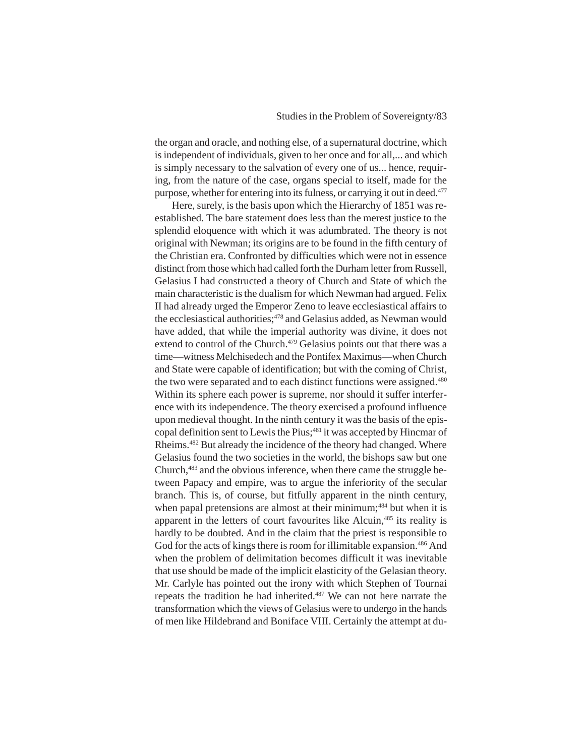the organ and oracle, and nothing else, of a supernatural doctrine, which is independent of individuals, given to her once and for all,... and which is simply necessary to the salvation of every one of us... hence, requiring, from the nature of the case, organs special to itself, made for the purpose, whether for entering into its fulness, or carrying it out in deed.[477]

Here, surely, is the basis upon which the Hierarchy of 1851 was re-established. The bare statement does less than the merest justice to the splendid eloquence with which it was adumbrated. The theory is not original with Newman; its origins are to be found in the fifth century of the Christian era. Confronted by difficulties which were not in essence distinct from those which had called forth the Durham letter from Russell, Gelasius I had constructed a theory of Church and State of which the main characteristic is the dualism for which Newman had argued. Felix II had already urged the Emperor Zeno to leave ecclesiastical affairs to the ecclesiastical authorities;[478] and Gelasius added, as Newman would have added, that while the imperial authority was divine, it does not extend to control of the Church.[479] Gelasius points out that there was a time—witness Melchisedech and the Pontifex Maximus—when Church and State were capable of identification; but with the coming of Christ, the two were separated and to each distinct functions were assigned.[480] Within its sphere each power is supreme, nor should it suffer interference with its independence. The theory exercised a profound influence upon medieval thought. In the ninth century it was the basis of the episcopal definition sent to Lewis the Pius;[481] it was accepted by Hincmar of Rheims.[482] But already the incidence of the theory had changed. Where Gelasius found the two societies in the world, the bishops saw but one Church,[483] and the obvious inference, when there came the struggle between Papacy and empire, was to argue the inferiority of the secular branch. This is, of course, but fitfully apparent in the ninth century, when papal pretensions are almost at their minimum;[484] but when it is apparent in the letters of court favourites like Alcuin,[485] its reality is hardly to be doubted. And in the claim that the priest is responsible to God for the acts of kings there is room for illimitable expansion.[486] And when the problem of delimitation becomes difficult it was inevitable that use should be made of the implicit elasticity of the Gelasian theory. Mr. Carlyle has pointed out the irony with which Stephen of Tournai repeats the tradition he had inherited.[487] We can not here narrate the transformation which the views of Gelasius were to undergo in the hands of men like Hildebrand and Boniface VIII. Certainly the attempt at du-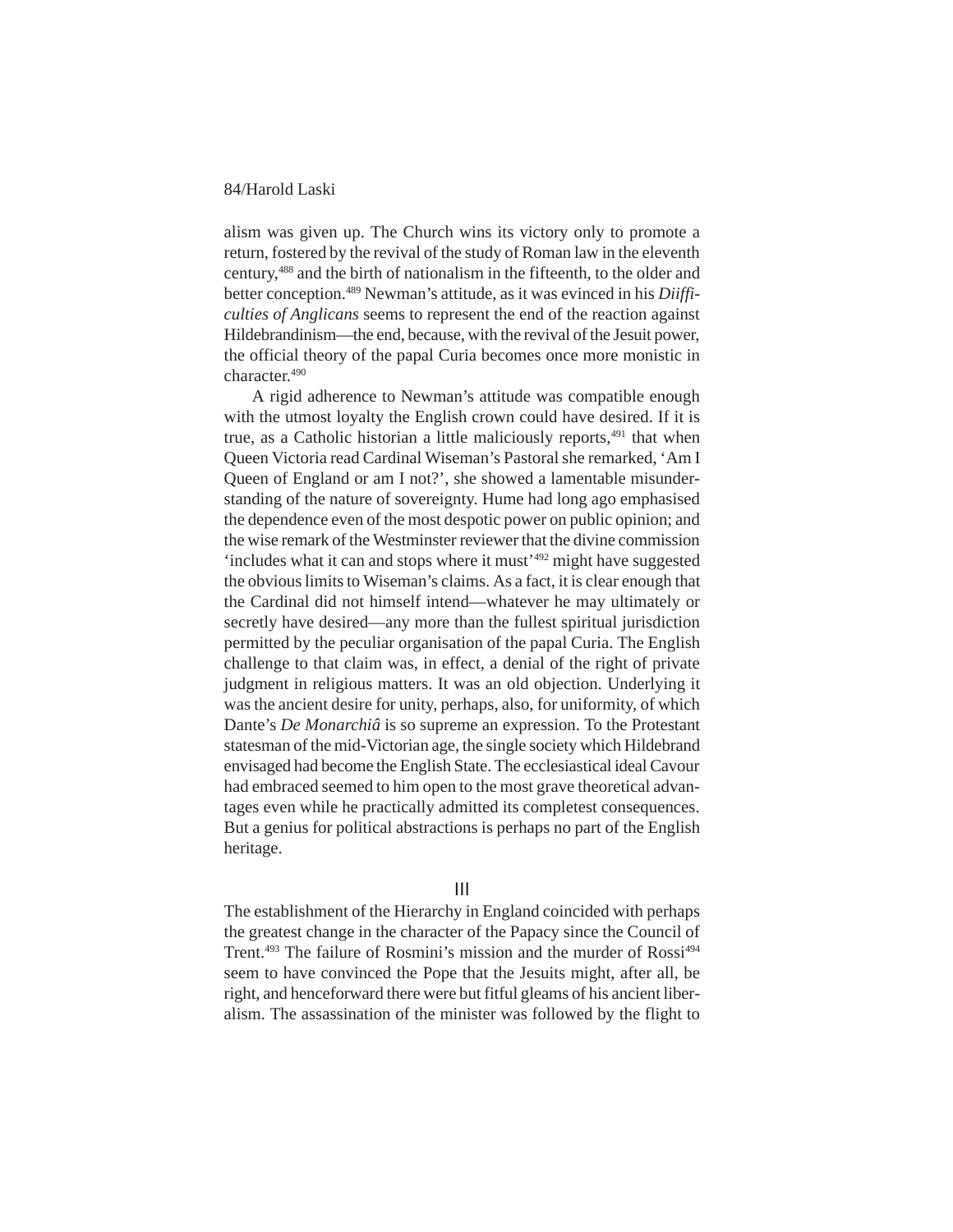alism was given up. The Church wins its victory only to promote a return, fostered by the revival of the study of Roman law in the eleventh century,[488] and the birth of nationalism in the fifteenth, to the older and better conception.[489] Newman's attitude, as it was evinced in his *Diifficulties of Anglicans* seems to represent the end of the reaction against Hildebrandinism—the end, because, with the revival of the Jesuit power, the official theory of the papal Curia becomes once more monistic in character.[490]

A rigid adherence to Newman's attitude was compatible enough with the utmost loyalty the English crown could have desired. If it is true, as a Catholic historian a little maliciously reports,[491] that when Queen Victoria read Cardinal Wiseman's Pastoral she remarked, 'Am I Queen of England or am I not?', she showed a lamentable misunderstanding of the nature of sovereignty. Hume had long ago emphasised the dependence even of the most despotic power on public opinion; and the wise remark of the Westminster reviewer that the divine commission 'includes what it can and stops where it must'[492] might have suggested the obvious limits to Wiseman's claims. As a fact, it is clear enough that the Cardinal did not himself intend—whatever he may ultimately or secretly have desired—any more than the fullest spiritual jurisdiction permitted by the peculiar organisation of the papal Curia. The English challenge to that claim was, in effect, a denial of the right of private judgment in religious matters. It was an old objection. Underlying it was the ancient desire for unity, perhaps, also, for uniformity, of which Dante's *De Monarchiâ* is so supreme an expression. To the Protestant statesman of the mid-Victorian age, the single society which Hildebrand envisaged had become the English State. The ecclesiastical ideal Cavour had embraced seemed to him open to the most grave theoretical advantages even while he practically admitted its completest consequences. But a genius for political abstractions is perhaps no part of the English heritage.

## III

The establishment of the Hierarchy in England coincided with perhaps the greatest change in the character of the Papacy since the Council of Trent.[493] The failure of Rosmini's mission and the murder of Rossi[494] seem to have convinced the Pope that the Jesuits might, after all, be right, and henceforward there were but fitful gleams of his ancient liberalism. The assassination of the minister was followed by the flight to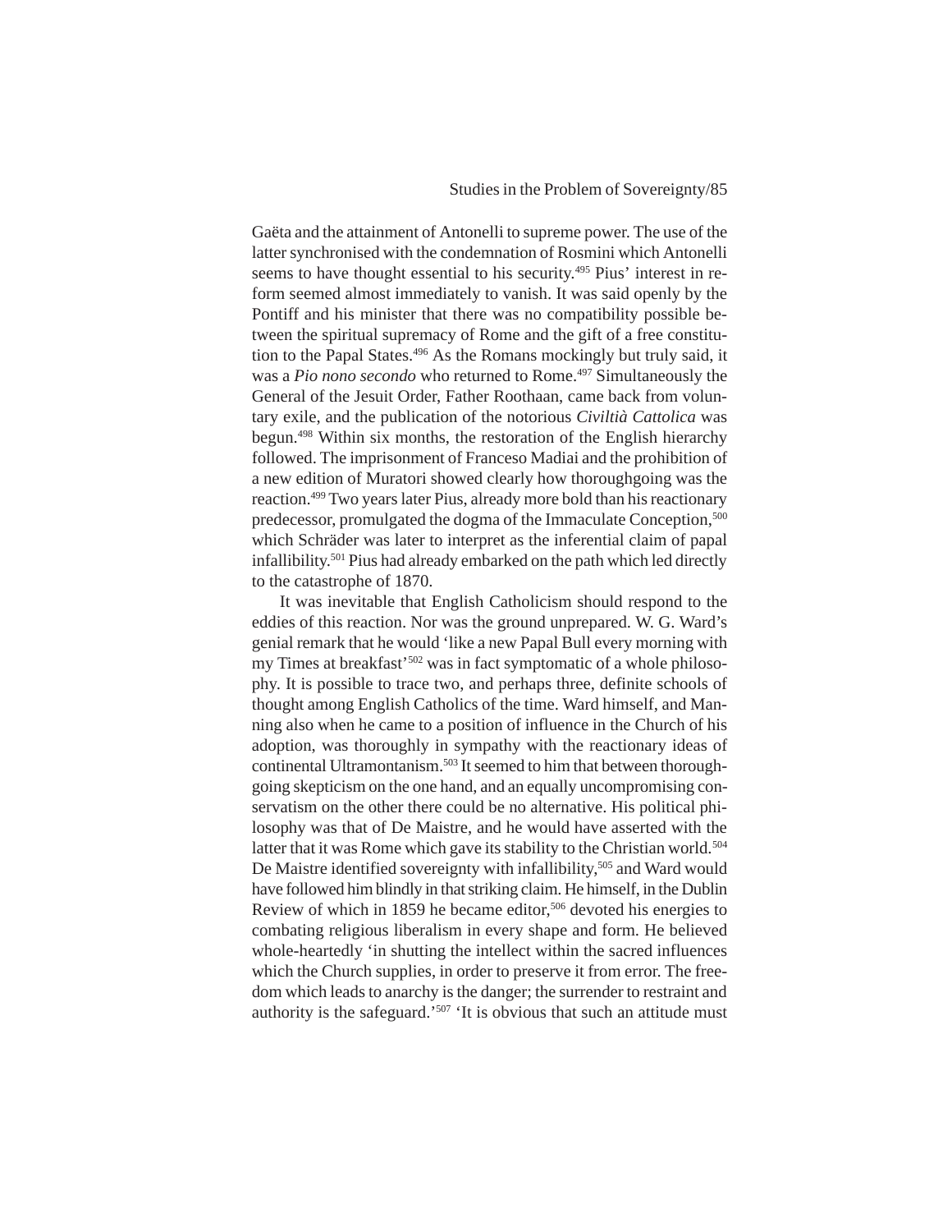Gaëta and the attainment of Antonelli to supreme power. The use of the latter synchronised with the condemnation of Rosmini which Antonelli seems to have thought essential to his security.[495] Pius' interest in reform seemed almost immediately to vanish. It was said openly by the Pontiff and his minister that there was no compatibility possible between the spiritual supremacy of Rome and the gift of a free constitution to the Papal States.[496] As the Romans mockingly but truly said, it was a *Pio nono secondo* who returned to Rome.[497] Simultaneously the General of the Jesuit Order, Father Roothaan, came back from voluntary exile, and the publication of the notorious *Civiltà Cattolica* was begun.[498] Within six months, the restoration of the English hierarchy followed. The imprisonment of Franceso Madiai and the prohibition of a new edition of Muratori showed clearly how thoroughgoing was the reaction.[499] Two years later Pius, already more bold than his reactionary predecessor, promulgated the dogma of the Immaculate Conception,[500] which Schräder was later to interpret as the inferential claim of papal infallibility.[501] Pius had already embarked on the path which led directly to the catastrophe of 1870.

It was inevitable that English Catholicism should respond to the eddies of this reaction. Nor was the ground unprepared. W. G. Ward's genial remark that he would 'like a new Papal Bull every morning with my Times at breakfast'[502] was in fact symptomatic of a whole philosophy. It is possible to trace two, and perhaps three, definite schools of thought among English Catholics of the time. Ward himself, and Manning also when he came to a position of influence in the Church of his adoption, was thoroughly in sympathy with the reactionary ideas of continental Ultramontanism.[503] It seemed to him that between thoroughgoing skepticism on the one hand, and an equally uncompromising conservatism on the other there could be no alternative. His political philosophy was that of De Maistre, and he would have asserted with the latter that it was Rome which gave its stability to the Christian world.[504] De Maistre identified sovereignty with infallibility,[505] and Ward would have followed him blindly in that striking claim. He himself, in the Dublin Review of which in 1859 he became editor,[506] devoted his energies to combating religious liberalism in every shape and form. He believed whole-heartedly 'in shutting the intellect within the sacred influences which the Church supplies, in order to preserve it from error. The freedom which leads to anarchy is the danger; the surrender to restraint and authority is the safeguard.'[507] 'It is obvious that such an attitude must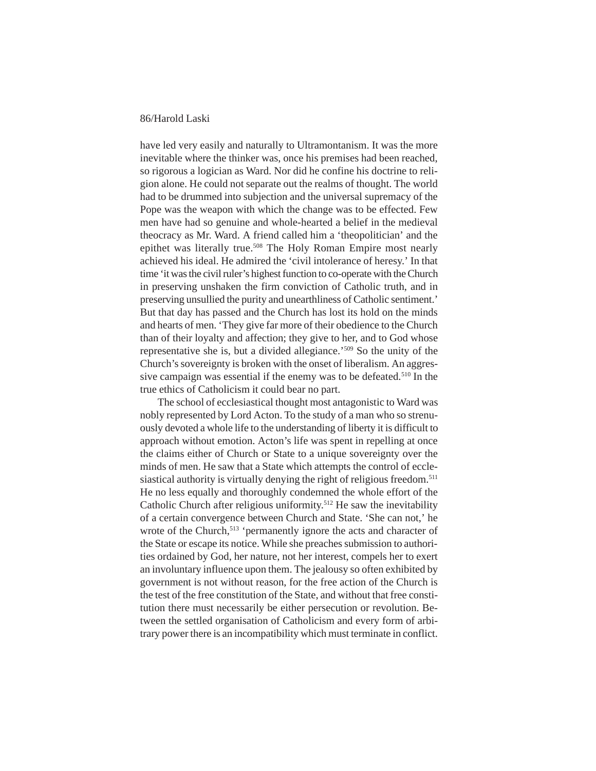have led very easily and naturally to Ultramontanism. It was the more inevitable where the thinker was, once his premises had been reached, so rigorous a logician as Ward. Nor did he confine his doctrine to religion alone. He could not separate out the realms of thought. The world had to be drummed into subjection and the universal supremacy of the Pope was the weapon with which the change was to be effected. Few men have had so genuine and whole-hearted a belief in the medieval theocracy as Mr. Ward. A friend called him a 'theopolitician' and the epithet was literally true.[508] The Holy Roman Empire most nearly achieved his ideal. He admired the 'civil intolerance of heresy.' In that time 'it was the civil ruler's highest function to co-operate with the Church in preserving unshaken the firm conviction of Catholic truth, and in preserving unsullied the purity and unearthliness of Catholic sentiment.' But that day has passed and the Church has lost its hold on the minds and hearts of men. 'They give far more of their obedience to the Church than of their loyalty and affection; they give to her, and to God whose representative she is, but a divided allegiance.'[509] So the unity of the Church's sovereignty is broken with the onset of liberalism. An aggressive campaign was essential if the enemy was to be defeated.[510] In the true ethics of Catholicism it could bear no part.

The school of ecclesiastical thought most antagonistic to Ward was nobly represented by Lord Acton. To the study of a man who so strenuously devoted a whole life to the understanding of liberty it is difficult to approach without emotion. Acton's life was spent in repelling at once the claims either of Church or State to a unique sovereignty over the minds of men. He saw that a State which attempts the control of ecclesiastical authority is virtually denying the right of religious freedom.[511] He no less equally and thoroughly condemned the whole effort of the Catholic Church after religious uniformity.[512] He saw the inevitability of a certain convergence between Church and State. 'She can not,' he wrote of the Church,[513] 'permanently ignore the acts and character of the State or escape its notice. While she preaches submission to authorities ordained by God, her nature, not her interest, compels her to exert an involuntary influence upon them. The jealousy so often exhibited by government is not without reason, for the free action of the Church is the test of the free constitution of the State, and without that free constitution there must necessarily be either persecution or revolution. Between the settled organisation of Catholicism and every form of arbitrary power there is an incompatibility which must terminate in conflict.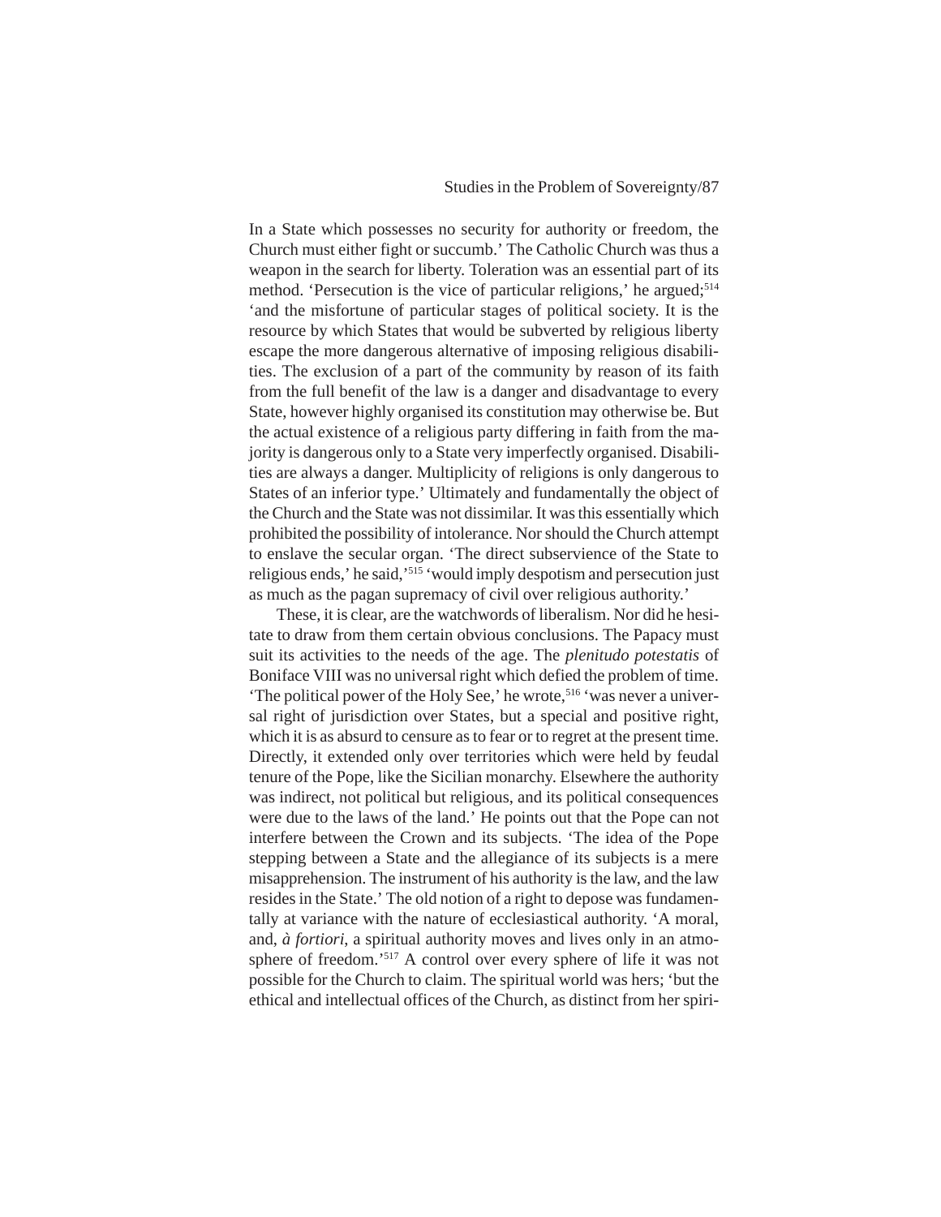In a State which possesses no security for authority or freedom, the Church must either fight or succumb.' The Catholic Church was thus a weapon in the search for liberty. Toleration was an essential part of its method. 'Persecution is the vice of particular religions,' he argued;[514] 'and the misfortune of particular stages of political society. It is the resource by which States that would be subverted by religious liberty escape the more dangerous alternative of imposing religious disabilities. The exclusion of a part of the community by reason of its faith from the full benefit of the law is a danger and disadvantage to every State, however highly organised its constitution may otherwise be. But the actual existence of a religious party differing in faith from the majority is dangerous only to a State very imperfectly organised. Disabilities are always a danger. Multiplicity of religions is only dangerous to States of an inferior type.' Ultimately and fundamentally the object of the Church and the State was not dissimilar. It was this essentially which prohibited the possibility of intolerance. Nor should the Church attempt to enslave the secular organ. 'The direct subservience of the State to religious ends,' he said,'[515] 'would imply despotism and persecution just as much as the pagan supremacy of civil over religious authority.'

These, it is clear, are the watchwords of liberalism. Nor did he hesitate to draw from them certain obvious conclusions. The Papacy must suit its activities to the needs of the age. The *plenitudo potestatis* of Boniface VIII was no universal right which defied the problem of time. 'The political power of the Holy See,' he wrote,[516] 'was never a universal right of jurisdiction over States, but a special and positive right, which it is as absurd to censure as to fear or to regret at the present time. Directly, it extended only over territories which were held by feudal tenure of the Pope, like the Sicilian monarchy. Elsewhere the authority was indirect, not political but religious, and its political consequences were due to the laws of the land.' He points out that the Pope can not interfere between the Crown and its subjects. 'The idea of the Pope stepping between a State and the allegiance of its subjects is a mere misapprehension. The instrument of his authority is the law, and the law resides in the State.' The old notion of a right to depose was fundamentally at variance with the nature of ecclesiastical authority. 'A moral, and, *à fortiori*, a spiritual authority moves and lives only in an atmosphere of freedom.'[517] A control over every sphere of life it was not possible for the Church to claim. The spiritual world was hers; 'but the ethical and intellectual offices of the Church, as distinct from her spiri-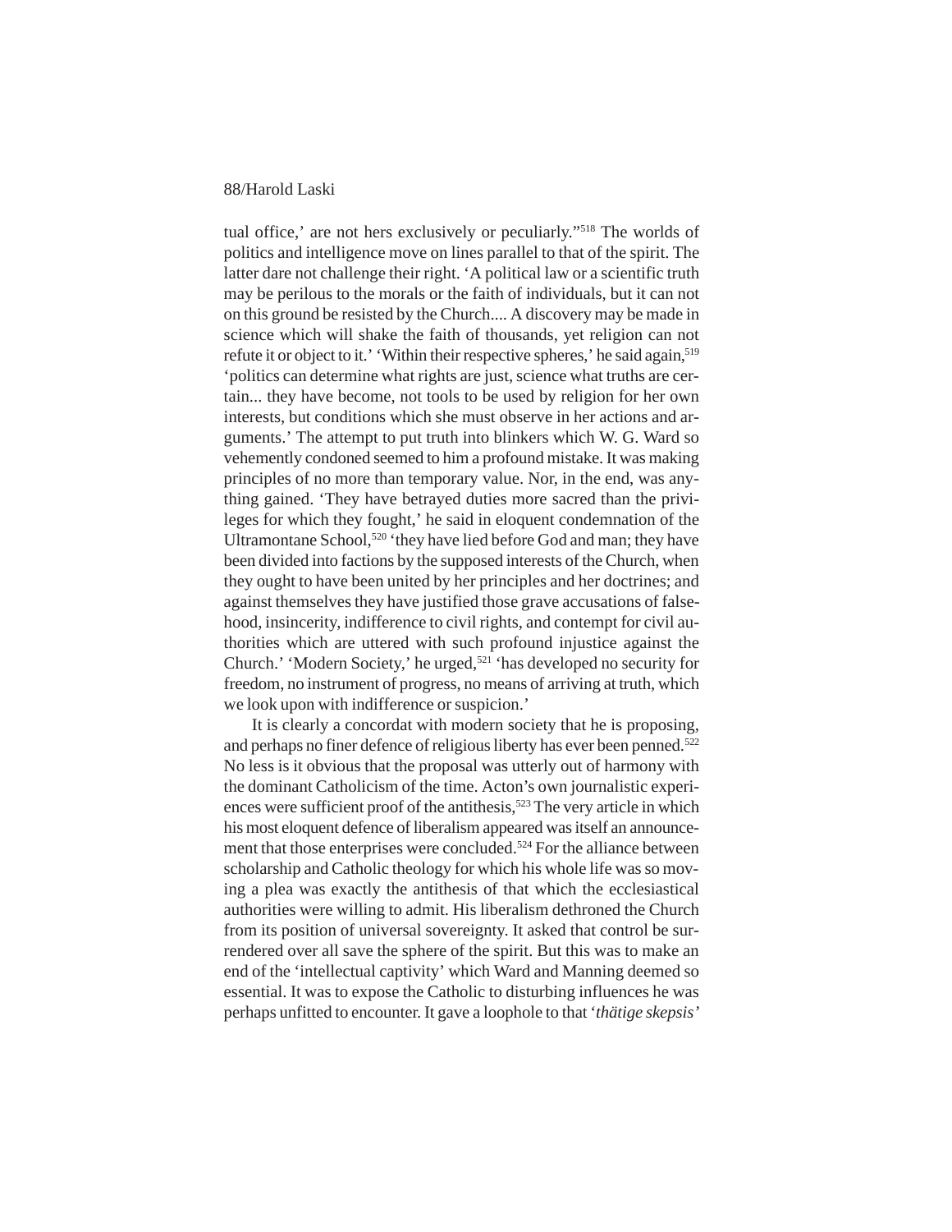tual office,' are not hers exclusively or peculiarly."[518] The worlds of politics and intelligence move on lines parallel to that of the spirit. The latter dare not challenge their right. 'A political law or a scientific truth may be perilous to the morals or the faith of individuals, but it can not on this ground be resisted by the Church.... A discovery may be made in science which will shake the faith of thousands, yet religion can not refute it or object to it.' 'Within their respective spheres,' he said again,[519] 'politics can determine what rights are just, science what truths are certain... they have become, not tools to be used by religion for her own interests, but conditions which she must observe in her actions and arguments.' The attempt to put truth into blinkers which W. G. Ward so vehemently condoned seemed to him a profound mistake. It was making principles of no more than temporary value. Nor, in the end, was anything gained. 'They have betrayed duties more sacred than the privileges for which they fought,' he said in eloquent condemnation of the Ultramontane School,[520] 'they have lied before God and man; they have been divided into factions by the supposed interests of the Church, when they ought to have been united by her principles and her doctrines; and against themselves they have justified those grave accusations of falsehood, insincerity, indifference to civil rights, and contempt for civil authorities which are uttered with such profound injustice against the Church.' 'Modern Society,' he urged,[521] 'has developed no security for freedom, no instrument of progress, no means of arriving at truth, which we look upon with indifference or suspicion.'

It is clearly a concordat with modern society that he is proposing, and perhaps no finer defence of religious liberty has ever been penned.[522] No less is it obvious that the proposal was utterly out of harmony with the dominant Catholicism of the time. Acton's own journalistic experiences were sufficient proof of the antithesis,[523] The very article in which his most eloquent defence of liberalism appeared was itself an announcement that those enterprises were concluded.[524] For the alliance between scholarship and Catholic theology for which his whole life was so moving a plea was exactly the antithesis of that which the ecclesiastical authorities were willing to admit. His liberalism dethroned the Church from its position of universal sovereignty. It asked that control be surrendered over all save the sphere of the spirit. But this was to make an end of the 'intellectual captivity' which Ward and Manning deemed so essential. It was to expose the Catholic to disturbing influences he was perhaps unfitted to encounter. It gave a loophole to that '*thätige skepsis*'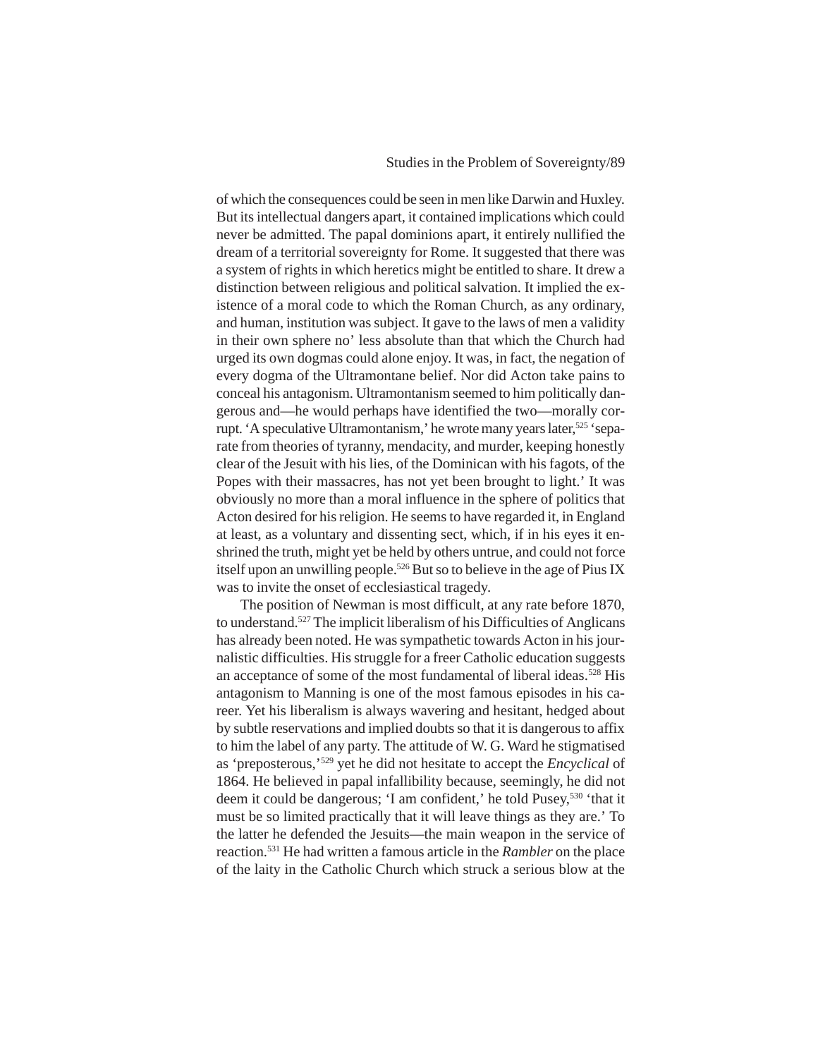of which the consequences could be seen in men like Darwin and Huxley. But its intellectual dangers apart, it contained implications which could never be admitted. The papal dominions apart, it entirely nullified the dream of a territorial sovereignty for Rome. It suggested that there was a system of rights in which heretics might be entitled to share. It drew a distinction between religious and political salvation. It implied the existence of a moral code to which the Roman Church, as any ordinary, and human, institution was subject. It gave to the laws of men a validity in their own sphere no' less absolute than that which the Church had urged its own dogmas could alone enjoy. It was, in fact, the negation of every dogma of the Ultramontane belief. Nor did Acton take pains to conceal his antagonism. Ultramontanism seemed to him politically dangerous and—he would perhaps have identified the two—morally corrupt. 'A speculative Ultramontanism,' he wrote many years later,[525] 'separate from theories of tyranny, mendacity, and murder, keeping honestly clear of the Jesuit with his lies, of the Dominican with his fagots, of the Popes with their massacres, has not yet been brought to light.' It was obviously no more than a moral influence in the sphere of politics that Acton desired for his religion. He seems to have regarded it, in England at least, as a voluntary and dissenting sect, which, if in his eyes it enshrined the truth, might yet be held by others untrue, and could not force itself upon an unwilling people.[526] But so to believe in the age of Pius IX was to invite the onset of ecclesiastical tragedy.

The position of Newman is most difficult, at any rate before 1870, to understand.[527] The implicit liberalism of his Difficulties of Anglicans has already been noted. He was sympathetic towards Acton in his journalistic difficulties. His struggle for a freer Catholic education suggests an acceptance of some of the most fundamental of liberal ideas.[528] His antagonism to Manning is one of the most famous episodes in his career. Yet his liberalism is always wavering and hesitant, hedged about by subtle reservations and implied doubts so that it is dangerous to affix to him the label of any party. The attitude of W. G. Ward he stigmatised as 'preposterous,'[529] yet he did not hesitate to accept the *Encyclical* of 1864. He believed in papal infallibility because, seemingly, he did not deem it could be dangerous; 'I am confident,' he told Pusey,[530] 'that it must be so limited practically that it will leave things as they are.' To the latter he defended the Jesuits—the main weapon in the service of reaction.[531] He had written a famous article in the *Rambler* on the place of the laity in the Catholic Church which struck a serious blow at the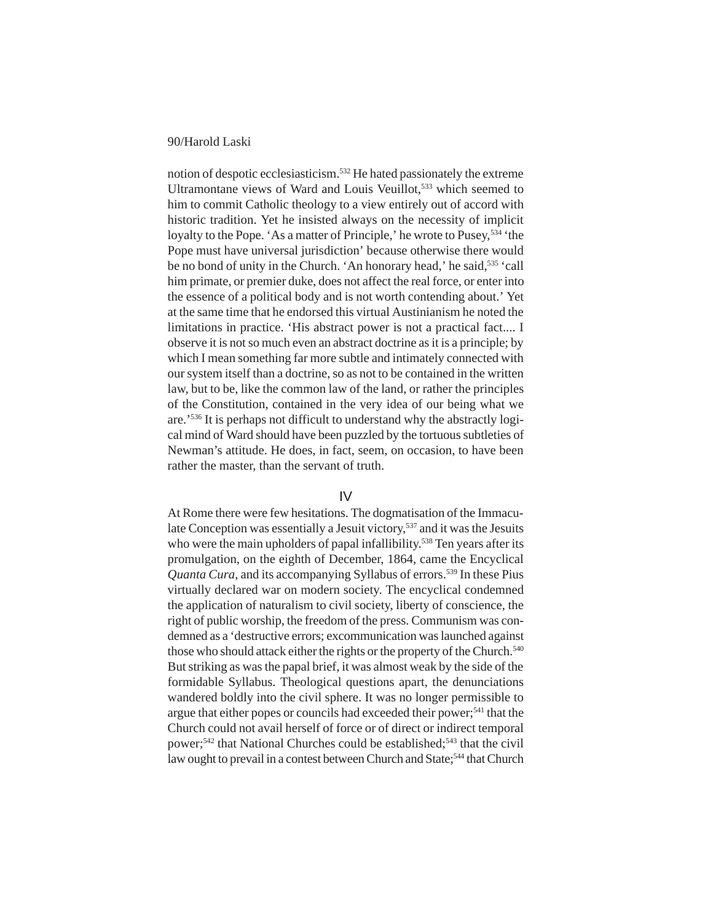notion of despotic ecclesiasticism.[532] He hated passionately the extreme Ultramontane views of Ward and Louis Veuillot,[533] which seemed to him to commit Catholic theology to a view entirely out of accord with historic tradition. Yet he insisted always on the necessity of implicit loyalty to the Pope. 'As a matter of Principle,' he wrote to Pusey,[534] 'the Pope must have universal jurisdiction' because otherwise there would be no bond of unity in the Church. 'An honorary head,' he said,[535] 'call him primate, or premier duke, does not affect the real force, or enter into the essence of a political body and is not worth contending about.' Yet at the same time that he endorsed this virtual Austinianism he noted the limitations in practice. 'His abstract power is not a practical fact.... I observe it is not so much even an abstract doctrine as it is a principle; by which I mean something far more subtle and intimately connected with our system itself than a doctrine, so as not to be contained in the written law, but to be, like the common law of the land, or rather the principles of the Constitution, contained in the very idea of our being what we are.'[536] It is perhaps not difficult to understand why the abstractly logical mind of Ward should have been puzzled by the tortuous subtleties of Newman's attitude. He does, in fact, seem, on occasion, to have been rather the master, than the servant of truth.

## IV

At Rome there were few hesitations. The dogmatisation of the Immaculate Conception was essentially a Jesuit victory,[537] and it was the Jesuits who were the main upholders of papal infallibility.[538] Ten years after its promulgation, on the eighth of December, 1864, came the Encyclical *Quanta Cura*, and its accompanying Syllabus of errors.[539] In these Pius virtually declared war on modern society. The encyclical condemned the application of naturalism to civil society, liberty of conscience, the right of public worship, the freedom of the press. Communism was condemned as a 'destructive errors; excommunication was launched against those who should attack either the rights or the property of the Church.[540] But striking as was the papal brief, it was almost weak by the side of the formidable Syllabus. Theological questions apart, the denunciations wandered boldly into the civil sphere. It was no longer permissible to argue that either popes or councils had exceeded their power;[541] that the Church could not avail herself of force or of direct or indirect temporal power;[542] that National Churches could be established;[543] that the civil law ought to prevail in a contest between Church and State;[544] that Church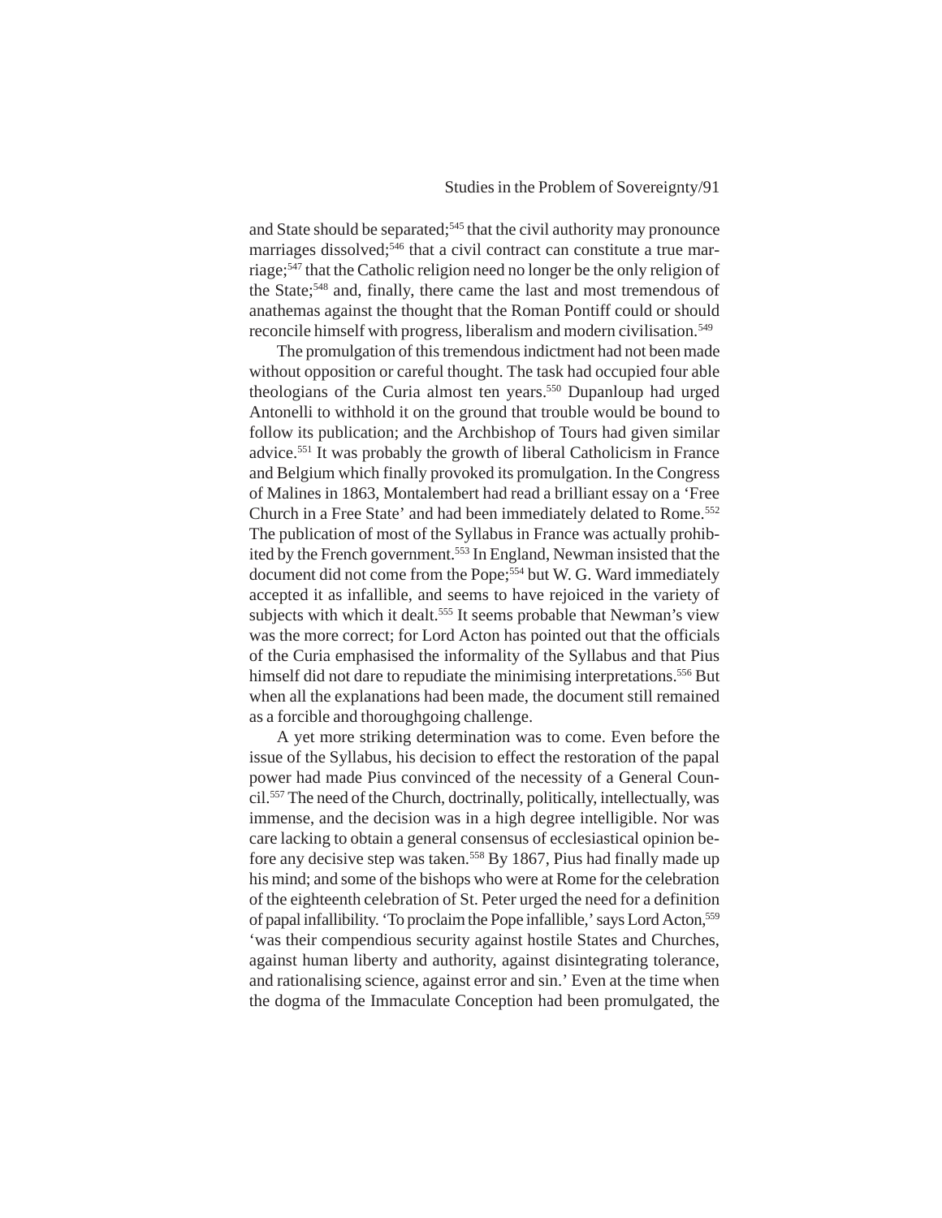and State should be separated;[545] that the civil authority may pronounce marriages dissolved;[546] that a civil contract can constitute a true marriage;[547] that the Catholic religion need no longer be the only religion of the State;[548] and, finally, there came the last and most tremendous of anathemas against the thought that the Roman Pontiff could or should reconcile himself with progress, liberalism and modern civilisation.[549]

The promulgation of this tremendous indictment had not been made without opposition or careful thought. The task had occupied four able theologians of the Curia almost ten years.[550] Dupanloup had urged Antonelli to withhold it on the ground that trouble would be bound to follow its publication; and the Archbishop of Tours had given similar advice.[551] It was probably the growth of liberal Catholicism in France and Belgium which finally provoked its promulgation. In the Congress of Malines in 1863, Montalembert had read a brilliant essay on a 'Free Church in a Free State' and had been immediately delated to Rome.[552] The publication of most of the Syllabus in France was actually prohibited by the French government.[553] In England, Newman insisted that the document did not come from the Pope;[554] but W. G. Ward immediately accepted it as infallible, and seems to have rejoiced in the variety of subjects with which it dealt.[555] It seems probable that Newman's view was the more correct; for Lord Acton has pointed out that the officials of the Curia emphasised the informality of the Syllabus and that Pius himself did not dare to repudiate the minimising interpretations.[556] But when all the explanations had been made, the document still remained as a forcible and thoroughgoing challenge.

A yet more striking determination was to come. Even before the issue of the Syllabus, his decision to effect the restoration of the papal power had made Pius convinced of the necessity of a General Council.[557] The need of the Church, doctrinally, politically, intellectually, was immense, and the decision was in a high degree intelligible. Nor was care lacking to obtain a general consensus of ecclesiastical opinion before any decisive step was taken.[558] By 1867, Pius had finally made up his mind; and some of the bishops who were at Rome for the celebration of the eighteenth celebration of St. Peter urged the need for a definition of papal infallibility. 'To proclaim the Pope infallible,' says Lord Acton,[559] 'was their compendious security against hostile States and Churches, against human liberty and authority, against disintegrating tolerance, and rationalising science, against error and sin.' Even at the time when the dogma of the Immaculate Conception had been promulgated, the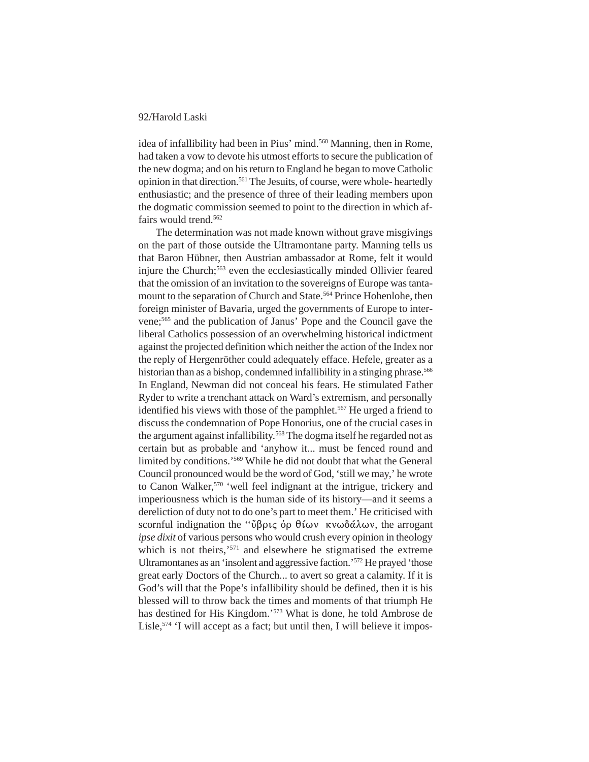idea of infallibility had been in Pius' mind.[560] Manning, then in Rome, had taken a vow to devote his utmost efforts to secure the publication of the new dogma; and on his return to England he began to move Catholic opinion in that direction.[561] The Jesuits, of course, were whole- heartedly enthusiastic; and the presence of three of their leading members upon the dogmatic commission seemed to point to the direction in which affairs would trend.[562]

The determination was not made known without grave misgivings on the part of those outside the Ultramontane party. Manning tells us that Baron Hübner, then Austrian ambassador at Rome, felt it would injure the Church;[563] even the ecclesiastically minded Ollivier feared that the omission of an invitation to the sovereigns of Europe was tantamount to the separation of Church and State.[564] Prince Hohenlohe, then foreign minister of Bavaria, urged the governments of Europe to intervene;[565] and the publication of Janus' Pope and the Council gave the liberal Catholics possession of an overwhelming historical indictment against the projected definition which neither the action of the Index nor the reply of Hergenröther could adequately efface. Hefele, greater as a historian than as a bishop, condemned infallibility in a stinging phrase.[566] In England, Newman did not conceal his fears. He stimulated Father Ryder to write a trenchant attack on Ward's extremism, and personally identified his views with those of the pamphlet.[567] He urged a friend to discuss the condemnation of Pope Honorius, one of the crucial cases in the argument against infallibility.[568] The dogma itself he regarded not as certain but as probable and 'anyhow it... must be fenced round and limited by conditions.'[569] While he did not doubt that what the General Council pronounced would be the word of God, 'still we may,' he wrote to Canon Walker,[570] 'well feel indignant at the intrigue, trickery and imperiousness which is the human side of its history—and it seems a dereliction of duty not to do one's part to meet them.' He criticised with scornful indignation the ''ὕβρις ὀρ θίων κνωδάλων, the arrogant *ipse dixit* of various persons who would crush every opinion in theology which is not theirs,'[571] and elsewhere he stigmatised the extreme Ultramontanes as an 'insolent and aggressive faction.'[572] He prayed 'those great early Doctors of the Church... to avert so great a calamity. If it is God's will that the Pope's infallibility should be defined, then it is his blessed will to throw back the times and moments of that triumph He has destined for His Kingdom.'[573] What is done, he told Ambrose de Lisle,[574] 'I will accept as a fact; but until then, I will believe it impos-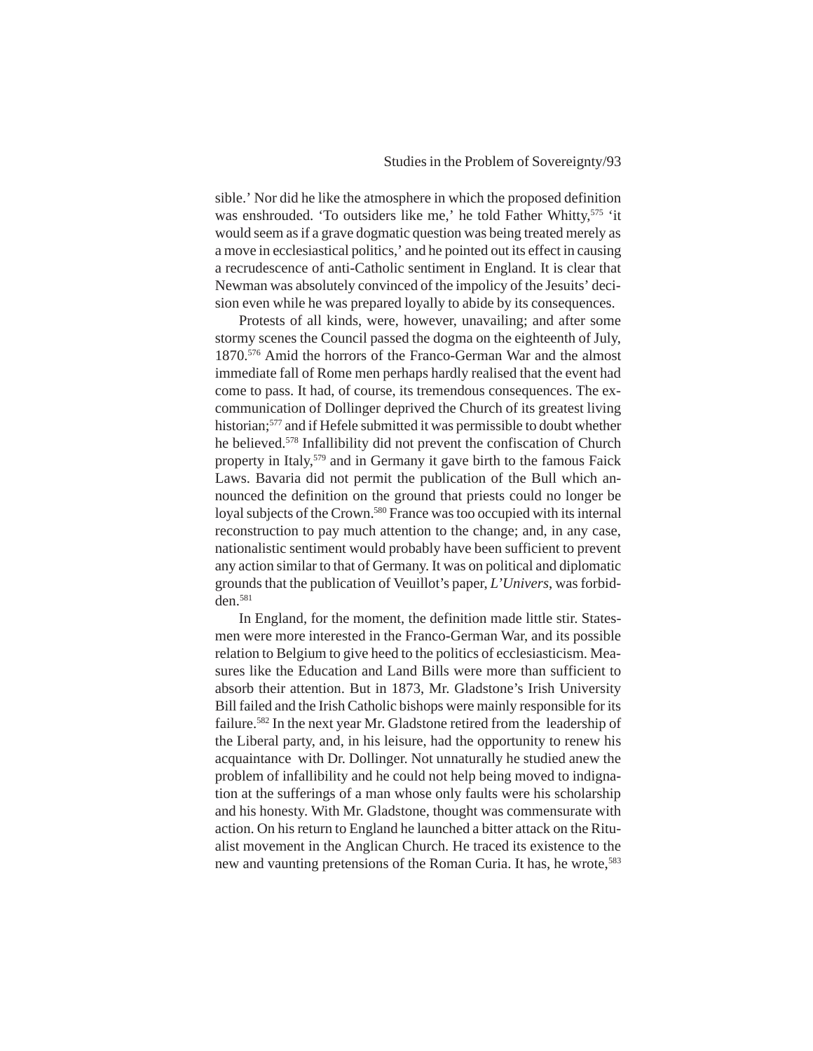sible.' Nor did he like the atmosphere in which the proposed definition was enshrouded. 'To outsiders like me,' he told Father Whitty,[575] 'it would seem as if a grave dogmatic question was being treated merely as a move in ecclesiastical politics,' and he pointed out its effect in causing a recrudescence of anti-Catholic sentiment in England. It is clear that Newman was absolutely convinced of the impolicy of the Jesuits' decision even while he was prepared loyally to abide by its consequences.

Protests of all kinds, were, however, unavailing; and after some stormy scenes the Council passed the dogma on the eighteenth of July, 1870.[576] Amid the horrors of the Franco-German War and the almost immediate fall of Rome men perhaps hardly realised that the event had come to pass. It had, of course, its tremendous consequences. The excommunication of Dollinger deprived the Church of its greatest living historian;[577] and if Hefele submitted it was permissible to doubt whether he believed.[578] Infallibility did not prevent the confiscation of Church property in Italy,[579] and in Germany it gave birth to the famous Faick Laws. Bavaria did not permit the publication of the Bull which announced the definition on the ground that priests could no longer be loyal subjects of the Crown.[580] France was too occupied with its internal reconstruction to pay much attention to the change; and, in any case, nationalistic sentiment would probably have been sufficient to prevent any action similar to that of Germany. It was on political and diplomatic grounds that the publication of Veuillot's paper, *L'Univers*, was forbidden.[581]

In England, for the moment, the definition made little stir. Statesmen were more interested in the Franco-German War, and its possible relation to Belgium to give heed to the politics of ecclesiasticism. Measures like the Education and Land Bills were more than sufficient to absorb their attention. But in 1873, Mr. Gladstone's Irish University Bill failed and the Irish Catholic bishops were mainly responsible for its failure.[582] In the next year Mr. Gladstone retired from the leadership of the Liberal party, and, in his leisure, had the opportunity to renew his acquaintance with Dr. Dollinger. Not unnaturally he studied anew the problem of infallibility and he could not help being moved to indignation at the sufferings of a man whose only faults were his scholarship and his honesty. With Mr. Gladstone, thought was commensurate with action. On his return to England he launched a bitter attack on the Ritualist movement in the Anglican Church. He traced its existence to the new and vaunting pretensions of the Roman Curia. It has, he wrote,[583]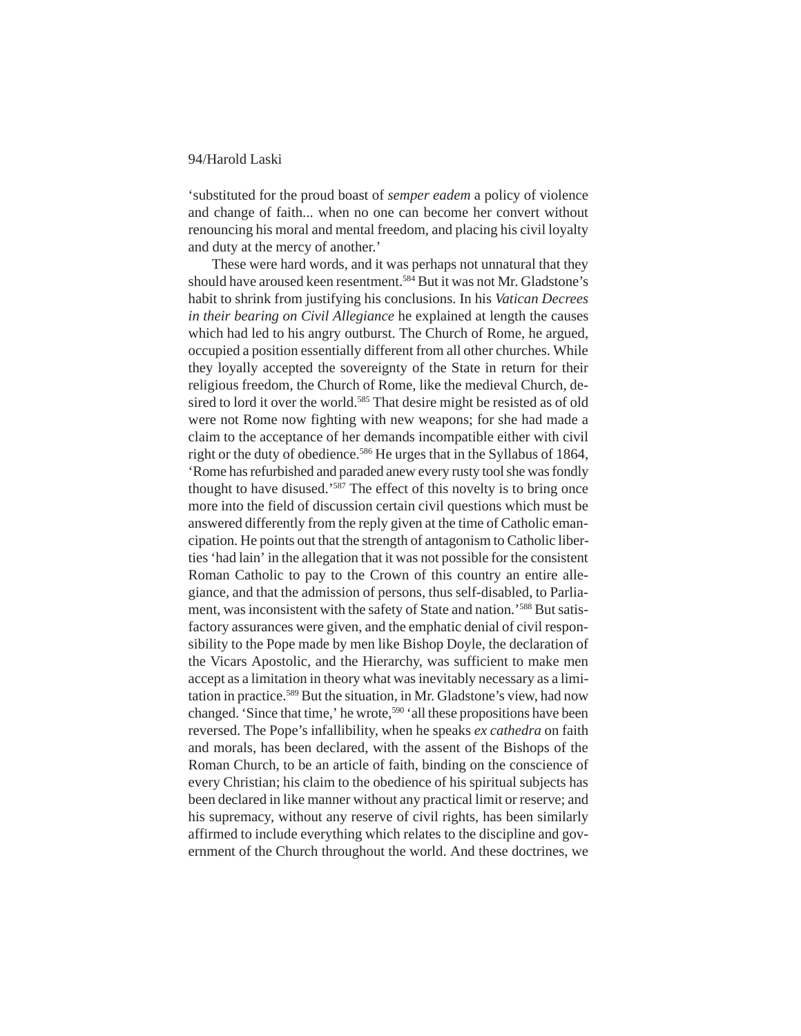'substituted for the proud boast of *semper eadem* a policy of violence and change of faith... when no one can become her convert without renouncing his moral and mental freedom, and placing his civil loyalty and duty at the mercy of another.'

These were hard words, and it was perhaps not unnatural that they should have aroused keen resentment.[584] But it was not Mr. Gladstone's habit to shrink from justifying his conclusions. In his *Vatican Decrees in their bearing on Civil Allegiance* he explained at length the causes which had led to his angry outburst. The Church of Rome, he argued, occupied a position essentially different from all other churches. While they loyally accepted the sovereignty of the State in return for their religious freedom, the Church of Rome, like the medieval Church, desired to lord it over the world.[585] That desire might be resisted as of old were not Rome now fighting with new weapons; for she had made a claim to the acceptance of her demands incompatible either with civil right or the duty of obedience.[586] He urges that in the Syllabus of 1864, 'Rome has refurbished and paraded anew every rusty tool she was fondly thought to have disused.'[587] The effect of this novelty is to bring once more into the field of discussion certain civil questions which must be answered differently from the reply given at the time of Catholic emancipation. He points out that the strength of antagonism to Catholic liberties 'had lain' in the allegation that it was not possible for the consistent Roman Catholic to pay to the Crown of this country an entire allegiance, and that the admission of persons, thus self-disabled, to Parliament, was inconsistent with the safety of State and nation.'[588] But satisfactory assurances were given, and the emphatic denial of civil responsibility to the Pope made by men like Bishop Doyle, the declaration of the Vicars Apostolic, and the Hierarchy, was sufficient to make men accept as a limitation in theory what was inevitably necessary as a limitation in practice.[589] But the situation, in Mr. Gladstone's view, had now changed. 'Since that time,' he wrote,[590] 'all these propositions have been reversed. The Pope's infallibility, when he speaks *ex cathedra* on faith and morals, has been declared, with the assent of the Bishops of the Roman Church, to be an article of faith, binding on the conscience of every Christian; his claim to the obedience of his spiritual subjects has been declared in like manner without any practical limit or reserve; and his supremacy, without any reserve of civil rights, has been similarly affirmed to include everything which relates to the discipline and government of the Church throughout the world. And these doctrines, we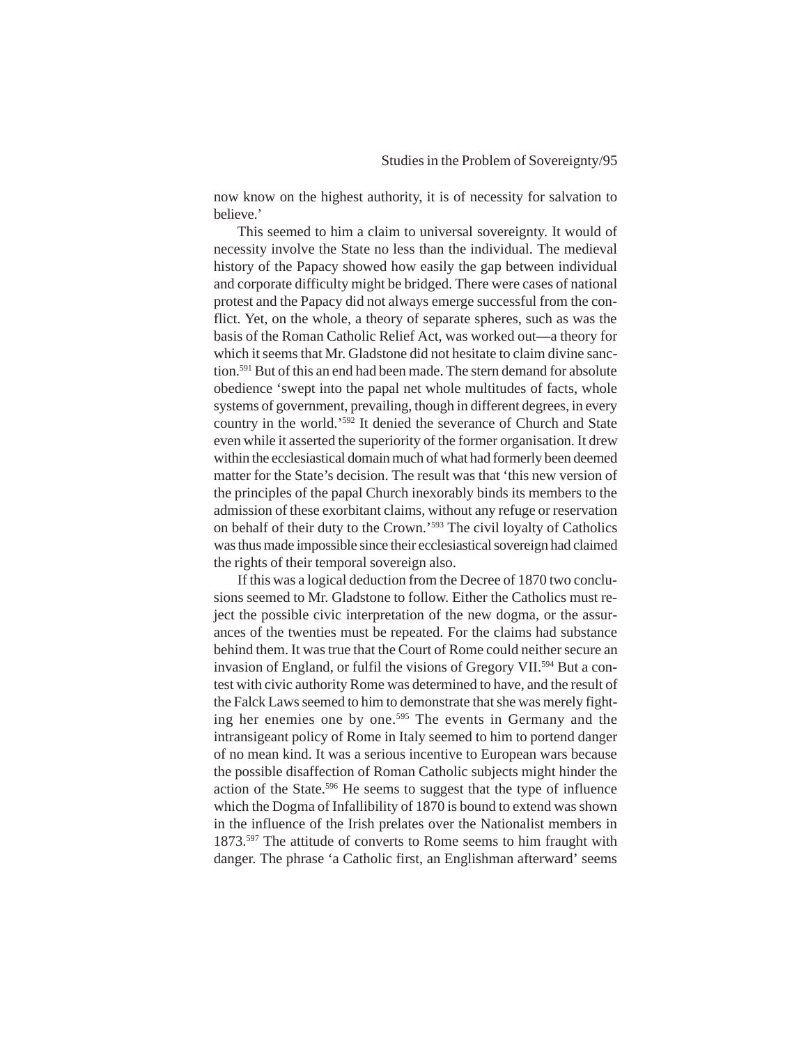now know on the highest authority, it is of necessity for salvation to believe.'

This seemed to him a claim to universal sovereignty. It would of necessity involve the State no less than the individual. The medieval history of the Papacy showed how easily the gap between individual and corporate difficulty might be bridged. There were cases of national protest and the Papacy did not always emerge successful from the conflict. Yet, on the whole, a theory of separate spheres, such as was the basis of the Roman Catholic Relief Act, was worked out—a theory for which it seems that Mr. Gladstone did not hesitate to claim divine sanction.[591] But of this an end had been made. The stern demand for absolute obedience 'swept into the papal net whole multitudes of facts, whole systems of government, prevailing, though in different degrees, in every country in the world.'[592] It denied the severance of Church and State even while it asserted the superiority of the former organisation. It drew within the ecclesiastical domain much of what had formerly been deemed matter for the State's decision. The result was that 'this new version of the principles of the papal Church inexorably binds its members to the admission of these exorbitant claims, without any refuge or reservation on behalf of their duty to the Crown.'[593] The civil loyalty of Catholics was thus made impossible since their ecclesiastical sovereign had claimed the rights of their temporal sovereign also.

If this was a logical deduction from the Decree of 1870 two conclusions seemed to Mr. Gladstone to follow. Either the Catholics must reject the possible civic interpretation of the new dogma, or the assurances of the twenties must be repeated. For the claims had substance behind them. It was true that the Court of Rome could neither secure an invasion of England, or fulfil the visions of Gregory VII.[594] But a contest with civic authority Rome was determined to have, and the result of the Falck Laws seemed to him to demonstrate that she was merely fighting her enemies one by one.[595] The events in Germany and the intransigeant policy of Rome in Italy seemed to him to portend danger of no mean kind. It was a serious incentive to European wars because the possible disaffection of Roman Catholic subjects might hinder the action of the State.[596] He seems to suggest that the type of influence which the Dogma of Infallibility of 1870 is bound to extend was shown in the influence of the Irish prelates over the Nationalist members in 1873.[597] The attitude of converts to Rome seems to him fraught with danger. The phrase 'a Catholic first, an Englishman afterward' seems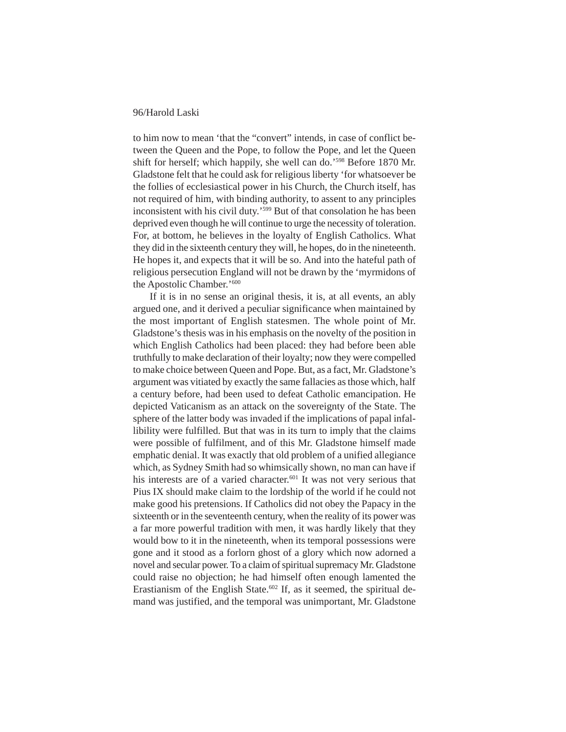to him now to mean 'that the "convert" intends, in case of conflict between the Queen and the Pope, to follow the Pope, and let the Queen shift for herself; which happily, she well can do.'[598] Before 1870 Mr. Gladstone felt that he could ask for religious liberty 'for whatsoever be the follies of ecclesiastical power in his Church, the Church itself, has not required of him, with binding authority, to assent to any principles inconsistent with his civil duty.'[599] But of that consolation he has been deprived even though he will continue to urge the necessity of toleration. For, at bottom, he believes in the loyalty of English Catholics. What they did in the sixteenth century they will, he hopes, do in the nineteenth. He hopes it, and expects that it will be so. And into the hateful path of religious persecution England will not be drawn by the 'myrmidons of the Apostolic Chamber.'[600]

If it is in no sense an original thesis, it is, at all events, an ably argued one, and it derived a peculiar significance when maintained by the most important of English statesmen. The whole point of Mr. Gladstone's thesis was in his emphasis on the novelty of the position in which English Catholics had been placed: they had before been able truthfully to make declaration of their loyalty; now they were compelled to make choice between Queen and Pope. But, as a fact, Mr. Gladstone's argument was vitiated by exactly the same fallacies as those which, half a century before, had been used to defeat Catholic emancipation. He depicted Vaticanism as an attack on the sovereignty of the State. The sphere of the latter body was invaded if the implications of papal infallibility were fulfilled. But that was in its turn to imply that the claims were possible of fulfilment, and of this Mr. Gladstone himself made emphatic denial. It was exactly that old problem of a unified allegiance which, as Sydney Smith had so whimsically shown, no man can have if his interests are of a varied character.[601] It was not very serious that Pius IX should make claim to the lordship of the world if he could not make good his pretensions. If Catholics did not obey the Papacy in the sixteenth or in the seventeenth century, when the reality of its power was a far more powerful tradition with men, it was hardly likely that they would bow to it in the nineteenth, when its temporal possessions were gone and it stood as a forlorn ghost of a glory which now adorned a novel and secular power. To a claim of spiritual supremacy Mr. Gladstone could raise no objection; he had himself often enough lamented the Erastianism of the English State.[602] If, as it seemed, the spiritual demand was justified, and the temporal was unimportant, Mr. Gladstone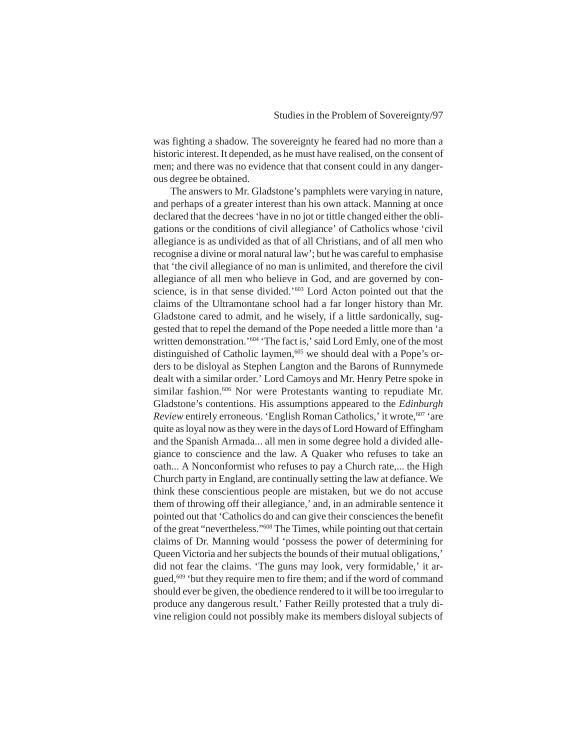was fighting a shadow. The sovereignty he feared had no more than a historic interest. It depended, as he must have realised, on the consent of men; and there was no evidence that that consent could in any dangerous degree be obtained.

The answers to Mr. Gladstone's pamphlets were varying in nature, and perhaps of a greater interest than his own attack. Manning at once declared that the decrees 'have in no jot or tittle changed either the obligations or the conditions of civil allegiance' of Catholics whose 'civil allegiance is as undivided as that of all Christians, and of all men who recognise a divine or moral natural law'; but he was careful to emphasise that 'the civil allegiance of no man is unlimited, and therefore the civil allegiance of all men who believe in God, and are governed by conscience, is in that sense divided.'[603] Lord Acton pointed out that the claims of the Ultramontane school had a far longer history than Mr. Gladstone cared to admit, and he wisely, if a little sardonically, suggested that to repel the demand of the Pope needed a little more than 'a written demonstration.'[604] 'The fact is,' said Lord Emly, one of the most distinguished of Catholic laymen,[605] we should deal with a Pope's orders to be disloyal as Stephen Langton and the Barons of Runnymede dealt with a similar order.' Lord Camoys and Mr. Henry Petre spoke in similar fashion.[606] Nor were Protestants wanting to repudiate Mr. Gladstone's contentions. His assumptions appeared to the *Edinburgh Review* entirely erroneous. 'English Roman Catholics,' it wrote,[607] 'are quite as loyal now as they were in the days of Lord Howard of Effingham and the Spanish Armada... all men in some degree hold a divided allegiance to conscience and the law. A Quaker who refuses to take an oath... A Nonconformist who refuses to pay a Church rate,... the High Church party in England, are continually setting the law at defiance. We think these conscientious people are mistaken, but we do not accuse them of throwing off their allegiance,' and, in an admirable sentence it pointed out that 'Catholics do and can give their consciences the benefit of the great "nevertheless."[608] The Times, while pointing out that certain claims of Dr. Manning would 'possess the power of determining for Queen Victoria and her subjects the bounds of their mutual obligations,' did not fear the claims. 'The guns may look, very formidable,' it argued,[609] 'but they require men to fire them; and if the word of command should ever be given, the obedience rendered to it will be too irregular to produce any dangerous result.' Father Reilly protested that a truly divine religion could not possibly make its members disloyal subjects of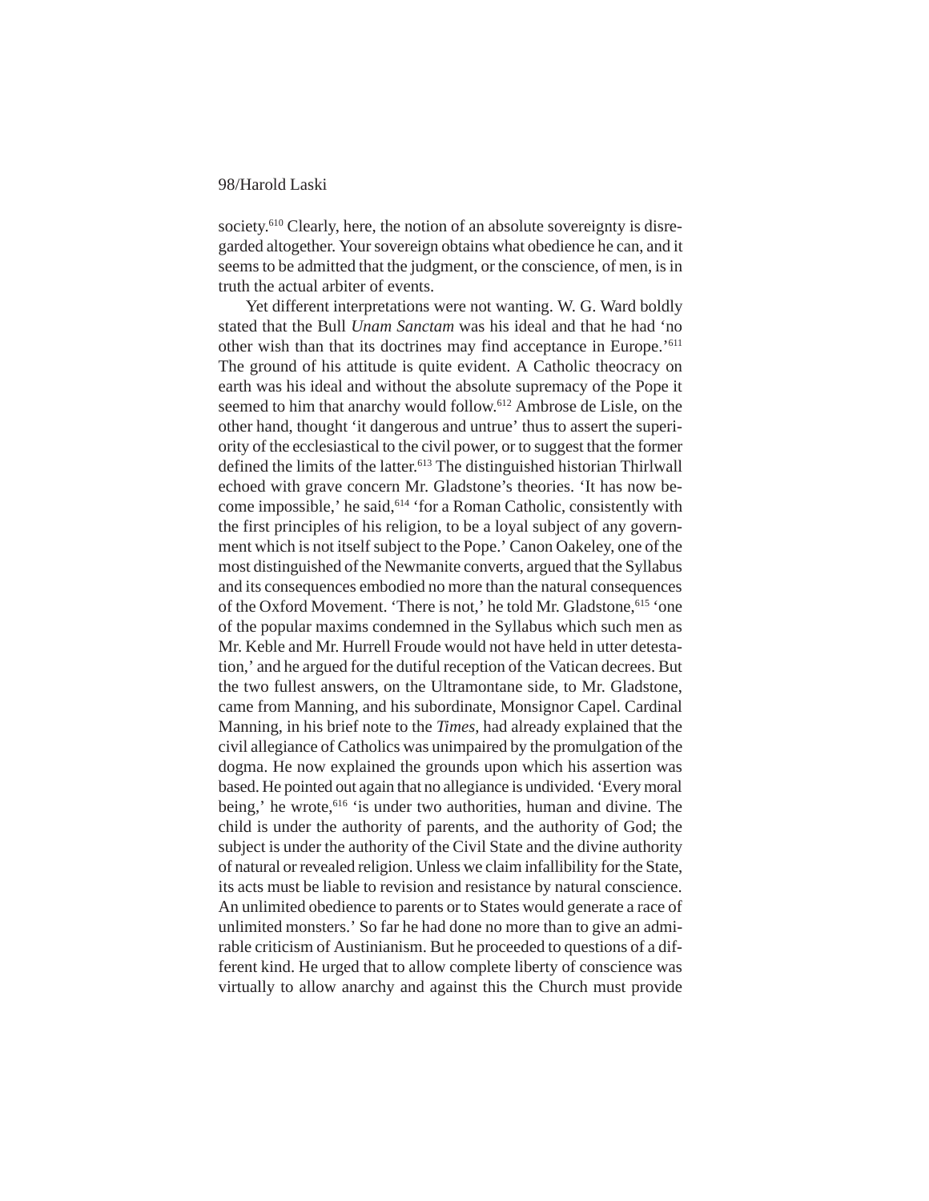society.[610] Clearly, here, the notion of an absolute sovereignty is disregarded altogether. Your sovereign obtains what obedience he can, and it seems to be admitted that the judgment, or the conscience, of men, is in truth the actual arbiter of events.

Yet different interpretations were not wanting. W. G. Ward boldly stated that the Bull *Unam Sanctam* was his ideal and that he had 'no other wish than that its doctrines may find acceptance in Europe.'[611] The ground of his attitude is quite evident. A Catholic theocracy on earth was his ideal and without the absolute supremacy of the Pope it seemed to him that anarchy would follow.[612] Ambrose de Lisle, on the other hand, thought 'it dangerous and untrue' thus to assert the superiority of the ecclesiastical to the civil power, or to suggest that the former defined the limits of the latter.[613] The distinguished historian Thirlwall echoed with grave concern Mr. Gladstone's theories. 'It has now become impossible,' he said,[614] 'for a Roman Catholic, consistently with the first principles of his religion, to be a loyal subject of any government which is not itself subject to the Pope.' Canon Oakeley, one of the most distinguished of the Newmanite converts, argued that the Syllabus and its consequences embodied no more than the natural consequences of the Oxford Movement. 'There is not,' he told Mr. Gladstone,[615] 'one of the popular maxims condemned in the Syllabus which such men as Mr. Keble and Mr. Hurrell Froude would not have held in utter detestation,' and he argued for the dutiful reception of the Vatican decrees. But the two fullest answers, on the Ultramontane side, to Mr. Gladstone, came from Manning, and his subordinate, Monsignor Capel. Cardinal Manning, in his brief note to the *Times*, had already explained that the civil allegiance of Catholics was unimpaired by the promulgation of the dogma. He now explained the grounds upon which his assertion was based. He pointed out again that no allegiance is undivided. 'Every moral being,' he wrote,[616] 'is under two authorities, human and divine. The child is under the authority of parents, and the authority of God; the subject is under the authority of the Civil State and the divine authority of natural or revealed religion. Unless we claim infallibility for the State, its acts must be liable to revision and resistance by natural conscience. An unlimited obedience to parents or to States would generate a race of unlimited monsters.' So far he had done no more than to give an admirable criticism of Austinianism. But he proceeded to questions of a different kind. He urged that to allow complete liberty of conscience was virtually to allow anarchy and against this the Church must provide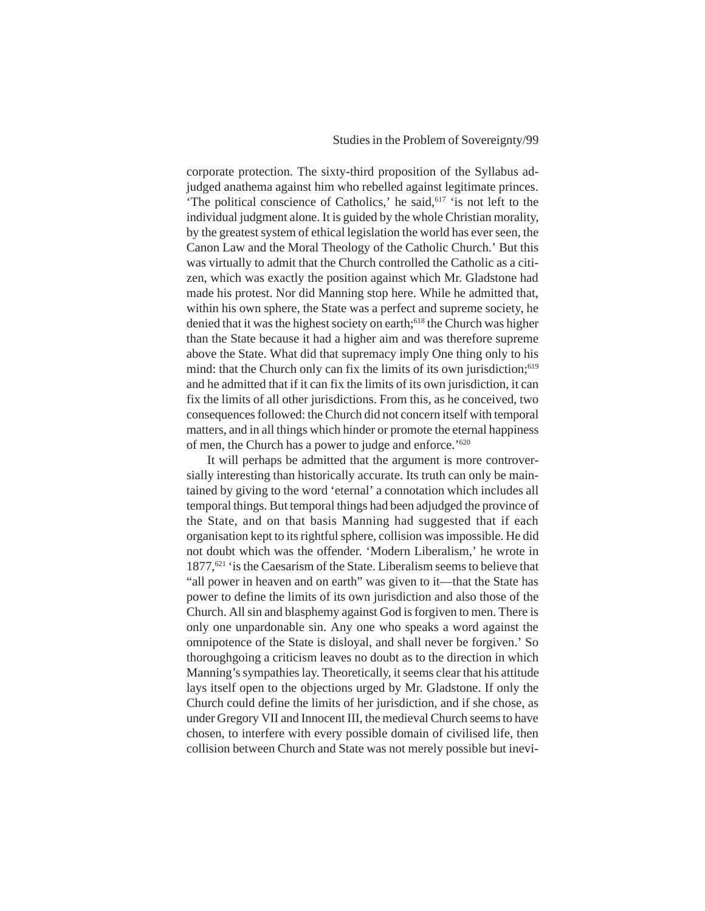corporate protection. The sixty-third proposition of the Syllabus adjudged anathema against him who rebelled against legitimate princes. 'The political conscience of Catholics,' he said,[617] 'is not left to the individual judgment alone. It is guided by the whole Christian morality, by the greatest system of ethical legislation the world has ever seen, the Canon Law and the Moral Theology of the Catholic Church.' But this was virtually to admit that the Church controlled the Catholic as a citizen, which was exactly the position against which Mr. Gladstone had made his protest. Nor did Manning stop here. While he admitted that, within his own sphere, the State was a perfect and supreme society, he denied that it was the highest society on earth;[618] the Church was higher than the State because it had a higher aim and was therefore supreme above the State. What did that supremacy imply One thing only to his mind: that the Church only can fix the limits of its own jurisdiction;[619] and he admitted that if it can fix the limits of its own jurisdiction, it can fix the limits of all other jurisdictions. From this, as he conceived, two consequences followed: the Church did not concern itself with temporal matters, and in all things which hinder or promote the eternal happiness of men, the Church has a power to judge and enforce.'[620]

It will perhaps be admitted that the argument is more controversially interesting than historically accurate. Its truth can only be maintained by giving to the word 'eternal' a connotation which includes all temporal things. But temporal things had been adjudged the province of the State, and on that basis Manning had suggested that if each organisation kept to its rightful sphere, collision was impossible. He did not doubt which was the offender. 'Modern Liberalism,' he wrote in 1877,[621] 'is the Caesarism of the State. Liberalism seems to believe that "all power in heaven and on earth" was given to it—that the State has power to define the limits of its own jurisdiction and also those of the Church. All sin and blasphemy against God is forgiven to men. There is only one unpardonable sin. Any one who speaks a word against the omnipotence of the State is disloyal, and shall never be forgiven.' So thoroughgoing a criticism leaves no doubt as to the direction in which Manning's sympathies lay. Theoretically, it seems clear that his attitude lays itself open to the objections urged by Mr. Gladstone. If only the Church could define the limits of her jurisdiction, and if she chose, as under Gregory VII and Innocent III, the medieval Church seems to have chosen, to interfere with every possible domain of civilised life, then collision between Church and State was not merely possible but inevi-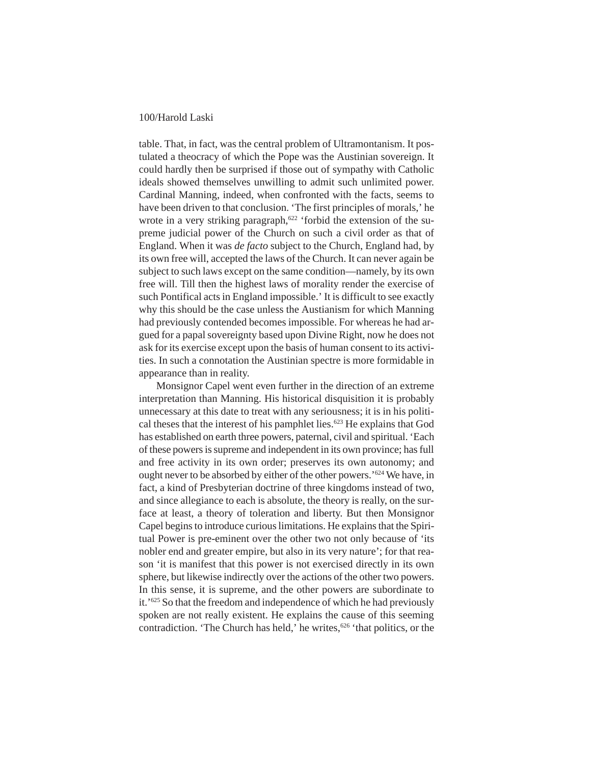table. That, in fact, was the central problem of Ultramontanism. It postulated a theocracy of which the Pope was the Austinian sovereign. It could hardly then be surprised if those out of sympathy with Catholic ideals showed themselves unwilling to admit such unlimited power. Cardinal Manning, indeed, when confronted with the facts, seems to have been driven to that conclusion. 'The first principles of morals,' he wrote in a very striking paragraph,[622] 'forbid the extension of the supreme judicial power of the Church on such a civil order as that of England. When it was *de facto* subject to the Church, England had, by its own free will, accepted the laws of the Church. It can never again be subject to such laws except on the same condition—namely, by its own free will. Till then the highest laws of morality render the exercise of such Pontifical acts in England impossible.' It is difficult to see exactly why this should be the case unless the Austianism for which Manning had previously contended becomes impossible. For whereas he had argued for a papal sovereignty based upon Divine Right, now he does not ask for its exercise except upon the basis of human consent to its activities. In such a connotation the Austinian spectre is more formidable in appearance than in reality.

Monsignor Capel went even further in the direction of an extreme interpretation than Manning. His historical disquisition it is probably unnecessary at this date to treat with any seriousness; it is in his political theses that the interest of his pamphlet lies.[623] He explains that God has established on earth three powers, paternal, civil and spiritual. 'Each of these powers is supreme and independent in its own province; has full and free activity in its own order; preserves its own autonomy; and ought never to be absorbed by either of the other powers.'[624] We have, in fact, a kind of Presbyterian doctrine of three kingdoms instead of two, and since allegiance to each is absolute, the theory is really, on the surface at least, a theory of toleration and liberty. But then Monsignor Capel begins to introduce curious limitations. He explains that the Spiritual Power is pre-eminent over the other two not only because of 'its nobler end and greater empire, but also in its very nature'; for that reason 'it is manifest that this power is not exercised directly in its own sphere, but likewise indirectly over the actions of the other two powers. In this sense, it is supreme, and the other powers are subordinate to it.'[625] So that the freedom and independence of which he had previously spoken are not really existent. He explains the cause of this seeming contradiction. 'The Church has held,' he writes,[626] 'that politics, or the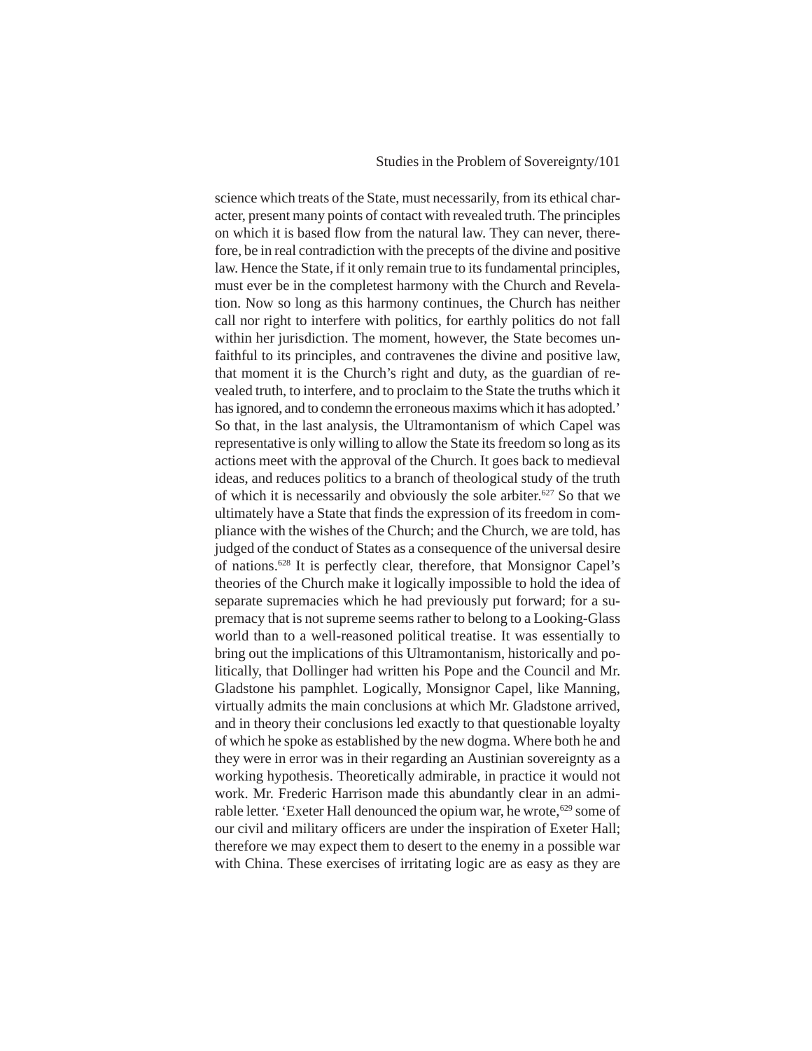science which treats of the State, must necessarily, from its ethical character, present many points of contact with revealed truth. The principles on which it is based flow from the natural law. They can never, therefore, be in real contradiction with the precepts of the divine and positive law. Hence the State, if it only remain true to its fundamental principles, must ever be in the completest harmony with the Church and Revelation. Now so long as this harmony continues, the Church has neither call nor right to interfere with politics, for earthly politics do not fall within her jurisdiction. The moment, however, the State becomes unfaithful to its principles, and contravenes the divine and positive law, that moment it is the Church's right and duty, as the guardian of revealed truth, to interfere, and to proclaim to the State the truths which it has ignored, and to condemn the erroneous maxims which it has adopted.' So that, in the last analysis, the Ultramontanism of which Capel was representative is only willing to allow the State its freedom so long as its actions meet with the approval of the Church. It goes back to medieval ideas, and reduces politics to a branch of theological study of the truth of which it is necessarily and obviously the sole arbiter.[627] So that we ultimately have a State that finds the expression of its freedom in compliance with the wishes of the Church; and the Church, we are told, has judged of the conduct of States as a consequence of the universal desire of nations.[628] It is perfectly clear, therefore, that Monsignor Capel's theories of the Church make it logically impossible to hold the idea of separate supremacies which he had previously put forward; for a supremacy that is not supreme seems rather to belong to a Looking-Glass world than to a well-reasoned political treatise. It was essentially to bring out the implications of this Ultramontanism, historically and politically, that Dollinger had written his Pope and the Council and Mr. Gladstone his pamphlet. Logically, Monsignor Capel, like Manning, virtually admits the main conclusions at which Mr. Gladstone arrived, and in theory their conclusions led exactly to that questionable loyalty of which he spoke as established by the new dogma. Where both he and they were in error was in their regarding an Austinian sovereignty as a working hypothesis. Theoretically admirable, in practice it would not work. Mr. Frederic Harrison made this abundantly clear in an admirable letter. 'Exeter Hall denounced the opium war, he wrote,[629] some of our civil and military officers are under the inspiration of Exeter Hall; therefore we may expect them to desert to the enemy in a possible war with China. These exercises of irritating logic are as easy as they are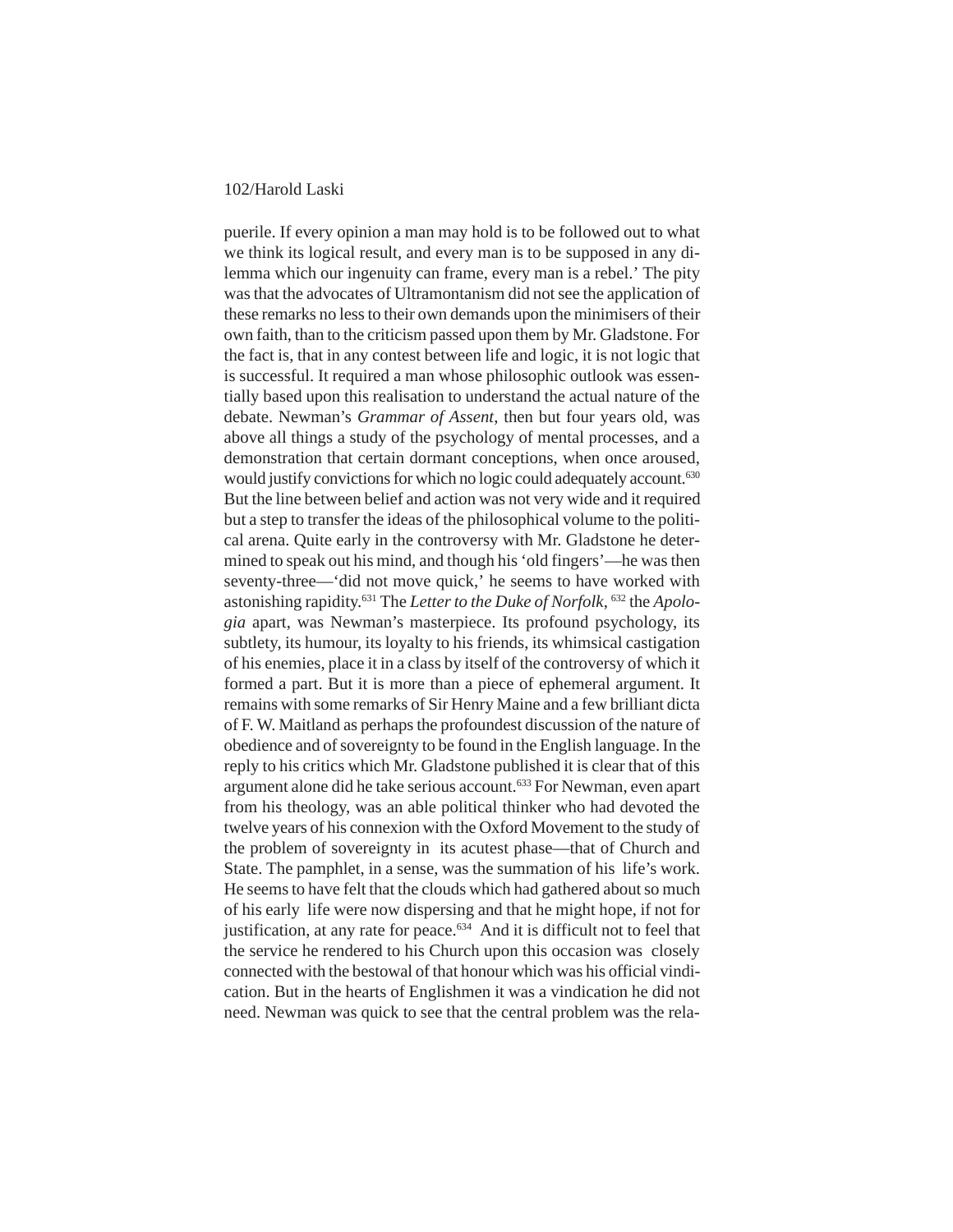puerile. If every opinion a man may hold is to be followed out to what we think its logical result, and every man is to be supposed in any dilemma which our ingenuity can frame, every man is a rebel.' The pity was that the advocates of Ultramontanism did not see the application of these remarks no less to their own demands upon the minimisers of their own faith, than to the criticism passed upon them by Mr. Gladstone. For the fact is, that in any contest between life and logic, it is not logic that is successful. It required a man whose philosophic outlook was essentially based upon this realisation to understand the actual nature of the debate. Newman's *Grammar of Assent*, then but four years old, was above all things a study of the psychology of mental processes, and a demonstration that certain dormant conceptions, when once aroused, would justify convictions for which no logic could adequately account.[630] But the line between belief and action was not very wide and it required but a step to transfer the ideas of the philosophical volume to the political arena. Quite early in the controversy with Mr. Gladstone he determined to speak out his mind, and though his 'old fingers'—he was then seventy-three—'did not move quick,' he seems to have worked with astonishing rapidity.[631] The *Letter to the Duke of Norfolk*, [632] the *Apologia* apart, was Newman's masterpiece. Its profound psychology, its subtlety, its humour, its loyalty to his friends, its whimsical castigation of his enemies, place it in a class by itself of the controversy of which it formed a part. But it is more than a piece of ephemeral argument. It remains with some remarks of Sir Henry Maine and a few brilliant dicta of F. W. Maitland as perhaps the profoundest discussion of the nature of obedience and of sovereignty to be found in the English language. In the reply to his critics which Mr. Gladstone published it is clear that of this argument alone did he take serious account.[633] For Newman, even apart from his theology, was an able political thinker who had devoted the twelve years of his connexion with the Oxford Movement to the study of the problem of sovereignty in its acutest phase—that of Church and State. The pamphlet, in a sense, was the summation of his life's work. He seems to have felt that the clouds which had gathered about so much of his early life were now dispersing and that he might hope, if not for justification, at any rate for peace.[634] And it is difficult not to feel that the service he rendered to his Church upon this occasion was closely connected with the bestowal of that honour which was his official vindication. But in the hearts of Englishmen it was a vindication he did not need. Newman was quick to see that the central problem was the rela-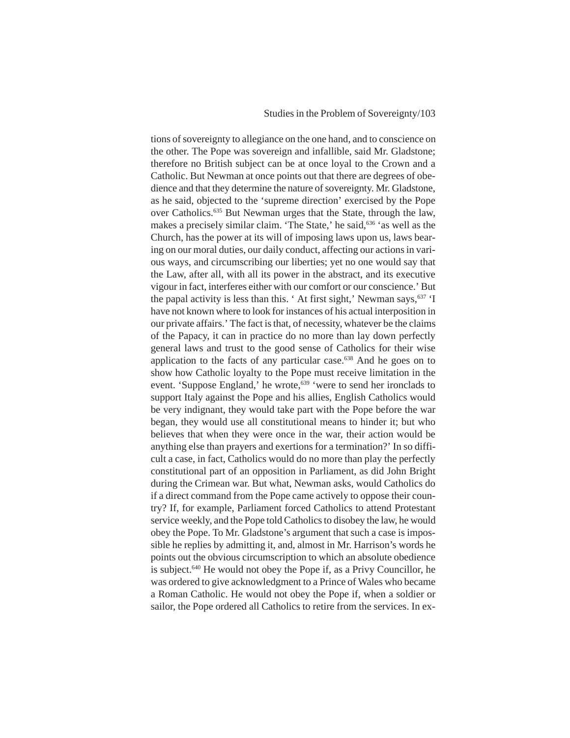tions of sovereignty to allegiance on the one hand, and to conscience on the other. The Pope was sovereign and infallible, said Mr. Gladstone; therefore no British subject can be at once loyal to the Crown and a Catholic. But Newman at once points out that there are degrees of obedience and that they determine the nature of sovereignty. Mr. Gladstone, as he said, objected to the 'supreme direction' exercised by the Pope over Catholics.[635] But Newman urges that the State, through the law, makes a precisely similar claim. 'The State,' he said,[636] 'as well as the Church, has the power at its will of imposing laws upon us, laws bearing on our moral duties, our daily conduct, affecting our actions in various ways, and circumscribing our liberties; yet no one would say that the Law, after all, with all its power in the abstract, and its executive vigour in fact, interferes either with our comfort or our conscience.' But the papal activity is less than this. ' At first sight,' Newman says,[637] 'I have not known where to look for instances of his actual interposition in our private affairs.' The fact is that, of necessity, whatever be the claims of the Papacy, it can in practice do no more than lay down perfectly general laws and trust to the good sense of Catholics for their wise application to the facts of any particular case.[638] And he goes on to show how Catholic loyalty to the Pope must receive limitation in the event. 'Suppose England,' he wrote,[639] 'were to send her ironclads to support Italy against the Pope and his allies, English Catholics would be very indignant, they would take part with the Pope before the war began, they would use all constitutional means to hinder it; but who believes that when they were once in the war, their action would be anything else than prayers and exertions for a termination?' In so difficult a case, in fact, Catholics would do no more than play the perfectly constitutional part of an opposition in Parliament, as did John Bright during the Crimean war. But what, Newman asks, would Catholics do if a direct command from the Pope came actively to oppose their country? If, for example, Parliament forced Catholics to attend Protestant service weekly, and the Pope told Catholics to disobey the law, he would obey the Pope. To Mr. Gladstone's argument that such a case is impossible he replies by admitting it, and, almost in Mr. Harrison's words he points out the obvious circumscription to which an absolute obedience is subject.[640] He would not obey the Pope if, as a Privy Councillor, he was ordered to give acknowledgment to a Prince of Wales who became a Roman Catholic. He would not obey the Pope if, when a soldier or sailor, the Pope ordered all Catholics to retire from the services. In ex-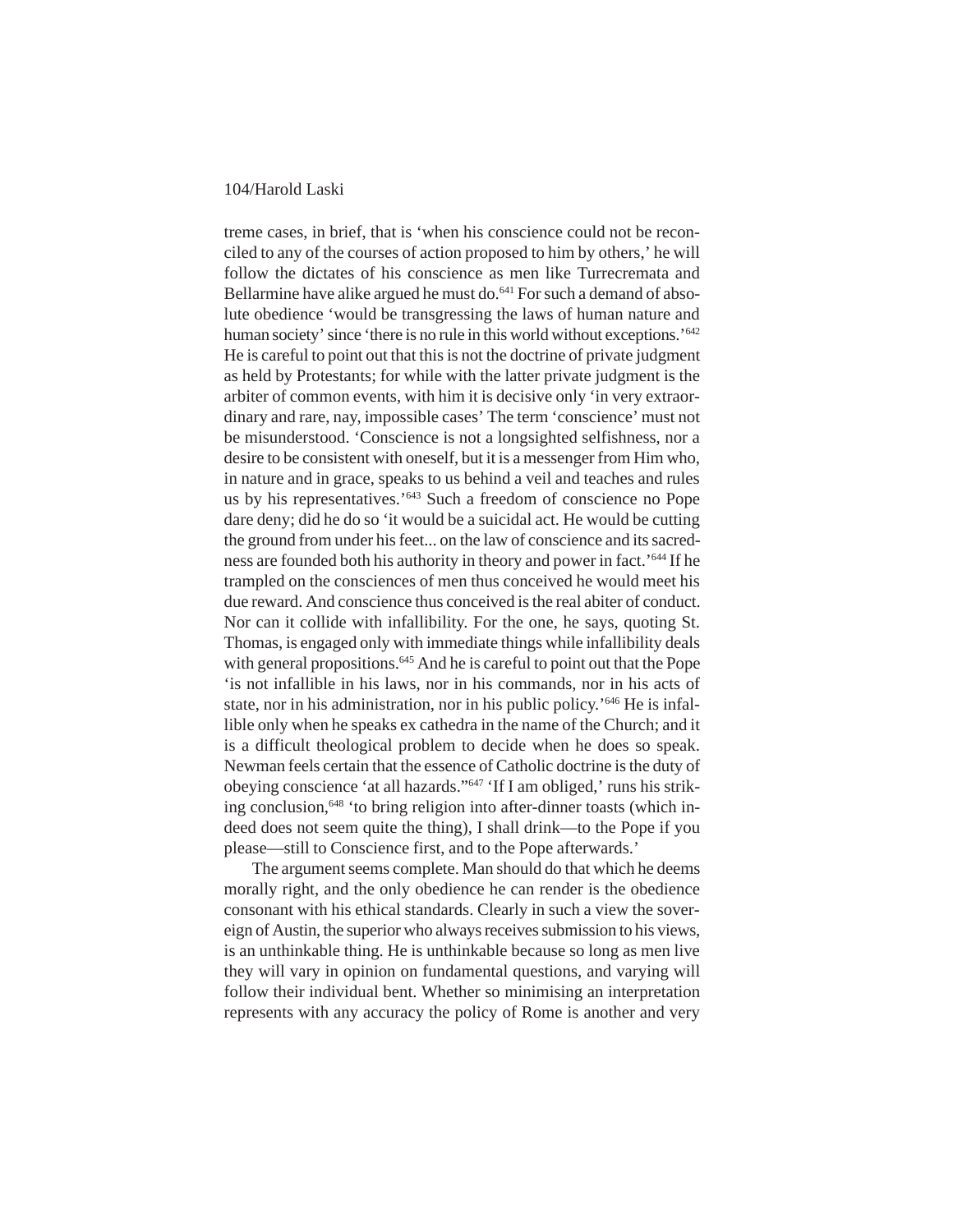treme cases, in brief, that is 'when his conscience could not be reconciled to any of the courses of action proposed to him by others,' he will follow the dictates of his conscience as men like Turrecremata and Bellarmine have alike argued he must do.[641] For such a demand of absolute obedience 'would be transgressing the laws of human nature and human society' since 'there is no rule in this world without exceptions.'[642] He is careful to point out that this is not the doctrine of private judgment as held by Protestants; for while with the latter private judgment is the arbiter of common events, with him it is decisive only 'in very extraordinary and rare, nay, impossible cases' The term 'conscience' must not be misunderstood. 'Conscience is not a longsighted selfishness, nor a desire to be consistent with oneself, but it is a messenger from Him who, in nature and in grace, speaks to us behind a veil and teaches and rules us by his representatives.'[643] Such a freedom of conscience no Pope dare deny; did he do so 'it would be a suicidal act. He would be cutting the ground from under his feet... on the law of conscience and its sacredness are founded both his authority in theory and power in fact.'[644] If he trampled on the consciences of men thus conceived he would meet his due reward. And conscience thus conceived is the real abiter of conduct. Nor can it collide with infallibility. For the one, he says, quoting St. Thomas, is engaged only with immediate things while infallibility deals with general propositions.[645] And he is careful to point out that the Pope 'is not infallible in his laws, nor in his commands, nor in his acts of state, nor in his administration, nor in his public policy.'[646] He is infallible only when he speaks ex cathedra in the name of the Church; and it is a difficult theological problem to decide when he does so speak. Newman feels certain that the essence of Catholic doctrine is the duty of obeying conscience 'at all hazards."[647] 'If I am obliged,' runs his striking conclusion,[648] 'to bring religion into after-dinner toasts (which indeed does not seem quite the thing), I shall drink—to the Pope if you please—still to Conscience first, and to the Pope afterwards.'

The argument seems complete. Man should do that which he deems morally right, and the only obedience he can render is the obedience consonant with his ethical standards. Clearly in such a view the sovereign of Austin, the superior who always receives submission to his views, is an unthinkable thing. He is unthinkable because so long as men live they will vary in opinion on fundamental questions, and varying will follow their individual bent. Whether so minimising an interpretation represents with any accuracy the policy of Rome is another and very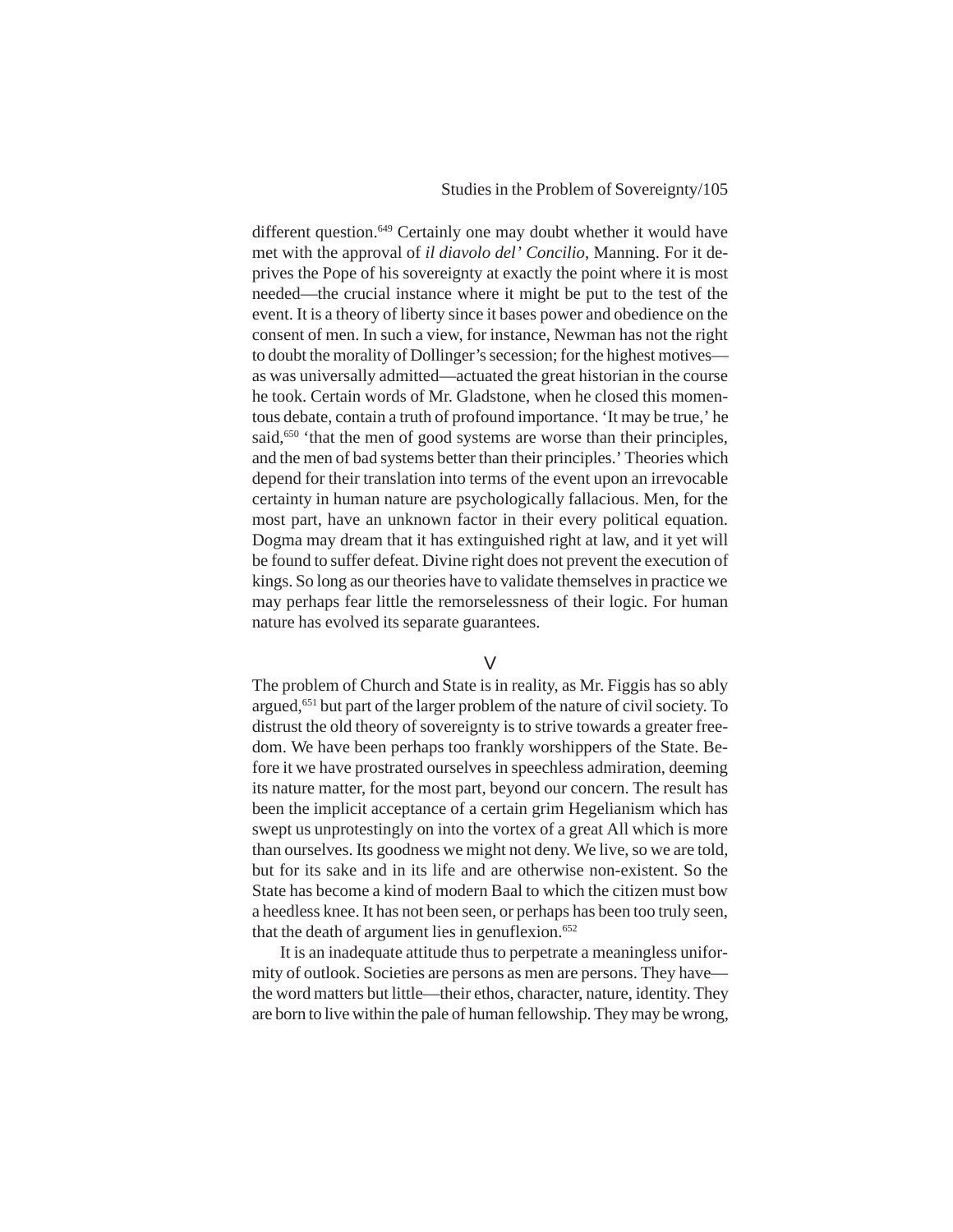different question.[649] Certainly one may doubt whether it would have met with the approval of *il diavolo del' Concilio*, Manning. For it deprives the Pope of his sovereignty at exactly the point where it is most needed—the crucial instance where it might be put to the test of the event. It is a theory of liberty since it bases power and obedience on the consent of men. In such a view, for instance, Newman has not the right to doubt the morality of Dollinger's secession; for the highest motives—as was universally admitted—actuated the great historian in the course he took. Certain words of Mr. Gladstone, when he closed this momentous debate, contain a truth of profound importance. 'It may be true,' he said,[650] 'that the men of good systems are worse than their principles, and the men of bad systems better than their principles.' Theories which depend for their translation into terms of the event upon an irrevocable certainty in human nature are psychologically fallacious. Men, for the most part, have an unknown factor in their every political equation. Dogma may dream that it has extinguished right at law, and it yet will be found to suffer defeat. Divine right does not prevent the execution of kings. So long as our theories have to validate themselves in practice we may perhaps fear little the remorselessness of their logic. For human nature has evolved its separate guarantees.

## V

The problem of Church and State is in reality, as Mr. Figgis has so ably argued,[651] but part of the larger problem of the nature of civil society. To distrust the old theory of sovereignty is to strive towards a greater freedom. We have been perhaps too frankly worshippers of the State. Before it we have prostrated ourselves in speechless admiration, deeming its nature matter, for the most part, beyond our concern. The result has been the implicit acceptance of a certain grim Hegelianism which has swept us unprotestingly on into the vortex of a great All which is more than ourselves. Its goodness we might not deny. We live, so we are told, but for its sake and in its life and are otherwise non-existent. So the State has become a kind of modern Baal to which the citizen must bow a heedless knee. It has not been seen, or perhaps has been too truly seen, that the death of argument lies in genuflexion.[652]

It is an inadequate attitude thus to perpetrate a meaningless uniformity of outlook. Societies are persons as men are persons. They have—the word matters but little—their ethos, character, nature, identity. They are born to live within the pale of human fellowship. They may be wrong,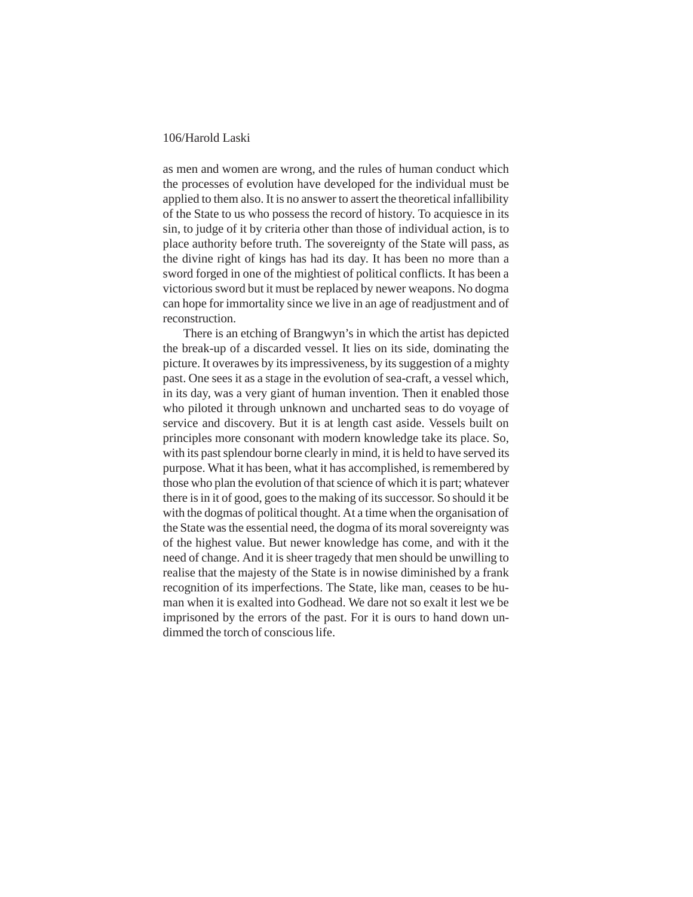as men and women are wrong, and the rules of human conduct which the processes of evolution have developed for the individual must be applied to them also. It is no answer to assert the theoretical infallibility of the State to us who possess the record of history. To acquiesce in its sin, to judge of it by criteria other than those of individual action, is to place authority before truth. The sovereignty of the State will pass, as the divine right of kings has had its day. It has been no more than a sword forged in one of the mightiest of political conflicts. It has been a victorious sword but it must be replaced by newer weapons. No dogma can hope for immortality since we live in an age of readjustment and of reconstruction.

There is an etching of Brangwyn's in which the artist has depicted the break-up of a discarded vessel. It lies on its side, dominating the picture. It overawes by its impressiveness, by its suggestion of a mighty past. One sees it as a stage in the evolution of sea-craft, a vessel which, in its day, was a very giant of human invention. Then it enabled those who piloted it through unknown and uncharted seas to do voyage of service and discovery. But it is at length cast aside. Vessels built on principles more consonant with modern knowledge take its place. So, with its past splendour borne clearly in mind, it is held to have served its purpose. What it has been, what it has accomplished, is remembered by those who plan the evolution of that science of which it is part; whatever there is in it of good, goes to the making of its successor. So should it be with the dogmas of political thought. At a time when the organisation of the State was the essential need, the dogma of its moral sovereignty was of the highest value. But newer knowledge has come, and with it the need of change. And it is sheer tragedy that men should be unwilling to realise that the majesty of the State is in nowise diminished by a frank recognition of its imperfections. The State, like man, ceases to be human when it is exalted into Godhead. We dare not so exalt it lest we be imprisoned by the errors of the past. For it is ours to hand down undimmed the torch of conscious life.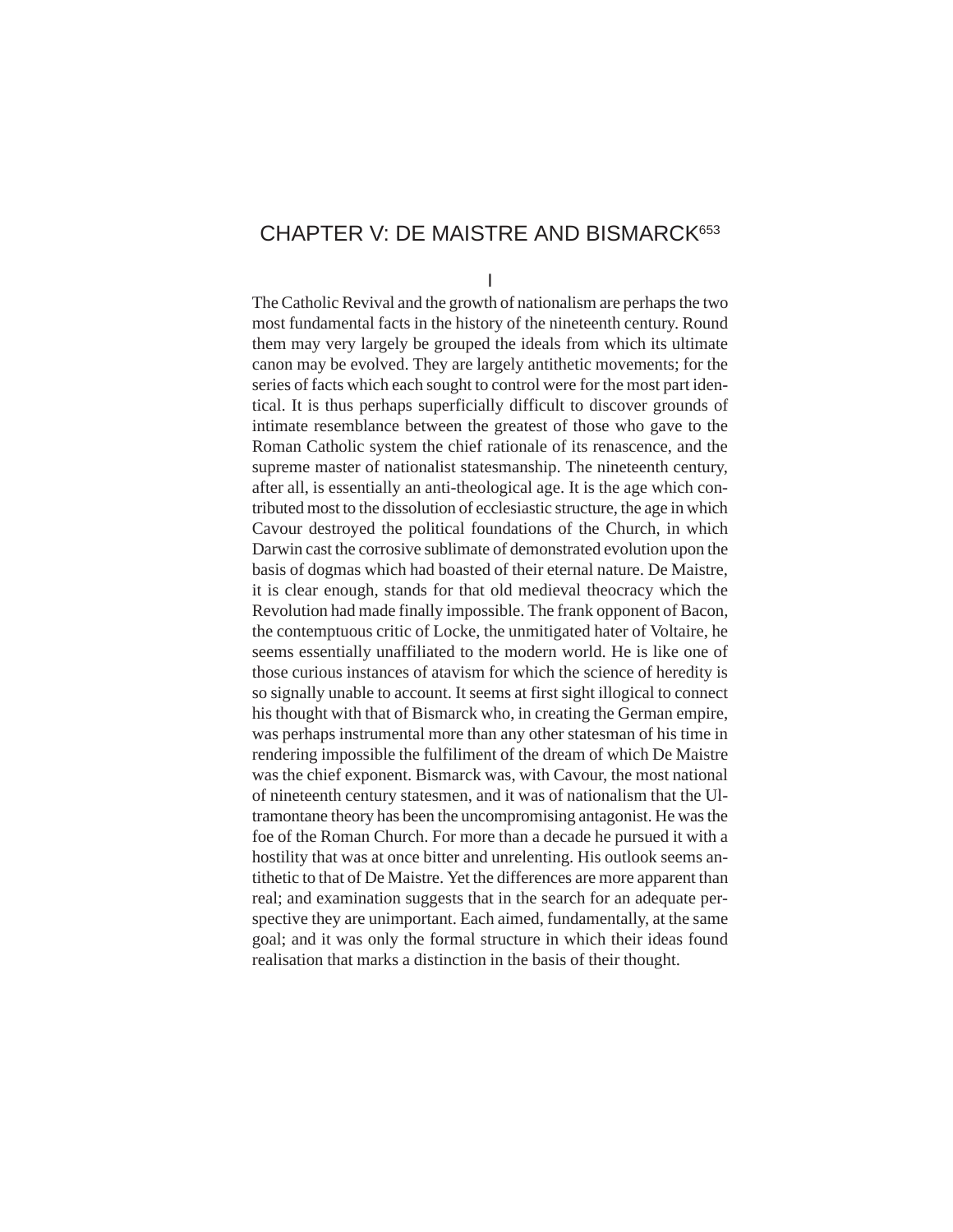# CHAPTER V: DE MAISTRE AND BISMARCK[653]

## I

The Catholic Revival and the growth of nationalism are perhaps the two most fundamental facts in the history of the nineteenth century. Round them may very largely be grouped the ideals from which its ultimate canon may be evolved. They are largely antithetic movements; for the series of facts which each sought to control were for the most part identical. It is thus perhaps superficially difficult to discover grounds of intimate resemblance between the greatest of those who gave to the Roman Catholic system the chief rationale of its renascence, and the supreme master of nationalist statesmanship. The nineteenth century, after all, is essentially an anti-theological age. It is the age which contributed most to the dissolution of ecclesiastic structure, the age in which Cavour destroyed the political foundations of the Church, in which Darwin cast the corrosive sublimate of demonstrated evolution upon the basis of dogmas which had boasted of their eternal nature. De Maistre, it is clear enough, stands for that old medieval theocracy which the Revolution had made finally impossible. The frank opponent of Bacon, the contemptuous critic of Locke, the unmitigated hater of Voltaire, he seems essentially unaffiliated to the modern world. He is like one of those curious instances of atavism for which the science of heredity is so signally unable to account. It seems at first sight illogical to connect his thought with that of Bismarck who, in creating the German empire, was perhaps instrumental more than any other statesman of his time in rendering impossible the fulfiliment of the dream of which De Maistre was the chief exponent. Bismarck was, with Cavour, the most national of nineteenth century statesmen, and it was of nationalism that the Ultramontane theory has been the uncompromising antagonist. He was the foe of the Roman Church. For more than a decade he pursued it with a hostility that was at once bitter and unrelenting. His outlook seems antithetic to that of De Maistre. Yet the differences are more apparent than real; and examination suggests that in the search for an adequate perspective they are unimportant. Each aimed, fundamentally, at the same goal; and it was only the formal structure in which their ideas found realisation that marks a distinction in the basis of their thought.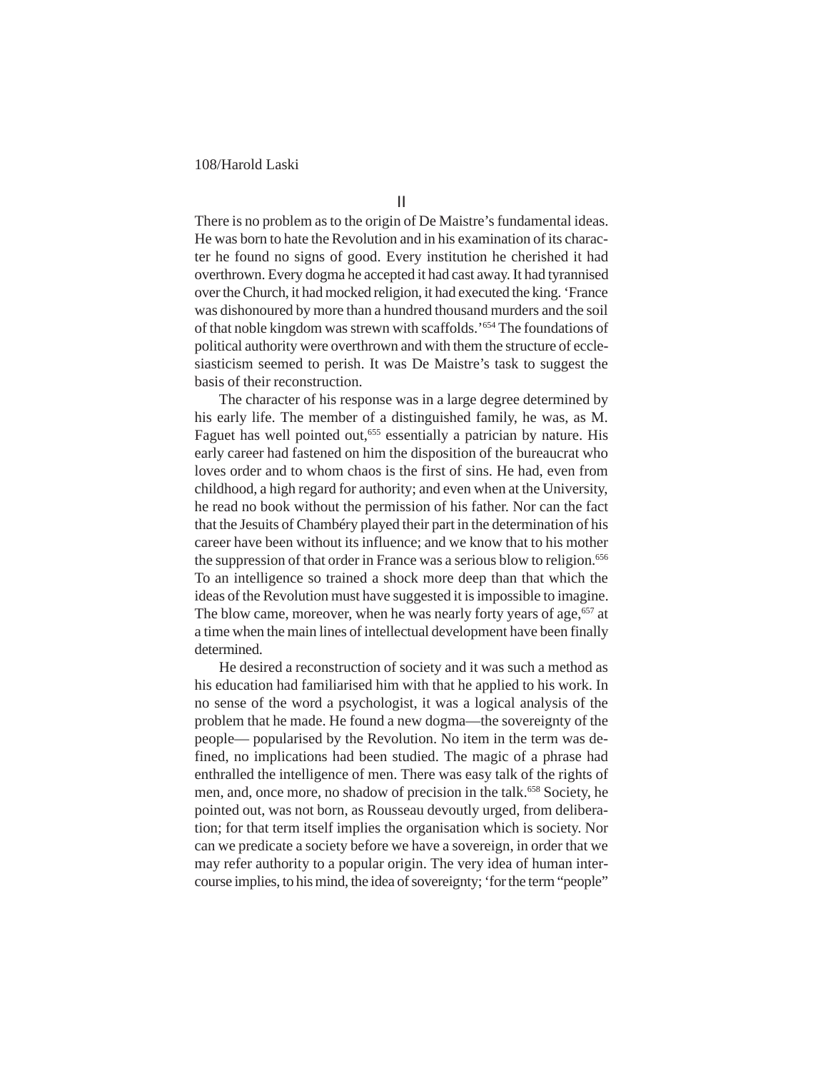## II

There is no problem as to the origin of De Maistre's fundamental ideas. He was born to hate the Revolution and in his examination of its character he found no signs of good. Every institution he cherished it had overthrown. Every dogma he accepted it had cast away. It had tyrannised over the Church, it had mocked religion, it had executed the king. 'France was dishonoured by more than a hundred thousand murders and the soil of that noble kingdom was strewn with scaffolds.'[654] The foundations of political authority were overthrown and with them the structure of ecclesiasticism seemed to perish. It was De Maistre's task to suggest the basis of their reconstruction.

The character of his response was in a large degree determined by his early life. The member of a distinguished family, he was, as M. Faguet has well pointed out,[655] essentially a patrician by nature. His early career had fastened on him the disposition of the bureaucrat who loves order and to whom chaos is the first of sins. He had, even from childhood, a high regard for authority; and even when at the University, he read no book without the permission of his father. Nor can the fact that the Jesuits of Chambéry played their part in the determination of his career have been without its influence; and we know that to his mother the suppression of that order in France was a serious blow to religion.[656] To an intelligence so trained a shock more deep than that which the ideas of the Revolution must have suggested it is impossible to imagine. The blow came, moreover, when he was nearly forty years of age,[657] at a time when the main lines of intellectual development have been finally determined.

He desired a reconstruction of society and it was such a method as his education had familiarised him with that he applied to his work. In no sense of the word a psychologist, it was a logical analysis of the problem that he made. He found a new dogma—the sovereignty of the people— popularised by the Revolution. No item in the term was defined, no implications had been studied. The magic of a phrase had enthralled the intelligence of men. There was easy talk of the rights of men, and, once more, no shadow of precision in the talk.[658] Society, he pointed out, was not born, as Rousseau devoutly urged, from deliberation; for that term itself implies the organisation which is society. Nor can we predicate a society before we have a sovereign, in order that we may refer authority to a popular origin. The very idea of human intercourse implies, to his mind, the idea of sovereignty; 'for the term "people"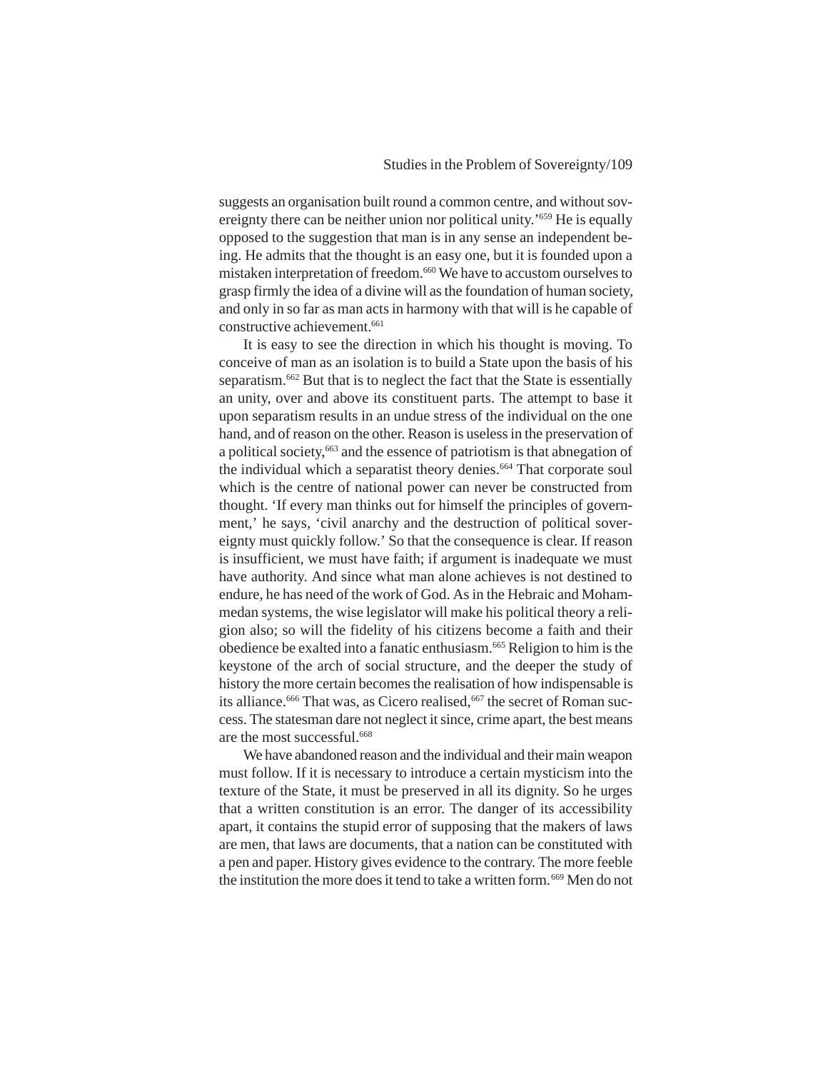suggests an organisation built round a common centre, and without sovereignty there can be neither union nor political unity.'[659] He is equally opposed to the suggestion that man is in any sense an independent being. He admits that the thought is an easy one, but it is founded upon a mistaken interpretation of freedom.[660] We have to accustom ourselves to grasp firmly the idea of a divine will as the foundation of human society, and only in so far as man acts in harmony with that will is he capable of constructive achievement.[661]

It is easy to see the direction in which his thought is moving. To conceive of man as an isolation is to build a State upon the basis of his separatism.[662] But that is to neglect the fact that the State is essentially an unity, over and above its constituent parts. The attempt to base it upon separatism results in an undue stress of the individual on the one hand, and of reason on the other. Reason is useless in the preservation of a political society,[663] and the essence of patriotism is that abnegation of the individual which a separatist theory denies.[664] That corporate soul which is the centre of national power can never be constructed from thought. 'If every man thinks out for himself the principles of government,' he says, 'civil anarchy and the destruction of political sovereignty must quickly follow.' So that the consequence is clear. If reason is insufficient, we must have faith; if argument is inadequate we must have authority. And since what man alone achieves is not destined to endure, he has need of the work of God. As in the Hebraic and Mohammedan systems, the wise legislator will make his political theory a religion also; so will the fidelity of his citizens become a faith and their obedience be exalted into a fanatic enthusiasm.[665] Religion to him is the keystone of the arch of social structure, and the deeper the study of history the more certain becomes the realisation of how indispensable is its alliance.[666] That was, as Cicero realised,[667] the secret of Roman success. The statesman dare not neglect it since, crime apart, the best means are the most successful.[668]

We have abandoned reason and the individual and their main weapon must follow. If it is necessary to introduce a certain mysticism into the texture of the State, it must be preserved in all its dignity. So he urges that a written constitution is an error. The danger of its accessibility apart, it contains the stupid error of supposing that the makers of laws are men, that laws are documents, that a nation can be constituted with a pen and paper. History gives evidence to the contrary. The more feeble the institution the more does it tend to take a written form.[669] Men do not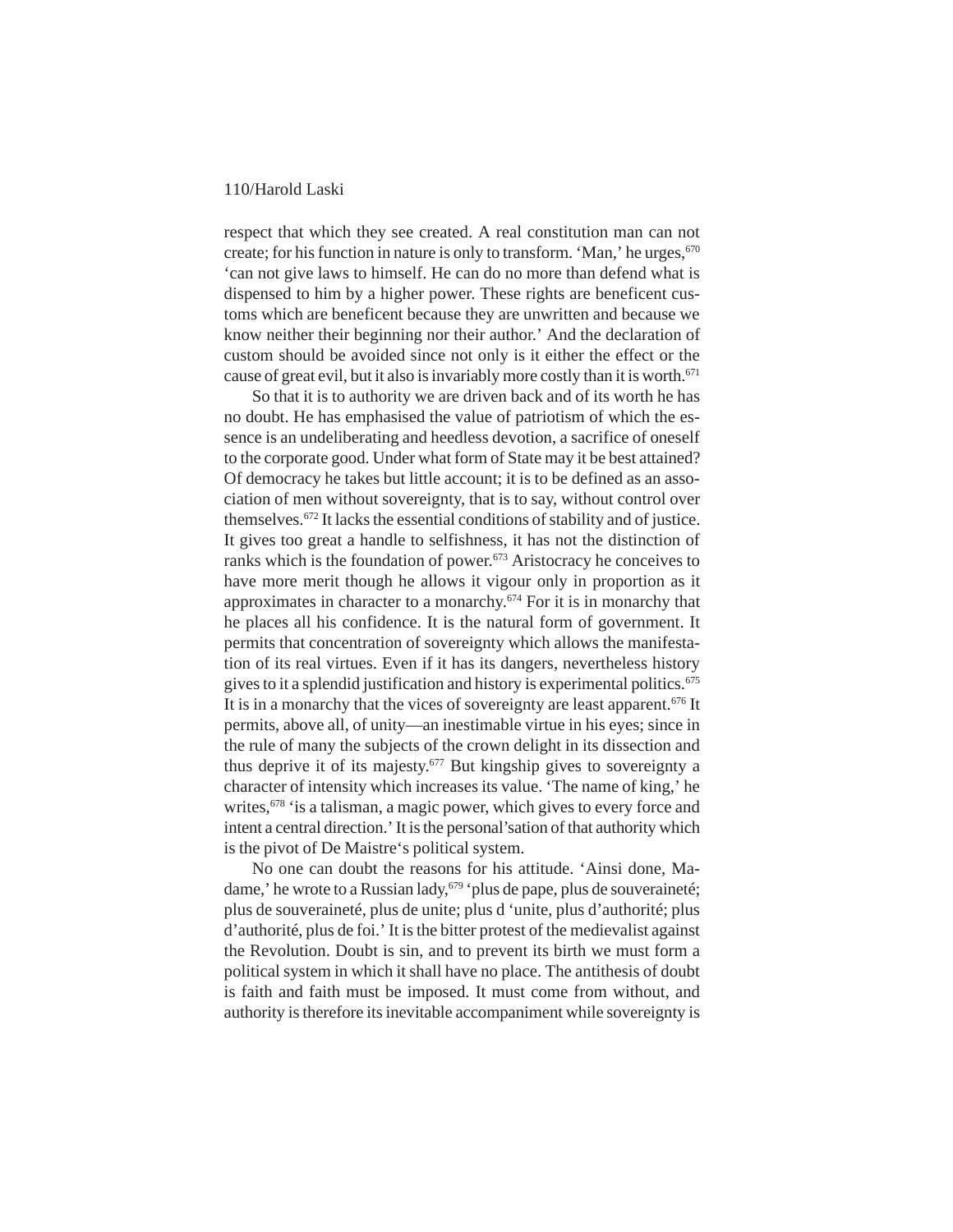respect that which they see created. A real constitution man can not create; for his function in nature is only to transform. 'Man,' he urges,[670] 'can not give laws to himself. He can do no more than defend what is dispensed to him by a higher power. These rights are beneficent customs which are beneficent because they are unwritten and because we know neither their beginning nor their author.' And the declaration of custom should be avoided since not only is it either the effect or the cause of great evil, but it also is invariably more costly than it is worth.[671]

So that it is to authority we are driven back and of its worth he has no doubt. He has emphasised the value of patriotism of which the essence is an undeliberating and heedless devotion, a sacrifice of oneself to the corporate good. Under what form of State may it be best attained? Of democracy he takes but little account; it is to be defined as an association of men without sovereignty, that is to say, without control over themselves.[672] It lacks the essential conditions of stability and of justice. It gives too great a handle to selfishness, it has not the distinction of ranks which is the foundation of power.[673] Aristocracy he conceives to have more merit though he allows it vigour only in proportion as it approximates in character to a monarchy.[674] For it is in monarchy that he places all his confidence. It is the natural form of government. It permits that concentration of sovereignty which allows the manifestation of its real virtues. Even if it has its dangers, nevertheless history gives to it a splendid justification and history is experimental politics.[675] It is in a monarchy that the vices of sovereignty are least apparent.[676] It permits, above all, of unity—an inestimable virtue in his eyes; since in the rule of many the subjects of the crown delight in its dissection and thus deprive it of its majesty.[677] But kingship gives to sovereignty a character of intensity which increases its value. 'The name of king,' he writes,[678] 'is a talisman, a magic power, which gives to every force and intent a central direction.' It is the personal'sation of that authority which is the pivot of De Maistre's political system.

No one can doubt the reasons for his attitude. 'Ainsi done, Madame,' he wrote to a Russian lady,[679] 'plus de pape, plus de souveraineté; plus de souveraineté, plus de unite; plus d 'unite, plus d'authorité; plus d'authorité, plus de foi.' It is the bitter protest of the medievalist against the Revolution. Doubt is sin, and to prevent its birth we must form a political system in which it shall have no place. The antithesis of doubt is faith and faith must be imposed. It must come from without, and authority is therefore its inevitable accompaniment while sovereignty is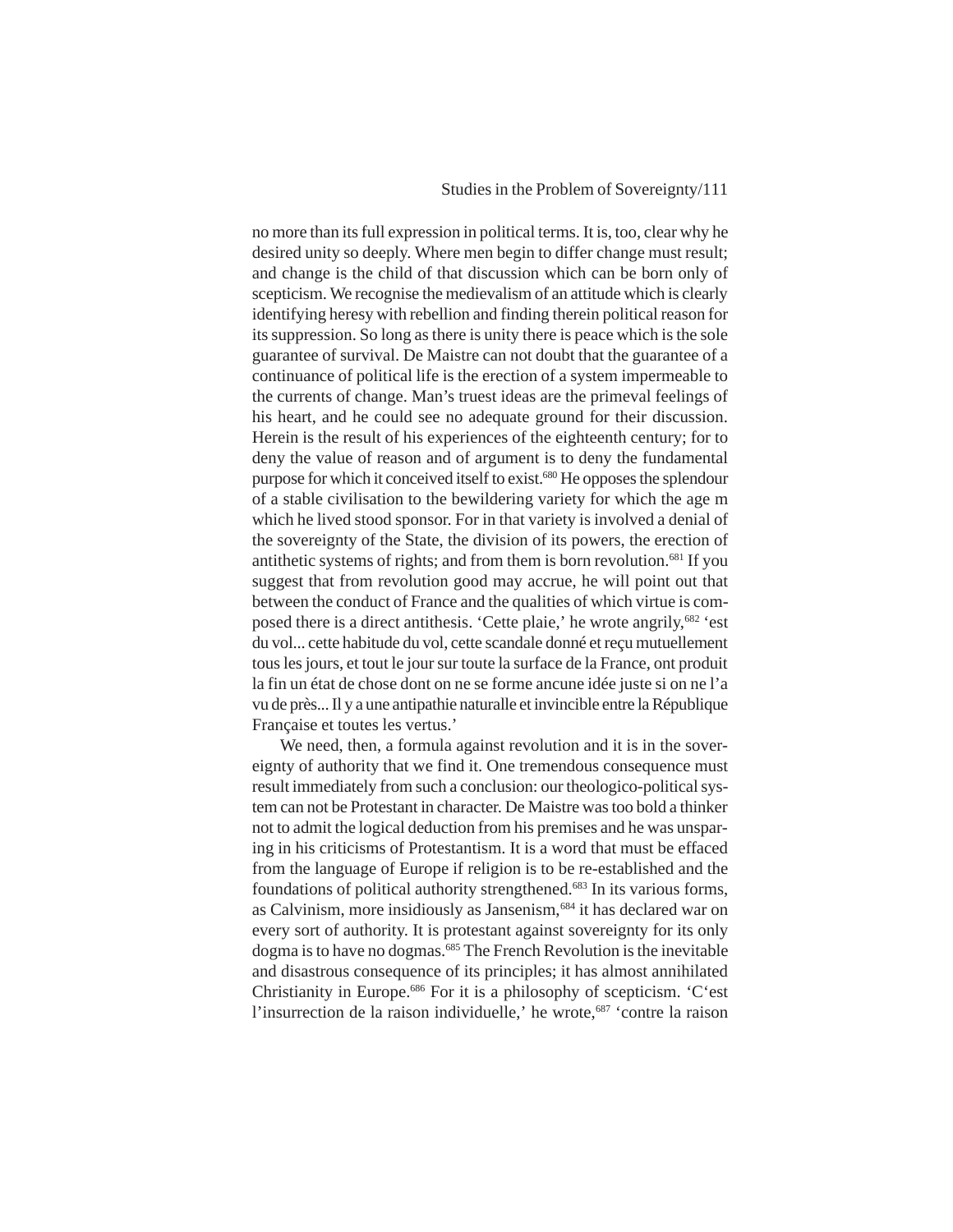no more than its full expression in political terms. It is, too, clear why he desired unity so deeply. Where men begin to differ change must result; and change is the child of that discussion which can be born only of scepticism. We recognise the medievalism of an attitude which is clearly identifying heresy with rebellion and finding therein political reason for its suppression. So long as there is unity there is peace which is the sole guarantee of survival. De Maistre can not doubt that the guarantee of a continuance of political life is the erection of a system impermeable to the currents of change. Man's truest ideas are the primeval feelings of his heart, and he could see no adequate ground for their discussion. Herein is the result of his experiences of the eighteenth century; for to deny the value of reason and of argument is to deny the fundamental purpose for which it conceived itself to exist.[680] He opposes the splendour of a stable civilisation to the bewildering variety for which the age m which he lived stood sponsor. For in that variety is involved a denial of the sovereignty of the State, the division of its powers, the erection of antithetic systems of rights; and from them is born revolution.[681] If you suggest that from revolution good may accrue, he will point out that between the conduct of France and the qualities of which virtue is composed there is a direct antithesis. 'Cette plaie,' he wrote angrily,[682] 'est du vol... cette habitude du vol, cette scandale donné et reçu mutuellement tous les jours, et tout le jour sur toute la surface de la France, ont produit la fin un état de chose dont on ne se forme ancune idée juste si on ne l'a vu de près... Il y a une antipathie naturalle et invincible entre la République Française et toutes les vertus.'

We need, then, a formula against revolution and it is in the sovereignty of authority that we find it. One tremendous consequence must result immediately from such a conclusion: our theologico-political system can not be Protestant in character. De Maistre was too bold a thinker not to admit the logical deduction from his premises and he was unsparing in his criticisms of Protestantism. It is a word that must be effaced from the language of Europe if religion is to be re-established and the foundations of political authority strengthened.[683] In its various forms, as Calvinism, more insidiously as Jansenism,[684] it has declared war on every sort of authority. It is protestant against sovereignty for its only dogma is to have no dogmas.[685] The French Revolution is the inevitable and disastrous consequence of its principles; it has almost annihilated Christianity in Europe.[686] For it is a philosophy of scepticism. 'C'est l'insurrection de la raison individuelle,' he wrote,[687] 'contre la raison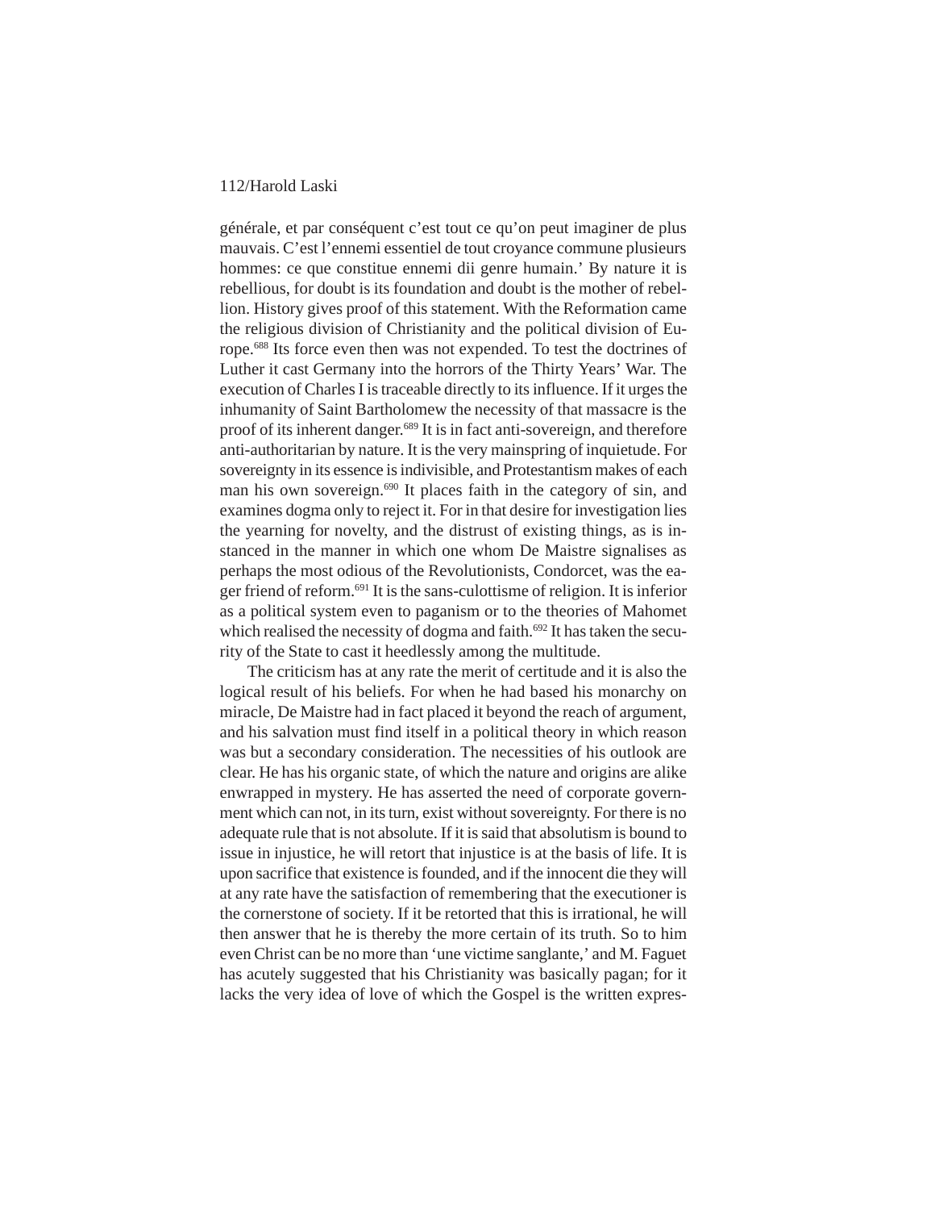générale, et par conséquent c'est tout ce qu'on peut imaginer de plus mauvais. C'est l'ennemi essentiel de tout croyance commune plusieurs hommes: ce que constitue ennemi dii genre humain.' By nature it is rebellious, for doubt is its foundation and doubt is the mother of rebellion. History gives proof of this statement. With the Reformation came the religious division of Christianity and the political division of Europe.[688] Its force even then was not expended. To test the doctrines of Luther it cast Germany into the horrors of the Thirty Years' War. The execution of Charles I is traceable directly to its influence. If it urges the inhumanity of Saint Bartholomew the necessity of that massacre is the proof of its inherent danger.[689] It is in fact anti-sovereign, and therefore anti-authoritarian by nature. It is the very mainspring of inquietude. For sovereignty in its essence is indivisible, and Protestantism makes of each man his own sovereign.[690] It places faith in the category of sin, and examines dogma only to reject it. For in that desire for investigation lies the yearning for novelty, and the distrust of existing things, as is instanced in the manner in which one whom De Maistre signalises as perhaps the most odious of the Revolutionists, Condorcet, was the eager friend of reform.[691] It is the sans-culottisme of religion. It is inferior as a political system even to paganism or to the theories of Mahomet which realised the necessity of dogma and faith.[692] It has taken the security of the State to cast it heedlessly among the multitude.

The criticism has at any rate the merit of certitude and it is also the logical result of his beliefs. For when he had based his monarchy on miracle, De Maistre had in fact placed it beyond the reach of argument, and his salvation must find itself in a political theory in which reason was but a secondary consideration. The necessities of his outlook are clear. He has his organic state, of which the nature and origins are alike enwrapped in mystery. He has asserted the need of corporate government which can not, in its turn, exist without sovereignty. For there is no adequate rule that is not absolute. If it is said that absolutism is bound to issue in injustice, he will retort that injustice is at the basis of life. It is upon sacrifice that existence is founded, and if the innocent die they will at any rate have the satisfaction of remembering that the executioner is the cornerstone of society. If it be retorted that this is irrational, he will then answer that he is thereby the more certain of its truth. So to him even Christ can be no more than 'une victime sanglante,' and M. Faguet has acutely suggested that his Christianity was basically pagan; for it lacks the very idea of love of which the Gospel is the written expres-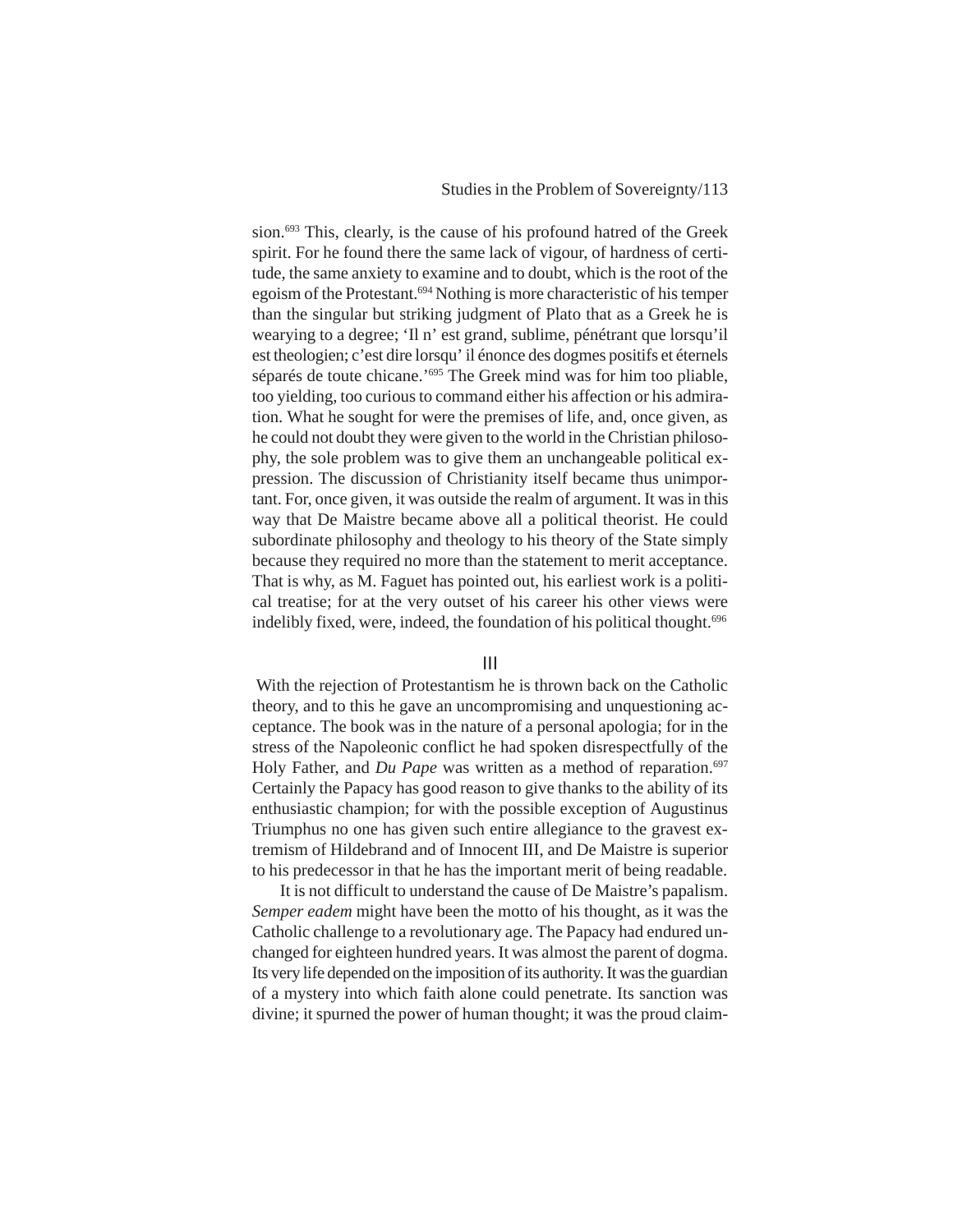sion.[693] This, clearly, is the cause of his profound hatred of the Greek spirit. For he found there the same lack of vigour, of hardness of certitude, the same anxiety to examine and to doubt, which is the root of the egoism of the Protestant.[694] Nothing is more characteristic of his temper than the singular but striking judgment of Plato that as a Greek he is wearying to a degree; 'Il n' est grand, sublime, pénétrant que lorsqu'il est theologien; c'est dire lorsqu' il énonce des dogmes positifs et éternels séparés de toute chicane.'[695] The Greek mind was for him too pliable, too yielding, too curious to command either his affection or his admiration. What he sought for were the premises of life, and, once given, as he could not doubt they were given to the world in the Christian philosophy, the sole problem was to give them an unchangeable political expression. The discussion of Christianity itself became thus unimportant. For, once given, it was outside the realm of argument. It was in this way that De Maistre became above all a political theorist. He could subordinate philosophy and theology to his theory of the State simply because they required no more than the statement to merit acceptance. That is why, as M. Faguet has pointed out, his earliest work is a political treatise; for at the very outset of his career his other views were indelibly fixed, were, indeed, the foundation of his political thought.[696]

## III

With the rejection of Protestantism he is thrown back on the Catholic theory, and to this he gave an uncompromising and unquestioning acceptance. The book was in the nature of a personal apologia; for in the stress of the Napoleonic conflict he had spoken disrespectfully of the Holy Father, and *Du Pape* was written as a method of reparation.[697] Certainly the Papacy has good reason to give thanks to the ability of its enthusiastic champion; for with the possible exception of Augustinus Triumphus no one has given such entire allegiance to the gravest extremism of Hildebrand and of Innocent III, and De Maistre is superior to his predecessor in that he has the important merit of being readable.

It is not difficult to understand the cause of De Maistre's papalism. *Semper eadem* might have been the motto of his thought, as it was the Catholic challenge to a revolutionary age. The Papacy had endured unchanged for eighteen hundred years. It was almost the parent of dogma. Its very life depended on the imposition of its authority. It was the guardian of a mystery into which faith alone could penetrate. Its sanction was divine; it spurned the power of human thought; it was the proud claim-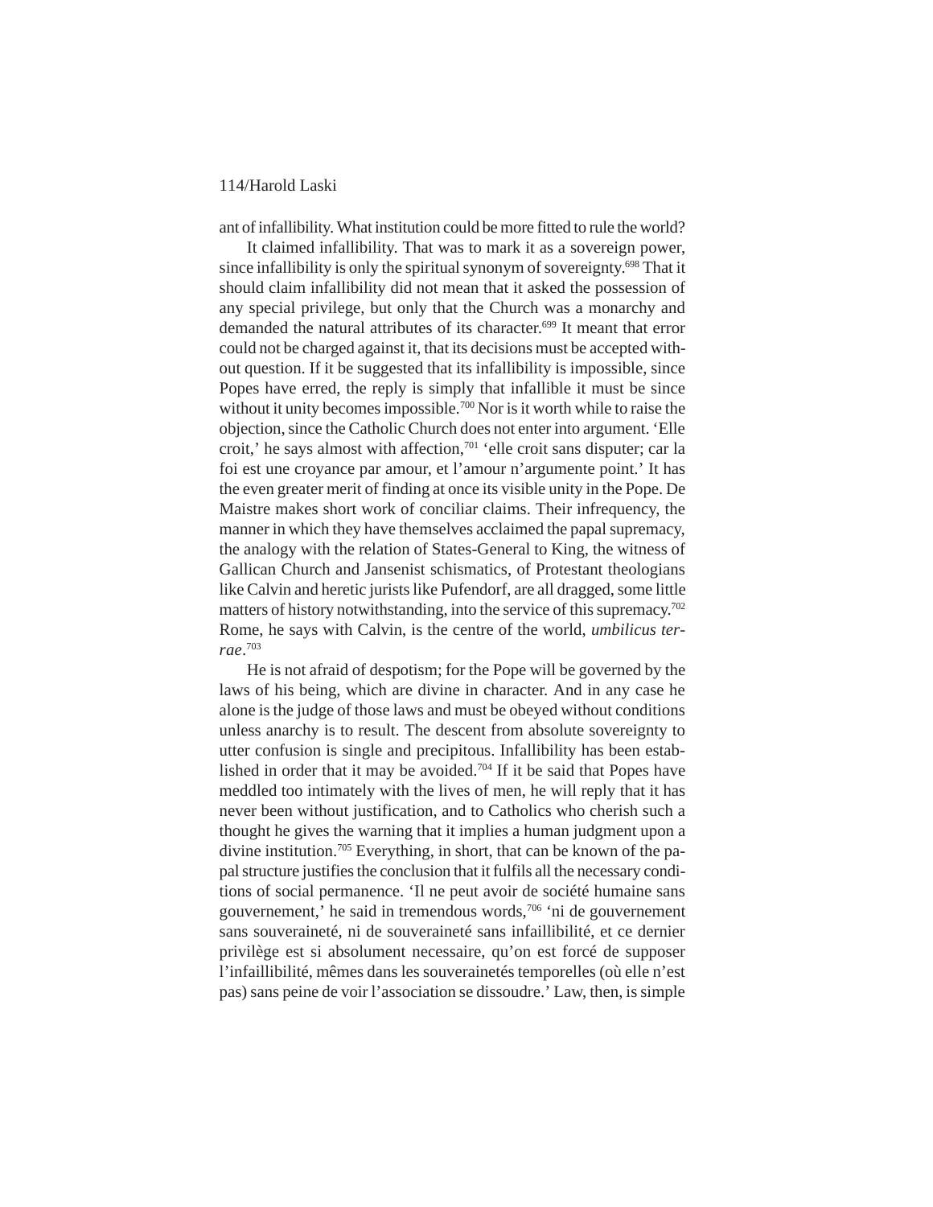ant of infallibility. What institution could be more fitted to rule the world?

It claimed infallibility. That was to mark it as a sovereign power, since infallibility is only the spiritual synonym of sovereignty.[698] That it should claim infallibility did not mean that it asked the possession of any special privilege, but only that the Church was a monarchy and demanded the natural attributes of its character.[699] It meant that error could not be charged against it, that its decisions must be accepted without question. If it be suggested that its infallibility is impossible, since Popes have erred, the reply is simply that infallible it must be since without it unity becomes impossible.[700] Nor is it worth while to raise the objection, since the Catholic Church does not enter into argument. 'Elle croit,' he says almost with affection,[701] 'elle croit sans disputer; car la foi est une croyance par amour, et l'amour n'argumente point.' It has the even greater merit of finding at once its visible unity in the Pope. De Maistre makes short work of conciliar claims. Their infrequency, the manner in which they have themselves acclaimed the papal supremacy, the analogy with the relation of States-General to King, the witness of Gallican Church and Jansenist schismatics, of Protestant theologians like Calvin and heretic jurists like Pufendorf, are all dragged, some little matters of history notwithstanding, into the service of this supremacy.[702] Rome, he says with Calvin, is the centre of the world, *umbilicus terrae*.[703]

He is not afraid of despotism; for the Pope will be governed by the laws of his being, which are divine in character. And in any case he alone is the judge of those laws and must be obeyed without conditions unless anarchy is to result. The descent from absolute sovereignty to utter confusion is single and precipitous. Infallibility has been established in order that it may be avoided.[704] If it be said that Popes have meddled too intimately with the lives of men, he will reply that it has never been without justification, and to Catholics who cherish such a thought he gives the warning that it implies a human judgment upon a divine institution.[705] Everything, in short, that can be known of the papal structure justifies the conclusion that it fulfils all the necessary conditions of social permanence. 'Il ne peut avoir de société humaine sans gouvernement,' he said in tremendous words,[706] 'ni de gouvernement sans souveraineté, ni de souveraineté sans infaillibilité, et ce dernier privilège est si absolument necessaire, qu'on est forcé de supposer l'infaillibilité, mêmes dans les souverainetés temporelles (où elle n'est pas) sans peine de voir l'association se dissoudre.' Law, then, is simple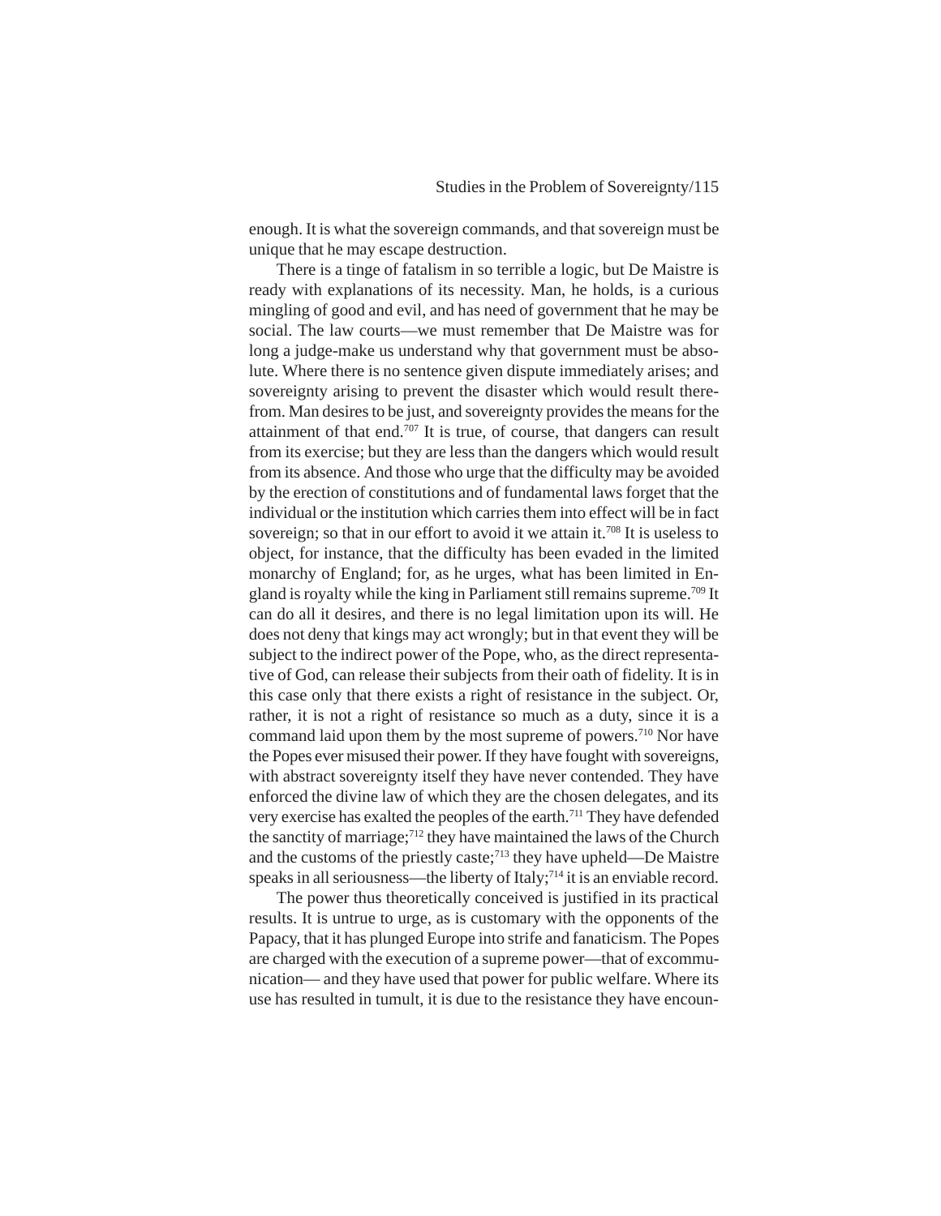enough. It is what the sovereign commands, and that sovereign must be unique that he may escape destruction.

There is a tinge of fatalism in so terrible a logic, but De Maistre is ready with explanations of its necessity. Man, he holds, is a curious mingling of good and evil, and has need of government that he may be social. The law courts—we must remember that De Maistre was for long a judge-make us understand why that government must be absolute. Where there is no sentence given dispute immediately arises; and sovereignty arising to prevent the disaster which would result therefrom. Man desires to be just, and sovereignty provides the means for the attainment of that end.[707] It is true, of course, that dangers can result from its exercise; but they are less than the dangers which would result from its absence. And those who urge that the difficulty may be avoided by the erection of constitutions and of fundamental laws forget that the individual or the institution which carries them into effect will be in fact sovereign; so that in our effort to avoid it we attain it.[708] It is useless to object, for instance, that the difficulty has been evaded in the limited monarchy of England; for, as he urges, what has been limited in England is royalty while the king in Parliament still remains supreme.[709] It can do all it desires, and there is no legal limitation upon its will. He does not deny that kings may act wrongly; but in that event they will be subject to the indirect power of the Pope, who, as the direct representative of God, can release their subjects from their oath of fidelity. It is in this case only that there exists a right of resistance in the subject. Or, rather, it is not a right of resistance so much as a duty, since it is a command laid upon them by the most supreme of powers.[710] Nor have the Popes ever misused their power. If they have fought with sovereigns, with abstract sovereignty itself they have never contended. They have enforced the divine law of which they are the chosen delegates, and its very exercise has exalted the peoples of the earth.[711] They have defended the sanctity of marriage;[712] they have maintained the laws of the Church and the customs of the priestly caste;[713] they have upheld—De Maistre speaks in all seriousness—the liberty of Italy;[714] it is an enviable record.

The power thus theoretically conceived is justified in its practical results. It is untrue to urge, as is customary with the opponents of the Papacy, that it has plunged Europe into strife and fanaticism. The Popes are charged with the execution of a supreme power—that of excommunication— and they have used that power for public welfare. Where its use has resulted in tumult, it is due to the resistance they have encoun-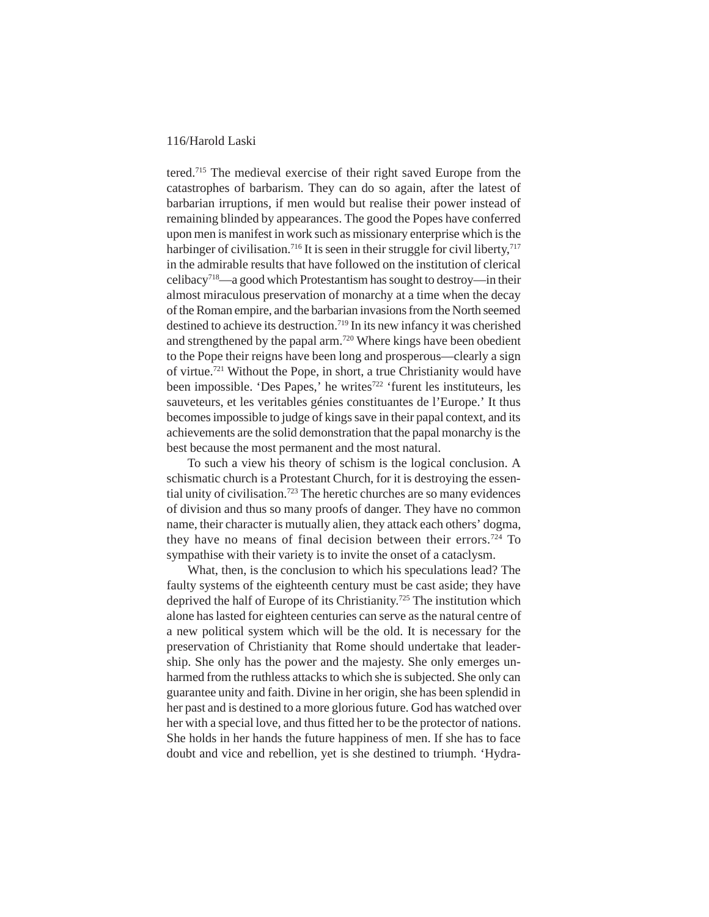tered.[715] The medieval exercise of their right saved Europe from the catastrophes of barbarism. They can do so again, after the latest of barbarian irruptions, if men would but realise their power instead of remaining blinded by appearances. The good the Popes have conferred upon men is manifest in work such as missionary enterprise which is the harbinger of civilisation.[716] It is seen in their struggle for civil liberty,[717] in the admirable results that have followed on the institution of clerical celibacy[718]—a good which Protestantism has sought to destroy—in their almost miraculous preservation of monarchy at a time when the decay of the Roman empire, and the barbarian invasions from the North seemed destined to achieve its destruction.[719] In its new infancy it was cherished and strengthened by the papal arm.[720] Where kings have been obedient to the Pope their reigns have been long and prosperous—clearly a sign of virtue.[721] Without the Pope, in short, a true Christianity would have been impossible. 'Des Papes,' he writes[722] 'furent les instituteurs, les sauveteurs, et les veritables génies constituantes de l'Europe.' It thus becomes impossible to judge of kings save in their papal context, and its achievements are the solid demonstration that the papal monarchy is the best because the most permanent and the most natural.

To such a view his theory of schism is the logical conclusion. A schismatic church is a Protestant Church, for it is destroying the essential unity of civilisation.[723] The heretic churches are so many evidences of division and thus so many proofs of danger. They have no common name, their character is mutually alien, they attack each others' dogma, they have no means of final decision between their errors.[724] To sympathise with their variety is to invite the onset of a cataclysm.

What, then, is the conclusion to which his speculations lead? The faulty systems of the eighteenth century must be cast aside; they have deprived the half of Europe of its Christianity.[725] The institution which alone has lasted for eighteen centuries can serve as the natural centre of a new political system which will be the old. It is necessary for the preservation of Christianity that Rome should undertake that leadership. She only has the power and the majesty. She only emerges unharmed from the ruthless attacks to which she is subjected. She only can guarantee unity and faith. Divine in her origin, she has been splendid in her past and is destined to a more glorious future. God has watched over her with a special love, and thus fitted her to be the protector of nations. She holds in her hands the future happiness of men. If she has to face doubt and vice and rebellion, yet is she destined to triumph. 'Hydra-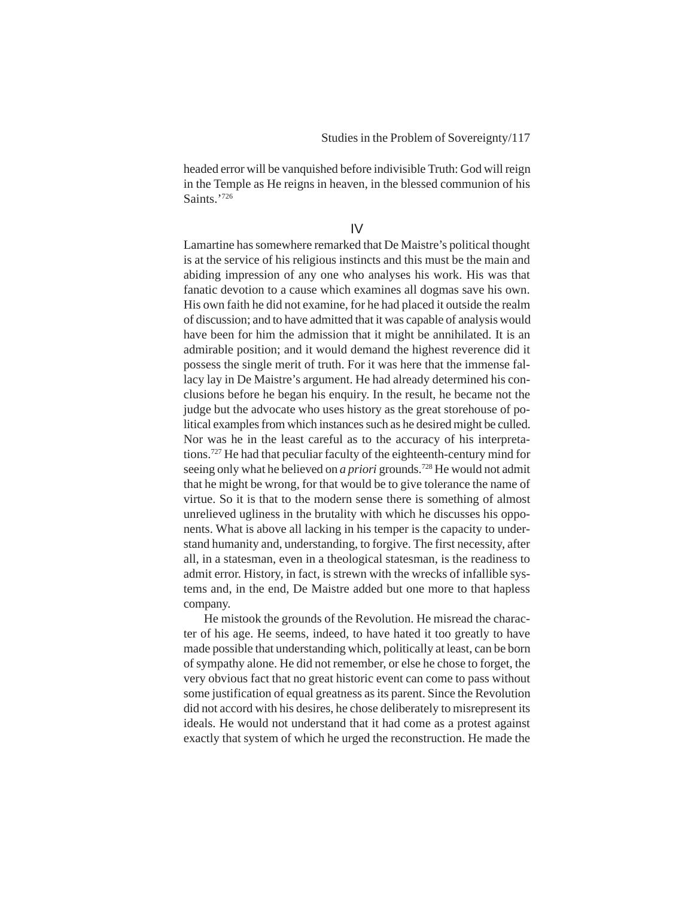headed error will be vanquished before indivisible Truth: God will reign in the Temple as He reigns in heaven, in the blessed communion of his Saints.'[726]

## IV

Lamartine has somewhere remarked that De Maistre's political thought is at the service of his religious instincts and this must be the main and abiding impression of any one who analyses his work. His was that fanatic devotion to a cause which examines all dogmas save his own. His own faith he did not examine, for he had placed it outside the realm of discussion; and to have admitted that it was capable of analysis would have been for him the admission that it might be annihilated. It is an admirable position; and it would demand the highest reverence did it possess the single merit of truth. For it was here that the immense fallacy lay in De Maistre's argument. He had already determined his conclusions before he began his enquiry. In the result, he became not the judge but the advocate who uses history as the great storehouse of political examples from which instances such as he desired might be culled. Nor was he in the least careful as to the accuracy of his interpretations.[727] He had that peculiar faculty of the eighteenth-century mind for seeing only what he believed on *a priori* grounds.[728] He would not admit that he might be wrong, for that would be to give tolerance the name of virtue. So it is that to the modern sense there is something of almost unrelieved ugliness in the brutality with which he discusses his opponents. What is above all lacking in his temper is the capacity to understand humanity and, understanding, to forgive. The first necessity, after all, in a statesman, even in a theological statesman, is the readiness to admit error. History, in fact, is strewn with the wrecks of infallible systems and, in the end, De Maistre added but one more to that hapless company.

He mistook the grounds of the Revolution. He misread the character of his age. He seems, indeed, to have hated it too greatly to have made possible that understanding which, politically at least, can be born of sympathy alone. He did not remember, or else he chose to forget, the very obvious fact that no great historic event can come to pass without some justification of equal greatness as its parent. Since the Revolution did not accord with his desires, he chose deliberately to misrepresent its ideals. He would not understand that it had come as a protest against exactly that system of which he urged the reconstruction. He made the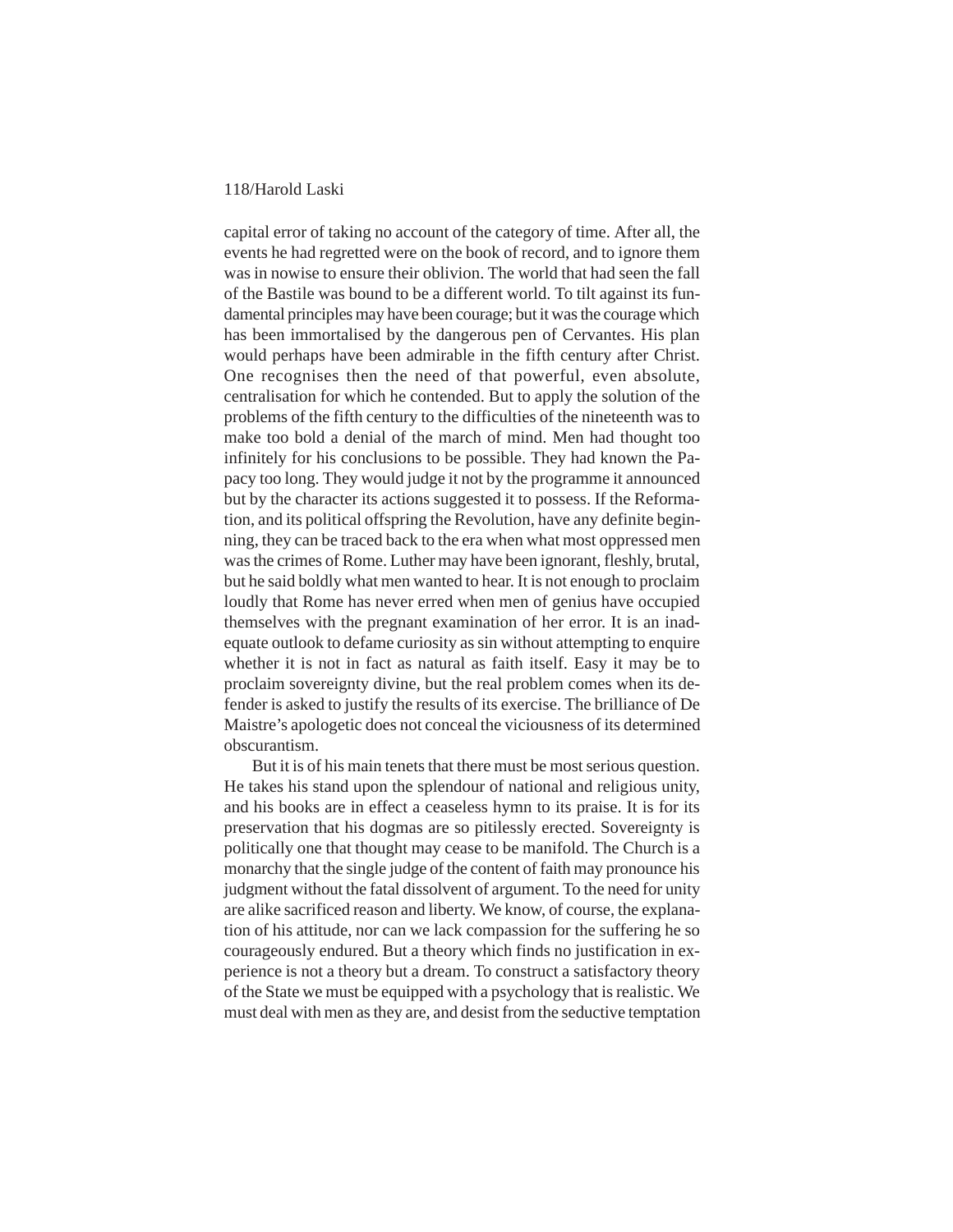capital error of taking no account of the category of time. After all, the events he had regretted were on the book of record, and to ignore them was in nowise to ensure their oblivion. The world that had seen the fall of the Bastile was bound to be a different world. To tilt against its fundamental principles may have been courage; but it was the courage which has been immortalised by the dangerous pen of Cervantes. His plan would perhaps have been admirable in the fifth century after Christ. One recognises then the need of that powerful, even absolute, centralisation for which he contended. But to apply the solution of the problems of the fifth century to the difficulties of the nineteenth was to make too bold a denial of the march of mind. Men had thought too infinitely for his conclusions to be possible. They had known the Papacy too long. They would judge it not by the programme it announced but by the character its actions suggested it to possess. If the Reformation, and its political offspring the Revolution, have any definite beginning, they can be traced back to the era when what most oppressed men was the crimes of Rome. Luther may have been ignorant, fleshly, brutal, but he said boldly what men wanted to hear. It is not enough to proclaim loudly that Rome has never erred when men of genius have occupied themselves with the pregnant examination of her error. It is an inadequate outlook to defame curiosity as sin without attempting to enquire whether it is not in fact as natural as faith itself. Easy it may be to proclaim sovereignty divine, but the real problem comes when its defender is asked to justify the results of its exercise. The brilliance of De Maistre's apologetic does not conceal the viciousness of its determined obscurantism.

But it is of his main tenets that there must be most serious question. He takes his stand upon the splendour of national and religious unity, and his books are in effect a ceaseless hymn to its praise. It is for its preservation that his dogmas are so pitilessly erected. Sovereignty is politically one that thought may cease to be manifold. The Church is a monarchy that the single judge of the content of faith may pronounce his judgment without the fatal dissolvent of argument. To the need for unity are alike sacrificed reason and liberty. We know, of course, the explanation of his attitude, nor can we lack compassion for the suffering he so courageously endured. But a theory which finds no justification in experience is not a theory but a dream. To construct a satisfactory theory of the State we must be equipped with a psychology that is realistic. We must deal with men as they are, and desist from the seductive temptation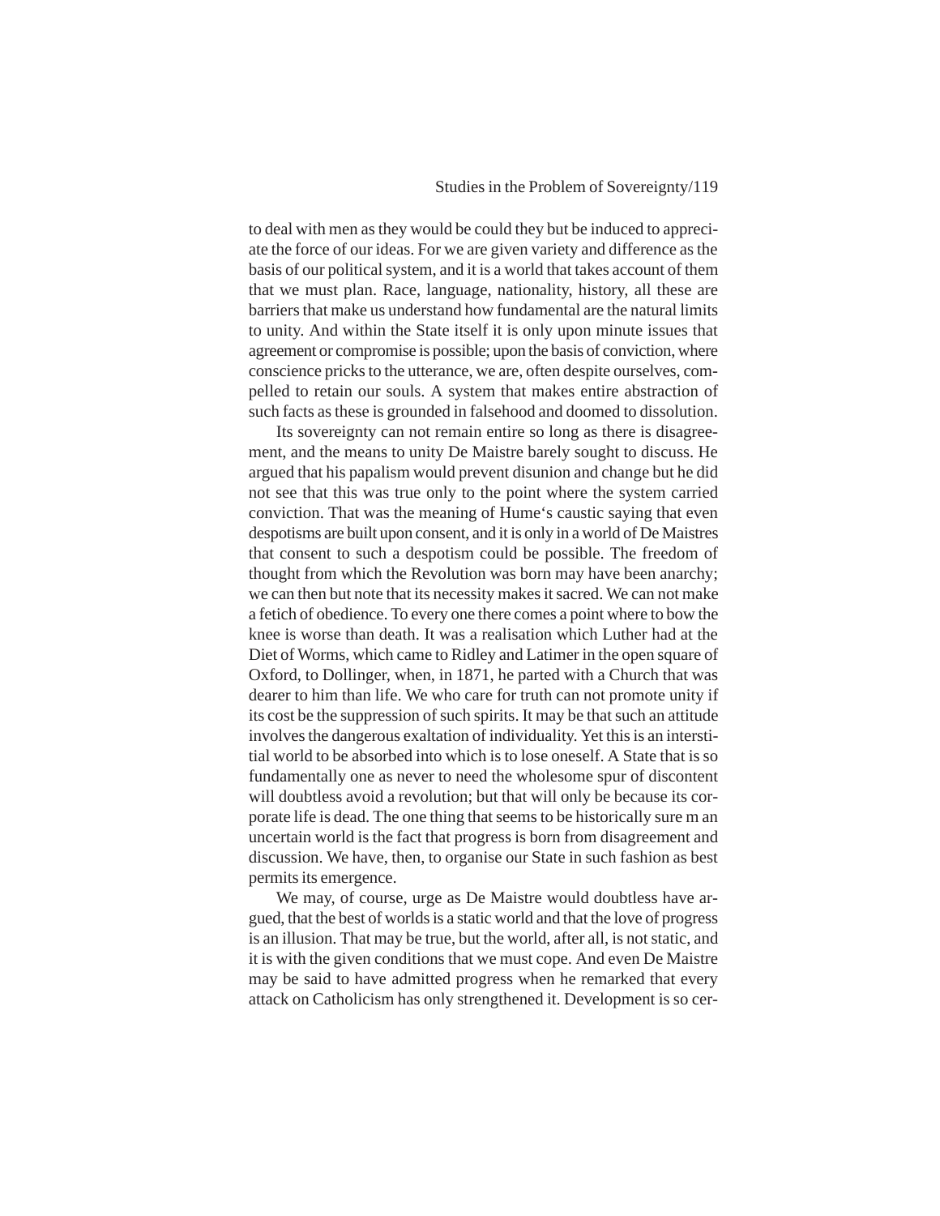to deal with men as they would be could they but be induced to appreciate the force of our ideas. For we are given variety and difference as the basis of our political system, and it is a world that takes account of them that we must plan. Race, language, nationality, history, all these are barriers that make us understand how fundamental are the natural limits to unity. And within the State itself it is only upon minute issues that agreement or compromise is possible; upon the basis of conviction, where conscience pricks to the utterance, we are, often despite ourselves, compelled to retain our souls. A system that makes entire abstraction of such facts as these is grounded in falsehood and doomed to dissolution.

Its sovereignty can not remain entire so long as there is disagreement, and the means to unity De Maistre barely sought to discuss. He argued that his papalism would prevent disunion and change but he did not see that this was true only to the point where the system carried conviction. That was the meaning of Hume's caustic saying that even despotisms are built upon consent, and it is only in a world of De Maistres that consent to such a despotism could be possible. The freedom of thought from which the Revolution was born may have been anarchy; we can then but note that its necessity makes it sacred. We can not make a fetich of obedience. To every one there comes a point where to bow the knee is worse than death. It was a realisation which Luther had at the Diet of Worms, which came to Ridley and Latimer in the open square of Oxford, to Dollinger, when, in 1871, he parted with a Church that was dearer to him than life. We who care for truth can not promote unity if its cost be the suppression of such spirits. It may be that such an attitude involves the dangerous exaltation of individuality. Yet this is an interstitial world to be absorbed into which is to lose oneself. A State that is so fundamentally one as never to need the wholesome spur of discontent will doubtless avoid a revolution; but that will only be because its corporate life is dead. The one thing that seems to be historically sure m an uncertain world is the fact that progress is born from disagreement and discussion. We have, then, to organise our State in such fashion as best permits its emergence.

We may, of course, urge as De Maistre would doubtless have argued, that the best of worlds is a static world and that the love of progress is an illusion. That may be true, but the world, after all, is not static, and it is with the given conditions that we must cope. And even De Maistre may be said to have admitted progress when he remarked that every attack on Catholicism has only strengthened it. Development is so cer-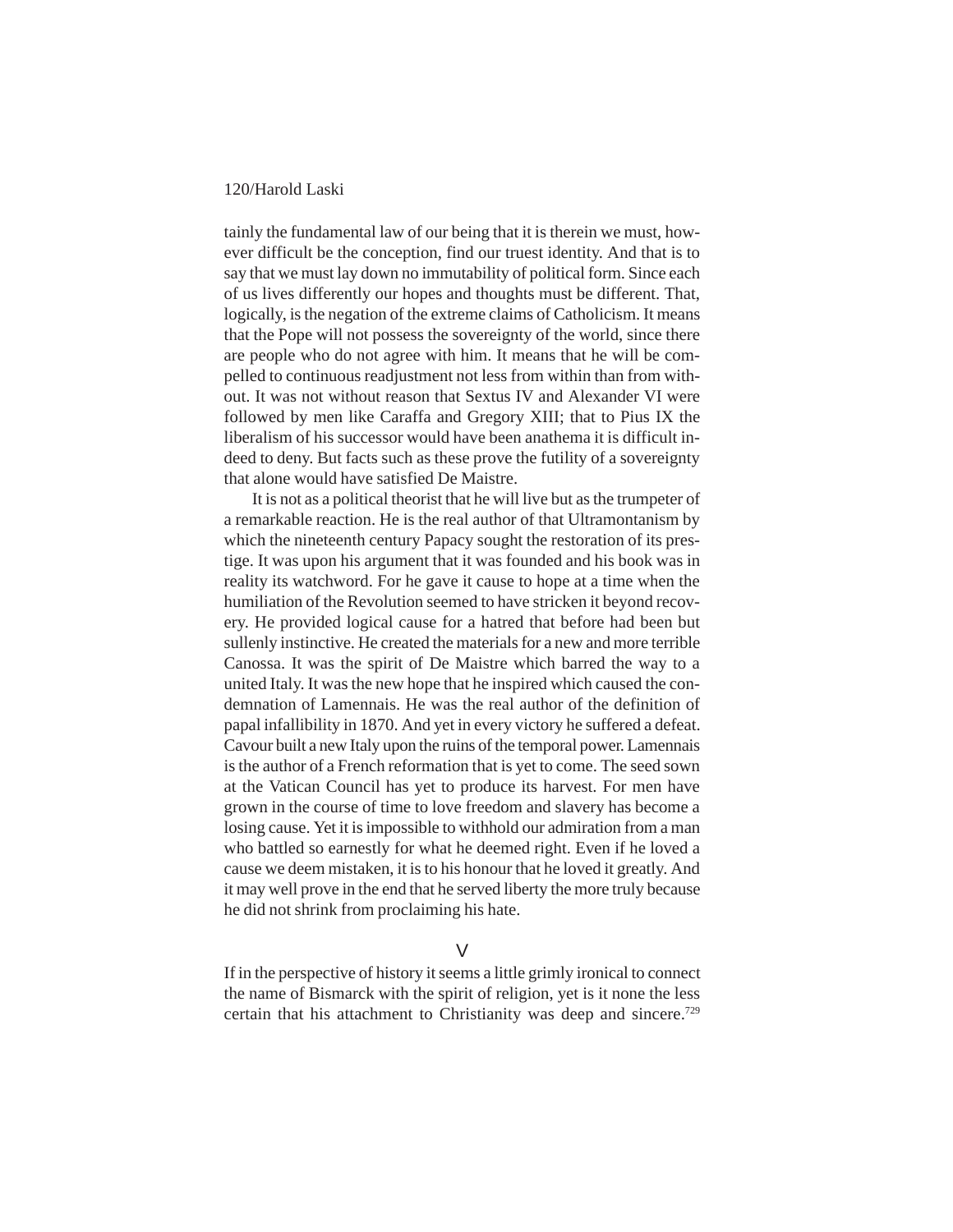tainly the fundamental law of our being that it is therein we must, however difficult be the conception, find our truest identity. And that is to say that we must lay down no immutability of political form. Since each of us lives differently our hopes and thoughts must be different. That, logically, is the negation of the extreme claims of Catholicism. It means that the Pope will not possess the sovereignty of the world, since there are people who do not agree with him. It means that he will be compelled to continuous readjustment not less from within than from without. It was not without reason that Sextus IV and Alexander VI were followed by men like Caraffa and Gregory XIII; that to Pius IX the liberalism of his successor would have been anathema it is difficult indeed to deny. But facts such as these prove the futility of a sovereignty that alone would have satisfied De Maistre.

It is not as a political theorist that he will live but as the trumpeter of a remarkable reaction. He is the real author of that Ultramontanism by which the nineteenth century Papacy sought the restoration of its prestige. It was upon his argument that it was founded and his book was in reality its watchword. For he gave it cause to hope at a time when the humiliation of the Revolution seemed to have stricken it beyond recovery. He provided logical cause for a hatred that before had been but sullenly instinctive. He created the materials for a new and more terrible Canossa. It was the spirit of De Maistre which barred the way to a united Italy. It was the new hope that he inspired which caused the condemnation of Lamennais. He was the real author of the definition of papal infallibility in 1870. And yet in every victory he suffered a defeat. Cavour built a new Italy upon the ruins of the temporal power. Lamennais is the author of a French reformation that is yet to come. The seed sown at the Vatican Council has yet to produce its harvest. For men have grown in the course of time to love freedom and slavery has become a losing cause. Yet it is impossible to withhold our admiration from a man who battled so earnestly for what he deemed right. Even if he loved a cause we deem mistaken, it is to his honour that he loved it greatly. And it may well prove in the end that he served liberty the more truly because he did not shrink from proclaiming his hate.

## V

If in the perspective of history it seems a little grimly ironical to connect the name of Bismarck with the spirit of religion, yet is it none the less certain that his attachment to Christianity was deep and sincere.[729]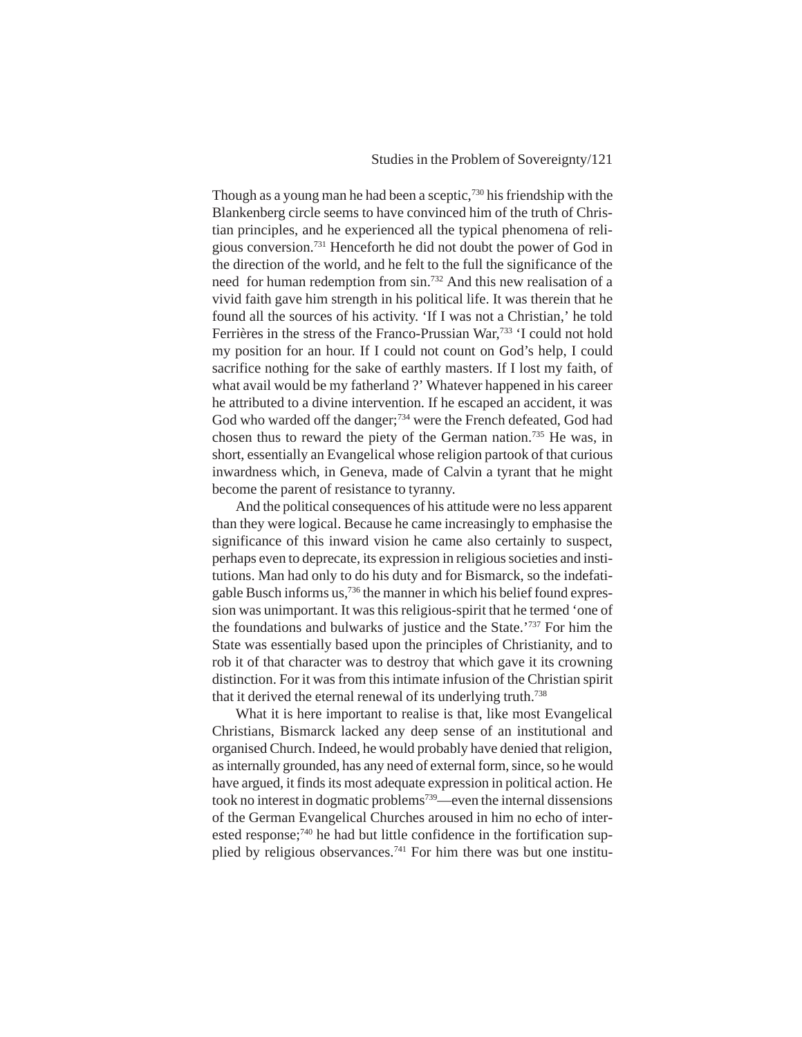Though as a young man he had been a sceptic,[730] his friendship with the Blankenberg circle seems to have convinced him of the truth of Christian principles, and he experienced all the typical phenomena of religious conversion.[731] Henceforth he did not doubt the power of God in the direction of the world, and he felt to the full the significance of the need for human redemption from sin.[732] And this new realisation of a vivid faith gave him strength in his political life. It was therein that he found all the sources of his activity. 'If I was not a Christian,' he told Ferrières in the stress of the Franco-Prussian War,[733] 'I could not hold my position for an hour. If I could not count on God's help, I could sacrifice nothing for the sake of earthly masters. If I lost my faith, of what avail would be my fatherland ?' Whatever happened in his career he attributed to a divine intervention. If he escaped an accident, it was God who warded off the danger;[734] were the French defeated, God had chosen thus to reward the piety of the German nation.[735] He was, in short, essentially an Evangelical whose religion partook of that curious inwardness which, in Geneva, made of Calvin a tyrant that he might become the parent of resistance to tyranny.

And the political consequences of his attitude were no less apparent than they were logical. Because he came increasingly to emphasise the significance of this inward vision he came also certainly to suspect, perhaps even to deprecate, its expression in religious societies and institutions. Man had only to do his duty and for Bismarck, so the indefatigable Busch informs us,[736] the manner in which his belief found expression was unimportant. It was this religious-spirit that he termed 'one of the foundations and bulwarks of justice and the State.'[737] For him the State was essentially based upon the principles of Christianity, and to rob it of that character was to destroy that which gave it its crowning distinction. For it was from this intimate infusion of the Christian spirit that it derived the eternal renewal of its underlying truth.[738]

What it is here important to realise is that, like most Evangelical Christians, Bismarck lacked any deep sense of an institutional and organised Church. Indeed, he would probably have denied that religion, as internally grounded, has any need of external form, since, so he would have argued, it finds its most adequate expression in political action. He took no interest in dogmatic problems[739]—even the internal dissensions of the German Evangelical Churches aroused in him no echo of interested response;[740] he had but little confidence in the fortification supplied by religious observances.[741] For him there was but one institu-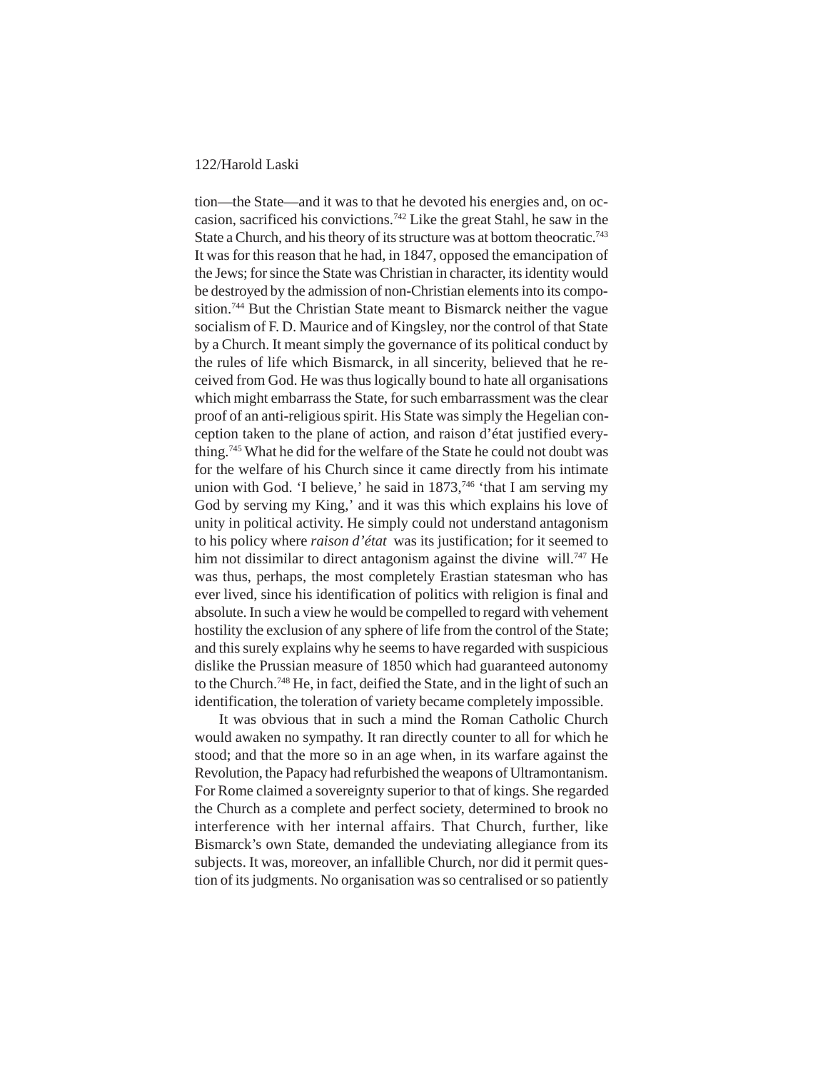tion—the State—and it was to that he devoted his energies and, on occasion, sacrificed his convictions.[742] Like the great Stahl, he saw in the State a Church, and his theory of its structure was at bottom theocratic.[743] It was for this reason that he had, in 1847, opposed the emancipation of the Jews; for since the State was Christian in character, its identity would be destroyed by the admission of non-Christian elements into its composition.[744] But the Christian State meant to Bismarck neither the vague socialism of F. D. Maurice and of Kingsley, nor the control of that State by a Church. It meant simply the governance of its political conduct by the rules of life which Bismarck, in all sincerity, believed that he received from God. He was thus logically bound to hate all organisations which might embarrass the State, for such embarrassment was the clear proof of an anti-religious spirit. His State was simply the Hegelian conception taken to the plane of action, and raison d'état justified everything.[745] What he did for the welfare of the State he could not doubt was for the welfare of his Church since it came directly from his intimate union with God. 'I believe,' he said in 1873,[746] 'that I am serving my God by serving my King,' and it was this which explains his love of unity in political activity. He simply could not understand antagonism to his policy where *raison d'état* was its justification; for it seemed to him not dissimilar to direct antagonism against the divine will.[747] He was thus, perhaps, the most completely Erastian statesman who has ever lived, since his identification of politics with religion is final and absolute. In such a view he would be compelled to regard with vehement hostility the exclusion of any sphere of life from the control of the State; and this surely explains why he seems to have regarded with suspicious dislike the Prussian measure of 1850 which had guaranteed autonomy to the Church.[748] He, in fact, deified the State, and in the light of such an identification, the toleration of variety became completely impossible.

It was obvious that in such a mind the Roman Catholic Church would awaken no sympathy. It ran directly counter to all for which he stood; and that the more so in an age when, in its warfare against the Revolution, the Papacy had refurbished the weapons of Ultramontanism. For Rome claimed a sovereignty superior to that of kings. She regarded the Church as a complete and perfect society, determined to brook no interference with her internal affairs. That Church, further, like Bismarck's own State, demanded the undeviating allegiance from its subjects. It was, moreover, an infallible Church, nor did it permit question of its judgments. No organisation was so centralised or so patiently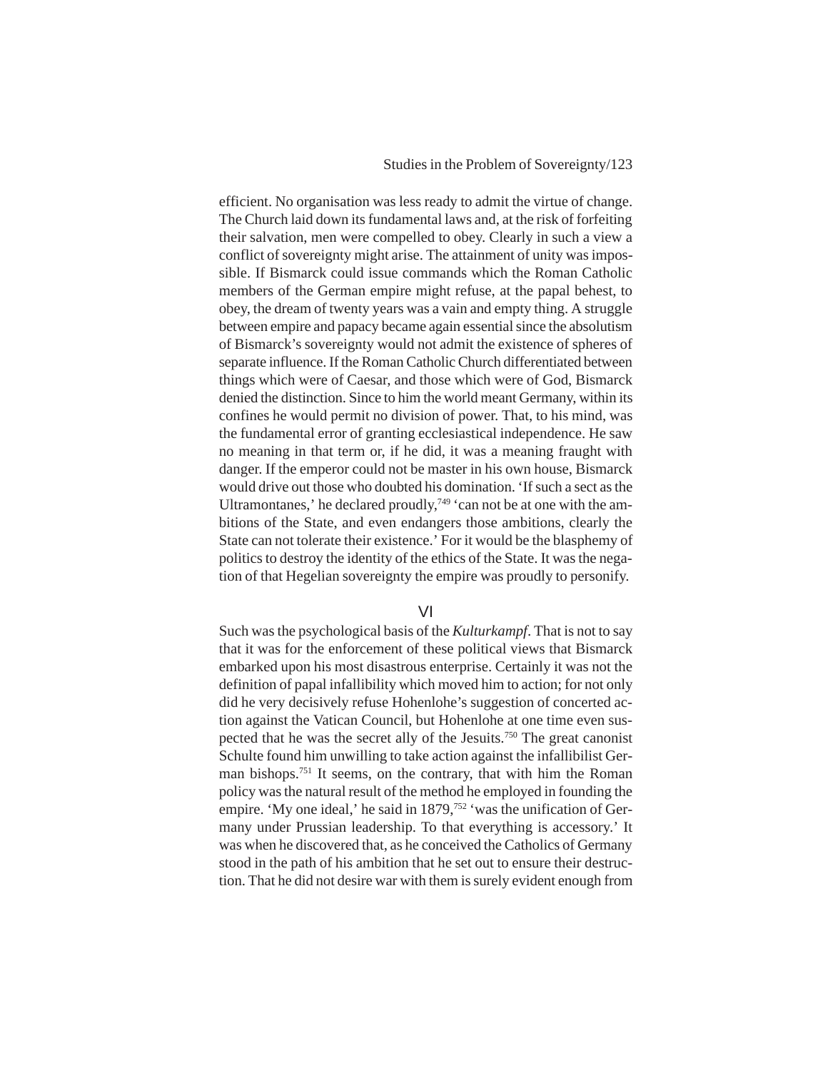efficient. No organisation was less ready to admit the virtue of change. The Church laid down its fundamental laws and, at the risk of forfeiting their salvation, men were compelled to obey. Clearly in such a view a conflict of sovereignty might arise. The attainment of unity was impossible. If Bismarck could issue commands which the Roman Catholic members of the German empire might refuse, at the papal behest, to obey, the dream of twenty years was a vain and empty thing. A struggle between empire and papacy became again essential since the absolutism of Bismarck's sovereignty would not admit the existence of spheres of separate influence. If the Roman Catholic Church differentiated between things which were of Caesar, and those which were of God, Bismarck denied the distinction. Since to him the world meant Germany, within its confines he would permit no division of power. That, to his mind, was the fundamental error of granting ecclesiastical independence. He saw no meaning in that term or, if he did, it was a meaning fraught with danger. If the emperor could not be master in his own house, Bismarck would drive out those who doubted his domination. 'If such a sect as the Ultramontanes,' he declared proudly,[749] 'can not be at one with the ambitions of the State, and even endangers those ambitions, clearly the State can not tolerate their existence.' For it would be the blasphemy of politics to destroy the identity of the ethics of the State. It was the negation of that Hegelian sovereignty the empire was proudly to personify.

## VI

Such was the psychological basis of the *Kulturkampf*. That is not to say that it was for the enforcement of these political views that Bismarck embarked upon his most disastrous enterprise. Certainly it was not the definition of papal infallibility which moved him to action; for not only did he very decisively refuse Hohenlohe's suggestion of concerted action against the Vatican Council, but Hohenlohe at one time even suspected that he was the secret ally of the Jesuits.[750] The great canonist Schulte found him unwilling to take action against the infallibilist German bishops.[751] It seems, on the contrary, that with him the Roman policy was the natural result of the method he employed in founding the empire. 'My one ideal,' he said in 1879,[752] 'was the unification of Germany under Prussian leadership. To that everything is accessory.' It was when he discovered that, as he conceived the Catholics of Germany stood in the path of his ambition that he set out to ensure their destruction. That he did not desire war with them is surely evident enough from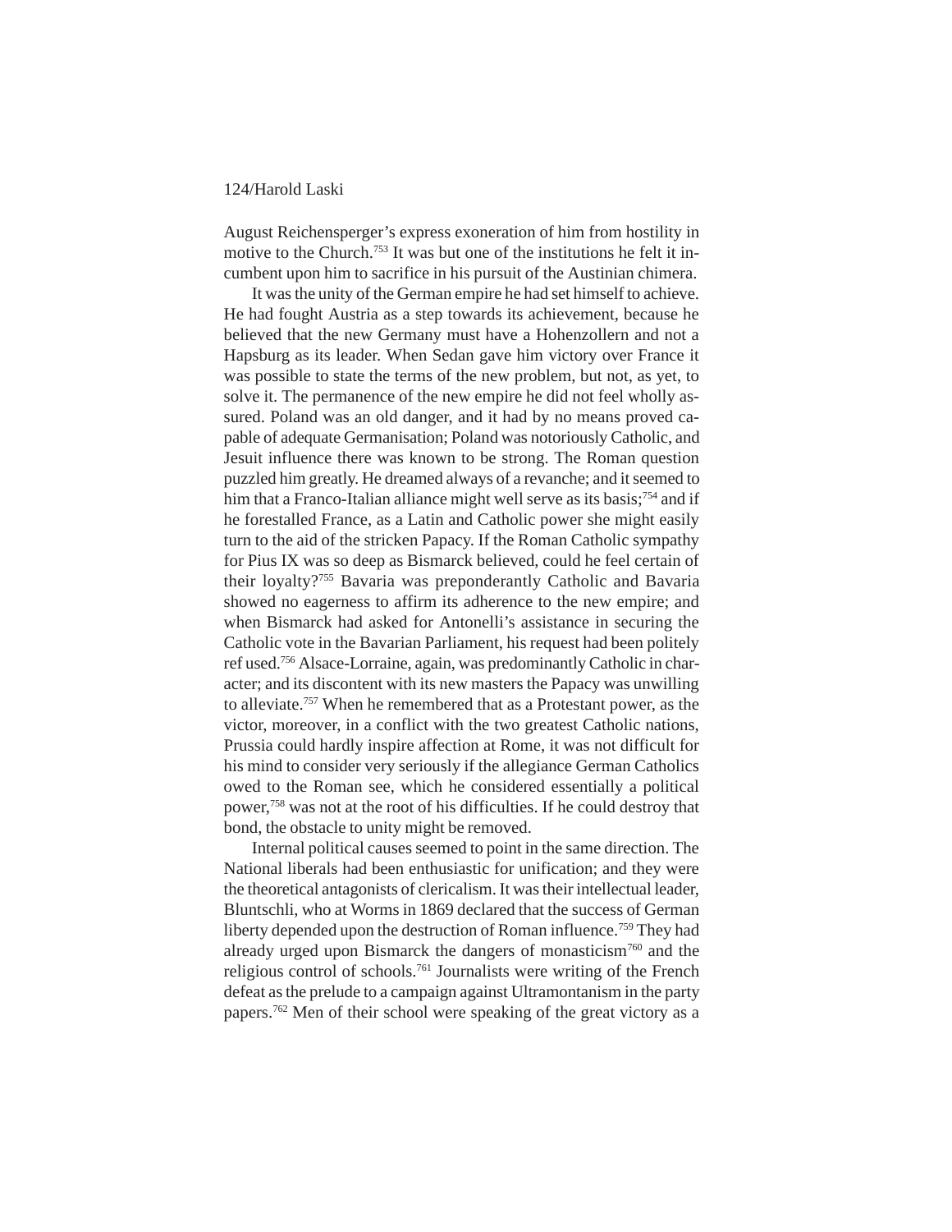August Reichensperger's express exoneration of him from hostility in motive to the Church.[753] It was but one of the institutions he felt it incumbent upon him to sacrifice in his pursuit of the Austinian chimera.

It was the unity of the German empire he had set himself to achieve. He had fought Austria as a step towards its achievement, because he believed that the new Germany must have a Hohenzollern and not a Hapsburg as its leader. When Sedan gave him victory over France it was possible to state the terms of the new problem, but not, as yet, to solve it. The permanence of the new empire he did not feel wholly assured. Poland was an old danger, and it had by no means proved capable of adequate Germanisation; Poland was notoriously Catholic, and Jesuit influence there was known to be strong. The Roman question puzzled him greatly. He dreamed always of a revanche; and it seemed to him that a Franco-Italian alliance might well serve as its basis;[754] and if he forestalled France, as a Latin and Catholic power she might easily turn to the aid of the stricken Papacy. If the Roman Catholic sympathy for Pius IX was so deep as Bismarck believed, could he feel certain of their loyalty?[755] Bavaria was preponderantly Catholic and Bavaria showed no eagerness to affirm its adherence to the new empire; and when Bismarck had asked for Antonelli's assistance in securing the Catholic vote in the Bavarian Parliament, his request had been politely ref used.[756] Alsace-Lorraine, again, was predominantly Catholic in character; and its discontent with its new masters the Papacy was unwilling to alleviate.[757] When he remembered that as a Protestant power, as the victor, moreover, in a conflict with the two greatest Catholic nations, Prussia could hardly inspire affection at Rome, it was not difficult for his mind to consider very seriously if the allegiance German Catholics owed to the Roman see, which he considered essentially a political power,[758] was not at the root of his difficulties. If he could destroy that bond, the obstacle to unity might be removed.

Internal political causes seemed to point in the same direction. The National liberals had been enthusiastic for unification; and they were the theoretical antagonists of clericalism. It was their intellectual leader, Bluntschli, who at Worms in 1869 declared that the success of German liberty depended upon the destruction of Roman influence.[759] They had already urged upon Bismarck the dangers of monasticism[760] and the religious control of schools.[761] Journalists were writing of the French defeat as the prelude to a campaign against Ultramontanism in the party papers.[762] Men of their school were speaking of the great victory as a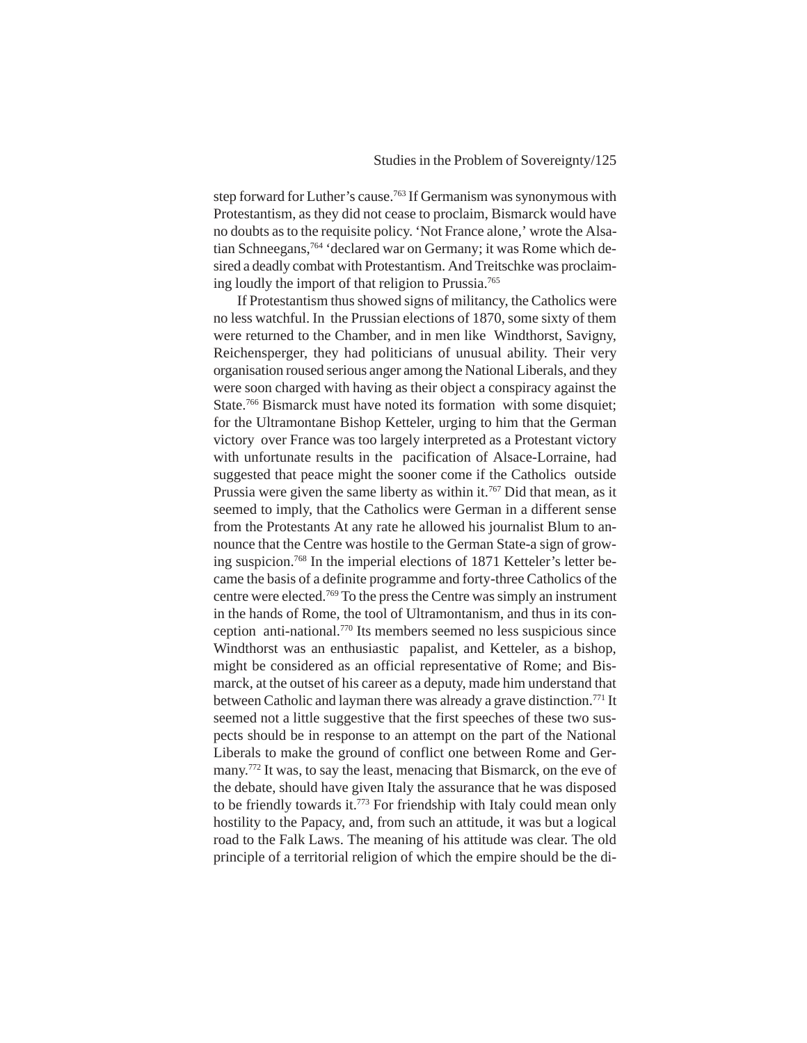step forward for Luther's cause.[763] If Germanism was synonymous with Protestantism, as they did not cease to proclaim, Bismarck would have no doubts as to the requisite policy. 'Not France alone,' wrote the Alsatian Schneegans,[764] 'declared war on Germany; it was Rome which desired a deadly combat with Protestantism. And Treitschke was proclaiming loudly the import of that religion to Prussia.[765]

If Protestantism thus showed signs of militancy, the Catholics were no less watchful. In the Prussian elections of 1870, some sixty of them were returned to the Chamber, and in men like Windthorst, Savigny, Reichensperger, they had politicians of unusual ability. Their very organisation roused serious anger among the National Liberals, and they were soon charged with having as their object a conspiracy against the State.[766] Bismarck must have noted its formation with some disquiet; for the Ultramontane Bishop Ketteler, urging to him that the German victory over France was too largely interpreted as a Protestant victory with unfortunate results in the pacification of Alsace-Lorraine, had suggested that peace might the sooner come if the Catholics outside Prussia were given the same liberty as within it.[767] Did that mean, as it seemed to imply, that the Catholics were German in a different sense from the Protestants At any rate he allowed his journalist Blum to announce that the Centre was hostile to the German State-a sign of growing suspicion.[768] In the imperial elections of 1871 Ketteler's letter became the basis of a definite programme and forty-three Catholics of the centre were elected.[769] To the press the Centre was simply an instrument in the hands of Rome, the tool of Ultramontanism, and thus in its conception anti-national.[770] Its members seemed no less suspicious since Windthorst was an enthusiastic papalist, and Ketteler, as a bishop, might be considered as an official representative of Rome; and Bismarck, at the outset of his career as a deputy, made him understand that between Catholic and layman there was already a grave distinction.[771] It seemed not a little suggestive that the first speeches of these two suspects should be in response to an attempt on the part of the National Liberals to make the ground of conflict one between Rome and Germany.[772] It was, to say the least, menacing that Bismarck, on the eve of the debate, should have given Italy the assurance that he was disposed to be friendly towards it.[773] For friendship with Italy could mean only hostility to the Papacy, and, from such an attitude, it was but a logical road to the Falk Laws. The meaning of his attitude was clear. The old principle of a territorial religion of which the empire should be the di-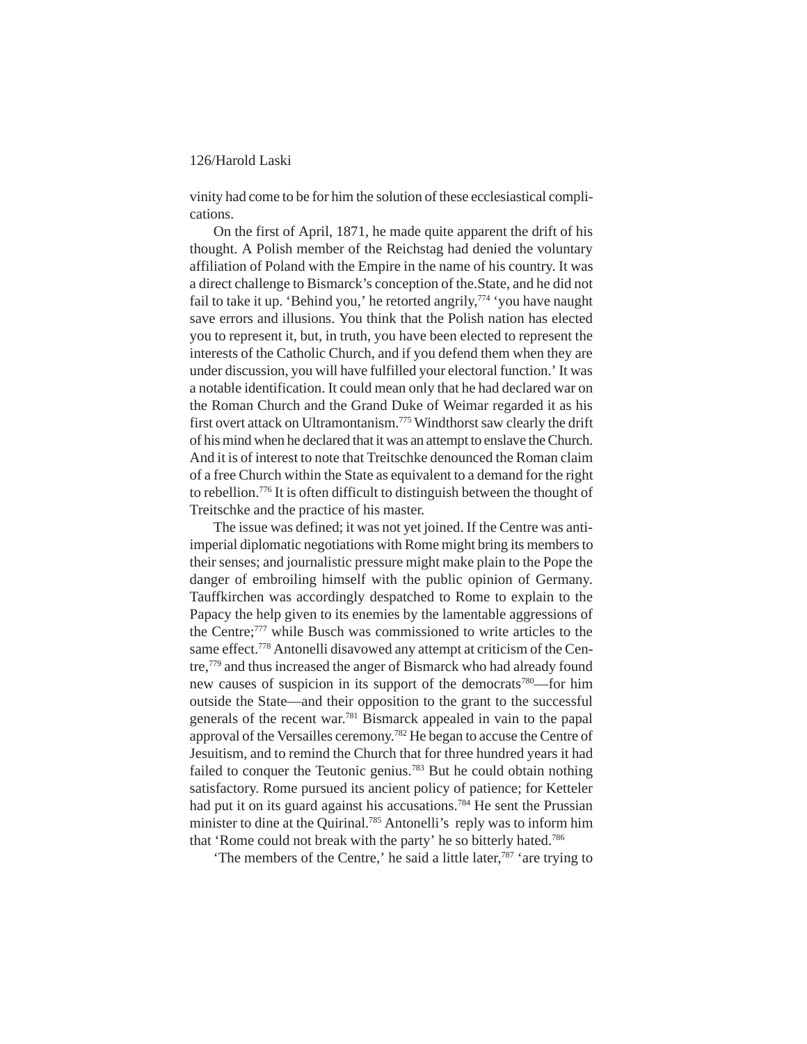vinity had come to be for him the solution of these ecclesiastical complications.

On the first of April, 1871, he made quite apparent the drift of his thought. A Polish member of the Reichstag had denied the voluntary affiliation of Poland with the Empire in the name of his country. It was a direct challenge to Bismarck's conception of the.State, and he did not fail to take it up. 'Behind you,' he retorted angrily,[774] 'you have naught save errors and illusions. You think that the Polish nation has elected you to represent it, but, in truth, you have been elected to represent the interests of the Catholic Church, and if you defend them when they are under discussion, you will have fulfilled your electoral function.' It was a notable identification. It could mean only that he had declared war on the Roman Church and the Grand Duke of Weimar regarded it as his first overt attack on Ultramontanism.[775] Windthorst saw clearly the drift of his mind when he declared that it was an attempt to enslave the Church. And it is of interest to note that Treitschke denounced the Roman claim of a free Church within the State as equivalent to a demand for the right to rebellion.[776] It is often difficult to distinguish between the thought of Treitschke and the practice of his master.

The issue was defined; it was not yet joined. If the Centre was anti-imperial diplomatic negotiations with Rome might bring its members to their senses; and journalistic pressure might make plain to the Pope the danger of embroiling himself with the public opinion of Germany. Tauffkirchen was accordingly despatched to Rome to explain to the Papacy the help given to its enemies by the lamentable aggressions of the Centre;[777] while Busch was commissioned to write articles to the same effect.[778] Antonelli disavowed any attempt at criticism of the Centre,[779] and thus increased the anger of Bismarck who had already found new causes of suspicion in its support of the democrats[780]—for him outside the State—and their opposition to the grant to the successful generals of the recent war.[781] Bismarck appealed in vain to the papal approval of the Versailles ceremony.[782] He began to accuse the Centre of Jesuitism, and to remind the Church that for three hundred years it had failed to conquer the Teutonic genius.[783] But he could obtain nothing satisfactory. Rome pursued its ancient policy of patience; for Ketteler had put it on its guard against his accusations.[784] He sent the Prussian minister to dine at the Quirinal.[785] Antonelli's reply was to inform him that 'Rome could not break with the party' he so bitterly hated.[786]

'The members of the Centre,' he said a little later,[787] 'are trying to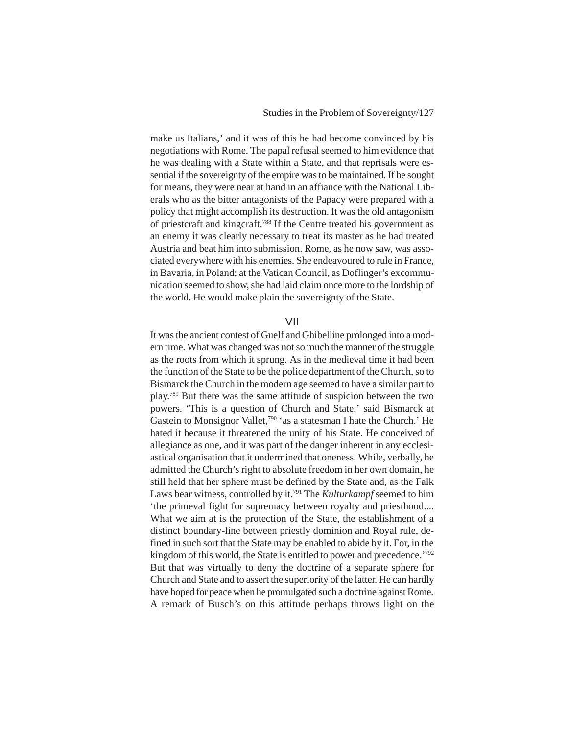make us Italians,' and it was of this he had become convinced by his negotiations with Rome. The papal refusal seemed to him evidence that he was dealing with a State within a State, and that reprisals were essential if the sovereignty of the empire was to be maintained. If he sought for means, they were near at hand in an affiance with the National Liberals who as the bitter antagonists of the Papacy were prepared with a policy that might accomplish its destruction. It was the old antagonism of priestcraft and kingcraft.[788] If the Centre treated his government as an enemy it was clearly necessary to treat its master as he had treated Austria and beat him into submission. Rome, as he now saw, was associated everywhere with his enemies. She endeavoured to rule in France, in Bavaria, in Poland; at the Vatican Council, as Doflinger's excommunication seemed to show, she had laid claim once more to the lordship of the world. He would make plain the sovereignty of the State.

## VII

It was the ancient contest of Guelf and Ghibelline prolonged into a modern time. What was changed was not so much the manner of the struggle as the roots from which it sprung. As in the medieval time it had been the function of the State to be the police department of the Church, so to Bismarck the Church in the modern age seemed to have a similar part to play.[789] But there was the same attitude of suspicion between the two powers. 'This is a question of Church and State,' said Bismarck at Gastein to Monsignor Vallet,[790] 'as a statesman I hate the Church.' He hated it because it threatened the unity of his State. He conceived of allegiance as one, and it was part of the danger inherent in any ecclesiastical organisation that it undermined that oneness. While, verbally, he admitted the Church's right to absolute freedom in her own domain, he still held that her sphere must be defined by the State and, as the Falk Laws bear witness, controlled by it.[791] The *Kulturkampf* seemed to him 'the primeval fight for supremacy between royalty and priesthood.... What we aim at is the protection of the State, the establishment of a distinct boundary-line between priestly dominion and Royal rule, defined in such sort that the State may be enabled to abide by it. For, in the kingdom of this world, the State is entitled to power and precedence.'[792] But that was virtually to deny the doctrine of a separate sphere for Church and State and to assert the superiority of the latter. He can hardly have hoped for peace when he promulgated such a doctrine against Rome. A remark of Busch's on this attitude perhaps throws light on the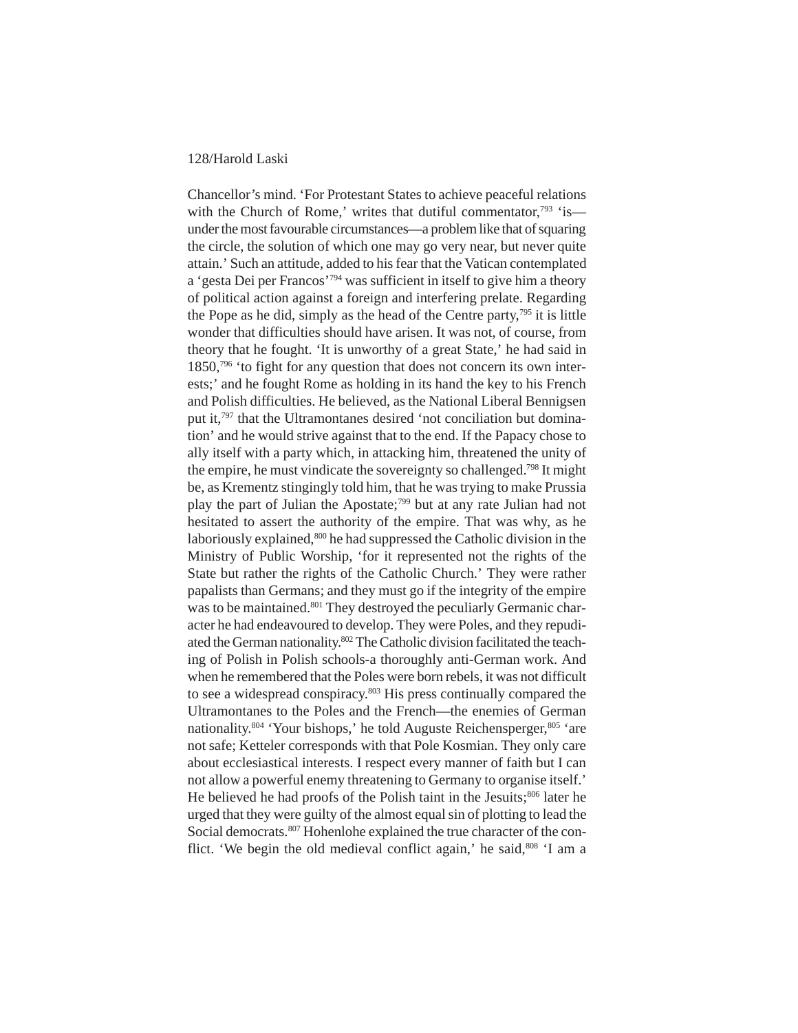Chancellor's mind. 'For Protestant States to achieve peaceful relations with the Church of Rome,' writes that dutiful commentator,[793] 'is—under the most favourable circumstances—a problem like that of squaring the circle, the solution of which one may go very near, but never quite attain.' Such an attitude, added to his fear that the Vatican contemplated a 'gesta Dei per Francos'[794] was sufficient in itself to give him a theory of political action against a foreign and interfering prelate. Regarding the Pope as he did, simply as the head of the Centre party,[795] it is little wonder that difficulties should have arisen. It was not, of course, from theory that he fought. 'It is unworthy of a great State,' he had said in 1850,[796] 'to fight for any question that does not concern its own interests;' and he fought Rome as holding in its hand the key to his French and Polish difficulties. He believed, as the National Liberal Bennigsen put it,[797] that the Ultramontanes desired 'not conciliation but domination' and he would strive against that to the end. If the Papacy chose to ally itself with a party which, in attacking him, threatened the unity of the empire, he must vindicate the sovereignty so challenged.[798] It might be, as Krementz stingingly told him, that he was trying to make Prussia play the part of Julian the Apostate;[799] but at any rate Julian had not hesitated to assert the authority of the empire. That was why, as he laboriously explained,[800] he had suppressed the Catholic division in the Ministry of Public Worship, 'for it represented not the rights of the State but rather the rights of the Catholic Church.' They were rather papalists than Germans; and they must go if the integrity of the empire was to be maintained.[801] They destroyed the peculiarly Germanic character he had endeavoured to develop. They were Poles, and they repudiated the German nationality.[802] The Catholic division facilitated the teaching of Polish in Polish schools-a thoroughly anti-German work. And when he remembered that the Poles were born rebels, it was not difficult to see a widespread conspiracy.[803] His press continually compared the Ultramontanes to the Poles and the French—the enemies of German nationality.[804] 'Your bishops,' he told Auguste Reichensperger,[805] 'are not safe; Ketteler corresponds with that Pole Kosmian. They only care about ecclesiastical interests. I respect every manner of faith but I can not allow a powerful enemy threatening to Germany to organise itself.' He believed he had proofs of the Polish taint in the Jesuits;[806] later he urged that they were guilty of the almost equal sin of plotting to lead the Social democrats.[807] Hohenlohe explained the true character of the conflict. 'We begin the old medieval conflict again,' he said,[808] 'I am a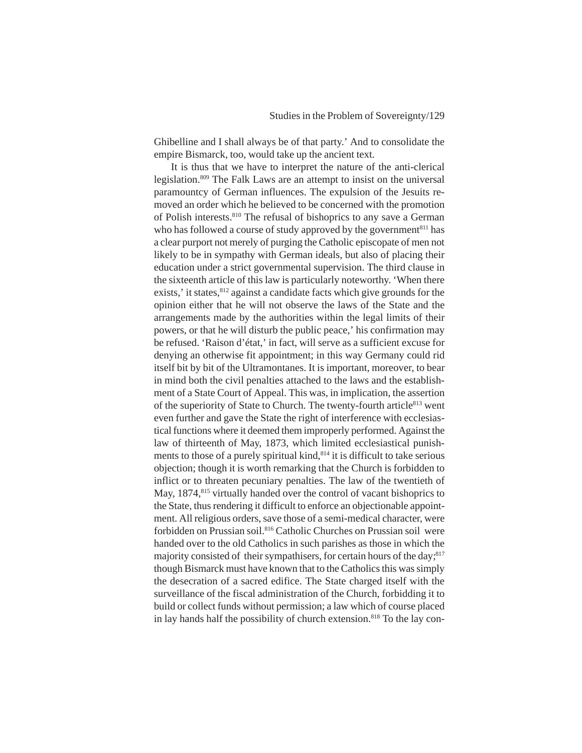Ghibelline and I shall always be of that party.' And to consolidate the empire Bismarck, too, would take up the ancient text.

It is thus that we have to interpret the nature of the anti-clerical legislation.[809] The Falk Laws are an attempt to insist on the universal paramountcy of German influences. The expulsion of the Jesuits removed an order which he believed to be concerned with the promotion of Polish interests.[810] The refusal of bishoprics to any save a German who has followed a course of study approved by the government[811] has a clear purport not merely of purging the Catholic episcopate of men not likely to be in sympathy with German ideals, but also of placing their education under a strict governmental supervision. The third clause in the sixteenth article of this law is particularly noteworthy. 'When there exists,' it states,[812] against a candidate facts which give grounds for the opinion either that he will not observe the laws of the State and the arrangements made by the authorities within the legal limits of their powers, or that he will disturb the public peace,' his confirmation may be refused. 'Raison d'état,' in fact, will serve as a sufficient excuse for denying an otherwise fit appointment; in this way Germany could rid itself bit by bit of the Ultramontanes. It is important, moreover, to bear in mind both the civil penalties attached to the laws and the establishment of a State Court of Appeal. This was, in implication, the assertion of the superiority of State to Church. The twenty-fourth article[813] went even further and gave the State the right of interference with ecclesiastical functions where it deemed them improperly performed. Against the law of thirteenth of May, 1873, which limited ecclesiastical punishments to those of a purely spiritual kind,[814] it is difficult to take serious objection; though it is worth remarking that the Church is forbidden to inflict or to threaten pecuniary penalties. The law of the twentieth of May, 1874,[815] virtually handed over the control of vacant bishoprics to the State, thus rendering it difficult to enforce an objectionable appointment. All religious orders, save those of a semi-medical character, were forbidden on Prussian soil.[816] Catholic Churches on Prussian soil were handed over to the old Catholics in such parishes as those in which the majority consisted of their sympathisers, for certain hours of the day;[817] though Bismarck must have known that to the Catholics this was simply the desecration of a sacred edifice. The State charged itself with the surveillance of the fiscal administration of the Church, forbidding it to build or collect funds without permission; a law which of course placed in lay hands half the possibility of church extension.[818] To the lay con-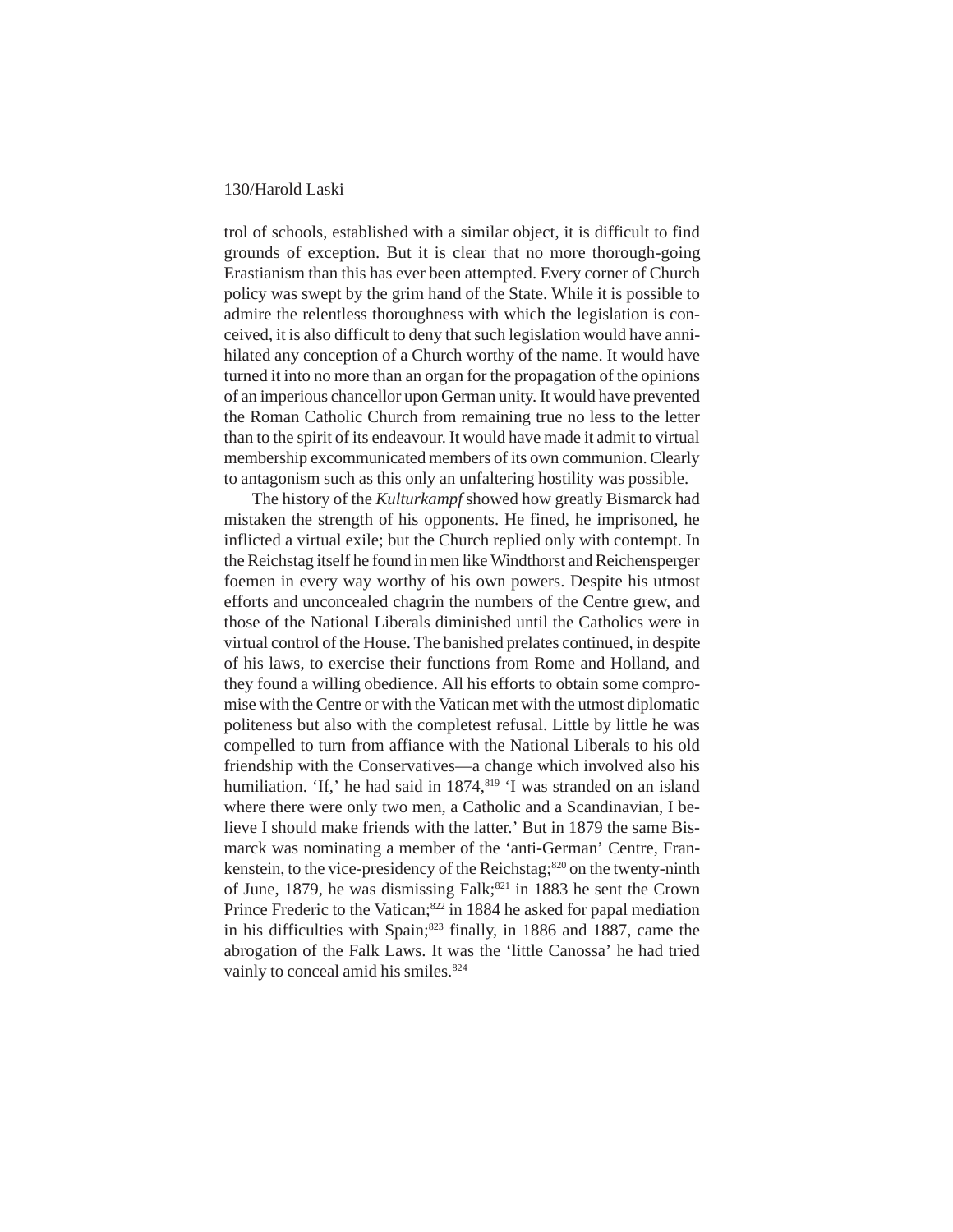trol of schools, established with a similar object, it is difficult to find grounds of exception. But it is clear that no more thorough-going Erastianism than this has ever been attempted. Every corner of Church policy was swept by the grim hand of the State. While it is possible to admire the relentless thoroughness with which the legislation is conceived, it is also difficult to deny that such legislation would have annihilated any conception of a Church worthy of the name. It would have turned it into no more than an organ for the propagation of the opinions of an imperious chancellor upon German unity. It would have prevented the Roman Catholic Church from remaining true no less to the letter than to the spirit of its endeavour. It would have made it admit to virtual membership excommunicated members of its own communion. Clearly to antagonism such as this only an unfaltering hostility was possible.

The history of the *Kulturkampf* showed how greatly Bismarck had mistaken the strength of his opponents. He fined, he imprisoned, he inflicted a virtual exile; but the Church replied only with contempt. In the Reichstag itself he found in men like Windthorst and Reichensperger foemen in every way worthy of his own powers. Despite his utmost efforts and unconcealed chagrin the numbers of the Centre grew, and those of the National Liberals diminished until the Catholics were in virtual control of the House. The banished prelates continued, in despite of his laws, to exercise their functions from Rome and Holland, and they found a willing obedience. All his efforts to obtain some compromise with the Centre or with the Vatican met with the utmost diplomatic politeness but also with the completest refusal. Little by little he was compelled to turn from affiance with the National Liberals to his old friendship with the Conservatives—a change which involved also his humiliation. 'If,' he had said in 1874,[819] 'I was stranded on an island where there were only two men, a Catholic and a Scandinavian, I believe I should make friends with the latter.' But in 1879 the same Bismarck was nominating a member of the 'anti-German' Centre, Frankenstein, to the vice-presidency of the Reichstag;[820] on the twenty-ninth of June, 1879, he was dismissing Falk;[821] in 1883 he sent the Crown Prince Frederic to the Vatican;[822] in 1884 he asked for papal mediation in his difficulties with Spain;[823] finally, in 1886 and 1887, came the abrogation of the Falk Laws. It was the 'little Canossa' he had tried vainly to conceal amid his smiles.[824]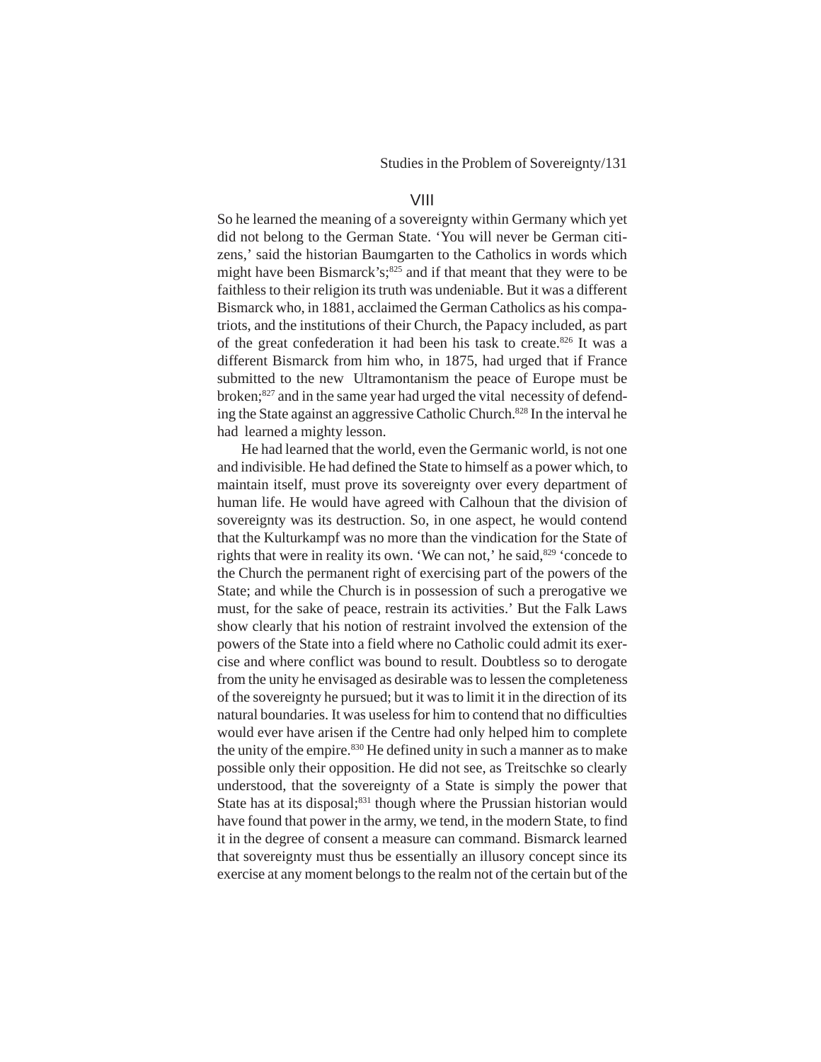## VIII

So he learned the meaning of a sovereignty within Germany which yet did not belong to the German State. 'You will never be German citizens,' said the historian Baumgarten to the Catholics in words which might have been Bismarck's;[825] and if that meant that they were to be faithless to their religion its truth was undeniable. But it was a different Bismarck who, in 1881, acclaimed the German Catholics as his compatriots, and the institutions of their Church, the Papacy included, as part of the great confederation it had been his task to create.[826] It was a different Bismarck from him who, in 1875, had urged that if France submitted to the new Ultramontanism the peace of Europe must be broken;[827] and in the same year had urged the vital necessity of defending the State against an aggressive Catholic Church.[828] In the interval he had learned a mighty lesson.

He had learned that the world, even the Germanic world, is not one and indivisible. He had defined the State to himself as a power which, to maintain itself, must prove its sovereignty over every department of human life. He would have agreed with Calhoun that the division of sovereignty was its destruction. So, in one aspect, he would contend that the Kulturkampf was no more than the vindication for the State of rights that were in reality its own. 'We can not,' he said,[829] 'concede to the Church the permanent right of exercising part of the powers of the State; and while the Church is in possession of such a prerogative we must, for the sake of peace, restrain its activities.' But the Falk Laws show clearly that his notion of restraint involved the extension of the powers of the State into a field where no Catholic could admit its exercise and where conflict was bound to result. Doubtless so to derogate from the unity he envisaged as desirable was to lessen the completeness of the sovereignty he pursued; but it was to limit it in the direction of its natural boundaries. It was useless for him to contend that no difficulties would ever have arisen if the Centre had only helped him to complete the unity of the empire.[830] He defined unity in such a manner as to make possible only their opposition. He did not see, as Treitschke so clearly understood, that the sovereignty of a State is simply the power that State has at its disposal;[831] though where the Prussian historian would have found that power in the army, we tend, in the modern State, to find it in the degree of consent a measure can command. Bismarck learned that sovereignty must thus be essentially an illusory concept since its exercise at any moment belongs to the realm not of the certain but of the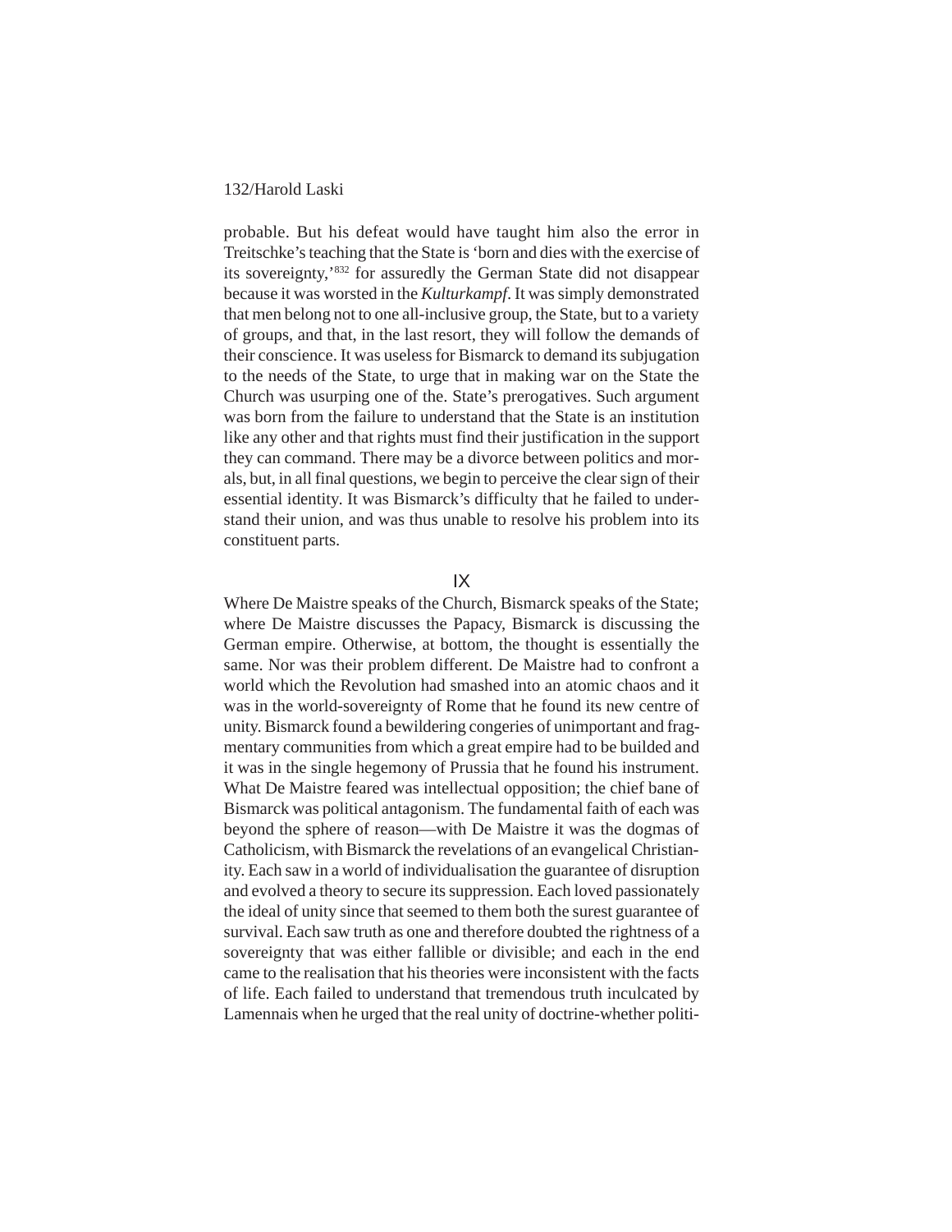probable. But his defeat would have taught him also the error in Treitschke's teaching that the State is 'born and dies with the exercise of its sovereignty,'[832] for assuredly the German State did not disappear because it was worsted in the *Kulturkampf*. It was simply demonstrated that men belong not to one all-inclusive group, the State, but to a variety of groups, and that, in the last resort, they will follow the demands of their conscience. It was useless for Bismarck to demand its subjugation to the needs of the State, to urge that in making war on the State the Church was usurping one of the. State's prerogatives. Such argument was born from the failure to understand that the State is an institution like any other and that rights must find their justification in the support they can command. There may be a divorce between politics and morals, but, in all final questions, we begin to perceive the clear sign of their essential identity. It was Bismarck's difficulty that he failed to understand their union, and was thus unable to resolve his problem into its constituent parts.

## IX

Where De Maistre speaks of the Church, Bismarck speaks of the State; where De Maistre discusses the Papacy, Bismarck is discussing the German empire. Otherwise, at bottom, the thought is essentially the same. Nor was their problem different. De Maistre had to confront a world which the Revolution had smashed into an atomic chaos and it was in the world-sovereignty of Rome that he found its new centre of unity. Bismarck found a bewildering congeries of unimportant and fragmentary communities from which a great empire had to be builded and it was in the single hegemony of Prussia that he found his instrument. What De Maistre feared was intellectual opposition; the chief bane of Bismarck was political antagonism. The fundamental faith of each was beyond the sphere of reason—with De Maistre it was the dogmas of Catholicism, with Bismarck the revelations of an evangelical Christianity. Each saw in a world of individualisation the guarantee of disruption and evolved a theory to secure its suppression. Each loved passionately the ideal of unity since that seemed to them both the surest guarantee of survival. Each saw truth as one and therefore doubted the rightness of a sovereignty that was either fallible or divisible; and each in the end came to the realisation that his theories were inconsistent with the facts of life. Each failed to understand that tremendous truth inculcated by Lamennais when he urged that the real unity of doctrine-whether politi-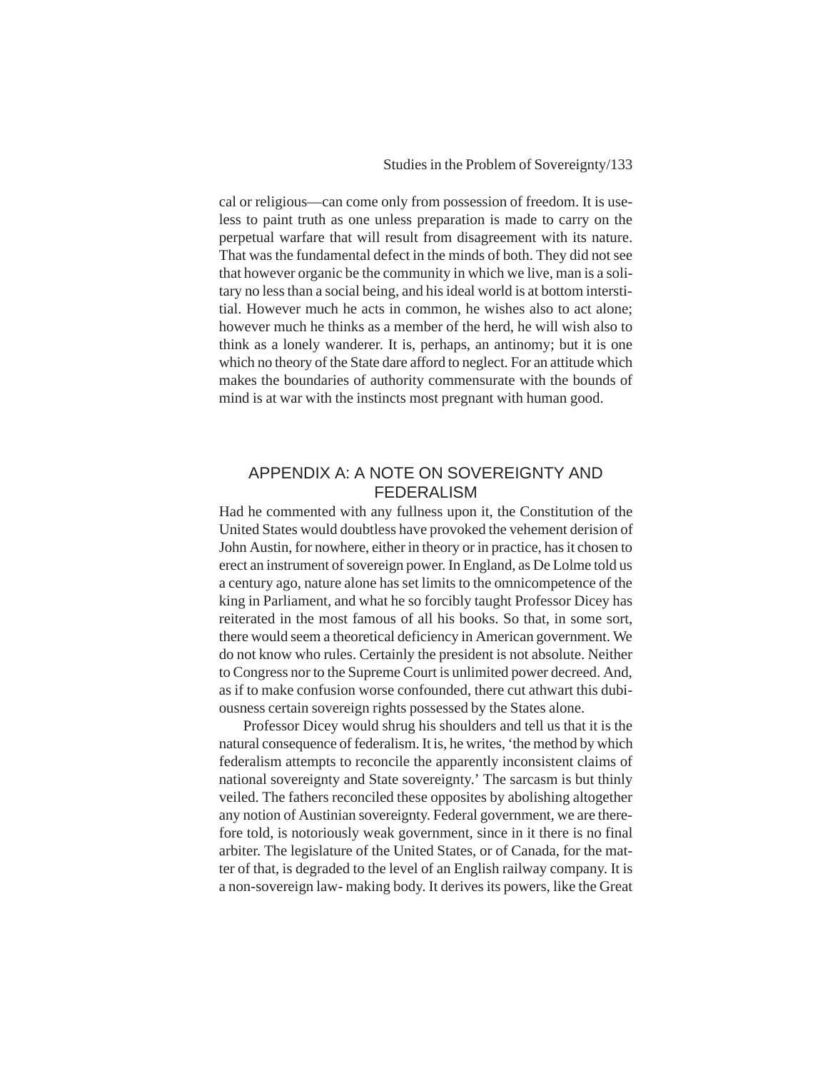cal or religious—can come only from possession of freedom. It is useless to paint truth as one unless preparation is made to carry on the perpetual warfare that will result from disagreement with its nature. That was the fundamental defect in the minds of both. They did not see that however organic be the community in which we live, man is a solitary no less than a social being, and his ideal world is at bottom interstitial. However much he acts in common, he wishes also to act alone; however much he thinks as a member of the herd, he will wish also to think as a lonely wanderer. It is, perhaps, an antinomy; but it is one which no theory of the State dare afford to neglect. For an attitude which makes the boundaries of authority commensurate with the bounds of mind is at war with the instincts most pregnant with human good.

## APPENDIX A: A NOTE ON SOVEREIGNTY AND FEDERALISM

Had he commented with any fullness upon it, the Constitution of the United States would doubtless have provoked the vehement derision of John Austin, for nowhere, either in theory or in practice, has it chosen to erect an instrument of sovereign power. In England, as De Lolme told us a century ago, nature alone has set limits to the omnicompetence of the king in Parliament, and what he so forcibly taught Professor Dicey has reiterated in the most famous of all his books. So that, in some sort, there would seem a theoretical deficiency in American government. We do not know who rules. Certainly the president is not absolute. Neither to Congress nor to the Supreme Court is unlimited power decreed. And, as if to make confusion worse confounded, there cut athwart this dubiousness certain sovereign rights possessed by the States alone.

Professor Dicey would shrug his shoulders and tell us that it is the natural consequence of federalism. It is, he writes, 'the method by which federalism attempts to reconcile the apparently inconsistent claims of national sovereignty and State sovereignty.' The sarcasm is but thinly veiled. The fathers reconciled these opposites by abolishing altogether any notion of Austinian sovereignty. Federal government, we are therefore told, is notoriously weak government, since in it there is no final arbiter. The legislature of the United States, or of Canada, for the matter of that, is degraded to the level of an English railway company. It is a non-sovereign law- making body. It derives its powers, like the Great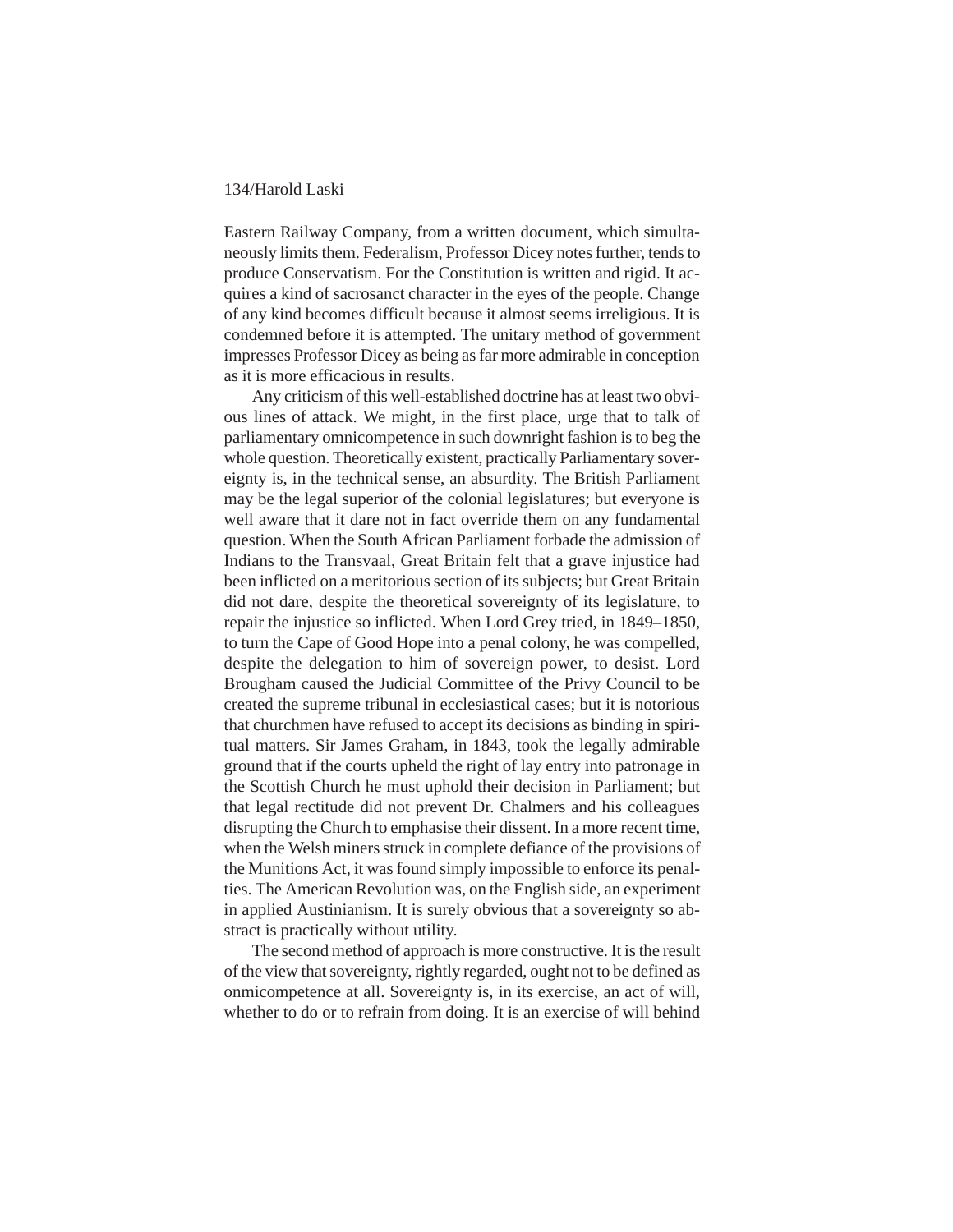Eastern Railway Company, from a written document, which simultaneously limits them. Federalism, Professor Dicey notes further, tends to produce Conservatism. For the Constitution is written and rigid. It acquires a kind of sacrosanct character in the eyes of the people. Change of any kind becomes difficult because it almost seems irreligious. It is condemned before it is attempted. The unitary method of government impresses Professor Dicey as being as far more admirable in conception as it is more efficacious in results.

Any criticism of this well-established doctrine has at least two obvious lines of attack. We might, in the first place, urge that to talk of parliamentary omnicompetence in such downright fashion is to beg the whole question. Theoretically existent, practically Parliamentary sovereignty is, in the technical sense, an absurdity. The British Parliament may be the legal superior of the colonial legislatures; but everyone is well aware that it dare not in fact override them on any fundamental question. When the South African Parliament forbade the admission of Indians to the Transvaal, Great Britain felt that a grave injustice had been inflicted on a meritorious section of its subjects; but Great Britain did not dare, despite the theoretical sovereignty of its legislature, to repair the injustice so inflicted. When Lord Grey tried, in 1849–1850, to turn the Cape of Good Hope into a penal colony, he was compelled, despite the delegation to him of sovereign power, to desist. Lord Brougham caused the Judicial Committee of the Privy Council to be created the supreme tribunal in ecclesiastical cases; but it is notorious that churchmen have refused to accept its decisions as binding in spiritual matters. Sir James Graham, in 1843, took the legally admirable ground that if the courts upheld the right of lay entry into patronage in the Scottish Church he must uphold their decision in Parliament; but that legal rectitude did not prevent Dr. Chalmers and his colleagues disrupting the Church to emphasise their dissent. In a more recent time, when the Welsh miners struck in complete defiance of the provisions of the Munitions Act, it was found simply impossible to enforce its penalties. The American Revolution was, on the English side, an experiment in applied Austinianism. It is surely obvious that a sovereignty so abstract is practically without utility.

The second method of approach is more constructive. It is the result of the view that sovereignty, rightly regarded, ought not to be defined as onmicompetence at all. Sovereignty is, in its exercise, an act of will, whether to do or to refrain from doing. It is an exercise of will behind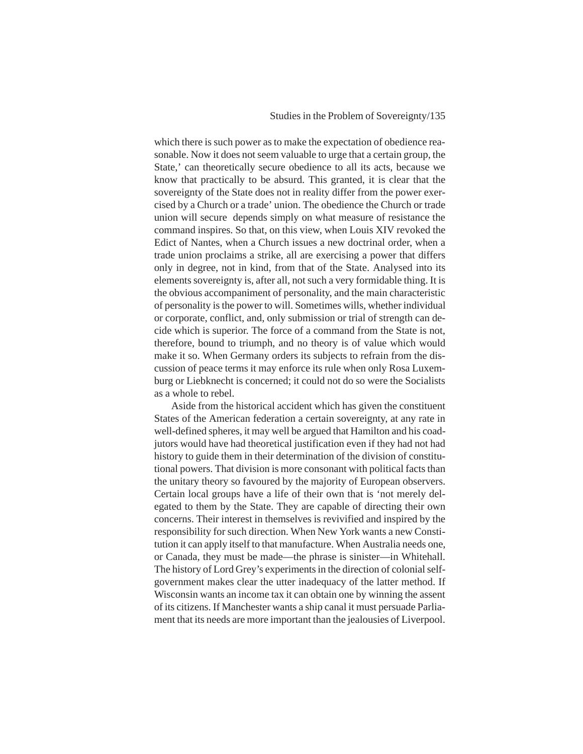which there is such power as to make the expectation of obedience reasonable. Now it does not seem valuable to urge that a certain group, the State,' can theoretically secure obedience to all its acts, because we know that practically to be absurd. This granted, it is clear that the sovereignty of the State does not in reality differ from the power exercised by a Church or a trade' union. The obedience the Church or trade union will secure depends simply on what measure of resistance the command inspires. So that, on this view, when Louis XIV revoked the Edict of Nantes, when a Church issues a new doctrinal order, when a trade union proclaims a strike, all are exercising a power that differs only in degree, not in kind, from that of the State. Analysed into its elements sovereignty is, after all, not such a very formidable thing. It is the obvious accompaniment of personality, and the main characteristic of personality is the power to will. Sometimes wills, whether individual or corporate, conflict, and, only submission or trial of strength can decide which is superior. The force of a command from the State is not, therefore, bound to triumph, and no theory is of value which would make it so. When Germany orders its subjects to refrain from the discussion of peace terms it may enforce its rule when only Rosa Luxemburg or Liebknecht is concerned; it could not do so were the Socialists as a whole to rebel.

Aside from the historical accident which has given the constituent States of the American federation a certain sovereignty, at any rate in well-defined spheres, it may well be argued that Hamilton and his coadjutors would have had theoretical justification even if they had not had history to guide them in their determination of the division of constitutional powers. That division is more consonant with political facts than the unitary theory so favoured by the majority of European observers. Certain local groups have a life of their own that is 'not merely delegated to them by the State. They are capable of directing their own concerns. Their interest in themselves is revivified and inspired by the responsibility for such direction. When New York wants a new Constitution it can apply itself to that manufacture. When Australia needs one, or Canada, they must be made—the phrase is sinister—in Whitehall. The history of Lord Grey's experiments in the direction of colonial self-government makes clear the utter inadequacy of the latter method. If Wisconsin wants an income tax it can obtain one by winning the assent of its citizens. If Manchester wants a ship canal it must persuade Parliament that its needs are more important than the jealousies of Liverpool.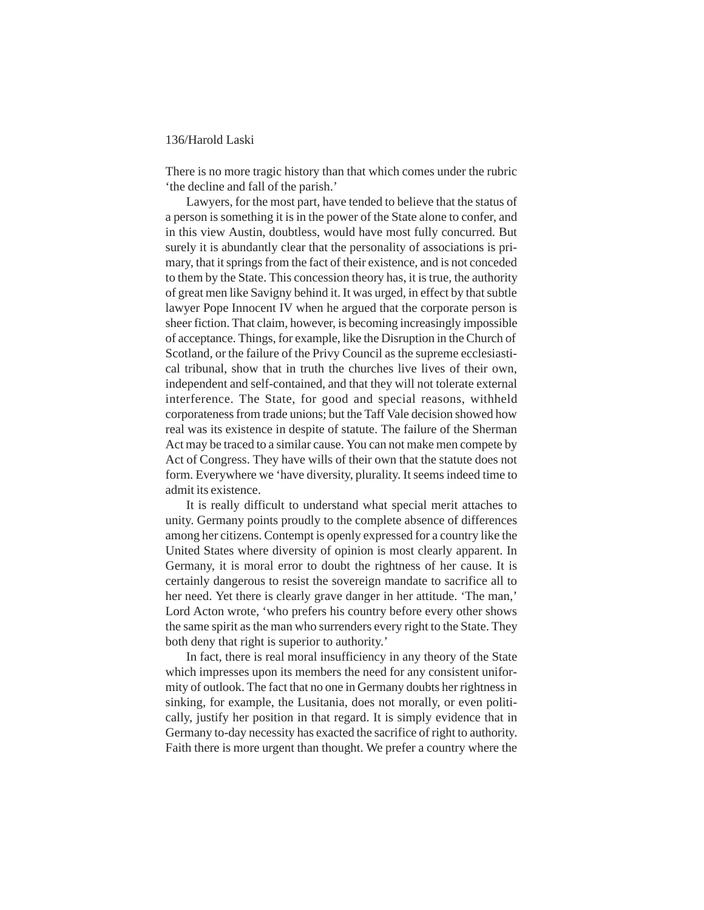There is no more tragic history than that which comes under the rubric 'the decline and fall of the parish.'

Lawyers, for the most part, have tended to believe that the status of a person is something it is in the power of the State alone to confer, and in this view Austin, doubtless, would have most fully concurred. But surely it is abundantly clear that the personality of associations is primary, that it springs from the fact of their existence, and is not conceded to them by the State. This concession theory has, it is true, the authority of great men like Savigny behind it. It was urged, in effect by that subtle lawyer Pope Innocent IV when he argued that the corporate person is sheer fiction. That claim, however, is becoming increasingly impossible of acceptance. Things, for example, like the Disruption in the Church of Scotland, or the failure of the Privy Council as the supreme ecclesiastical tribunal, show that in truth the churches live lives of their own, independent and self-contained, and that they will not tolerate external interference. The State, for good and special reasons, withheld corporateness from trade unions; but the Taff Vale decision showed how real was its existence in despite of statute. The failure of the Sherman Act may be traced to a similar cause. You can not make men compete by Act of Congress. They have wills of their own that the statute does not form. Everywhere we 'have diversity, plurality. It seems indeed time to admit its existence.

It is really difficult to understand what special merit attaches to unity. Germany points proudly to the complete absence of differences among her citizens. Contempt is openly expressed for a country like the United States where diversity of opinion is most clearly apparent. In Germany, it is moral error to doubt the rightness of her cause. It is certainly dangerous to resist the sovereign mandate to sacrifice all to her need. Yet there is clearly grave danger in her attitude. 'The man,' Lord Acton wrote, 'who prefers his country before every other shows the same spirit as the man who surrenders every right to the State. They both deny that right is superior to authority.'

In fact, there is real moral insufficiency in any theory of the State which impresses upon its members the need for any consistent uniformity of outlook. The fact that no one in Germany doubts her rightness in sinking, for example, the Lusitania, does not morally, or even politically, justify her position in that regard. It is simply evidence that in Germany to-day necessity has exacted the sacrifice of right to authority. Faith there is more urgent than thought. We prefer a country where the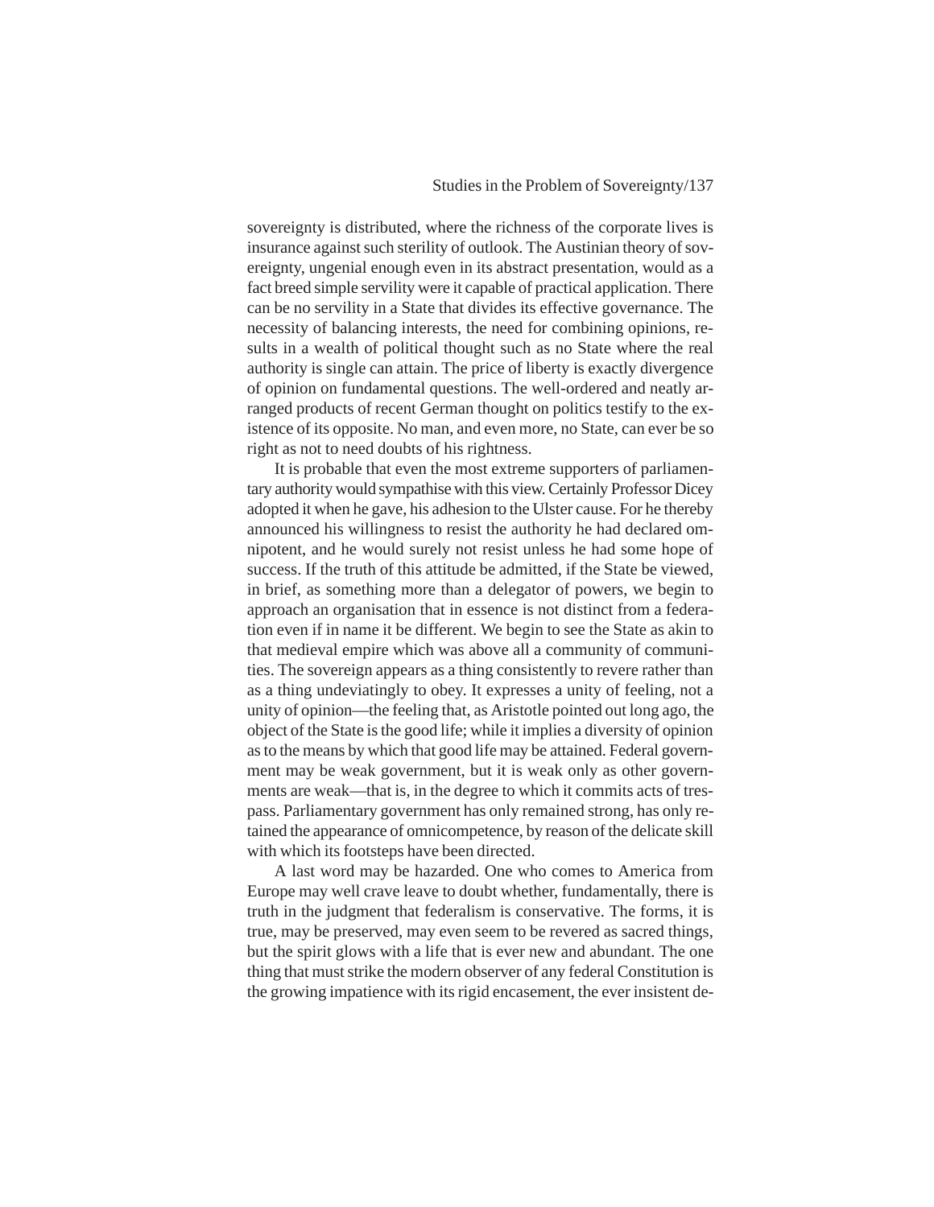sovereignty is distributed, where the richness of the corporate lives is insurance against such sterility of outlook. The Austinian theory of sovereignty, ungenial enough even in its abstract presentation, would as a fact breed simple servility were it capable of practical application. There can be no servility in a State that divides its effective governance. The necessity of balancing interests, the need for combining opinions, results in a wealth of political thought such as no State where the real authority is single can attain. The price of liberty is exactly divergence of opinion on fundamental questions. The well-ordered and neatly arranged products of recent German thought on politics testify to the existence of its opposite. No man, and even more, no State, can ever be so right as not to need doubts of his rightness.

It is probable that even the most extreme supporters of parliamentary authority would sympathise with this view. Certainly Professor Dicey adopted it when he gave, his adhesion to the Ulster cause. For he thereby announced his willingness to resist the authority he had declared omnipotent, and he would surely not resist unless he had some hope of success. If the truth of this attitude be admitted, if the State be viewed, in brief, as something more than a delegator of powers, we begin to approach an organisation that in essence is not distinct from a federation even if in name it be different. We begin to see the State as akin to that medieval empire which was above all a community of communities. The sovereign appears as a thing consistently to revere rather than as a thing undeviatingly to obey. It expresses a unity of feeling, not a unity of opinion—the feeling that, as Aristotle pointed out long ago, the object of the State is the good life; while it implies a diversity of opinion as to the means by which that good life may be attained. Federal government may be weak government, but it is weak only as other governments are weak—that is, in the degree to which it commits acts of trespass. Parliamentary government has only remained strong, has only retained the appearance of omnicompetence, by reason of the delicate skill with which its footsteps have been directed.

A last word may be hazarded. One who comes to America from Europe may well crave leave to doubt whether, fundamentally, there is truth in the judgment that federalism is conservative. The forms, it is true, may be preserved, may even seem to be revered as sacred things, but the spirit glows with a life that is ever new and abundant. The one thing that must strike the modern observer of any federal Constitution is the growing impatience with its rigid encasement, the ever insistent de-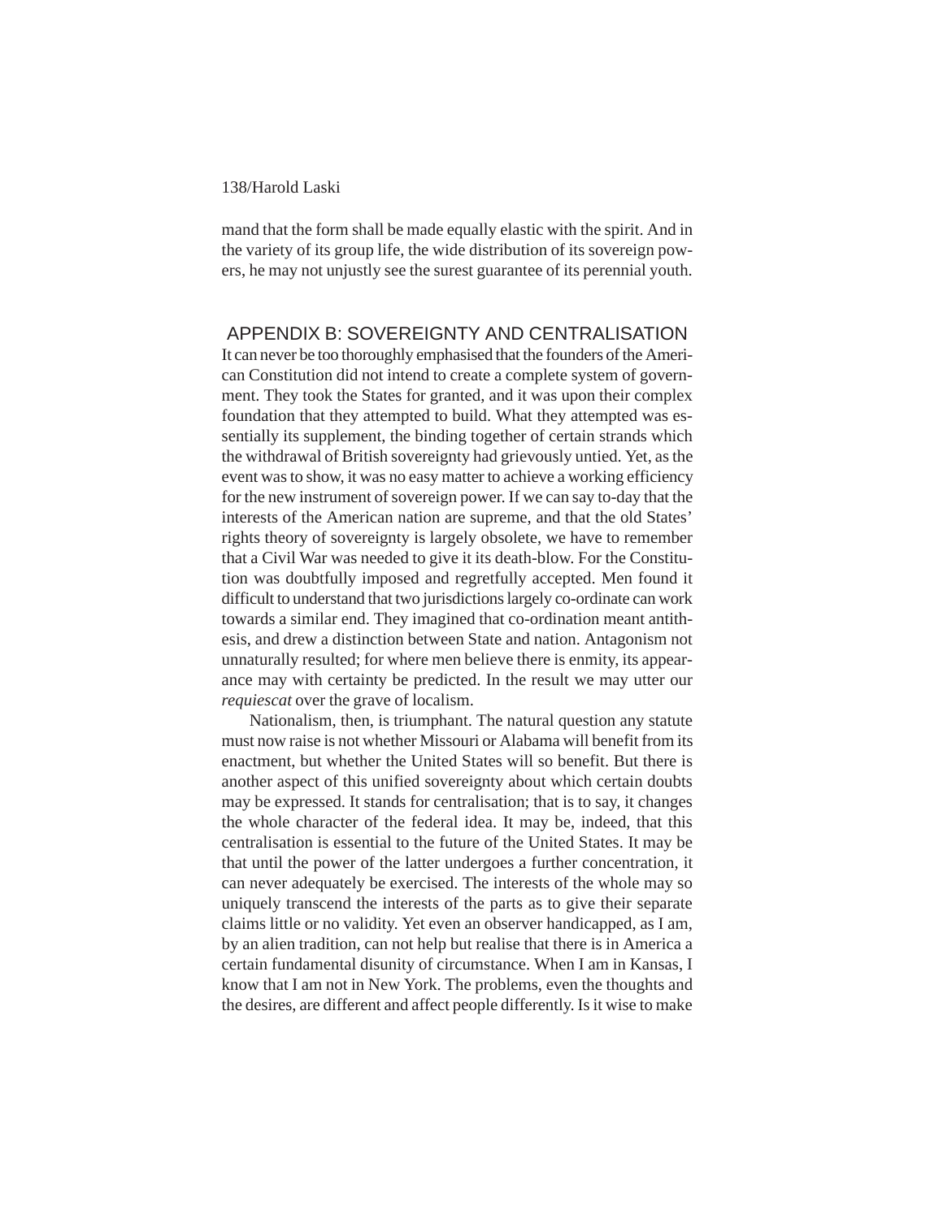mand that the form shall be made equally elastic with the spirit. And in the variety of its group life, the wide distribution of its sovereign powers, he may not unjustly see the surest guarantee of its perennial youth.

## APPENDIX B: SOVEREIGNTY AND CENTRALISATION

It can never be too thoroughly emphasised that the founders of the American Constitution did not intend to create a complete system of government. They took the States for granted, and it was upon their complex foundation that they attempted to build. What they attempted was essentially its supplement, the binding together of certain strands which the withdrawal of British sovereignty had grievously untied. Yet, as the event was to show, it was no easy matter to achieve a working efficiency for the new instrument of sovereign power. If we can say to-day that the interests of the American nation are supreme, and that the old States' rights theory of sovereignty is largely obsolete, we have to remember that a Civil War was needed to give it its death-blow. For the Constitution was doubtfully imposed and regretfully accepted. Men found it difficult to understand that two jurisdictions largely co-ordinate can work towards a similar end. They imagined that co-ordination meant antithesis, and drew a distinction between State and nation. Antagonism not unnaturally resulted; for where men believe there is enmity, its appearance may with certainty be predicted. In the result we may utter our *requiescat* over the grave of localism.

Nationalism, then, is triumphant. The natural question any statute must now raise is not whether Missouri or Alabama will benefit from its enactment, but whether the United States will so benefit. But there is another aspect of this unified sovereignty about which certain doubts may be expressed. It stands for centralisation; that is to say, it changes the whole character of the federal idea. It may be, indeed, that this centralisation is essential to the future of the United States. It may be that until the power of the latter undergoes a further concentration, it can never adequately be exercised. The interests of the whole may so uniquely transcend the interests of the parts as to give their separate claims little or no validity. Yet even an observer handicapped, as I am, by an alien tradition, can not help but realise that there is in America a certain fundamental disunity of circumstance. When I am in Kansas, I know that I am not in New York. The problems, even the thoughts and the desires, are different and affect people differently. Is it wise to make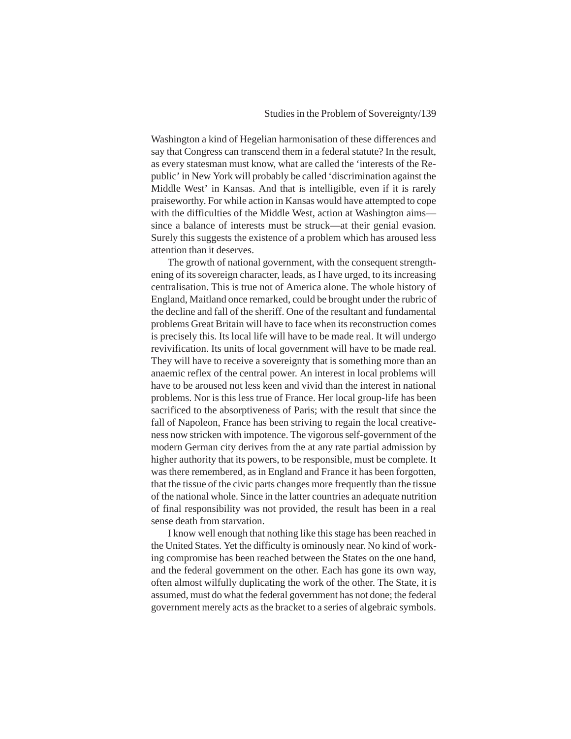Washington a kind of Hegelian harmonisation of these differences and say that Congress can transcend them in a federal statute? In the result, as every statesman must know, what are called the 'interests of the Republic' in New York will probably be called 'discrimination against the Middle West' in Kansas. And that is intelligible, even if it is rarely praiseworthy. For while action in Kansas would have attempted to cope with the difficulties of the Middle West, action at Washington aims—since a balance of interests must be struck—at their genial evasion. Surely this suggests the existence of a problem which has aroused less attention than it deserves.

The growth of national government, with the consequent strengthening of its sovereign character, leads, as I have urged, to its increasing centralisation. This is true not of America alone. The whole history of England, Maitland once remarked, could be brought under the rubric of the decline and fall of the sheriff. One of the resultant and fundamental problems Great Britain will have to face when its reconstruction comes is precisely this. Its local life will have to be made real. It will undergo revivification. Its units of local government will have to be made real. They will have to receive a sovereignty that is something more than an anaemic reflex of the central power. An interest in local problems will have to be aroused not less keen and vivid than the interest in national problems. Nor is this less true of France. Her local group-life has been sacrificed to the absorptiveness of Paris; with the result that since the fall of Napoleon, France has been striving to regain the local creativeness now stricken with impotence. The vigorous self-government of the modern German city derives from the at any rate partial admission by higher authority that its powers, to be responsible, must be complete. It was there remembered, as in England and France it has been forgotten, that the tissue of the civic parts changes more frequently than the tissue of the national whole. Since in the latter countries an adequate nutrition of final responsibility was not provided, the result has been in a real sense death from starvation.

I know well enough that nothing like this stage has been reached in the United States. Yet the difficulty is ominously near. No kind of working compromise has been reached between the States on the one hand, and the federal government on the other. Each has gone its own way, often almost wilfully duplicating the work of the other. The State, it is assumed, must do what the federal government has not done; the federal government merely acts as the bracket to a series of algebraic symbols.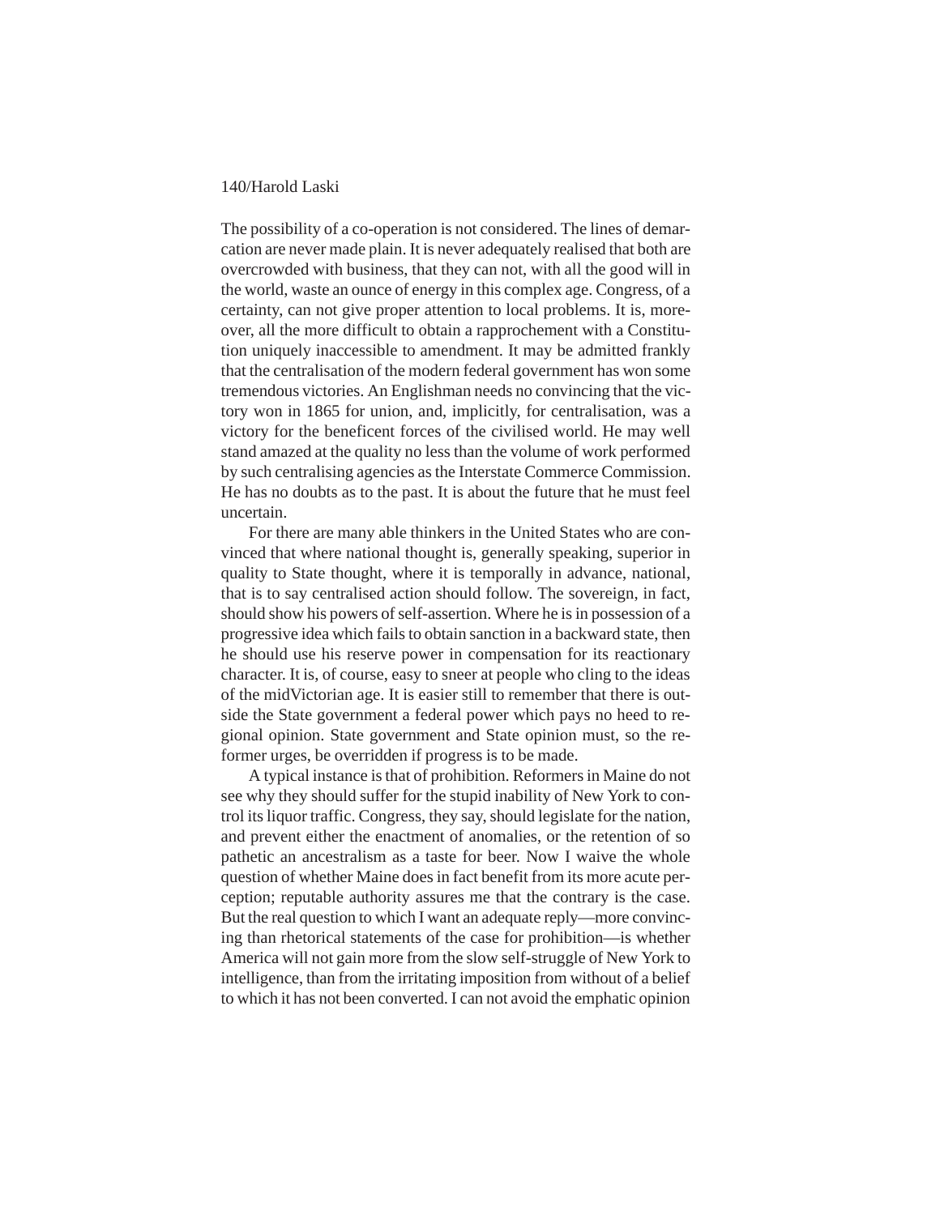The possibility of a co-operation is not considered. The lines of demarcation are never made plain. It is never adequately realised that both are overcrowded with business, that they can not, with all the good will in the world, waste an ounce of energy in this complex age. Congress, of a certainty, can not give proper attention to local problems. It is, moreover, all the more difficult to obtain a rapprochement with a Constitution uniquely inaccessible to amendment. It may be admitted frankly that the centralisation of the modern federal government has won some tremendous victories. An Englishman needs no convincing that the victory won in 1865 for union, and, implicitly, for centralisation, was a victory for the beneficent forces of the civilised world. He may well stand amazed at the quality no less than the volume of work performed by such centralising agencies as the Interstate Commerce Commission. He has no doubts as to the past. It is about the future that he must feel uncertain.

For there are many able thinkers in the United States who are convinced that where national thought is, generally speaking, superior in quality to State thought, where it is temporally in advance, national, that is to say centralised action should follow. The sovereign, in fact, should show his powers of self-assertion. Where he is in possession of a progressive idea which fails to obtain sanction in a backward state, then he should use his reserve power in compensation for its reactionary character. It is, of course, easy to sneer at people who cling to the ideas of the midVictorian age. It is easier still to remember that there is outside the State government a federal power which pays no heed to regional opinion. State government and State opinion must, so the reformer urges, be overridden if progress is to be made.

A typical instance is that of prohibition. Reformers in Maine do not see why they should suffer for the stupid inability of New York to control its liquor traffic. Congress, they say, should legislate for the nation, and prevent either the enactment of anomalies, or the retention of so pathetic an ancestralism as a taste for beer. Now I waive the whole question of whether Maine does in fact benefit from its more acute perception; reputable authority assures me that the contrary is the case. But the real question to which I want an adequate reply—more convincing than rhetorical statements of the case for prohibition—is whether America will not gain more from the slow self-struggle of New York to intelligence, than from the irritating imposition from without of a belief to which it has not been converted. I can not avoid the emphatic opinion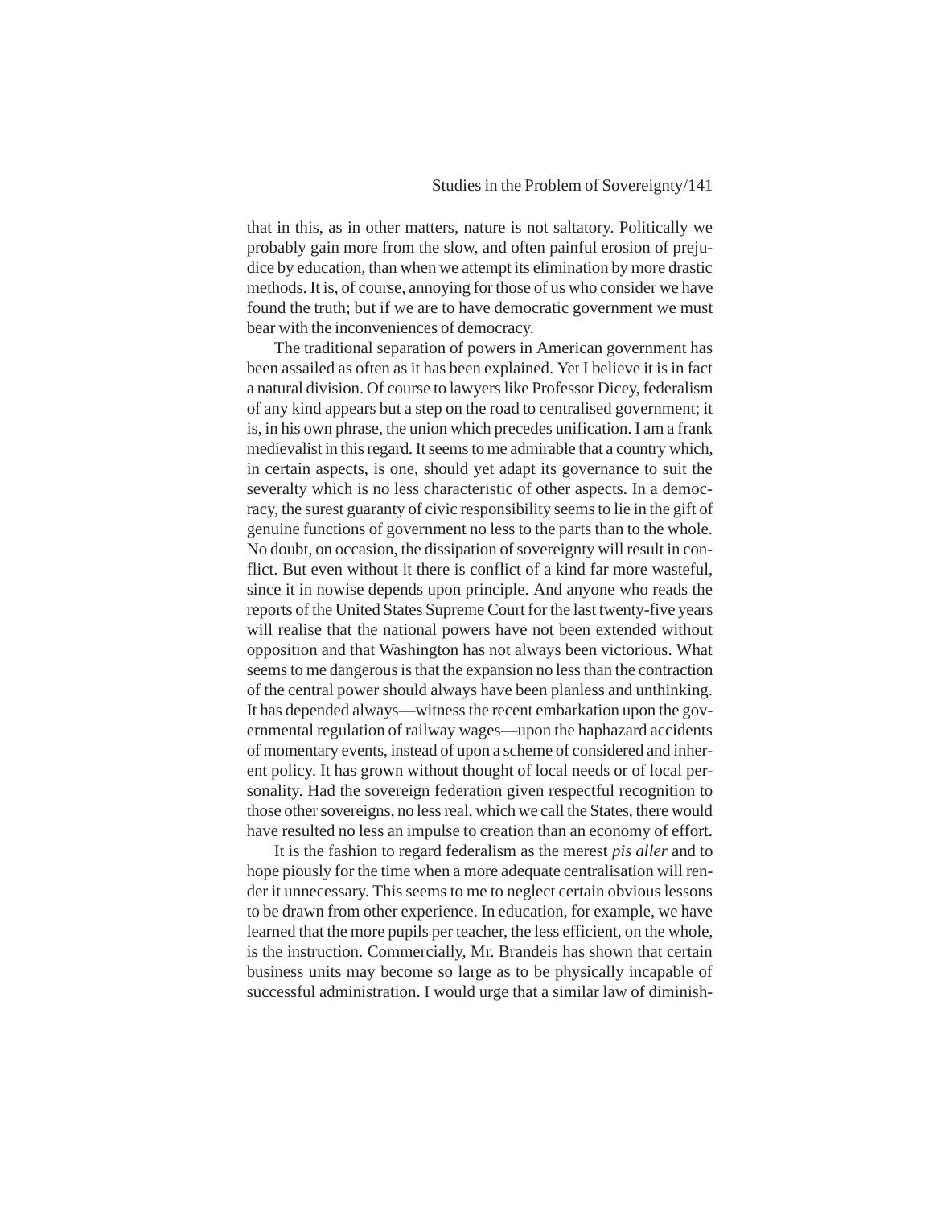that in this, as in other matters, nature is not saltatory. Politically we probably gain more from the slow, and often painful erosion of prejudice by education, than when we attempt its elimination by more drastic methods. It is, of course, annoying for those of us who consider we have found the truth; but if we are to have democratic government we must bear with the inconveniences of democracy.

The traditional separation of powers in American government has been assailed as often as it has been explained. Yet I believe it is in fact a natural division. Of course to lawyers like Professor Dicey, federalism of any kind appears but a step on the road to centralised government; it is, in his own phrase, the union which precedes unification. I am a frank medievalist in this regard. It seems to me admirable that a country which, in certain aspects, is one, should yet adapt its governance to suit the severalty which is no less characteristic of other aspects. In a democracy, the surest guaranty of civic responsibility seems to lie in the gift of genuine functions of government no less to the parts than to the whole. No doubt, on occasion, the dissipation of sovereignty will result in conflict. But even without it there is conflict of a kind far more wasteful, since it in nowise depends upon principle. And anyone who reads the reports of the United States Supreme Court for the last twenty-five years will realise that the national powers have not been extended without opposition and that Washington has not always been victorious. What seems to me dangerous is that the expansion no less than the contraction of the central power should always have been planless and unthinking. It has depended always—witness the recent embarkation upon the governmental regulation of railway wages—upon the haphazard accidents of momentary events, instead of upon a scheme of considered and inherent policy. It has grown without thought of local needs or of local personality. Had the sovereign federation given respectful recognition to those other sovereigns, no less real, which we call the States, there would have resulted no less an impulse to creation than an economy of effort.

It is the fashion to regard federalism as the merest *pis aller* and to hope piously for the time when a more adequate centralisation will render it unnecessary. This seems to me to neglect certain obvious lessons to be drawn from other experience. In education, for example, we have learned that the more pupils per teacher, the less efficient, on the whole, is the instruction. Commercially, Mr. Brandeis has shown that certain business units may become so large as to be physically incapable of successful administration. I would urge that a similar law of diminish-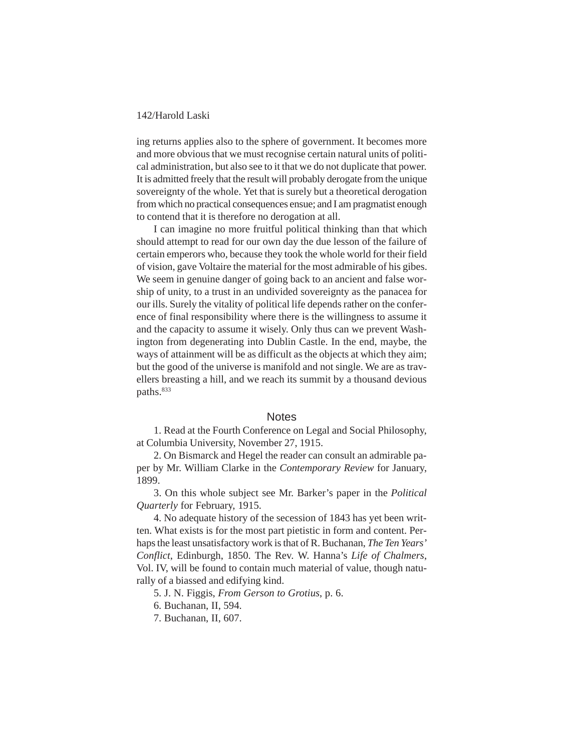ing returns applies also to the sphere of government. It becomes more and more obvious that we must recognise certain natural units of political administration, but also see to it that we do not duplicate that power. It is admitted freely that the result will probably derogate from the unique sovereignty of the whole. Yet that is surely but a theoretical derogation from which no practical consequences ensue; and I am pragmatist enough to contend that it is therefore no derogation at all.

I can imagine no more fruitful political thinking than that which should attempt to read for our own day the due lesson of the failure of certain emperors who, because they took the whole world for their field of vision, gave Voltaire the material for the most admirable of his gibes. We seem in genuine danger of going back to an ancient and false worship of unity, to a trust in an undivided sovereignty as the panacea for our ills. Surely the vitality of political life depends rather on the conference of final responsibility where there is the willingness to assume it and the capacity to assume it wisely. Only thus can we prevent Washington from degenerating into Dublin Castle. In the end, maybe, the ways of attainment will be as difficult as the objects at which they aim; but the good of the universe is manifold and not single. We are as travellers breasting a hill, and we reach its summit by a thousand devious paths.[833]

## Notes

1. Read at the Fourth Conference on Legal and Social Philosophy, at Columbia University, November 27, 1915.

2. On Bismarck and Hegel the reader can consult an admirable paper by Mr. William Clarke in the *Contemporary Review* for January, 1899.

3. On this whole subject see Mr. Barker's paper in the *Political Quarterly* for February, 1915.

4. No adequate history of the secession of 1843 has yet been written. What exists is for the most part pietistic in form and content. Perhaps the least unsatisfactory work is that of R. Buchanan, *The Ten Years' Conflict*, Edinburgh, 1850. The Rev. W. Hanna's *Life of Chalmers*, Vol. IV, will be found to contain much material of value, though naturally of a biassed and edifying kind.

5. J. N. Figgis, *From Gerson to Grotius*, p. 6.

6. Buchanan, II, 594.

7. Buchanan, II, 607.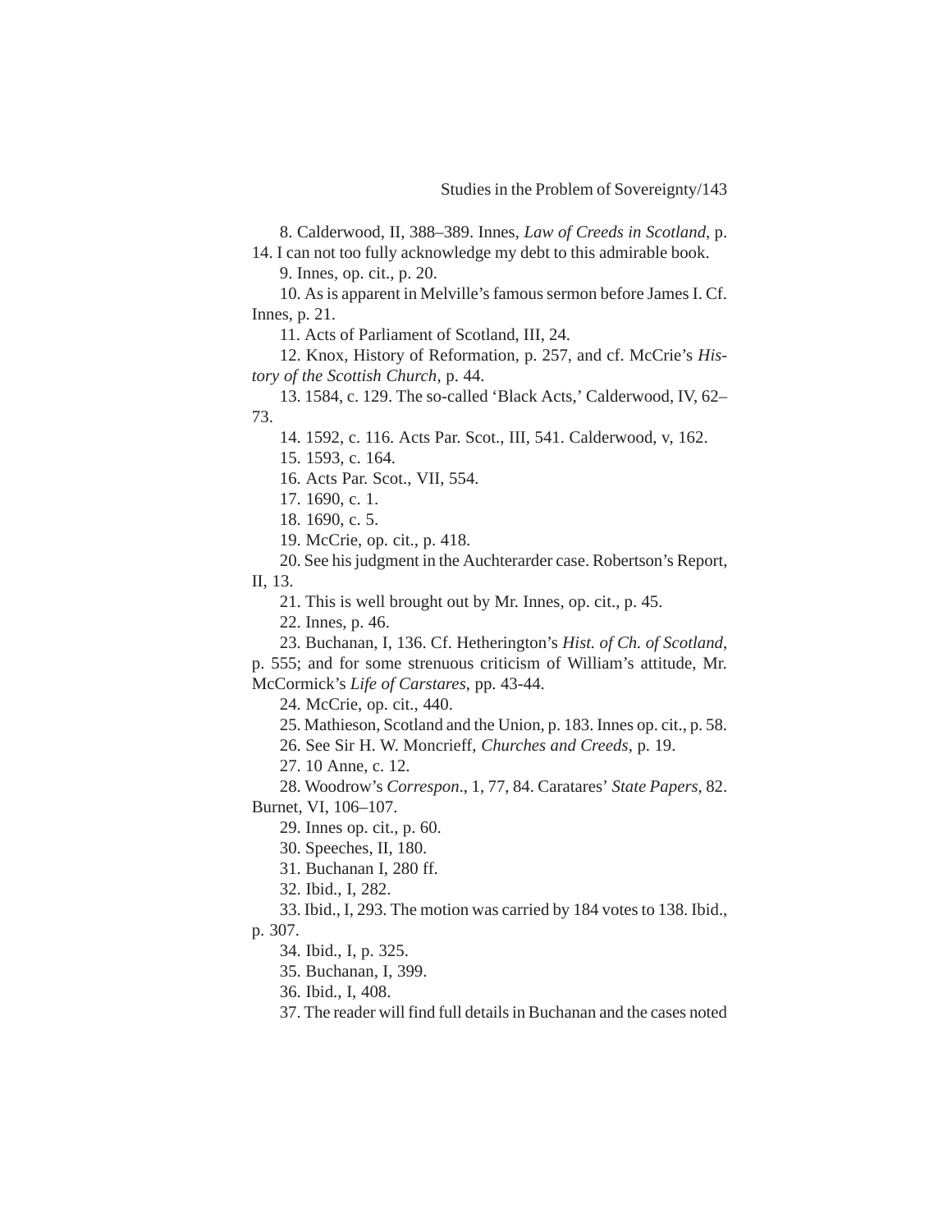8. Calderwood, II, 388–389. Innes, *Law of Creeds in Scotland*, p. 14. I can not too fully acknowledge my debt to this admirable book.

9. Innes, op. cit., p. 20.

10. As is apparent in Melville's famous sermon before James I. Cf. Innes, p. 21.

11. Acts of Parliament of Scotland, III, 24.

12. Knox, History of Reformation, p. 257, and cf. McCrie's *History of the Scottish Church*, p. 44.

13. 1584, c. 129. The so-called 'Black Acts,' Calderwood, IV, 62–73.

14. 1592, c. 116. Acts Par. Scot., III, 541. Calderwood, v, 162.

15. 1593, c. 164.

16. Acts Par. Scot., VII, 554.

17. 1690, c. 1.

18. 1690, c. 5.

19. McCrie, op. cit., p. 418.

20. See his judgment in the Auchterarder case. Robertson's Report, II, 13.

21. This is well brought out by Mr. Innes, op. cit., p. 45.

22. Innes, p. 46.

23. Buchanan, I, 136. Cf. Hetherington's *Hist. of Ch. of Scotland*, p. 555; and for some strenuous criticism of William's attitude, Mr. McCormick's *Life of Carstares*, pp. 43-44.

24. McCrie, op. cit., 440.

25. Mathieson, Scotland and the Union, p. 183. Innes op. cit., p. 58.

26. See Sir H. W. Moncrieff, *Churches and Creeds*, p. 19.

27. 10 Anne, c. 12.

28. Woodrow's *Correspon*., 1, 77, 84. Caratares' *State Papers*, 82. Burnet, VI, 106–107.

29. Innes op. cit., p. 60.

30. Speeches, II, 180.

31. Buchanan I, 280 ff.

32. Ibid., I, 282.

33. Ibid., I, 293. The motion was carried by 184 votes to 138. Ibid., p. 307.

34. Ibid., I, p. 325.

35. Buchanan, I, 399.

36. Ibid., I, 408.

37. The reader will find full details in Buchanan and the cases noted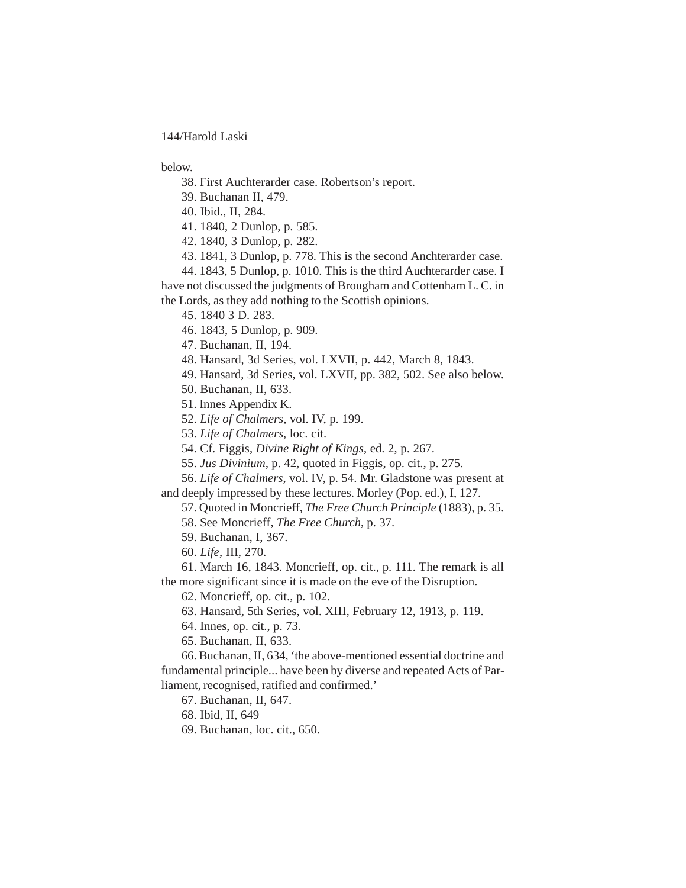below.

38. First Auchterarder case. Robertson's report.

39. Buchanan II, 479.

40. Ibid., II, 284.

41. 1840, 2 Dunlop, p. 585.

42. 1840, 3 Dunlop, p. 282.

43. 1841, 3 Dunlop, p. 778. This is the second Anchterarder case.

44. 1843, 5 Dunlop, p. 1010. This is the third Auchterarder case. I have not discussed the judgments of Brougham and Cottenham L. C. in the Lords, as they add nothing to the Scottish opinions.

45. 1840 3 D. 283.

46. 1843, 5 Dunlop, p. 909.

47. Buchanan, II, 194.

48. Hansard, 3d Series, vol. LXVII, p. 442, March 8, 1843.

49. Hansard, 3d Series, vol. LXVII, pp. 382, 502. See also below.

50. Buchanan, II, 633.

51. Innes Appendix K.

52. *Life of Chalmers*, vol. IV, p. 199.

53. *Life of Chalmers*, loc. cit.

54. Cf. Figgis, *Divine Right of Kings*, ed. 2, p. 267.

55. *Jus Divinium*, p. 42, quoted in Figgis, op. cit., p. 275.

56. *Life of Chalmers*, vol. IV, p. 54. Mr. Gladstone was present at and deeply impressed by these lectures. Morley (Pop. ed.), I, 127.

57. Quoted in Moncrieff, *The Free Church Principle* (1883), p. 35.

58. See Moncrieff, *The Free Church*, p. 37.

59. Buchanan, I, 367.

60. *Life*, III, 270.

61. March 16, 1843. Moncrieff, op. cit., p. 111. The remark is all the more significant since it is made on the eve of the Disruption.

62. Moncrieff, op. cit., p. 102.

63. Hansard, 5th Series, vol. XIII, February 12, 1913, p. 119.

64. Innes, op. cit., p. 73.

65. Buchanan, II, 633.

66. Buchanan, II, 634, 'the above-mentioned essential doctrine and fundamental principle... have been by diverse and repeated Acts of Parliament, recognised, ratified and confirmed.'

67. Buchanan, II, 647.

68. Ibid, II, 649

69. Buchanan, loc. cit., 650.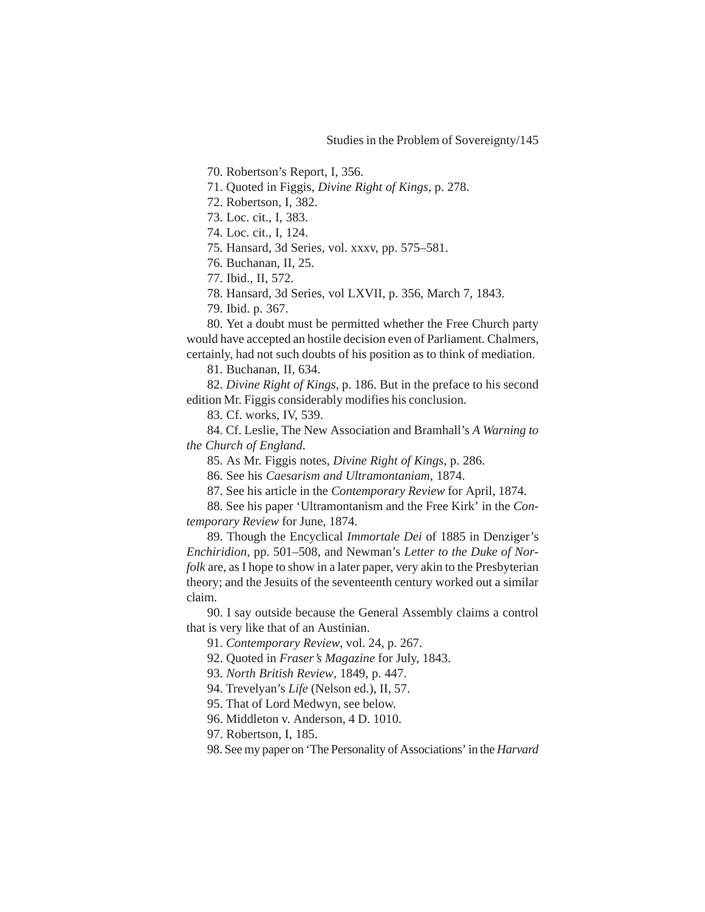70. Robertson's Report, I, 356.

71. Quoted in Figgis, *Divine Right of Kings*, p. 278.

72. Robertson, I, 382.

73. Loc. cit., I, 383.

74. Loc. cit., I, 124.

75. Hansard, 3d Series, vol. xxxv, pp. 575–581.

76. Buchanan, II, 25.

77. Ibid., II, 572.

78. Hansard, 3d Series, vol LXVII, p. 356, March 7, 1843.

79. Ibid. p. 367.

80. Yet a doubt must be permitted whether the Free Church party would have accepted an hostile decision even of Parliament. Chalmers, certainly, had not such doubts of his position as to think of mediation.

81. Buchanan, II, 634.

82. *Divine Right of Kings*, p. 186. But in the preface to his second edition Mr. Figgis considerably modifies his conclusion.

83. Cf. works, IV, 539.

84. Cf. Leslie, The New Association and Bramhall's *A Warning to the Church of England*.

85. As Mr. Figgis notes, *Divine Right of Kings*, p. 286.

86. See his *Caesarism and Ultramontaniam*, 1874.

87. See his article in the *Contemporary Review* for April, 1874.

88. See his paper 'Ultramontanism and the Free Kirk' in the *Contemporary Review* for June, 1874.

89. Though the Encyclical *Immortale Dei* of 1885 in Denziger's *Enchiridion*, pp. 501–508, and Newman's *Letter to the Duke of Norfolk* are, as I hope to show in a later paper, very akin to the Presbyterian theory; and the Jesuits of the seventeenth century worked out a similar claim.

90. I say outside because the General Assembly claims a control that is very like that of an Austinian.

91. *Contemporary Review*, vol. 24, p. 267.

92. Quoted in *Fraser's Magazine* for July, 1843.

93. *North British Review*, 1849, p. 447.

94. Trevelyan's *Life* (Nelson ed.), II, 57.

95. That of Lord Medwyn, see below.

96. Middleton v. Anderson, 4 D. 1010.

97. Robertson, I, 185.

98. See my paper on 'The Personality of Associations' in the *Harvard*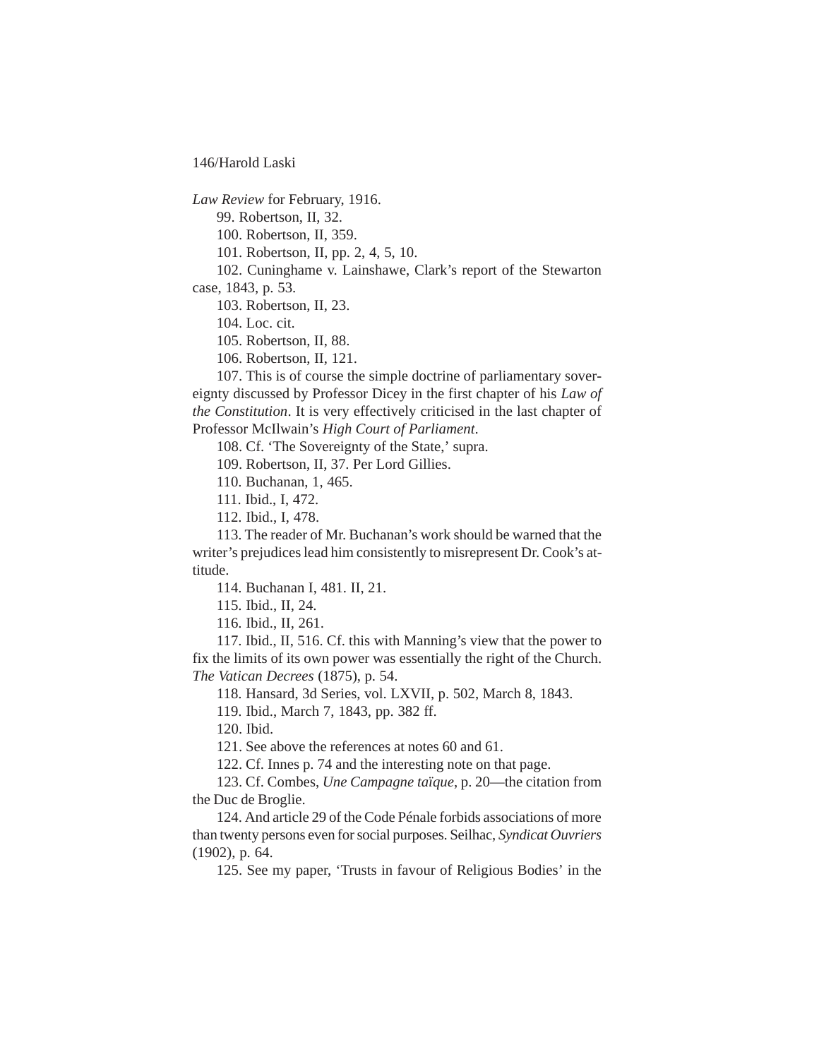*Law Review* for February, 1916.

99. Robertson, II, 32.

100. Robertson, II, 359.

101. Robertson, II, pp. 2, 4, 5, 10.

102. Cuninghame v. Lainshawe, Clark's report of the Stewarton case, 1843, p. 53.

103. Robertson, II, 23.

104. Loc. cit.

105. Robertson, II, 88.

106. Robertson, II, 121.

107. This is of course the simple doctrine of parliamentary sovereignty discussed by Professor Dicey in the first chapter of his *Law of the Constitution*. It is very effectively criticised in the last chapter of Professor McIlwain's *High Court of Parliament*.

108. Cf. 'The Sovereignty of the State,' supra.

109. Robertson, II, 37. Per Lord Gillies.

110. Buchanan, 1, 465.

111. Ibid., I, 472.

112. Ibid., I, 478.

113. The reader of Mr. Buchanan's work should be warned that the writer's prejudices lead him consistently to misrepresent Dr. Cook's attitude.

114. Buchanan I, 481. II, 21.

115. Ibid., II, 24.

116. Ibid., II, 261.

117. Ibid., II, 516. Cf. this with Manning's view that the power to fix the limits of its own power was essentially the right of the Church. *The Vatican Decrees* (1875), p. 54.

118. Hansard, 3d Series, vol. LXVII, p. 502, March 8, 1843.

119. Ibid., March 7, 1843, pp. 382 ff.

120. Ibid.

121. See above the references at notes 60 and 61.

122. Cf. Innes p. 74 and the interesting note on that page.

123. Cf. Combes, *Une Campagne taïque*, p. 20—the citation from the Duc de Broglie.

124. And article 29 of the Code Pénale forbids associations of more than twenty persons even for social purposes. Seilhac, *Syndicat Ouvriers* (1902), p. 64.

125. See my paper, 'Trusts in favour of Religious Bodies' in the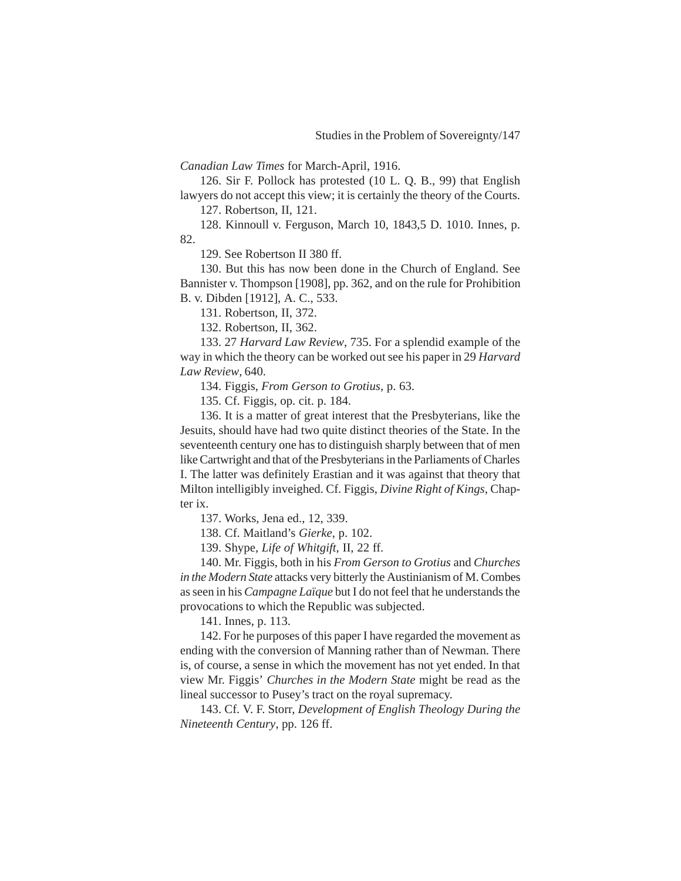*Canadian Law Times* for March-April, 1916.

126. Sir F. Pollock has protested (10 L. Q. B., 99) that English lawyers do not accept this view; it is certainly the theory of the Courts.

127. Robertson, II, 121.

128. Kinnoull v. Ferguson, March 10, 1843,5 D. 1010. Innes, p. 82.

129. See Robertson II 380 ff.

130. But this has now been done in the Church of England. See Bannister v. Thompson [1908], pp. 362, and on the rule for Prohibition B. v. Dibden [1912], A. C., 533.

131. Robertson, II, 372.

132. Robertson, II, 362.

133. 27 *Harvard Law Review*, 735. For a splendid example of the way in which the theory can be worked out see his paper in 29 *Harvard Law Review*, 640.

134. Figgis, *From Gerson to Grotius*, p. 63.

135. Cf. Figgis, op. cit. p. 184.

136. It is a matter of great interest that the Presbyterians, like the Jesuits, should have had two quite distinct theories of the State. In the seventeenth century one has to distinguish sharply between that of men like Cartwright and that of the Presbyterians in the Parliaments of Charles I. The latter was definitely Erastian and it was against that theory that Milton intelligibly inveighed. Cf. Figgis, *Divine Right of Kings*, Chapter ix.

137. Works, Jena ed., 12, 339.

138. Cf. Maitland's *Gierke*, p. 102.

139. Shype, *Life of Whitgift*, II, 22 ff.

140. Mr. Figgis, both in his *From Gerson to Grotius* and *Churches in the Modern State* attacks very bitterly the Austinianism of M. Combes as seen in his *Campagne Laïque* but I do not feel that he understands the provocations to which the Republic was subjected.

141. Innes, p. 113.

142. For he purposes of this paper I have regarded the movement as ending with the conversion of Manning rather than of Newman. There is, of course, a sense in which the movement has not yet ended. In that view Mr. Figgis' *Churches in the Modern State* might be read as the lineal successor to Pusey's tract on the royal supremacy.

143. Cf. V. F. Storr, *Development of English Theology During the Nineteenth Century*, pp. 126 ff.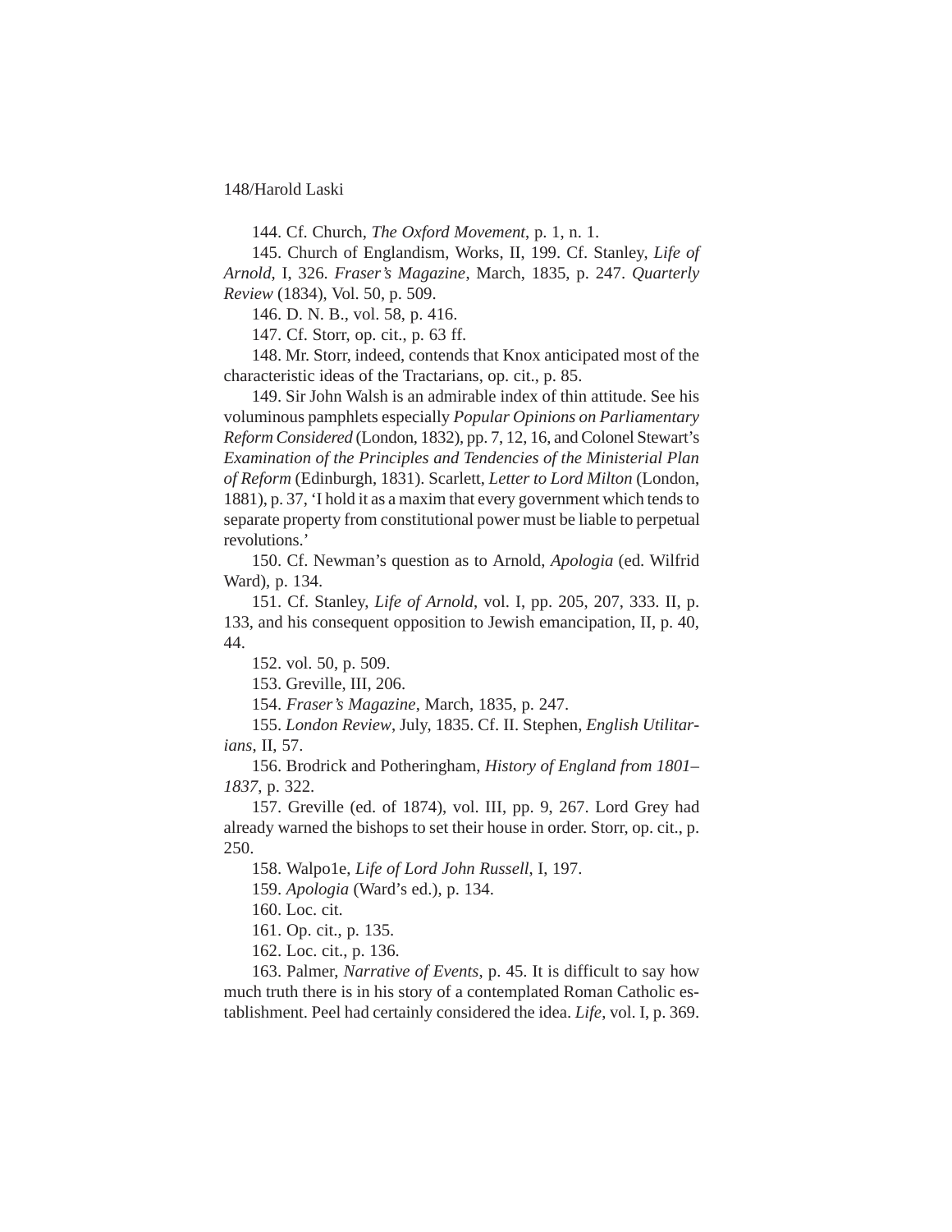144. Cf. Church, *The Oxford Movement*, p. 1, n. 1.

145. Church of Englandism, Works, II, 199. Cf. Stanley, *Life of Arnold*, I, 326. *Fraser's Magazine*, March, 1835, p. 247. *Quarterly Review* (1834), Vol. 50, p. 509.

146. D. N. B., vol. 58, p. 416.

147. Cf. Storr, op. cit., p. 63 ff.

148. Mr. Storr, indeed, contends that Knox anticipated most of the characteristic ideas of the Tractarians, op. cit., p. 85.

149. Sir John Walsh is an admirable index of thin attitude. See his voluminous pamphlets especially *Popular Opinions on Parliamentary Reform Considered* (London, 1832), pp. 7, 12, 16, and Colonel Stewart's *Examination of the Principles and Tendencies of the Ministerial Plan of Reform* (Edinburgh, 1831). Scarlett, *Letter to Lord Milton* (London, 1881), p. 37, 'I hold it as a maxim that every government which tends to separate property from constitutional power must be liable to perpetual revolutions.'

150. Cf. Newman's question as to Arnold, *Apologia* (ed. Wilfrid Ward), p. 134.

151. Cf. Stanley, *Life of Arnold*, vol. I, pp. 205, 207, 333. II, p. 133, and his consequent opposition to Jewish emancipation, II, p. 40, 44.

152. vol. 50, p. 509.

153. Greville, III, 206.

154. *Fraser's Magazine*, March, 1835, p. 247.

155. *London Review*, July, 1835. Cf. II. Stephen, *English Utilitarians*, II, 57.

156. Brodrick and Potheringham, *History of England from 1801–1837*, p. 322.

157. Greville (ed. of 1874), vol. III, pp. 9, 267. Lord Grey had already warned the bishops to set their house in order. Storr, op. cit., p. 250.

158. Walpo1e, *Life of Lord John Russell*, I, 197.

159. *Apologia* (Ward's ed.), p. 134.

160. Loc. cit.

161. Op. cit., p. 135.

162. Loc. cit., p. 136.

163. Palmer, *Narrative of Events*, p. 45. It is difficult to say how much truth there is in his story of a contemplated Roman Catholic establishment. Peel had certainly considered the idea. *Life*, vol. I, p. 369.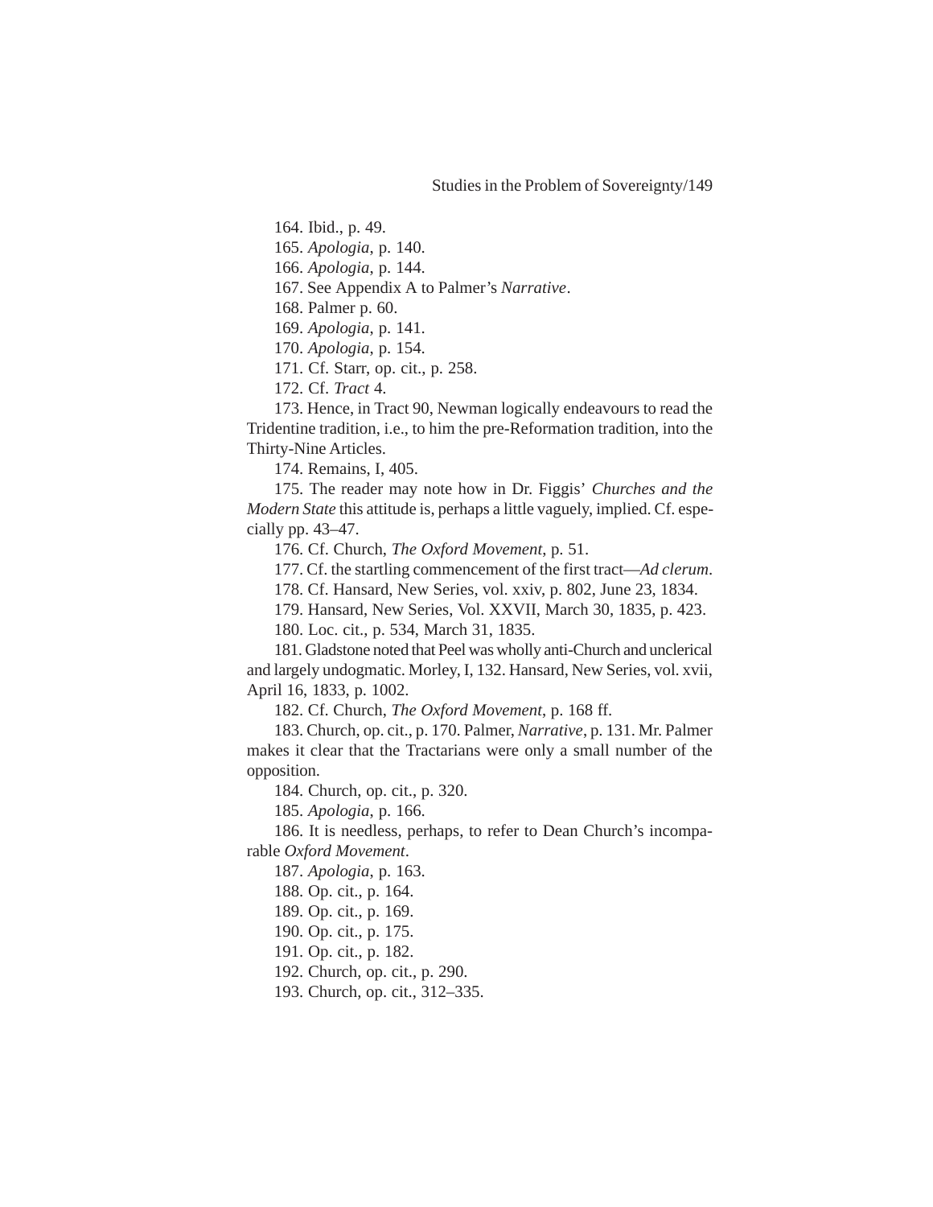164. Ibid., p. 49.

165. *Apologia*, p. 140.

166. *Apologia*, p. 144.

167. See Appendix A to Palmer's *Narrative*.

168. Palmer p. 60.

169. *Apologia*, p. 141.

170. *Apologia*, p. 154.

171. Cf. Starr, op. cit., p. 258.

172. Cf. *Tract* 4.

173. Hence, in Tract 90, Newman logically endeavours to read the Tridentine tradition, i.e., to him the pre-Reformation tradition, into the Thirty-Nine Articles.

174. Remains, I, 405.

175. The reader may note how in Dr. Figgis' *Churches and the Modern State* this attitude is, perhaps a little vaguely, implied. Cf. especially pp. 43–47.

176. Cf. Church, *The Oxford Movement*, p. 51.

177. Cf. the startling commencement of the first tract—*Ad clerum*.

178. Cf. Hansard, New Series, vol. xxiv, p. 802, June 23, 1834.

179. Hansard, New Series, Vol. XXVII, March 30, 1835, p. 423.

180. Loc. cit., p. 534, March 31, 1835.

181. Gladstone noted that Peel was wholly anti-Church and unclerical and largely undogmatic. Morley, I, 132. Hansard, New Series, vol. xvii, April 16, 1833, p. 1002.

182. Cf. Church, *The Oxford Movement*, p. 168 ff.

183. Church, op. cit., p. 170. Palmer, *Narrative*, p. 131. Mr. Palmer makes it clear that the Tractarians were only a small number of the opposition.

184. Church, op. cit., p. 320.

185. *Apologia*, p. 166.

186. It is needless, perhaps, to refer to Dean Church's incomparable *Oxford Movement*.

187. *Apologia*, p. 163.

188. Op. cit., p. 164.

189. Op. cit., p. 169.

190. Op. cit., p. 175.

191. Op. cit., p. 182.

192. Church, op. cit., p. 290.

193. Church, op. cit., 312–335.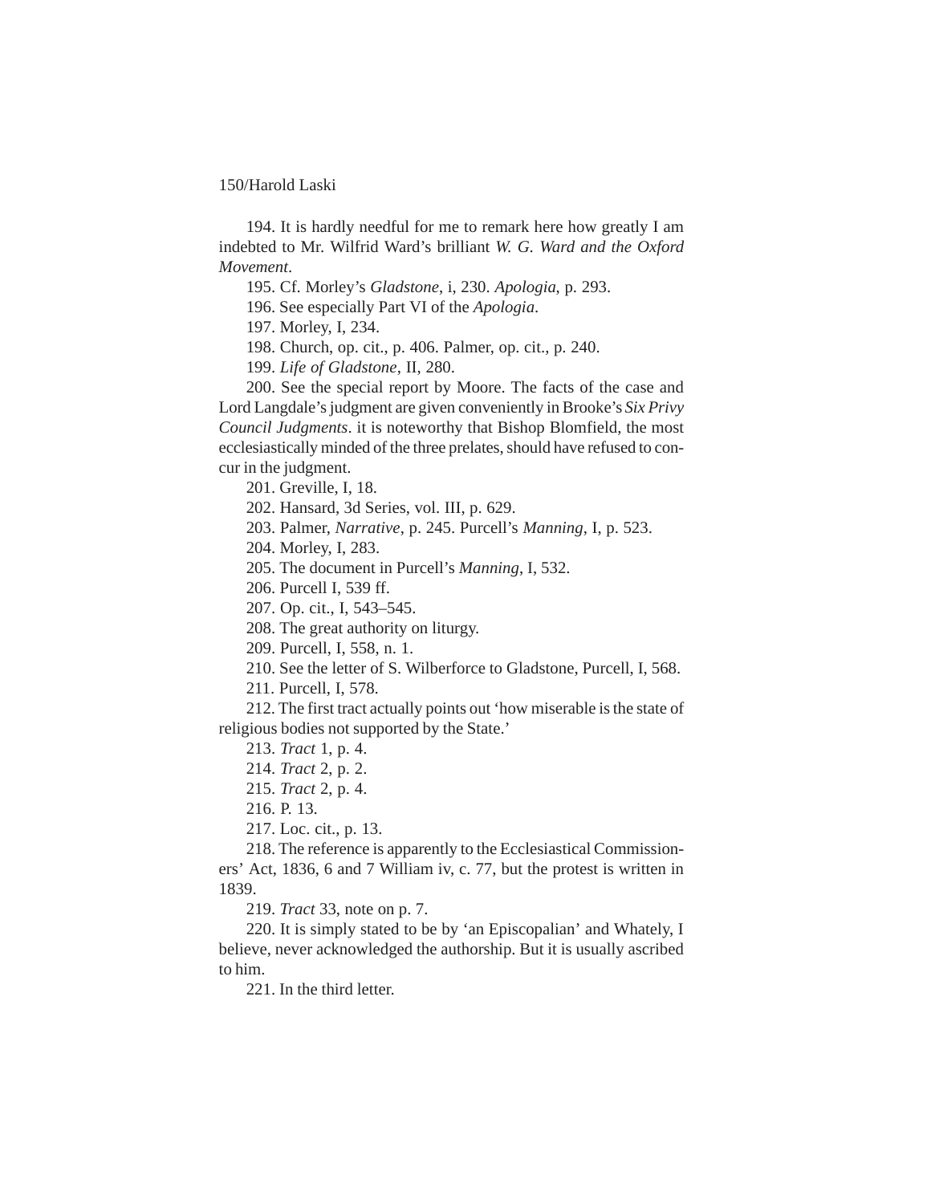194. It is hardly needful for me to remark here how greatly I am indebted to Mr. Wilfrid Ward's brilliant *W. G. Ward and the Oxford Movement*.

195. Cf. Morley's *Gladstone*, i, 230. *Apologia*, p. 293.

196. See especially Part VI of the *Apologia*.

197. Morley, I, 234.

198. Church, op. cit., p. 406. Palmer, op. cit., p. 240.

199. *Life of Gladstone*, II, 280.

200. See the special report by Moore. The facts of the case and Lord Langdale's judgment are given conveniently in Brooke's *Six Privy Council Judgments*. it is noteworthy that Bishop Blomfield, the most ecclesiastically minded of the three prelates, should have refused to concur in the judgment.

201. Greville, I, 18.

202. Hansard, 3d Series, vol. III, p. 629.

203. Palmer, *Narrative*, p. 245. Purcell's *Manning*, I, p. 523.

204. Morley, I, 283.

205. The document in Purcell's *Manning*, I, 532.

206. Purcell I, 539 ff.

207. Op. cit., I, 543–545.

208. The great authority on liturgy.

209. Purcell, I, 558, n. 1.

210. See the letter of S. Wilberforce to Gladstone, Purcell, I, 568.

211. Purcell, I, 578.

212. The first tract actually points out 'how miserable is the state of religious bodies not supported by the State.'

213. *Tract* 1, p. 4.

214. *Tract* 2, p. 2.

215. *Tract* 2, p. 4.

216. P. 13.

217. Loc. cit., p. 13.

218. The reference is apparently to the Ecclesiastical Commissioners' Act, 1836, 6 and 7 William iv, c. 77, but the protest is written in 1839.

219. *Tract* 33, note on p. 7.

220. It is simply stated to be by 'an Episcopalian' and Whately, I believe, never acknowledged the authorship. But it is usually ascribed to him.

221. In the third letter.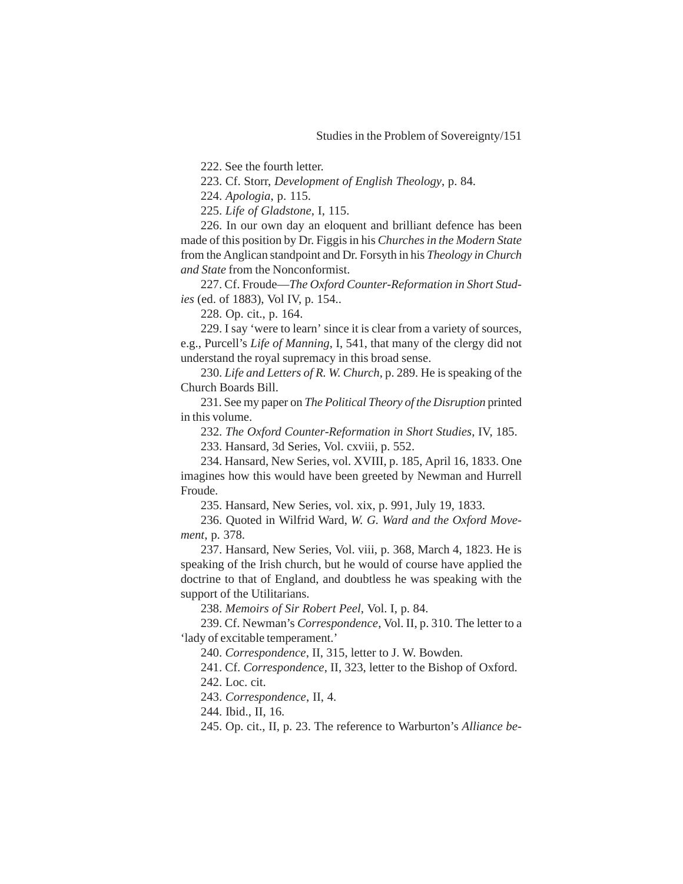222. See the fourth letter.

223. Cf. Storr, *Development of English Theology*, p. 84.

224. *Apologia*, p. 115.

225. *Life of Gladstone*, I, 115.

226. In our own day an eloquent and brilliant defence has been made of this position by Dr. Figgis in his *Churches in the Modern State* from the Anglican standpoint and Dr. Forsyth in his *Theology in Church and State* from the Nonconformist.

227. Cf. Froude—*The Oxford Counter-Reformation in Short Studies* (ed. of 1883), Vol IV, p. 154..

228. Op. cit., p. 164.

229. I say 'were to learn' since it is clear from a variety of sources, e.g., Purcell's *Life of Manning*, I, 541, that many of the clergy did not understand the royal supremacy in this broad sense.

230. *Life and Letters of R. W. Church*, p. 289. He is speaking of the Church Boards Bill.

231. See my paper on *The Political Theory of the Disruption* printed in this volume.

232. *The Oxford Counter-Reformation in Short Studies*, IV, 185.

233. Hansard, 3d Series, Vol. cxviii, p. 552.

234. Hansard, New Series, vol. XVIII, p. 185, April 16, 1833. One imagines how this would have been greeted by Newman and Hurrell Froude.

235. Hansard, New Series, vol. xix, p. 991, July 19, 1833.

236. Quoted in Wilfrid Ward, *W. G. Ward and the Oxford Movement*, p. 378.

237. Hansard, New Series, Vol. viii, p. 368, March 4, 1823. He is speaking of the Irish church, but he would of course have applied the doctrine to that of England, and doubtless he was speaking with the support of the Utilitarians.

238. *Memoirs of Sir Robert Peel*, Vol. I, p. 84.

239. Cf. Newman's *Correspondence*, Vol. II, p. 310. The letter to a 'lady of excitable temperament.'

240. *Correspondence*, II, 315, letter to J. W. Bowden.

241. Cf. *Correspondence*, II, 323, letter to the Bishop of Oxford.

242. Loc. cit.

243. *Correspondence*, II, 4.

244. Ibid., II, 16.

245. Op. cit., II, p. 23. The reference to Warburton's *Alliance be-*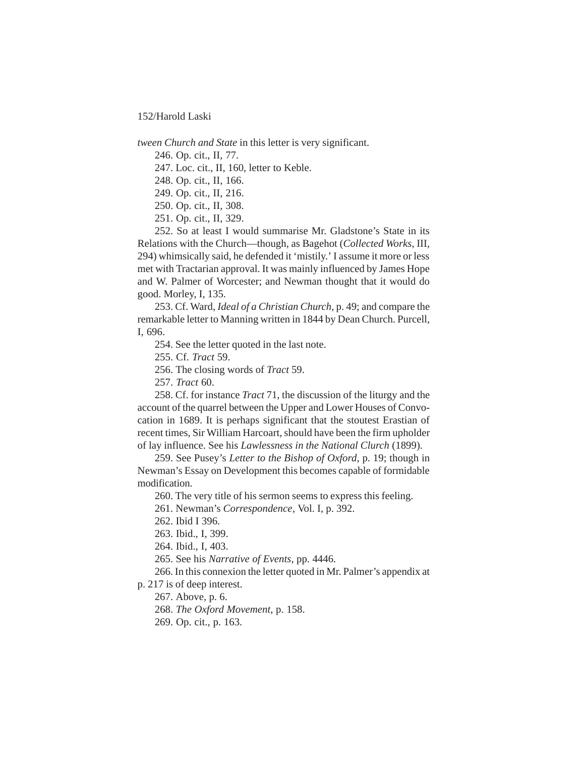*tween Church and State* in this letter is very significant.

246. Op. cit., II, 77.

247. Loc. cit., II, 160, letter to Keble.

248. Op. cit., II, 166.

249. Op. cit., II, 216.

250. Op. cit., II, 308.

251. Op. cit., II, 329.

252. So at least I would summarise Mr. Gladstone's State in its Relations with the Church—though, as Bagehot (*Collected Works*, III, 294) whimsically said, he defended it 'mistily.' I assume it more or less met with Tractarian approval. It was mainly influenced by James Hope and W. Palmer of Worcester; and Newman thought that it would do good. Morley, I, 135.

253. Cf. Ward, *Ideal of a Christian Church*, p. 49; and compare the remarkable letter to Manning written in 1844 by Dean Church. Purcell, I, 696.

254. See the letter quoted in the last note.

255. Cf. *Tract* 59.

256. The closing words of *Tract* 59.

257. *Tract* 60.

258. Cf. for instance *Tract* 71, the discussion of the liturgy and the account of the quarrel between the Upper and Lower Houses of Convocation in 1689. It is perhaps significant that the stoutest Erastian of recent times, Sir William Harcoart, should have been the firm upholder of lay influence. See his *Lawlessness in the National Clurch* (1899).

259. See Pusey's *Letter to the Bishop of Oxford*, p. 19; though in Newman's Essay on Development this becomes capable of formidable modification.

260. The very title of his sermon seems to express this feeling.

261. Newman's *Correspondence*, Vol. I, p. 392.

262. Ibid I 396.

263. Ibid., I, 399.

264. Ibid., I, 403.

265. See his *Narrative of Events*, pp. 4446.

266. In this connexion the letter quoted in Mr. Palmer's appendix at p. 217 is of deep interest.

267. Above, p. 6.

268. *The Oxford Movement*, p. 158.

269. Op. cit., p. 163.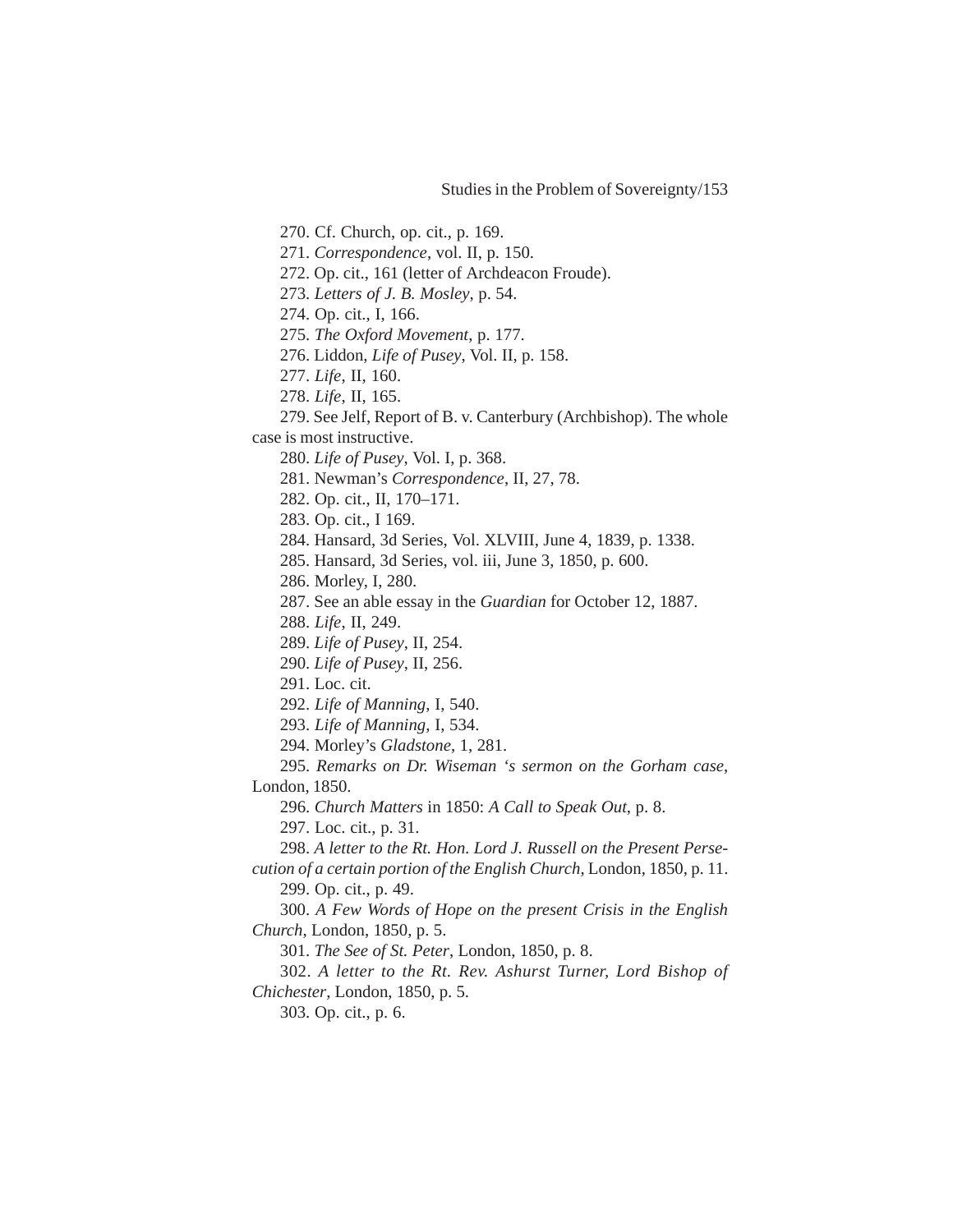270. Cf. Church, op. cit., p. 169.

271. *Correspondence*, vol. II, p. 150.

272. Op. cit., 161 (letter of Archdeacon Froude).

273. *Letters of J. B. Mosley*, p. 54.

274. Op. cit., I, 166.

275. *The Oxford Movement*, p. 177.

276. Liddon, *Life of Pusey*, Vol. II, p. 158.

277. *Life*, II, 160.

278. *Life*, II, 165.

279. See Jelf, Report of B. v. Canterbury (Archbishop). The whole case is most instructive.

280. *Life of Pusey*, Vol. I, p. 368.

281. Newman's *Correspondence*, II, 27, 78.

282. Op. cit., II, 170–171.

283. Op. cit., I 169.

284. Hansard, 3d Series, Vol. XLVIII, June 4, 1839, p. 1338.

285. Hansard, 3d Series, vol. iii, June 3, 1850, p. 600.

286. Morley, I, 280.

287. See an able essay in the *Guardian* for October 12, 1887.

288. *Life*, II, 249.

289. *Life of Pusey*, II, 254.

290. *Life of Pusey*, II, 256.

291. Loc. cit.

292. *Life of Manning*, I, 540.

293. *Life of Manning*, I, 534.

294. Morley's *Gladstone*, 1, 281.

295. *Remarks on Dr. Wiseman 's sermon on the Gorham case*, London, 1850.

296. *Church Matters* in 1850: *A Call to Speak Out*, p. 8.

297. Loc. cit., p. 31.

298. *A letter to the Rt. Hon. Lord J. Russell on the Present Persecution of a certain portion of the English Church*, London, 1850, p. 11.

299. Op. cit., p. 49.

300. *A Few Words of Hope on the present Crisis in the English Church*, London, 1850, p. 5.

301. *The See of St. Peter*, London, 1850, p. 8.

302. *A letter to the Rt. Rev. Ashurst Turner, Lord Bishop of Chichester*, London, 1850, p. 5.

303. Op. cit., p. 6.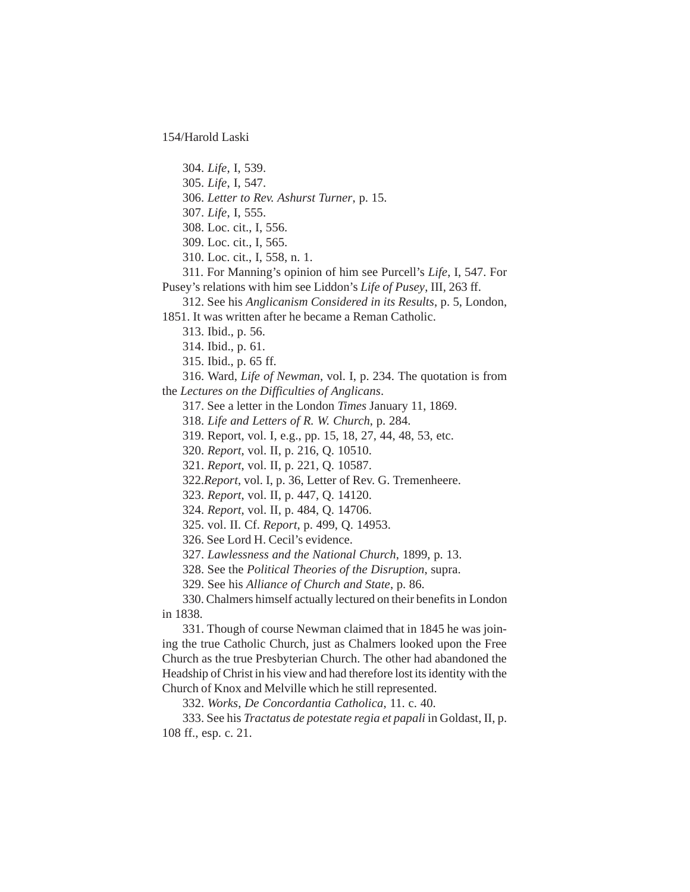304. *Life*, I, 539.

305. *Life*, I, 547.

306. *Letter to Rev. Ashurst Turner*, p. 15.

307. *Life*, I, 555.

308. Loc. cit., I, 556.

309. Loc. cit., I, 565.

310. Loc. cit., I, 558, n. 1.

311. For Manning's opinion of him see Purcell's *Life*, I, 547. For Pusey's relations with him see Liddon's *Life of Pusey*, III, 263 ff.

312. See his *Anglicanism Considered in its Results*, p. 5, London, 1851. It was written after he became a Reman Catholic.

313. Ibid., p. 56.

314. Ibid., p. 61.

315. Ibid., p. 65 ff.

316. Ward, *Life of Newman*, vol. I, p. 234. The quotation is from the *Lectures on the Difficulties of Anglicans*.

317. See a letter in the London *Times* January 11, 1869.

318. *Life and Letters of R. W. Church*, p. 284.

319. Report, vol. I, e.g., pp. 15, 18, 27, 44, 48, 53, etc.

320. *Report*, vol. II, p. 216, Q. 10510.

321. *Report*, vol. II, p. 221, Q. 10587.

322.*Report*, vol. I, p. 36, Letter of Rev. G. Tremenheere.

323. *Report*, vol. II, p. 447, Q. 14120.

324. *Report*, vol. II, p. 484, Q. 14706.

325. vol. II. Cf. *Report*, p. 499, Q. 14953.

326. See Lord H. Cecil's evidence.

327. *Lawlessness and the National Church*, 1899, p. 13.

328. See the *Political Theories of the Disruption*, supra.

329. See his *Alliance of Church and State*, p. 86.

330. Chalmers himself actually lectured on their benefits in London in 1838.

331. Though of course Newman claimed that in 1845 he was joining the true Catholic Church, just as Chalmers looked upon the Free Church as the true Presbyterian Church. The other had abandoned the Headship of Christ in his view and had therefore lost its identity with the Church of Knox and Melville which he still represented.

332. *Works*, *De Concordantia Catholica*, 11. c. 40.

333. See his *Tractatus de potestate regia et papali* in Goldast, II, p. 108 ff., esp. c. 21.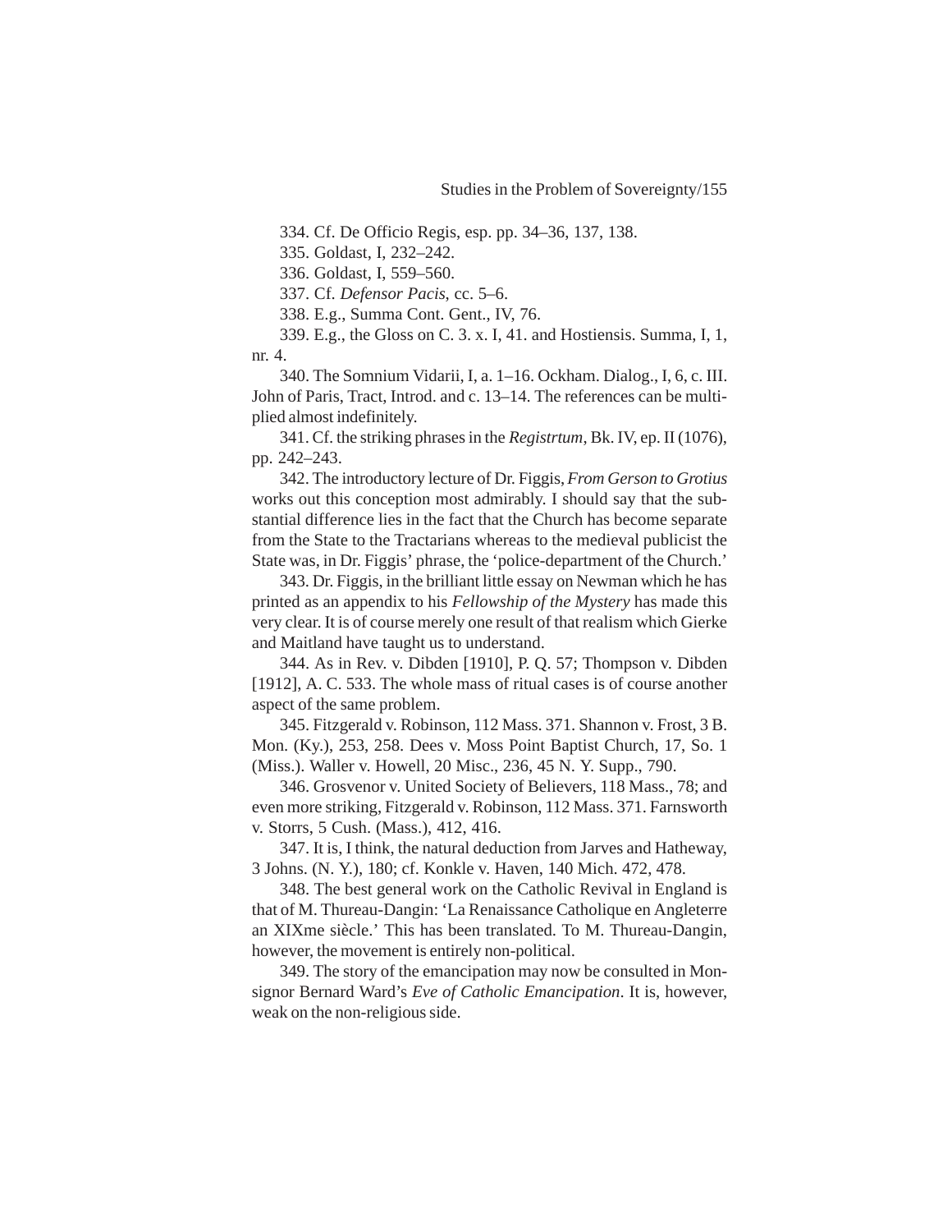334. Cf. De Officio Regis, esp. pp. 34–36, 137, 138.

335. Goldast, I, 232–242.

336. Goldast, I, 559–560.

337. Cf. *Defensor Pacis*, cc. 5–6.

338. E.g., Summa Cont. Gent., IV, 76.

339. E.g., the Gloss on C. 3. x. I, 41. and Hostiensis. Summa, I, 1, nr. 4.

340. The Somnium Vidarii, I, a. 1–16. Ockham. Dialog., I, 6, c. III. John of Paris, Tract, Introd. and c. 13–14. The references can be multiplied almost indefinitely.

341. Cf. the striking phrases in the *Registrtum*, Bk. IV, ep. II (1076), pp. 242–243.

342. The introductory lecture of Dr. Figgis, *From Gerson to Grotius* works out this conception most admirably. I should say that the substantial difference lies in the fact that the Church has become separate from the State to the Tractarians whereas to the medieval publicist the State was, in Dr. Figgis' phrase, the 'police-department of the Church.'

343. Dr. Figgis, in the brilliant little essay on Newman which he has printed as an appendix to his *Fellowship of the Mystery* has made this very clear. It is of course merely one result of that realism which Gierke and Maitland have taught us to understand.

344. As in Rev. v. Dibden [1910], P. Q. 57; Thompson v. Dibden [1912], A. C. 533. The whole mass of ritual cases is of course another aspect of the same problem.

345. Fitzgerald v. Robinson, 112 Mass. 371. Shannon v. Frost, 3 B. Mon. (Ky.), 253, 258. Dees v. Moss Point Baptist Church, 17, So. 1 (Miss.). Waller v. Howell, 20 Misc., 236, 45 N. Y. Supp., 790.

346. Grosvenor v. United Society of Believers, 118 Mass., 78; and even more striking, Fitzgerald v. Robinson, 112 Mass. 371. Farnsworth v. Storrs, 5 Cush. (Mass.), 412, 416.

347. It is, I think, the natural deduction from Jarves and Hatheway, 3 Johns. (N. Y.), 180; cf. Konkle v. Haven, 140 Mich. 472, 478.

348. The best general work on the Catholic Revival in England is that of M. Thureau-Dangin: 'La Renaissance Catholique en Angleterre an XIXme siècle.' This has been translated. To M. Thureau-Dangin, however, the movement is entirely non-political.

349. The story of the emancipation may now be consulted in Monsignor Bernard Ward's *Eve of Catholic Emancipation*. It is, however, weak on the non-religious side.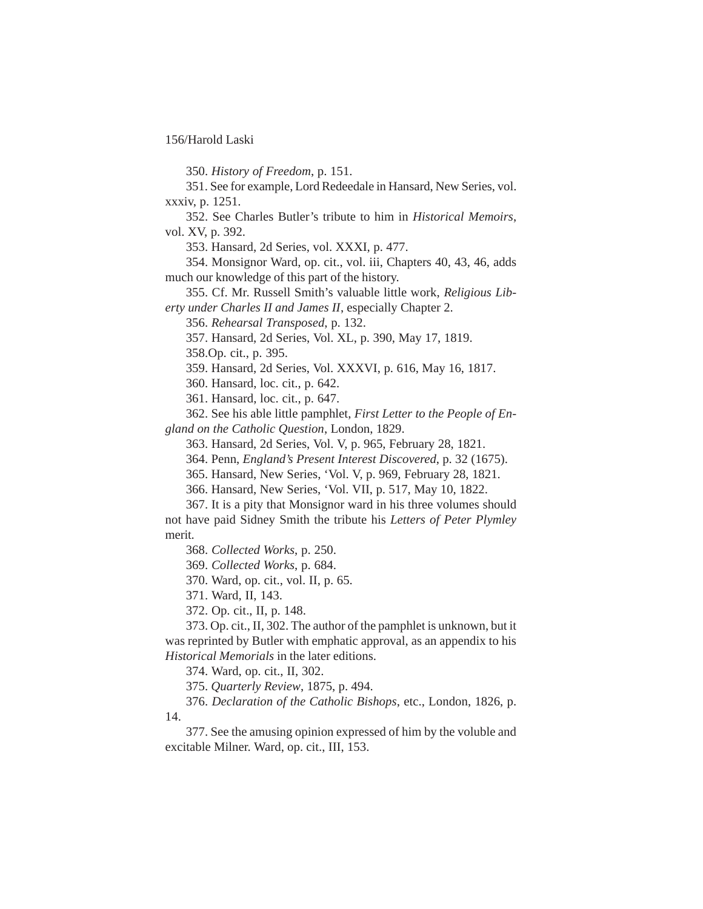350. *History of Freedom*, p. 151.

351. See for example, Lord Redeedale in Hansard, New Series, vol. xxxiv, p. 1251.

352. See Charles Butler's tribute to him in *Historical Memoirs*, vol. XV, p. 392.

353. Hansard, 2d Series, vol. XXXI, p. 477.

354. Monsignor Ward, op. cit., vol. iii, Chapters 40, 43, 46, adds much our knowledge of this part of the history.

355. Cf. Mr. Russell Smith's valuable little work, *Religious Liberty under Charles II and James II*, especially Chapter 2.

356. *Rehearsal Transposed*, p. 132.

357. Hansard, 2d Series, Vol. XL, p. 390, May 17, 1819.

358.Op. cit., p. 395.

359. Hansard, 2d Series, Vol. XXXVI, p. 616, May 16, 1817.

360. Hansard, loc. cit., p. 642.

361. Hansard, loc. cit., p. 647.

362. See his able little pamphlet, *First Letter to the People of England on the Catholic Question*, London, 1829.

363. Hansard, 2d Series, Vol. V, p. 965, February 28, 1821.

364. Penn, *England's Present Interest Discovered*, p. 32 (1675).

365. Hansard, New Series, 'Vol. V, p. 969, February 28, 1821.

366. Hansard, New Series, 'Vol. VII, p. 517, May 10, 1822.

367. It is a pity that Monsignor ward in his three volumes should not have paid Sidney Smith the tribute his *Letters of Peter Plymley* merit.

368. *Collected Works*, p. 250.

369. *Collected Works*, p. 684.

370. Ward, op. cit., vol. II, p. 65.

371. Ward, II, 143.

372. Op. cit., II, p. 148.

373. Op. cit., II, 302. The author of the pamphlet is unknown, but it was reprinted by Butler with emphatic approval, as an appendix to his *Historical Memorials* in the later editions.

374. Ward, op. cit., II, 302.

375. *Quarterly Review*, 1875, p. 494.

376. *Declaration of the Catholic Bishops*, etc., London, 1826, p. 14.

377. See the amusing opinion expressed of him by the voluble and excitable Milner. Ward, op. cit., III, 153.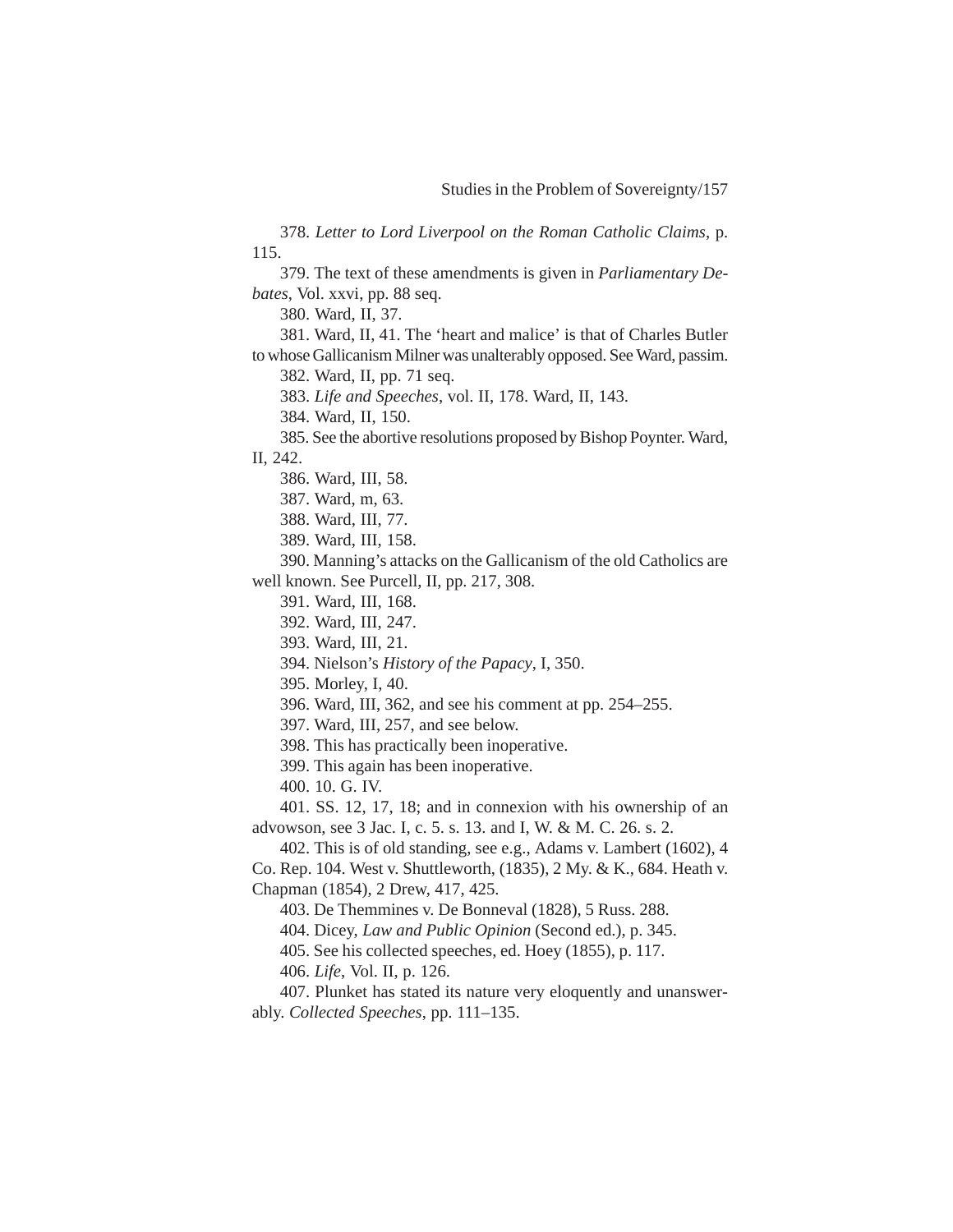378. *Letter to Lord Liverpool on the Roman Catholic Claims*, p. 115.

379. The text of these amendments is given in *Parliamentary Debates*, Vol. xxvi, pp. 88 seq.

380. Ward, II, 37.

381. Ward, II, 41. The 'heart and malice' is that of Charles Butler to whose Gallicanism Milner was unalterably opposed. See Ward, passim.

382. Ward, II, pp. 71 seq.

383. *Life and Speeches*, vol. II, 178. Ward, II, 143.

384. Ward, II, 150.

385. See the abortive resolutions proposed by Bishop Poynter. Ward, II, 242.

386. Ward, III, 58.

387. Ward, m, 63.

388. Ward, III, 77.

389. Ward, III, 158.

390. Manning's attacks on the Gallicanism of the old Catholics are well known. See Purcell, II, pp. 217, 308.

391. Ward, III, 168.

392. Ward, III, 247.

393. Ward, III, 21.

394. Nielson's *History of the Papacy*, I, 350.

395. Morley, I, 40.

396. Ward, III, 362, and see his comment at pp. 254–255.

397. Ward, III, 257, and see below.

398. This has practically been inoperative.

399. This again has been inoperative.

400. 10. G. IV.

401. SS. 12, 17, 18; and in connexion with his ownership of an advowson, see 3 Jac. I, c. 5. s. 13. and I, W. & M. C. 26. s. 2.

402. This is of old standing, see e.g., Adams v. Lambert (1602), 4 Co. Rep. 104. West v. Shuttleworth, (1835), 2 My. & K., 684. Heath v. Chapman (1854), 2 Drew, 417, 425.

403. De Themmines v. De Bonneval (1828), 5 Russ. 288.

404. Dicey, *Law and Public Opinion* (Second ed.), p. 345.

405. See his collected speeches, ed. Hoey (1855), p. 117.

406. *Life*, Vol. II, p. 126.

407. Plunket has stated its nature very eloquently and unanswerably. *Collected Speeches*, pp. 111–135.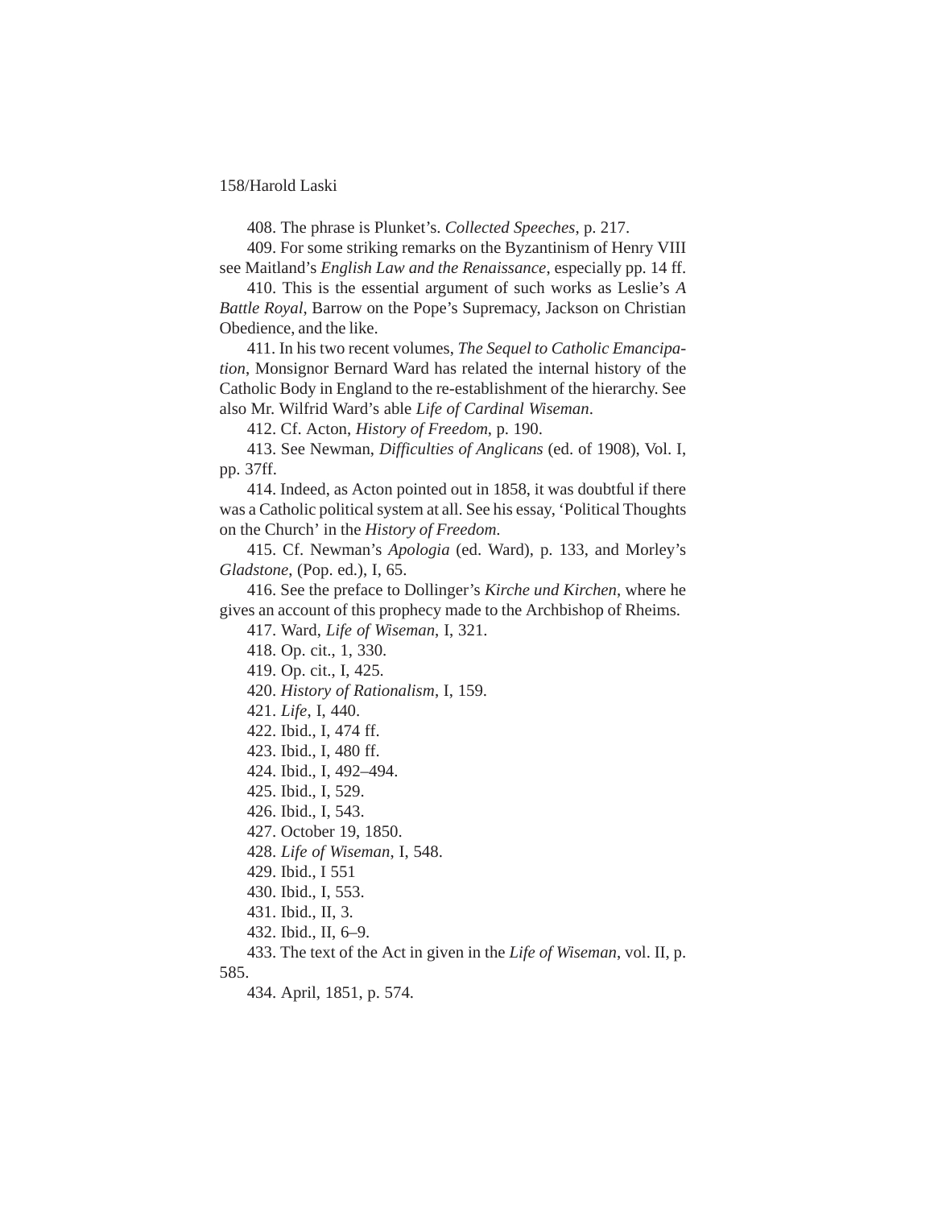408. The phrase is Plunket's. *Collected Speeches*, p. 217.

409. For some striking remarks on the Byzantinism of Henry VIII see Maitland's *English Law and the Renaissance*, especially pp. 14 ff.

410. This is the essential argument of such works as Leslie's *A Battle Royal*, Barrow on the Pope's Supremacy, Jackson on Christian Obedience, and the like.

411. In his two recent volumes, *The Sequel to Catholic Emancipation*, Monsignor Bernard Ward has related the internal history of the Catholic Body in England to the re-establishment of the hierarchy. See also Mr. Wilfrid Ward's able *Life of Cardinal Wiseman*.

412. Cf. Acton, *History of Freedom*, p. 190.

413. See Newman, *Difficulties of Anglicans* (ed. of 1908), Vol. I, pp. 37ff.

414. Indeed, as Acton pointed out in 1858, it was doubtful if there was a Catholic political system at all. See his essay, 'Political Thoughts on the Church' in the *History of Freedom*.

415. Cf. Newman's *Apologia* (ed. Ward), p. 133, and Morley's *Gladstone*, (Pop. ed.), I, 65.

416. See the preface to Dollinger's *Kirche und Kirchen*, where he gives an account of this prophecy made to the Archbishop of Rheims.

417. Ward, *Life of Wiseman*, I, 321.

418. Op. cit., 1, 330.

419. Op. cit., I, 425.

420. *History of Rationalism*, I, 159.

421. *Life*, I, 440.

422. Ibid., I, 474 ff.

423. Ibid., I, 480 ff.

424. Ibid., I, 492–494.

425. Ibid., I, 529.

426. Ibid., I, 543.

427. October 19, 1850.

428. *Life of Wiseman*, I, 548.

429. Ibid., I 551

430. Ibid., I, 553.

431. Ibid., II, 3.

432. Ibid., II, 6–9.

433. The text of the Act in given in the *Life of Wiseman*, vol. II, p. 585.

434. April, 1851, p. 574.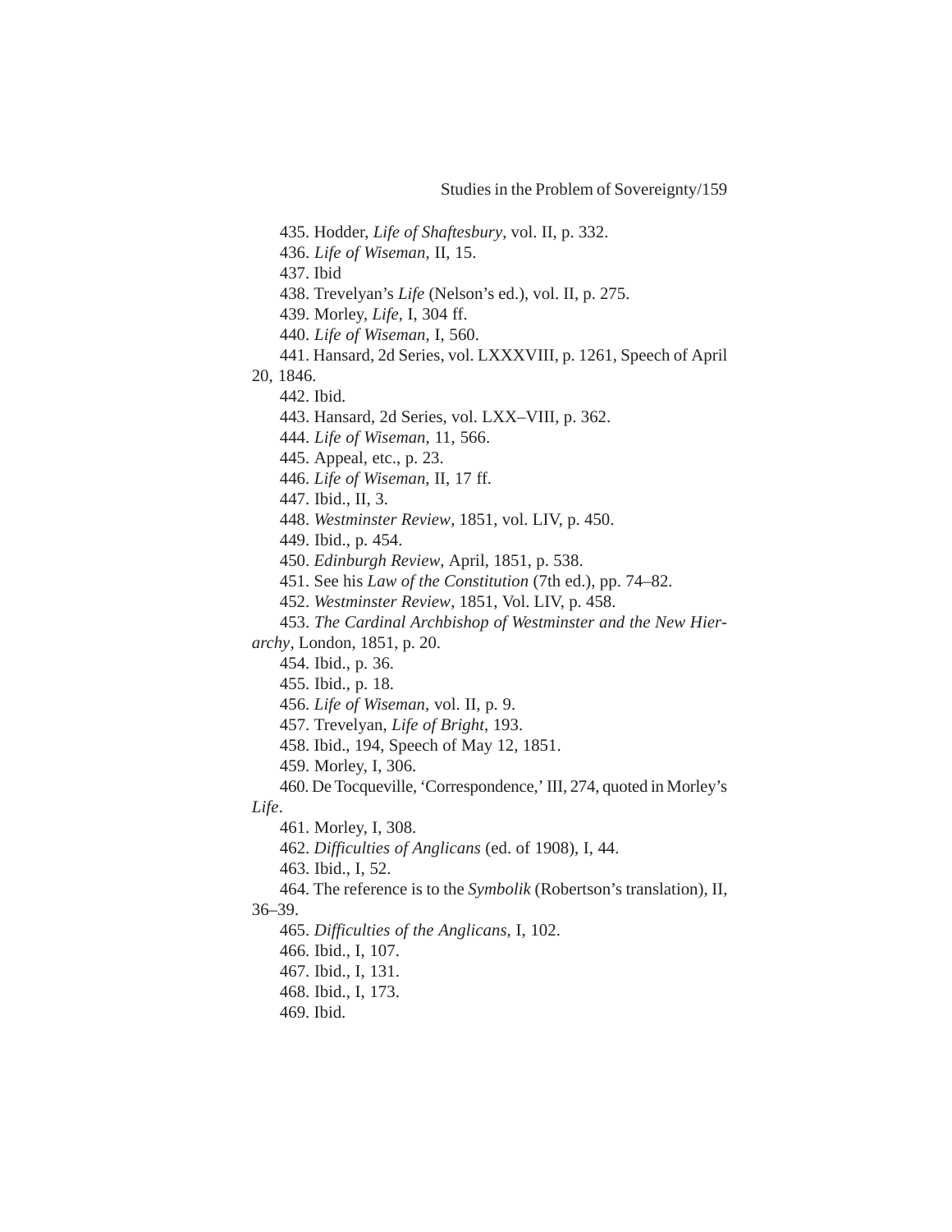435. Hodder, *Life of Shaftesbury*, vol. II, p. 332.

436. *Life of Wiseman*, II, 15.

437. Ibid

438. Trevelyan's *Life* (Nelson's ed.), vol. II, p. 275.

439. Morley, *Life*, I, 304 ff.

440. *Life of Wiseman*, I, 560.

441. Hansard, 2d Series, vol. LXXXVIII, p. 1261, Speech of April 20, 1846.

442. Ibid.

443. Hansard, 2d Series, vol. LXX–VIII, p. 362.

444. *Life of Wiseman*, 11, 566.

445. Appeal, etc., p. 23.

446. *Life of Wiseman*, II, 17 ff.

447. Ibid., II, 3.

448. *Westminster Review*, 1851, vol. LIV, p. 450.

449. Ibid., p. 454.

450. *Edinburgh Review*, April, 1851, p. 538.

451. See his *Law of the Constitution* (7th ed.), pp. 74–82.

452. *Westminster Review*, 1851, Vol. LIV, p. 458.

453. *The Cardinal Archbishop of Westminster and the New Hierarchy*, London, 1851, p. 20.

454. Ibid., p. 36.

455. Ibid., p. 18.

456. *Life of Wiseman*, vol. II, p. 9.

457. Trevelyan, *Life of Bright*, 193.

458. Ibid., 194, Speech of May 12, 1851.

459. Morley, I, 306.

460. De Tocqueville, 'Correspondence,' III, 274, quoted in Morley's *Life*.

461. Morley, I, 308.

462. *Difficulties of Anglicans* (ed. of 1908), I, 44.

463. Ibid., I, 52.

464. The reference is to the *Symbolik* (Robertson's translation), II, 36–39.

465. *Difficulties of the Anglicans*, I, 102.

466. Ibid., I, 107.

467. Ibid., I, 131.

468. Ibid., I, 173.

469. Ibid.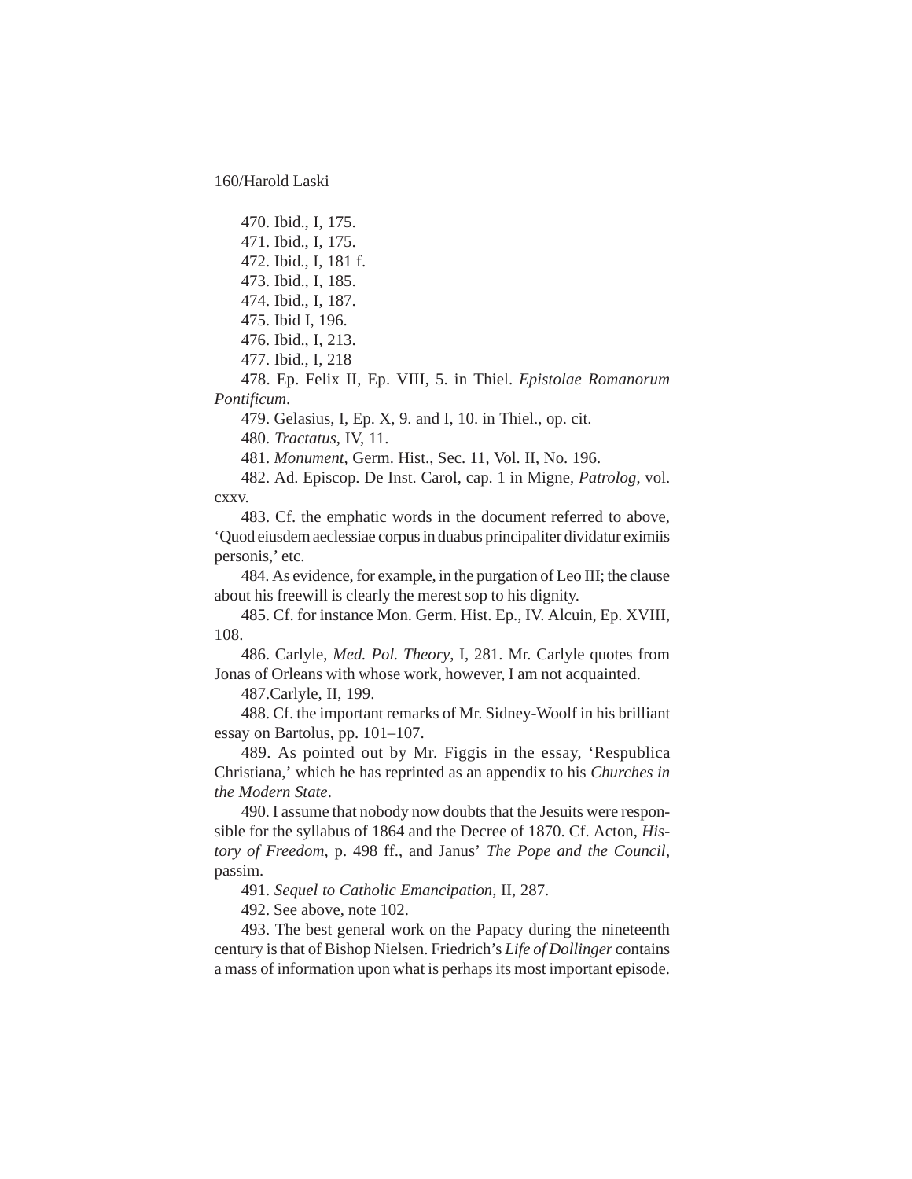470. Ibid., I, 175.

471. Ibid., I, 175.

472. Ibid., I, 181 f.

473. Ibid., I, 185.

474. Ibid., I, 187.

475. Ibid I, 196.

476. Ibid., I, 213.

477. Ibid., I, 218

478. Ep. Felix II, Ep. VIII, 5. in Thiel. *Epistolae Romanorum Pontificum*.

479. Gelasius, I, Ep. X, 9. and I, 10. in Thiel., op. cit.

480. *Tractatus*, IV, 11.

481. *Monument*, Germ. Hist., Sec. 11, Vol. II, No. 196.

482. Ad. Episcop. De Inst. Carol, cap. 1 in Migne, *Patrolog*, vol. cxxv.

483. Cf. the emphatic words in the document referred to above, 'Quod eiusdem aeclessiae corpus in duabus principaliter dividatur eximiis personis,' etc.

484. As evidence, for example, in the purgation of Leo III; the clause about his freewill is clearly the merest sop to his dignity.

485. Cf. for instance Mon. Germ. Hist. Ep., IV. Alcuin, Ep. XVIII, 108.

486. Carlyle, *Med. Pol. Theory*, I, 281. Mr. Carlyle quotes from Jonas of Orleans with whose work, however, I am not acquainted.

487.Carlyle, II, 199.

488. Cf. the important remarks of Mr. Sidney-Woolf in his brilliant essay on Bartolus, pp. 101–107.

489. As pointed out by Mr. Figgis in the essay, 'Respublica Christiana,' which he has reprinted as an appendix to his *Churches in the Modern State*.

490. I assume that nobody now doubts that the Jesuits were responsible for the syllabus of 1864 and the Decree of 1870. Cf. Acton, *History of Freedom*, p. 498 ff., and Janus' *The Pope and the Council*, passim.

491. *Sequel to Catholic Emancipation*, II, 287.

492. See above, note 102.

493. The best general work on the Papacy during the nineteenth century is that of Bishop Nielsen. Friedrich's *Life of Dollinger* contains a mass of information upon what is perhaps its most important episode.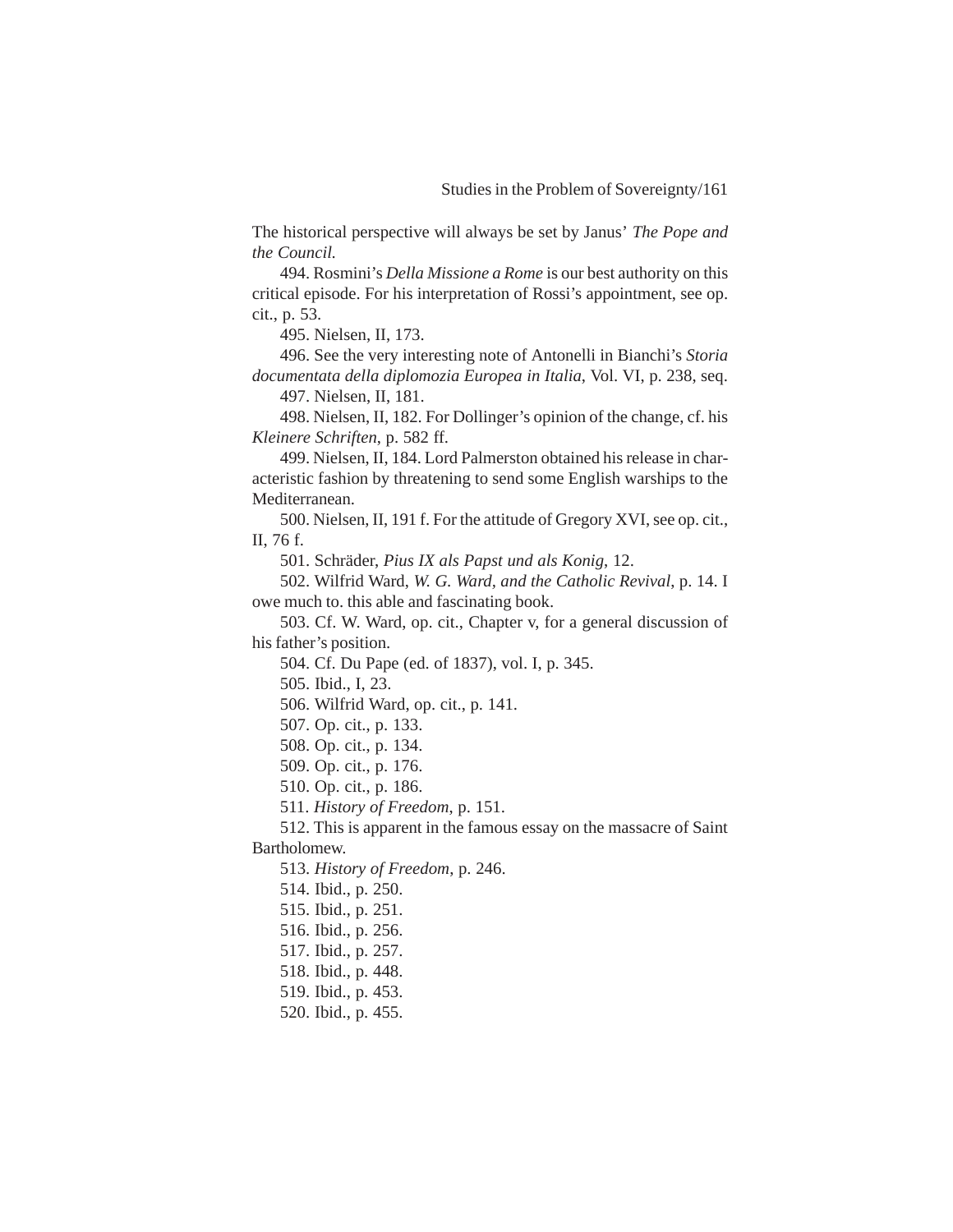The historical perspective will always be set by Janus' *The Pope and the Council.*

494. Rosmini's *Della Missione a Rome* is our best authority on this critical episode. For his interpretation of Rossi's appointment, see op. cit., p. 53.

495. Nielsen, II, 173.

496. See the very interesting note of Antonelli in Bianchi's *Storia documentata della diplomozia Europea in Italia*, Vol. VI, p. 238, seq.

497. Nielsen, II, 181.

498. Nielsen, II, 182. For Dollinger's opinion of the change, cf. his *Kleinere Schriften*, p. 582 ff.

499. Nielsen, II, 184. Lord Palmerston obtained his release in characteristic fashion by threatening to send some English warships to the Mediterranean.

500. Nielsen, II, 191 f. For the attitude of Gregory XVI, see op. cit., II, 76 f.

501. Schräder, *Pius IX als Papst und als Konig*, 12.

502. Wilfrid Ward, *W. G. Ward, and the Catholic Revival*, p. 14. I owe much to. this able and fascinating book.

503. Cf. W. Ward, op. cit., Chapter v, for a general discussion of his father's position.

504. Cf. Du Pape (ed. of 1837), vol. I, p. 345.

505. Ibid., I, 23.

506. Wilfrid Ward, op. cit., p. 141.

507. Op. cit., p. 133.

508. Op. cit., p. 134.

509. Op. cit., p. 176.

510. Op. cit., p. 186.

511. *History of Freedom*, p. 151.

512. This is apparent in the famous essay on the massacre of Saint Bartholomew.

513. *History of Freedom*, p. 246.

514. Ibid., p. 250.

515. Ibid., p. 251.

516. Ibid., p. 256.

517. Ibid., p. 257.

518. Ibid., p. 448.

519. Ibid., p. 453.

520. Ibid., p. 455.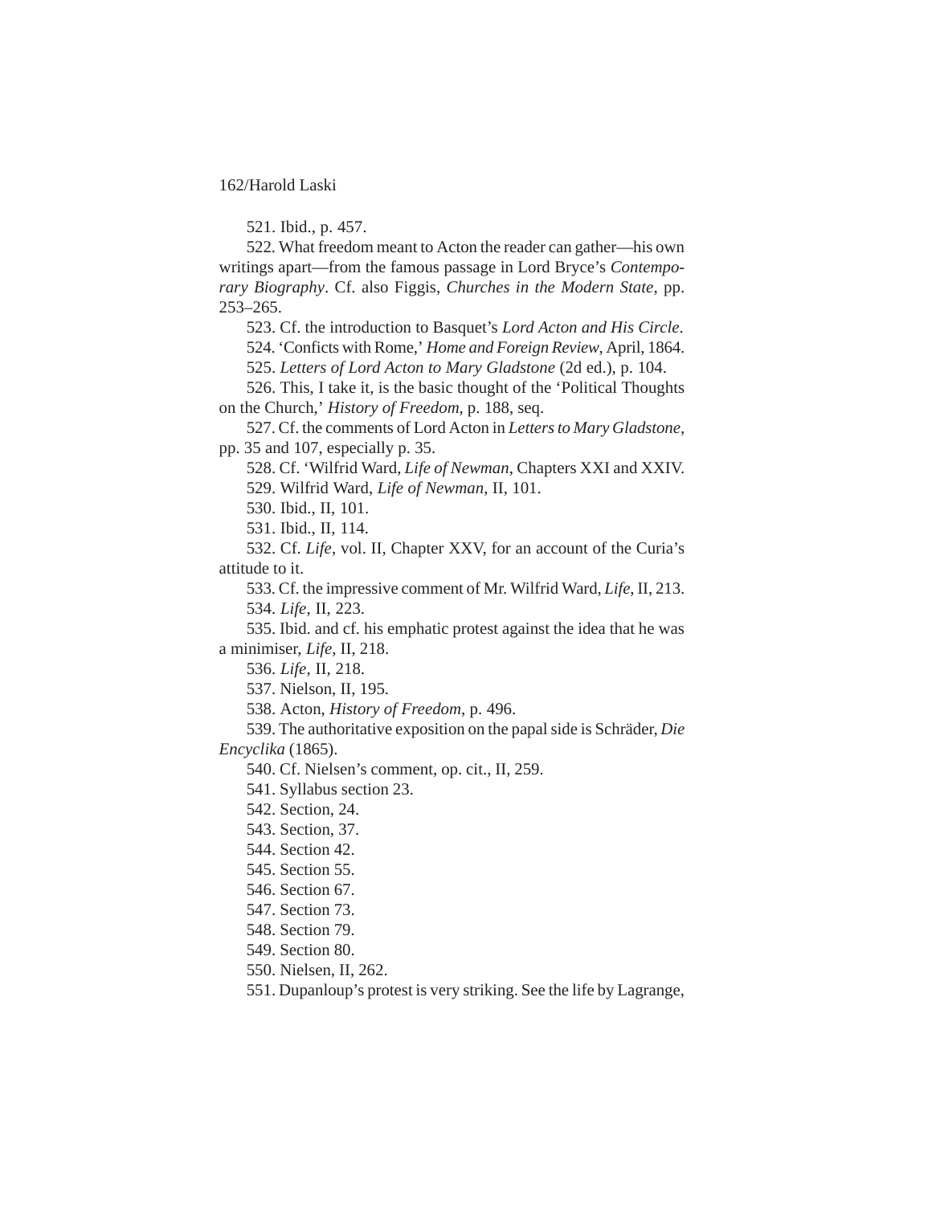521. Ibid., p. 457.

522. What freedom meant to Acton the reader can gather—his own writings apart—from the famous passage in Lord Bryce's *Contemporary Biography*. Cf. also Figgis, *Churches in the Modern State*, pp. 253–265.

523. Cf. the introduction to Basquet's *Lord Acton and His Circle*.

524. 'Conficts with Rome,' *Home and Foreign Review*, April, 1864.

525. *Letters of Lord Acton to Mary Gladstone* (2d ed.), p. 104.

526. This, I take it, is the basic thought of the 'Political Thoughts on the Church,' *History of Freedom*, p. 188, seq.

527. Cf. the comments of Lord Acton in *Letters to Mary Gladstone*, pp. 35 and 107, especially p. 35.

528. Cf. 'Wilfrid Ward, *Life of Newman*, Chapters XXI and XXIV.

529. Wilfrid Ward, *Life of Newman*, II, 101.

530. Ibid., II, 101.

531. Ibid., II, 114.

532. Cf. *Life*, vol. II, Chapter XXV, for an account of the Curia's attitude to it.

533. Cf. the impressive comment of Mr. Wilfrid Ward, *Life*, II, 213.

534. *Life*, II, 223.

535. Ibid. and cf. his emphatic protest against the idea that he was a minimiser, *Life*, II, 218.

536. *Life*, II, 218.

537. Nielson, II, 195.

538. Acton, *History of Freedom*, p. 496.

539. The authoritative exposition on the papal side is Schräder, *Die Encyclika* (1865).

540. Cf. Nielsen's comment, op. cit., II, 259.

541. Syllabus section 23.

542. Section, 24.

543. Section, 37.

544. Section 42.

545. Section 55.

546. Section 67.

547. Section 73.

548. Section 79.

549. Section 80.

550. Nielsen, II, 262.

551. Dupanloup's protest is very striking. See the life by Lagrange,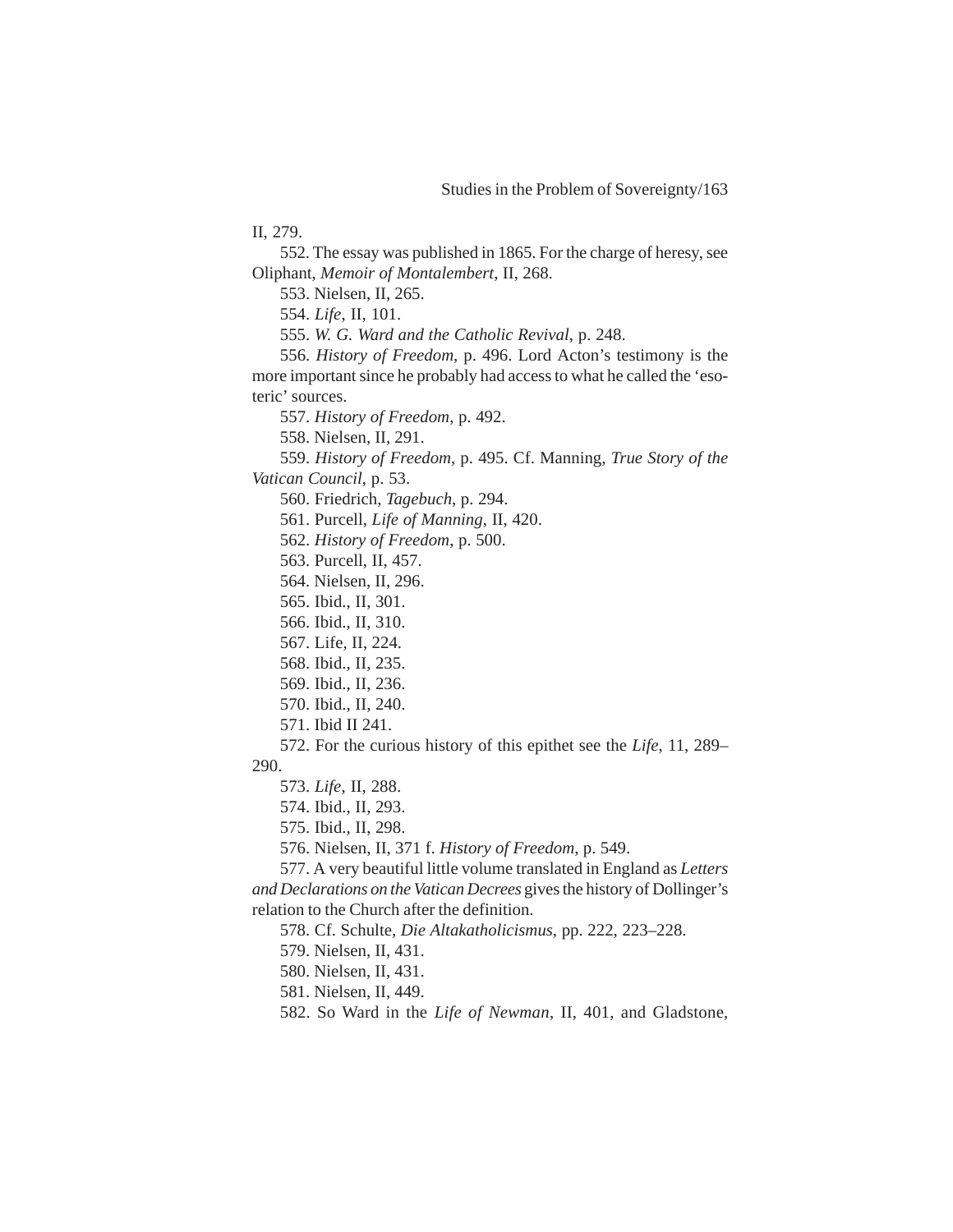II, 279.

552. The essay was published in 1865. For the charge of heresy, see Oliphant, *Memoir of Montalembert*, II, 268.

553. Nielsen, II, 265.

554. *Life*, II, 101.

555. *W. G. Ward and the Catholic Revival*, p. 248.

556. *History of Freedom*, p. 496. Lord Acton's testimony is the more important since he probably had access to what he called the 'esoteric' sources.

557. *History of Freedom*, p. 492.

558. Nielsen, II, 291.

559. *History of Freedom*, p. 495. Cf. Manning, *True Story of the Vatican Council*, p. 53.

560. Friedrich, *Tagebuch*, p. 294.

561. Purcell, *Life of Manning*, II, 420.

562. *History of Freedom*, p. 500.

563. Purcell, II, 457.

564. Nielsen, II, 296.

565. Ibid., II, 301.

566. Ibid., II, 310.

567. Life, II, 224.

568. Ibid., II, 235.

569. Ibid., II, 236.

570. Ibid., II, 240.

571. Ibid II 241.

572. For the curious history of this epithet see the *Life*, 11, 289–290.

573. *Life*, II, 288.

574. Ibid., II, 293.

575. Ibid., II, 298.

576. Nielsen, II, 371 f. *History of Freedom*, p. 549.

577. A very beautiful little volume translated in England as *Letters and Declarations on the Vatican Decrees* gives the history of Dollinger's relation to the Church after the definition.

578. Cf. Schulte, *Die Altakatholicismus*, pp. 222, 223–228.

579. Nielsen, II, 431.

580. Nielsen, II, 431.

581. Nielsen, II, 449.

582. So Ward in the *Life of Newman*, II, 401, and Gladstone,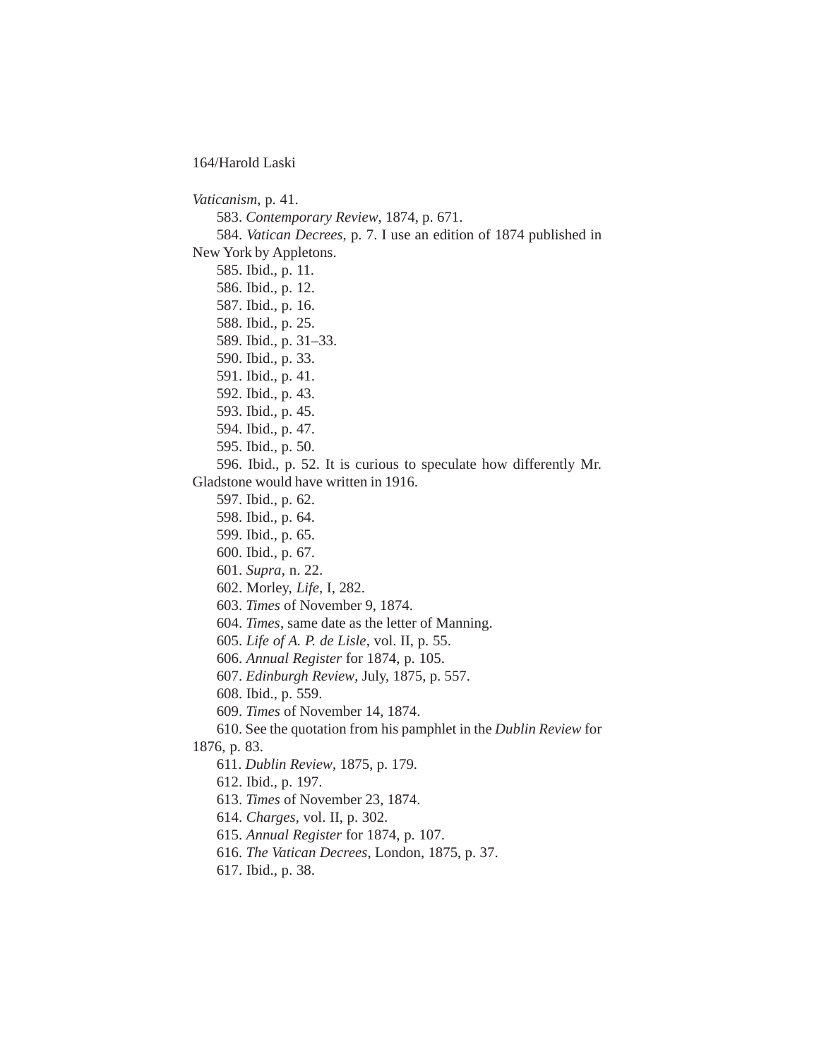*Vaticanism*, p. 41.

583. *Contemporary Review*, 1874, p. 671.

584. *Vatican Decrees*, p. 7. I use an edition of 1874 published in New York by Appletons.

585. Ibid., p. 11.

586. Ibid., p. 12.

587. Ibid., p. 16.

588. Ibid., p. 25.

589. Ibid., p. 31–33.

590. Ibid., p. 33.

591. Ibid., p. 41.

592. Ibid., p. 43.

593. Ibid., p. 45.

594. Ibid., p. 47.

595. Ibid., p. 50.

596. Ibid., p. 52. It is curious to speculate how differently Mr. Gladstone would have written in 1916.

597. Ibid., p. 62.

598. Ibid., p. 64.

599. Ibid., p. 65.

600. Ibid., p. 67.

601. *Supra*, n. 22.

602. Morley, *Life*, I, 282.

603. *Times* of November 9, 1874.

604. *Times*, same date as the letter of Manning.

605. *Life of A. P. de Lisle*, vol. II, p. 55.

606. *Annual Register* for 1874, p. 105.

607. *Edinburgh Review*, July, 1875, p. 557.

608. Ibid., p. 559.

609. *Times* of November 14, 1874.

610. See the quotation from his pamphlet in the *Dublin Review* for 1876, p. 83.

611. *Dublin Review*, 1875, p. 179.

612. Ibid., p. 197.

613. *Times* of November 23, 1874.

614. *Charges*, vol. II, p. 302.

615. *Annual Register* for 1874, p. 107.

616. *The Vatican Decrees*, London, 1875, p. 37.

617. Ibid., p. 38.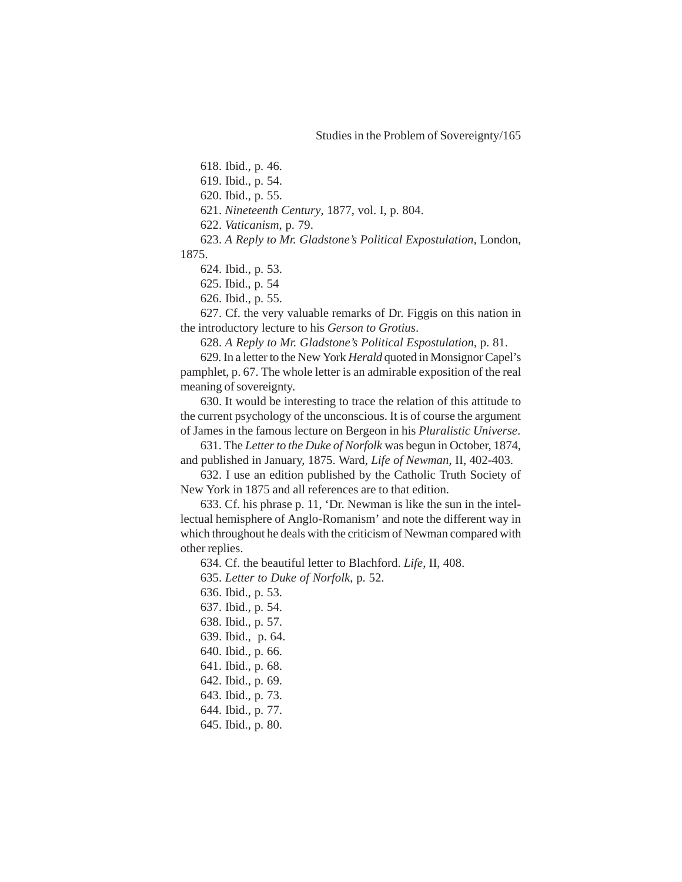618. Ibid., p. 46.

619. Ibid., p. 54.

620. Ibid., p. 55.

621. *Nineteenth Century*, 1877, vol. I, p. 804.

622. *Vaticanism*, p. 79.

623. *A Reply to Mr. Gladstone's Political Expostulation*, London, 1875.

624. Ibid., p. 53.

625. Ibid., p. 54

626. Ibid., p. 55.

627. Cf. the very valuable remarks of Dr. Figgis on this nation in the introductory lecture to his *Gerson to Grotius*.

628. *A Reply to Mr. Gladstone's Political Espostulation*, p. 81.

629. In a letter to the New York *Herald* quoted in Monsignor Capel's pamphlet, p. 67. The whole letter is an admirable exposition of the real meaning of sovereignty.

630. It would be interesting to trace the relation of this attitude to the current psychology of the unconscious. It is of course the argument of James in the famous lecture on Bergeon in his *Pluralistic Universe*.

631. The *Letter to the Duke of Norfolk* was begun in October, 1874, and published in January, 1875. Ward, *Life of Newman*, II, 402-403.

632. I use an edition published by the Catholic Truth Society of New York in 1875 and all references are to that edition.

633. Cf. his phrase p. 11, 'Dr. Newman is like the sun in the intellectual hemisphere of Anglo-Romanism' and note the different way in which throughout he deals with the criticism of Newman compared with other replies.

634. Cf. the beautiful letter to Blachford. *Life*, II, 408.

635. *Letter to Duke of Norfolk*, p. 52.

636. Ibid., p. 53.

637. Ibid., p. 54.

638. Ibid., p. 57.

639. Ibid., p. 64.

640. Ibid., p. 66.

641. Ibid., p. 68.

642. Ibid., p. 69.

643. Ibid., p. 73.

644. Ibid., p. 77.

645. Ibid., p. 80.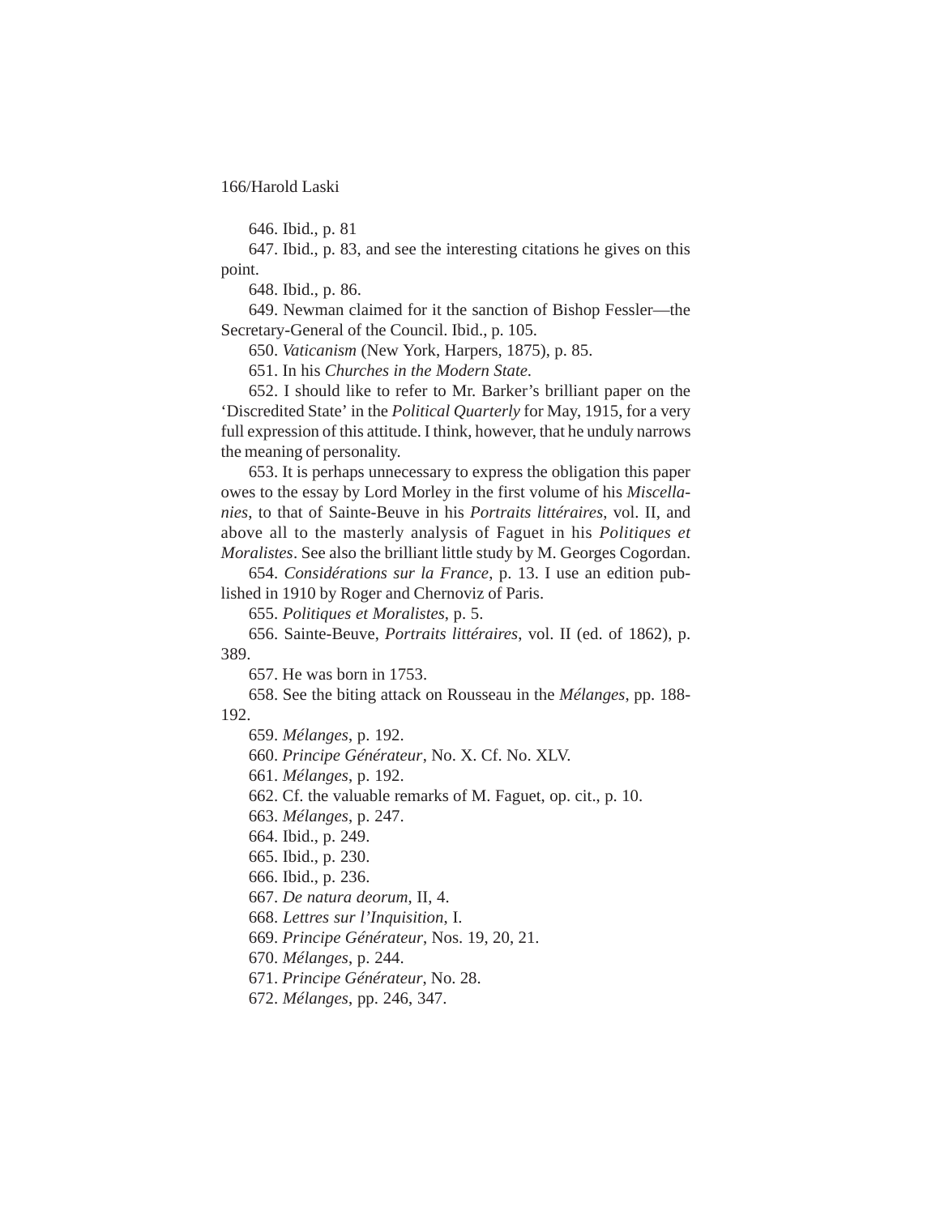646. Ibid., p. 81

647. Ibid., p. 83, and see the interesting citations he gives on this point.

648. Ibid., p. 86.

649. Newman claimed for it the sanction of Bishop Fessler—the Secretary-General of the Council. Ibid., p. 105.

650. *Vaticanism* (New York, Harpers, 1875), p. 85.

651. In his *Churches in the Modern State*.

652. I should like to refer to Mr. Barker's brilliant paper on the 'Discredited State' in the *Political Quarterly* for May, 1915, for a very full expression of this attitude. I think, however, that he unduly narrows the meaning of personality.

653. It is perhaps unnecessary to express the obligation this paper owes to the essay by Lord Morley in the first volume of his *Miscellanies*, to that of Sainte-Beuve in his *Portraits littéraires*, vol. II, and above all to the masterly analysis of Faguet in his *Politiques et Moralistes*. See also the brilliant little study by M. Georges Cogordan.

654. *Considérations sur la France*, p. 13. I use an edition published in 1910 by Roger and Chernoviz of Paris.

655. *Politiques et Moralistes*, p. 5.

656. Sainte-Beuve, *Portraits littéraires*, vol. II (ed. of 1862), p. 389.

657. He was born in 1753.

658. See the biting attack on Rousseau in the *Mélanges*, pp. 188-192.

659. *Mélanges*, p. 192.

660. *Principe Générateur*, No. X. Cf. No. XLV.

661. *Mélanges*, p. 192.

662. Cf. the valuable remarks of M. Faguet, op. cit., p. 10.

663. *Mélanges*, p. 247.

664. Ibid., p. 249.

665. Ibid., p. 230.

666. Ibid., p. 236.

667. *De natura deorum*, II, 4.

668. *Lettres sur l'Inquisition*, I.

669. *Principe Générateur*, Nos. 19, 20, 21.

670. *Mélanges*, p. 244.

671. *Principe Générateur*, No. 28.

672. *Mélanges*, pp. 246, 347.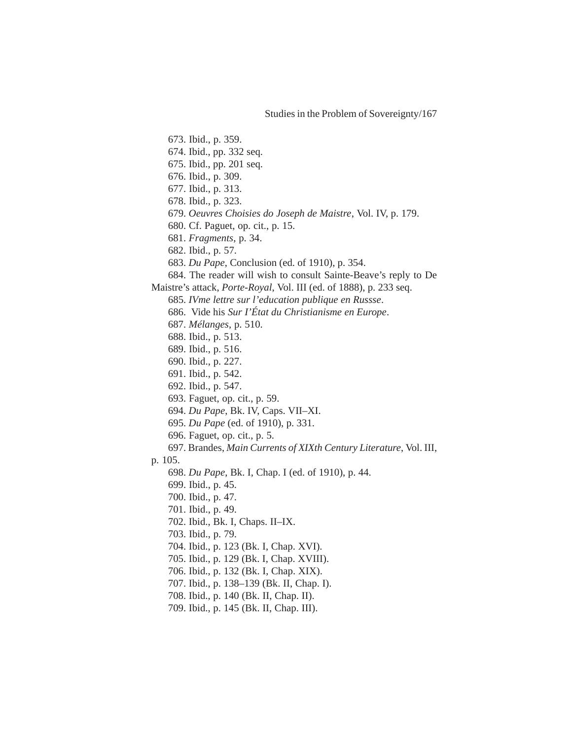673. Ibid., p. 359.

674. Ibid., pp. 332 seq.

675. Ibid., pp. 201 seq.

676. Ibid., p. 309.

677. Ibid., p. 313.

678. Ibid., p. 323.

679. *Oeuvres Choisies do Joseph de Maistre*, Vol. IV, p. 179.

680. Cf. Paguet, op. cit., p. 15.

681. *Fragments*, p. 34.

682. Ibid., p. 57.

683. *Du Pape*, Conclusion (ed. of 1910), p. 354.

684. The reader will wish to consult Sainte-Beave's reply to De Maistre's attack, *Porte-Royal*, Vol. III (ed. of 1888), p. 233 seq.

685. *IVme lettre sur l'education publique en Russse*.

686. Vide his *Sur I'État du Christianisme en Europe*.

687. *Mélanges*, p. 510.

688. Ibid., p. 513.

689. Ibid., p. 516.

690. Ibid., p. 227.

691. Ibid., p. 542.

692. Ibid., p. 547.

693. Faguet, op. cit., p. 59.

694. *Du Pape*, Bk. IV, Caps. VII–XI.

695. *Du Pape* (ed. of 1910), p. 331.

696. Faguet, op. cit., p. 5.

697. Brandes, *Main Currents of XIXth Century Literature*, Vol. III, p. 105.

698. *Du Pape*, Bk. I, Chap. I (ed. of 1910), p. 44.

699. Ibid., p. 45.

700. Ibid., p. 47.

701. Ibid., p. 49.

702. Ibid., Bk. I, Chaps. II–IX.

703. Ibid., p. 79.

704. Ibid., p. 123 (Bk. I, Chap. XVI).

705. Ibid., p. 129 (Bk. I, Chap. XVIII).

706. Ibid., p. 132 (Bk. I, Chap. XIX).

707. Ibid., p. 138–139 (Bk. II, Chap. I).

708. Ibid., p. 140 (Bk. II, Chap. II).

709. Ibid., p. 145 (Bk. II, Chap. III).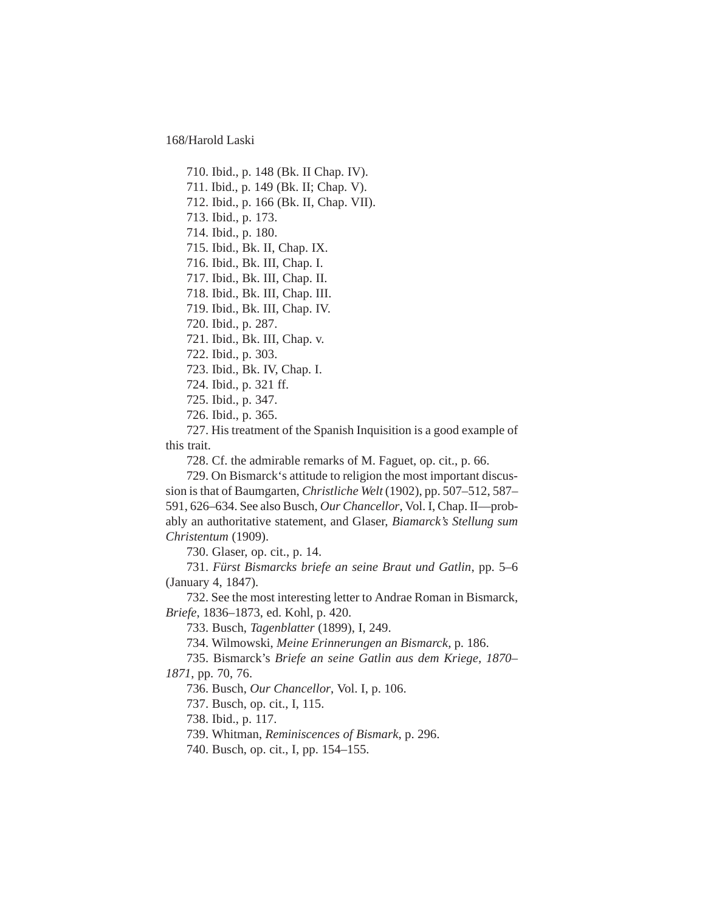710. Ibid., p. 148 (Bk. II Chap. IV).

711. Ibid., p. 149 (Bk. II; Chap. V).

712. Ibid., p. 166 (Bk. II, Chap. VII).

713. Ibid., p. 173.

714. Ibid., p. 180.

715. Ibid., Bk. II, Chap. IX.

716. Ibid., Bk. III, Chap. I.

717. Ibid., Bk. III, Chap. II.

718. Ibid., Bk. III, Chap. III.

719. Ibid., Bk. III, Chap. IV.

720. Ibid., p. 287.

721. Ibid., Bk. III, Chap. v.

722. Ibid., p. 303.

723. Ibid., Bk. IV, Chap. I.

724. Ibid., p. 321 ff.

725. Ibid., p. 347.

726. Ibid., p. 365.

727. His treatment of the Spanish Inquisition is a good example of this trait.

728. Cf. the admirable remarks of M. Faguet, op. cit., p. 66.

729. On Bismarck's attitude to religion the most important discussion is that of Baumgarten, *Christliche Welt* (1902), pp. 507–512, 587–591, 626–634. See also Busch, *Our Chancellor*, Vol. I, Chap. II—probably an authoritative statement, and Glaser, *Biamarck's Stellung sum Christentum* (1909).

730. Glaser, op. cit., p. 14.

731. *Fürst Bismarcks briefe an seine Braut und Gatlin*, pp. 5–6 (January 4, 1847).

732. See the most interesting letter to Andrae Roman in Bismarck, *Briefe*, 1836–1873, ed. Kohl, p. 420.

733. Busch, *Tagenblatter* (1899), I, 249.

734. Wilmowski, *Meine Erinnerungen an Bismarck*, p. 186.

735. Bismarck's *Briefe an seine Gatlin aus dem Kriege, 1870–1871*, pp. 70, 76.

736. Busch, *Our Chancellor*, Vol. I, p. 106.

737. Busch, op. cit., I, 115.

738. Ibid., p. 117.

739. Whitman, *Reminiscences of Bismark*, p. 296.

740. Busch, op. cit., I, pp. 154–155.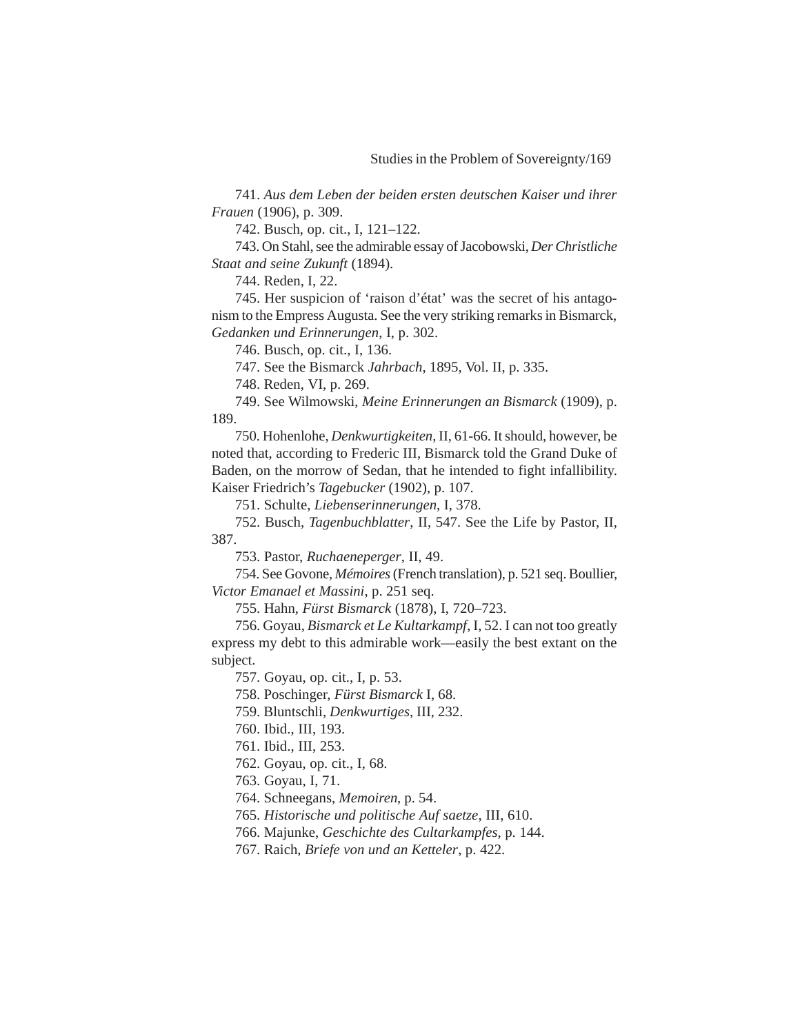741. *Aus dem Leben der beiden ersten deutschen Kaiser und ihrer Frauen* (1906), p. 309.

742. Busch, op. cit., I, 121–122.

743. On Stahl, see the admirable essay of Jacobowski, *Der Christliche Staat and seine Zukunft* (1894).

744. Reden, I, 22.

745. Her suspicion of 'raison d'état' was the secret of his antagonism to the Empress Augusta. See the very striking remarks in Bismarck, *Gedanken und Erinnerungen*, I, p. 302.

746. Busch, op. cit., I, 136.

747. See the Bismarck *Jahrbach*, 1895, Vol. II, p. 335.

748. Reden, VI, p. 269.

749. See Wilmowski, *Meine Erinnerungen an Bismarck* (1909), p. 189.

750. Hohenlohe, *Denkwurtigkeiten*, II, 61-66. It should, however, be noted that, according to Frederic III, Bismarck told the Grand Duke of Baden, on the morrow of Sedan, that he intended to fight infallibility. Kaiser Friedrich's *Tagebucker* (1902), p. 107.

751. Schulte, *Liebenserinnerungen*, I, 378.

752. Busch, *Tagenbuchblatter*, II, 547. See the Life by Pastor, II, 387.

753. Pastor, *Ruchaeneperger*, II, 49.

754. See Govone, *Mémoires* (French translation), p. 521 seq. Boullier, *Victor Emanael et Massini*, p. 251 seq.

755. Hahn, *Fürst Bismarck* (1878), I, 720–723.

756. Goyau, *Bismarck et Le Kultarkampf*, I, 52. I can not too greatly express my debt to this admirable work—easily the best extant on the subject.

757. Goyau, op. cit., I, p. 53.

758. Poschinger, *Fürst Bismarck* I, 68.

759. Bluntschli, *Denkwurtiges*, III, 232.

760. Ibid., III, 193.

761. Ibid., III, 253.

762. Goyau, op. cit., I, 68.

763. Goyau, I, 71.

764. Schneegans, *Memoiren*, p. 54.

765. *Historische und politische Auf saetze*, III, 610.

766. Majunke, *Geschichte des Cultarkampfes*, p. 144.

767. Raich, *Briefe von und an Ketteler*, p. 422.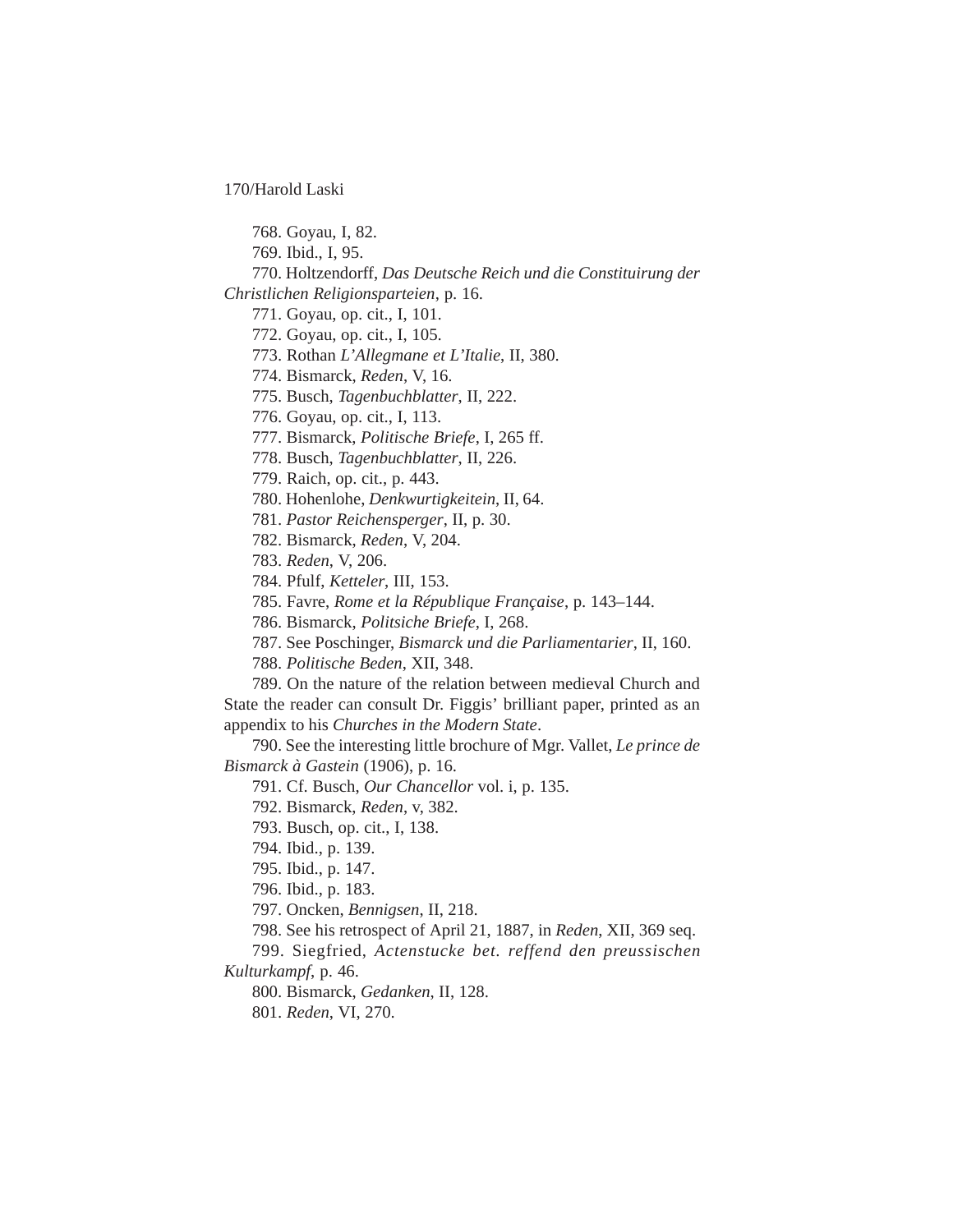768. Goyau, I, 82.

769. Ibid., I, 95.

770. Holtzendorff, *Das Deutsche Reich und die Constituirung der Christlichen Religionsparteien*, p. 16.

771. Goyau, op. cit., I, 101.

772. Goyau, op. cit., I, 105.

773. Rothan *L'Allegmane et L'Italie*, II, 380.

774. Bismarck, *Reden*, V, 16.

775. Busch, *Tagenbuchblatter*, II, 222.

776. Goyau, op. cit., I, 113.

777. Bismarck, *Politische Briefe*, I, 265 ff.

778. Busch, *Tagenbuchblatter*, II, 226.

779. Raich, op. cit., p. 443.

780. Hohenlohe, *Denkwurtigkeitein*, II, 64.

781. *Pastor Reichensperger*, II, p. 30.

782. Bismarck, *Reden*, V, 204.

783. *Reden*, V, 206.

784. Pfulf, *Ketteler*, III, 153.

785. Favre, *Rome et la République Française*, p. 143–144.

786. Bismarck, *Politsiche Briefe*, I, 268.

787. See Poschinger, *Bismarck und die Parliamentarier*, II, 160.

788. *Politische Beden*, XII, 348.

789. On the nature of the relation between medieval Church and State the reader can consult Dr. Figgis' brilliant paper, printed as an appendix to his *Churches in the Modern State*.

790. See the interesting little brochure of Mgr. Vallet, *Le prince de Bismarck à Gastein* (1906), p. 16.

791. Cf. Busch, *Our Chancellor* vol. i, p. 135.

792. Bismarck, *Reden*, v, 382.

793. Busch, op. cit., I, 138.

794. Ibid., p. 139.

795. Ibid., p. 147.

796. Ibid., p. 183.

797. Oncken, *Bennigsen*, II, 218.

798. See his retrospect of April 21, 1887, in *Reden*, XII, 369 seq.

799. Siegfried, *Actenstucke bet. reffend den preussischen Kulturkampf*, p. 46.

800. Bismarck, *Gedanken*, II, 128.

801. *Reden*, VI, 270.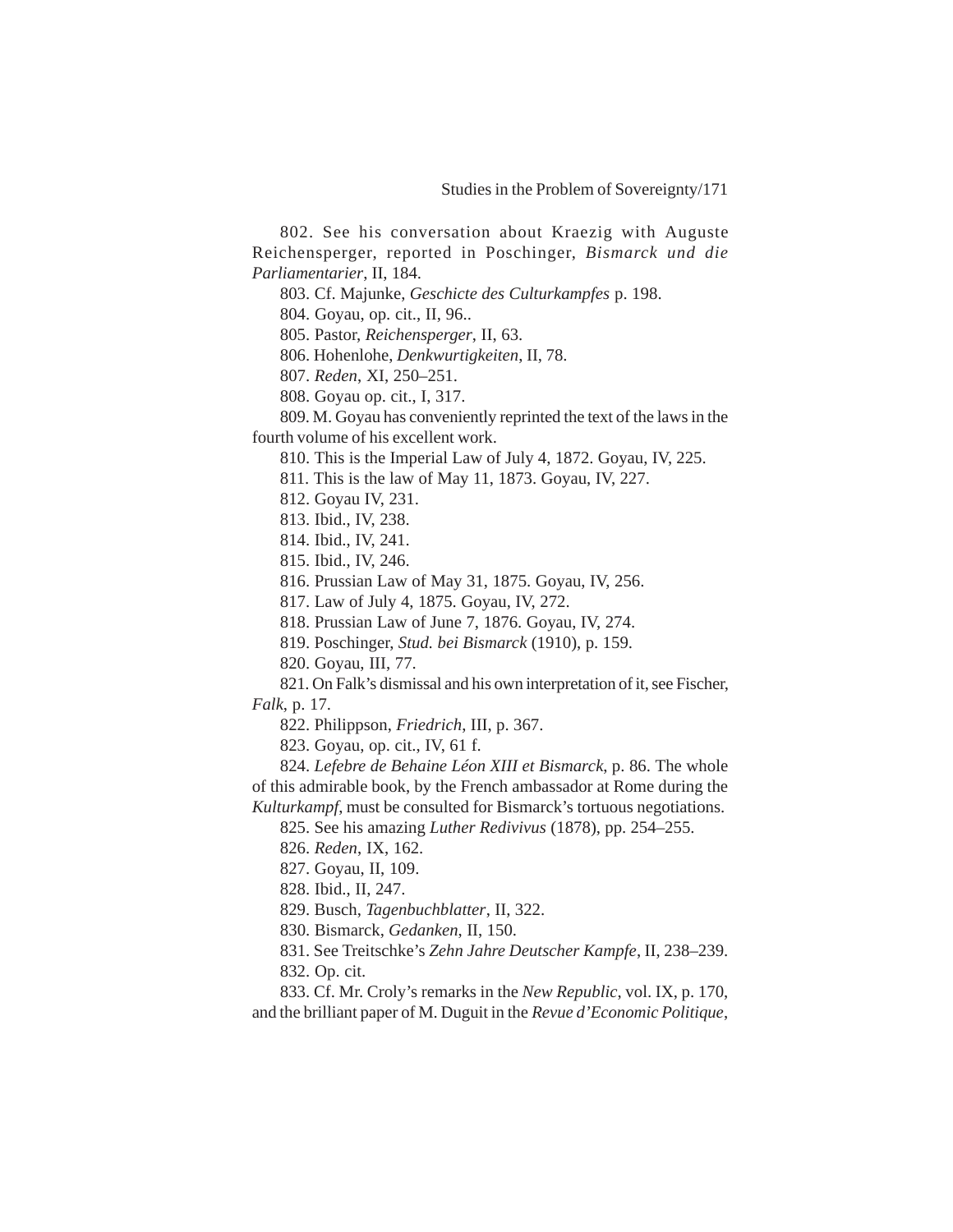802. See his conversation about Kraezig with Auguste Reichensperger, reported in Poschinger, *Bismarck und die Parliamentarier*, II, 184.

803. Cf. Majunke, *Geschicte des Culturkampfes* p. 198.

804. Goyau, op. cit., II, 96..

805. Pastor, *Reichensperger*, II, 63.

806. Hohenlohe, *Denkwurtigkeiten*, II, 78.

807. *Reden*, XI, 250–251.

808. Goyau op. cit., I, 317.

809. M. Goyau has conveniently reprinted the text of the laws in the fourth volume of his excellent work.

810. This is the Imperial Law of July 4, 1872. Goyau, IV, 225.

811. This is the law of May 11, 1873. Goyau, IV, 227.

812. Goyau IV, 231.

813. Ibid., IV, 238.

814. Ibid., IV, 241.

815. Ibid., IV, 246.

816. Prussian Law of May 31, 1875. Goyau, IV, 256.

817. Law of July 4, 1875. Goyau, IV, 272.

818. Prussian Law of June 7, 1876. Goyau, IV, 274.

819. Poschinger, *Stud. bei Bismarck* (1910), p. 159.

820. Goyau, III, 77.

821. On Falk's dismissal and his own interpretation of it, see Fischer, *Falk*, p. 17.

822. Philippson, *Friedrich*, III, p. 367.

823. Goyau, op. cit., IV, 61 f.

824. *Lefebre de Behaine Léon XIII et Bismarck*, p. 86. The whole of this admirable book, by the French ambassador at Rome during the *Kulturkampf*, must be consulted for Bismarck's tortuous negotiations.

825. See his amazing *Luther Redivivus* (1878), pp. 254–255.

826. *Reden*, IX, 162.

827. Goyau, II, 109.

828. Ibid., II, 247.

829. Busch, *Tagenbuchblatter*, II, 322.

830. Bismarck, *Gedanken*, II, 150.

831. See Treitschke's *Zehn Jahre Deutscher Kampfe*, II, 238–239.

832. Op. cit.

833. Cf. Mr. Croly's remarks in the *New Republic*, vol. IX, p. 170, and the brilliant paper of M. Duguit in the *Revue d'Economic Politique*,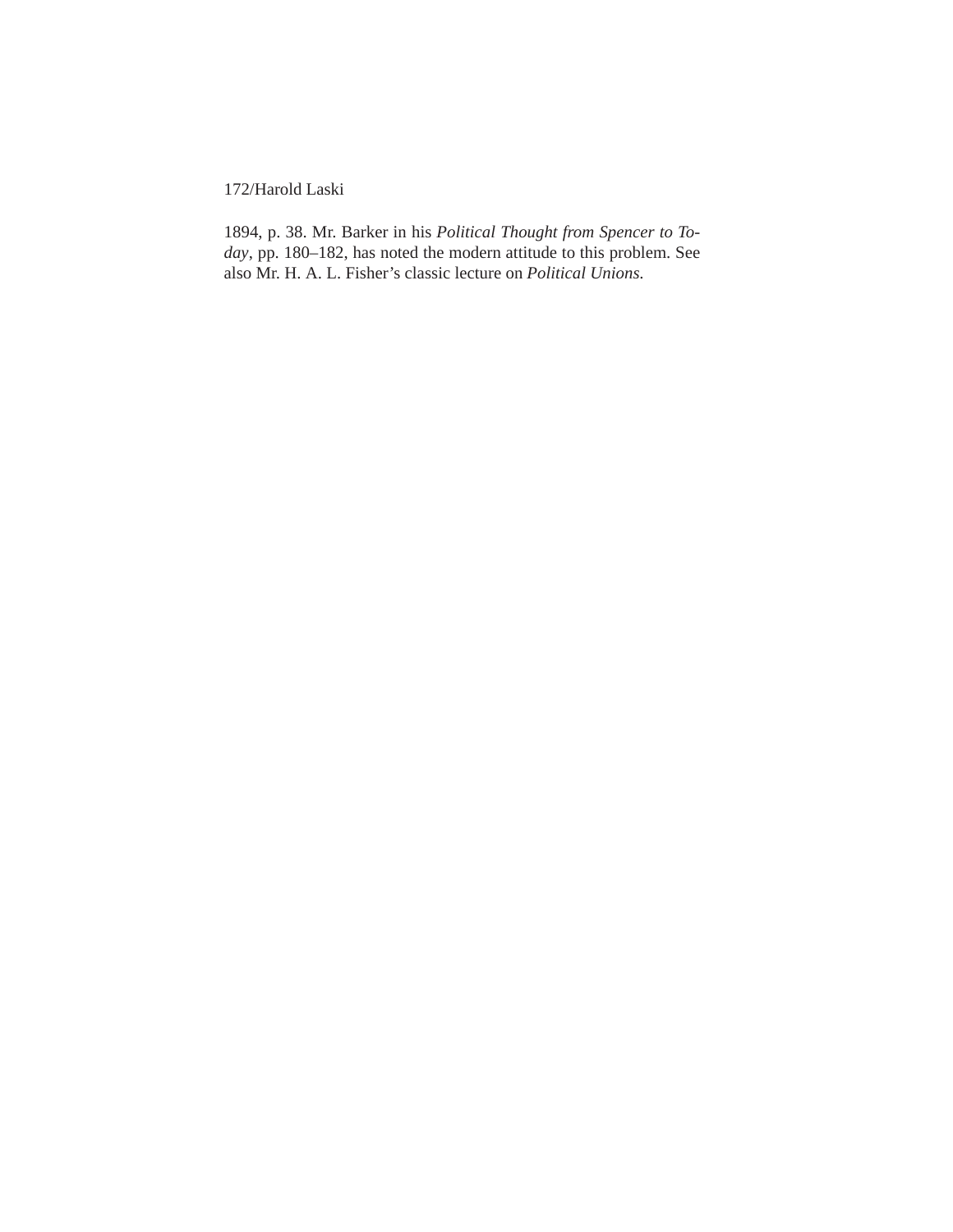1894, p. 38. Mr. Barker in his *Political Thought from Spencer to Today*, pp. 180–182, has noted the modern attitude to this problem. See also Mr. H. A. L. Fisher's classic lecture on *Political Unions.*